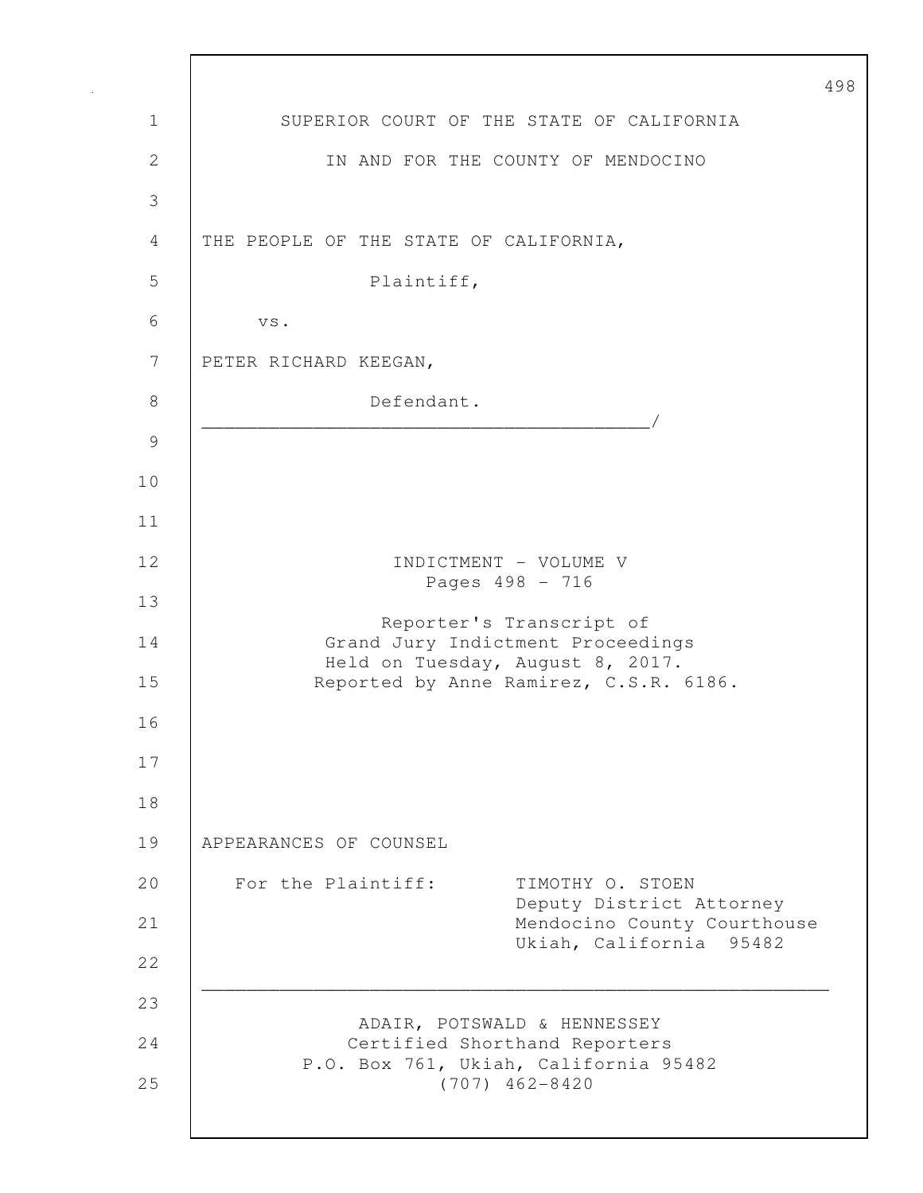SUPERIOR COURT OF THE STATE OF CALIFORNIA

IN AND FOR THE COUNTY OF MENDOCINO

THE PEOPLE OF THE STATE OF CALIFORNIA,

Plaintiff,

vs.

PETER RICHARD KEEGAN,

Defendant.

_______________________________________/

INDICTMENT - VOLUME V
Pages 498 - 716

Reporter's Transcript of
Grand Jury Indictment Proceedings
Held on Tuesday, August 8, 2017.
Reported by Anne Ramirez, C.S.R. 6186.

APPEARANCES OF COUNSEL

For the Plaintiff: TIMOTHY O. STOEN
Deputy District Attorney
Mendocino County Courthouse
Ukiah, California 95482

---

ADAIR, POTSWALD & HENNESSEY
Certified Shorthand Reporters
P.O. Box 761, Ukiah, California 95482
(707) 462-8420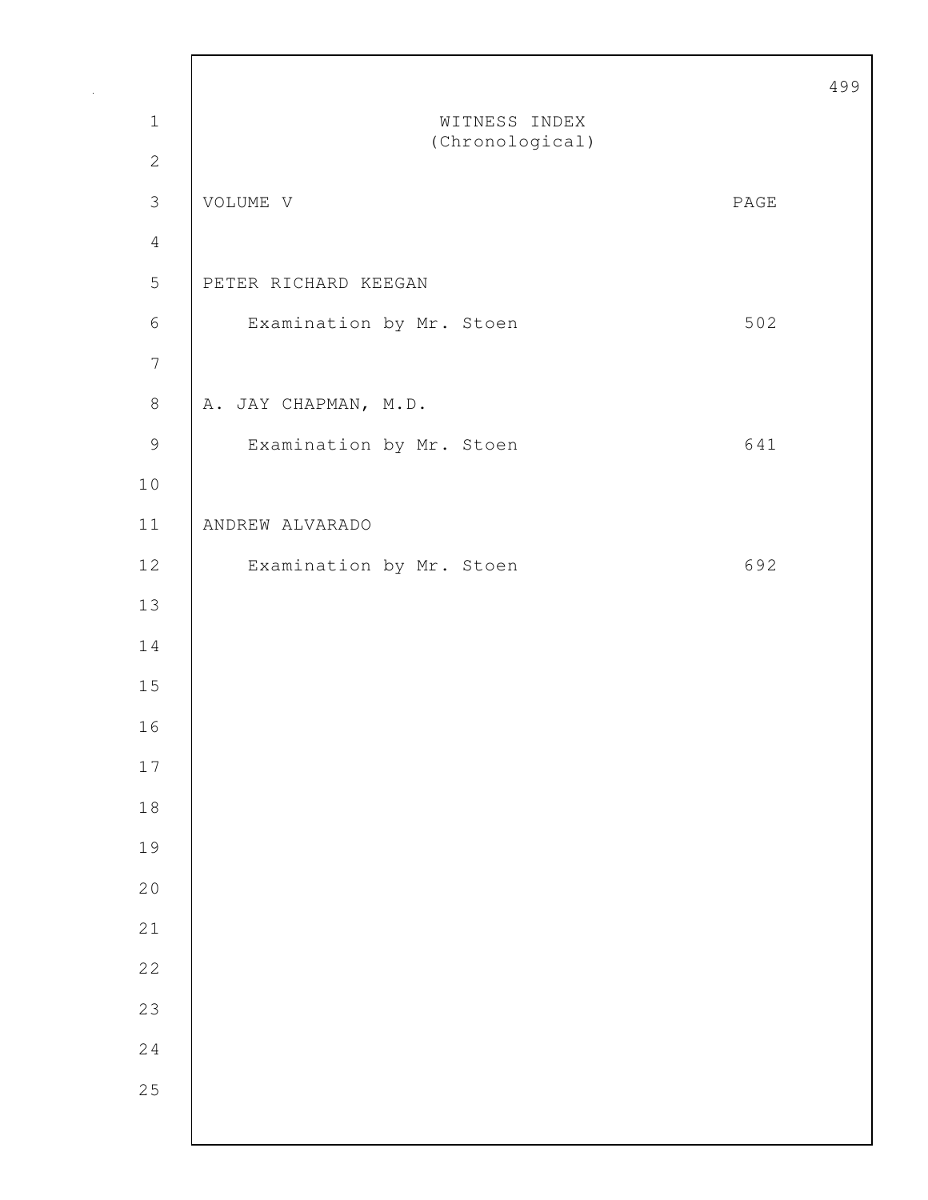# WITNESS INDEX
(Chronological)

| VOLUME V | PAGE |
|---|---|
| PETER RICHARD KEEGAN | |
| Examination by Mr. Stoen | 502 |
| A. JAY CHAPMAN, M.D. | |
| Examination by Mr. Stoen | 641 |
| ANDREW ALVARADO | |
| Examination by Mr. Stoen | 692 |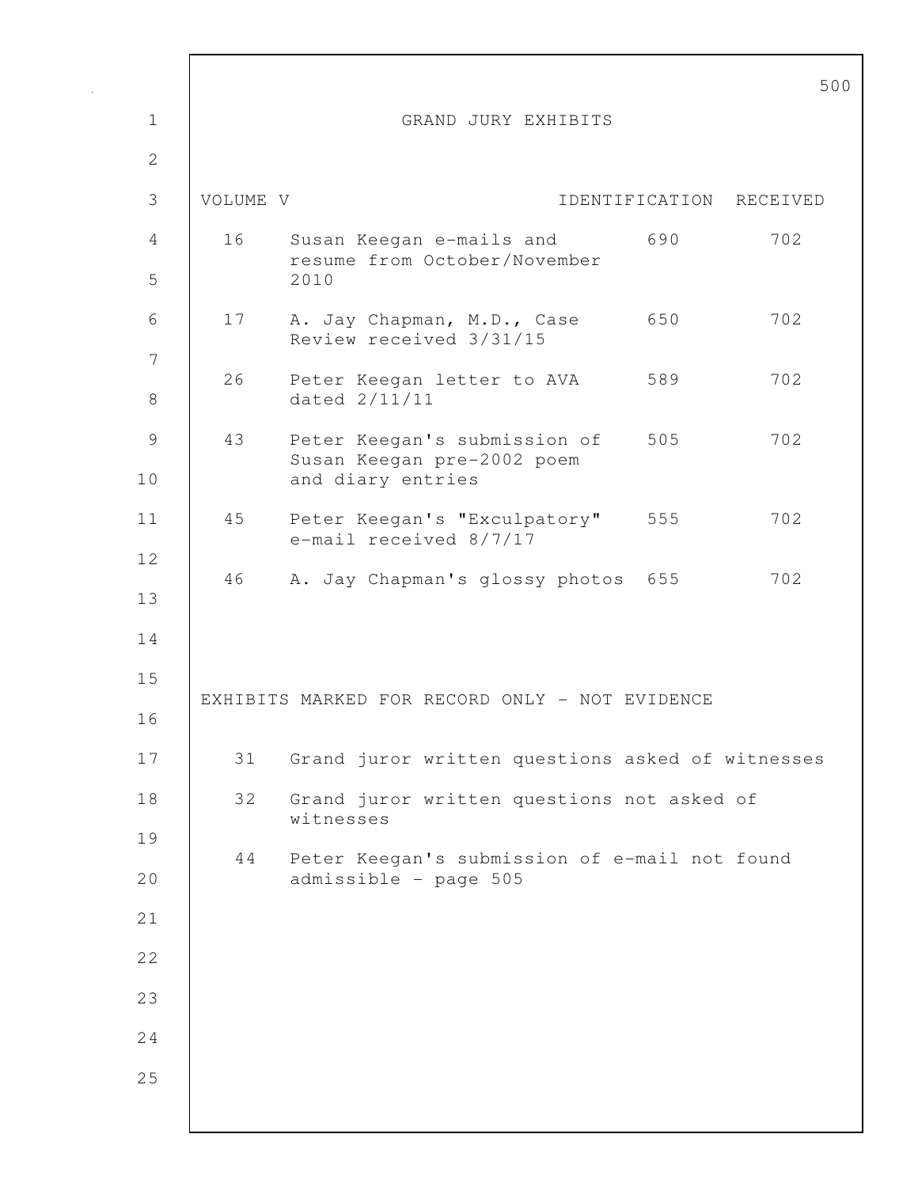# GRAND JURY EXHIBITS

| VOLUME V | | IDENTIFICATION | RECEIVED |
|---|---|---|---|
| 16 | Susan Keegan e-mails and resume from October/November 2010 | 690 | 702 |
| 17 | A. Jay Chapman, M.D., Case Review received 3/31/15 | 650 | 702 |
| 26 | Peter Keegan letter to AVA dated 2/11/11 | 589 | 702 |
| 43 | Peter Keegan's submission of Susan Keegan pre-2002 poem and diary entries | 505 | 702 |
| 45 | Peter Keegan's "Exculpatory" e-mail received 8/7/17 | 555 | 702 |
| 46 | A. Jay Chapman's glossy photos | 655 | 702 |

EXHIBITS MARKED FOR RECORD ONLY - NOT EVIDENCE

| | |
|---|---|
| 31 | Grand juror written questions asked of witnesses |
| 32 | Grand juror written questions not asked of witnesses |
| 44 | Peter Keegan's submission of e-mail not found admissible - page 505 |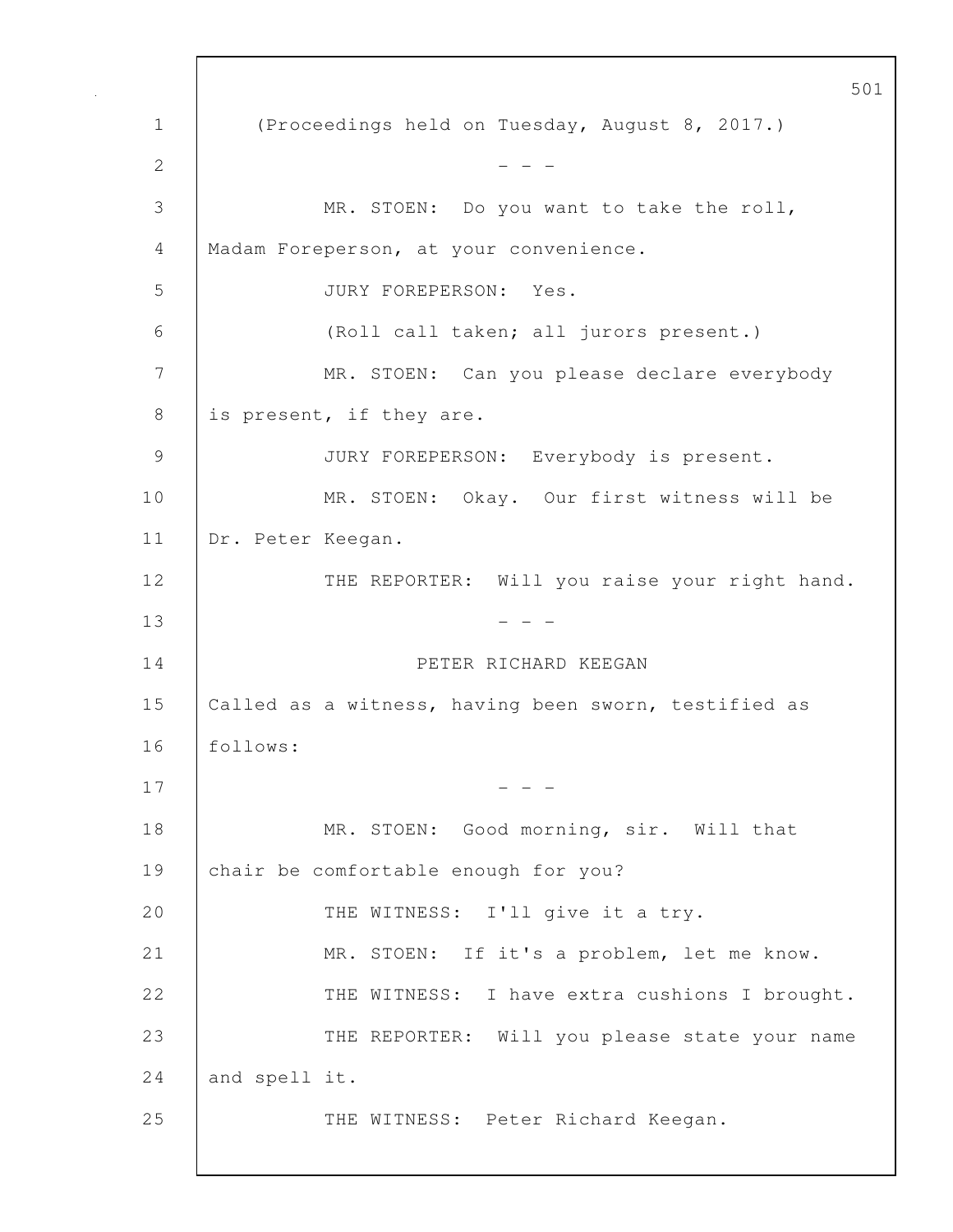(Proceedings held on Tuesday, August 8, 2017.)

- - -

MR. STOEN: Do you want to take the roll, Madam Foreperson, at your convenience.

JURY FOREPERSON: Yes.

(Roll call taken; all jurors present.)

MR. STOEN: Can you please declare everybody is present, if they are.

JURY FOREPERSON: Everybody is present.

MR. STOEN: Okay. Our first witness will be Dr. Peter Keegan.

THE REPORTER: Will you raise your right hand.

- - -

PETER RICHARD KEEGAN

Called as a witness, having been sworn, testified as follows:

- - -

MR. STOEN: Good morning, sir. Will that chair be comfortable enough for you?

THE WITNESS: I'll give it a try.

MR. STOEN: If it's a problem, let me know.

THE WITNESS: I have extra cushions I brought.

THE REPORTER: Will you please state your name and spell it.

THE WITNESS: Peter Richard Keegan.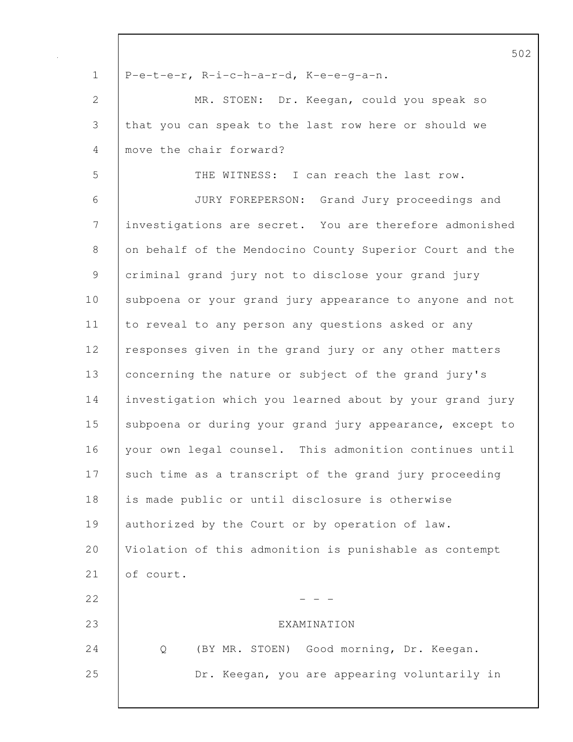P-e-t-e-r, R-i-c-h-a-r-d, K-e-e-g-a-n.

MR. STOEN: Dr. Keegan, could you speak so that you can speak to the last row here or should we move the chair forward?

THE WITNESS: I can reach the last row.

JURY FOREPERSON: Grand Jury proceedings and investigations are secret. You are therefore admonished on behalf of the Mendocino County Superior Court and the criminal grand jury not to disclose your grand jury subpoena or your grand jury appearance to anyone and not to reveal to any person any questions asked or any responses given in the grand jury or any other matters concerning the nature or subject of the grand jury's investigation which you learned about by your grand jury subpoena or during your grand jury appearance, except to your own legal counsel. This admonition continues until such time as a transcript of the grand jury proceeding is made public or until disclosure is otherwise authorized by the Court or by operation of law. Violation of this admonition is punishable as contempt of court.

\- - -

EXAMINATION

Q (BY MR. STOEN) Good morning, Dr. Keegan.

Dr. Keegan, you are appearing voluntarily in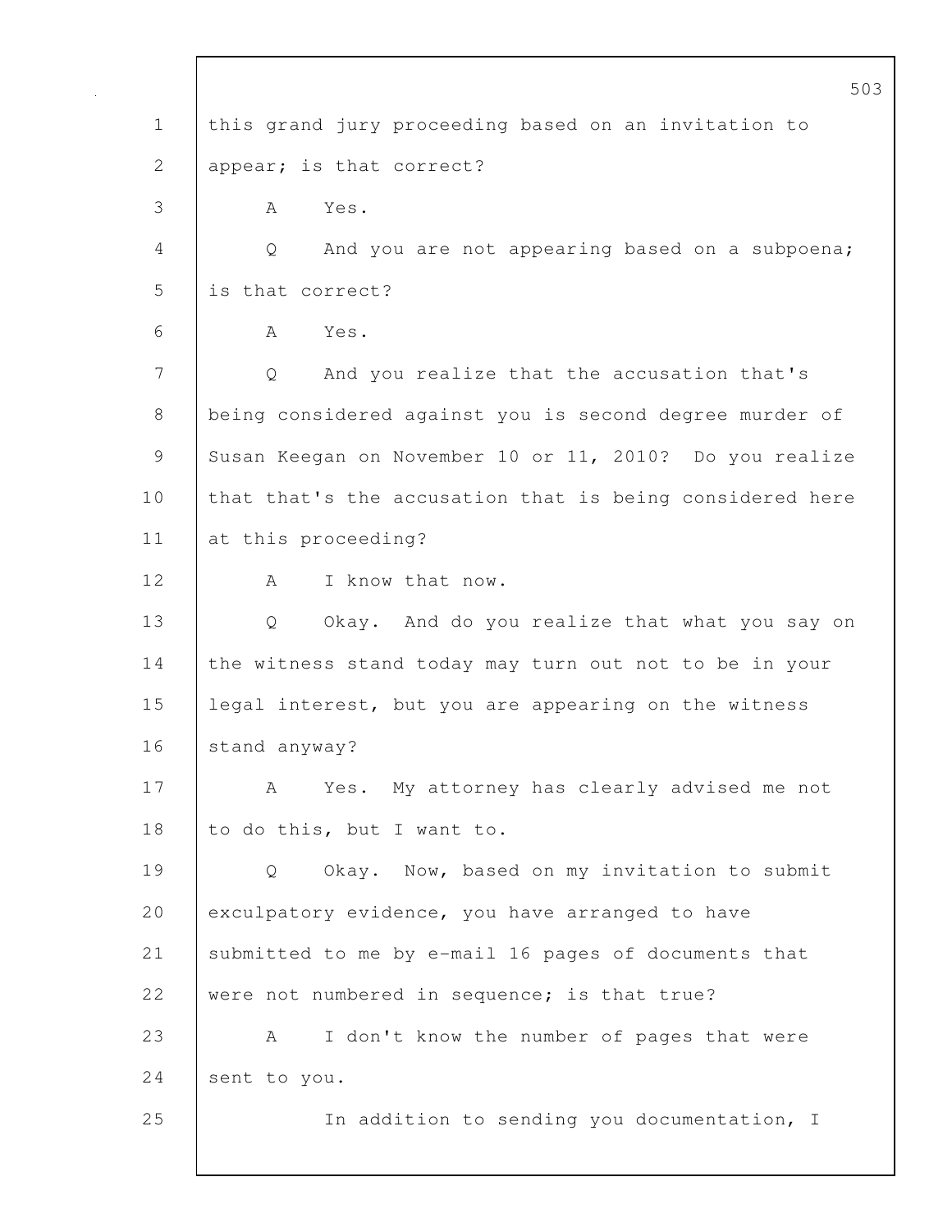this grand jury proceeding based on an invitation to appear; is that correct?

A Yes.

Q And you are not appearing based on a subpoena; is that correct?

A Yes.

Q And you realize that the accusation that's being considered against you is second degree murder of Susan Keegan on November 10 or 11, 2010? Do you realize that that's the accusation that is being considered here at this proceeding?

A I know that now.

Q Okay. And do you realize that what you say on the witness stand today may turn out not to be in your legal interest, but you are appearing on the witness stand anyway?

A Yes. My attorney has clearly advised me not to do this, but I want to.

Q Okay. Now, based on my invitation to submit exculpatory evidence, you have arranged to have submitted to me by e-mail 16 pages of documents that were not numbered in sequence; is that true?

A I don't know the number of pages that were sent to you.

In addition to sending you documentation, I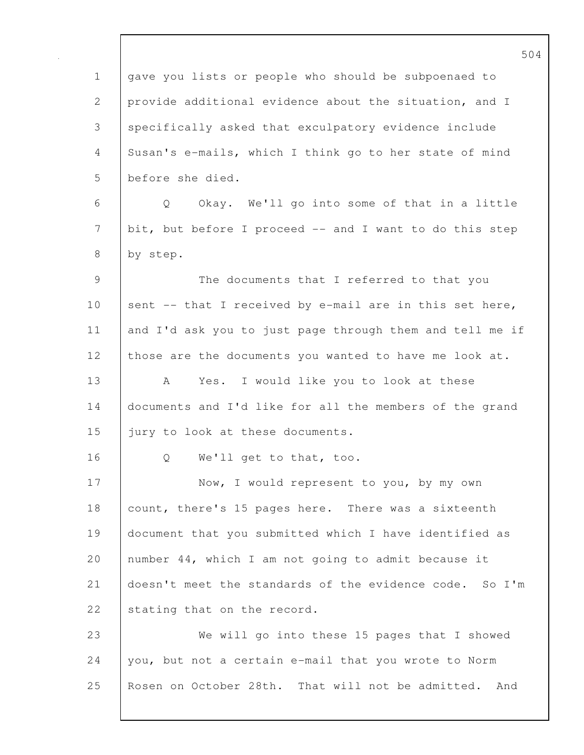gave you lists or people who should be subpoenaed to provide additional evidence about the situation, and I specifically asked that exculpatory evidence include Susan's e-mails, which I think go to her state of mind before she died.

Q    Okay. We'll go into some of that in a little bit, but before I proceed -- and I want to do this step by step.

The documents that I referred to that you sent -- that I received by e-mail are in this set here, and I'd ask you to just page through them and tell me if those are the documents you wanted to have me look at.

A    Yes. I would like you to look at these documents and I'd like for all the members of the grand jury to look at these documents.

Q    We'll get to that, too.

Now, I would represent to you, by my own count, there's 15 pages here. There was a sixteenth document that you submitted which I have identified as number 44, which I am not going to admit because it doesn't meet the standards of the evidence code. So I'm stating that on the record.

We will go into these 15 pages that I showed you, but not a certain e-mail that you wrote to Norm Rosen on October 28th. That will not be admitted. And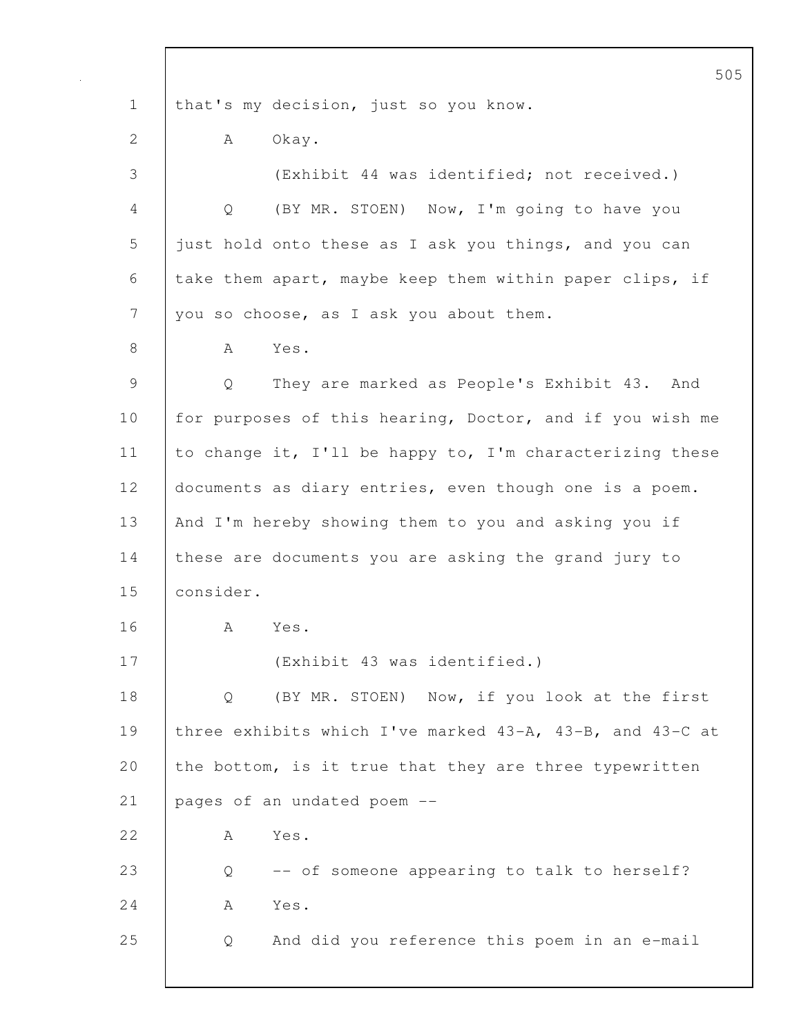that's my decision, just so you know.

A Okay.

(Exhibit 44 was identified; not received.)

Q (BY MR. STOEN) Now, I'm going to have you just hold onto these as I ask you things, and you can take them apart, maybe keep them within paper clips, if you so choose, as I ask you about them.

A Yes.

Q They are marked as People's Exhibit 43. And for purposes of this hearing, Doctor, and if you wish me to change it, I'll be happy to, I'm characterizing these documents as diary entries, even though one is a poem. And I'm hereby showing them to you and asking you if these are documents you are asking the grand jury to consider.

A Yes.

(Exhibit 43 was identified.)

Q (BY MR. STOEN) Now, if you look at the first three exhibits which I've marked 43-A, 43-B, and 43-C at the bottom, is it true that they are three typewritten pages of an undated poem --

A Yes.

Q -- of someone appearing to talk to herself?

A Yes.

Q And did you reference this poem in an e-mail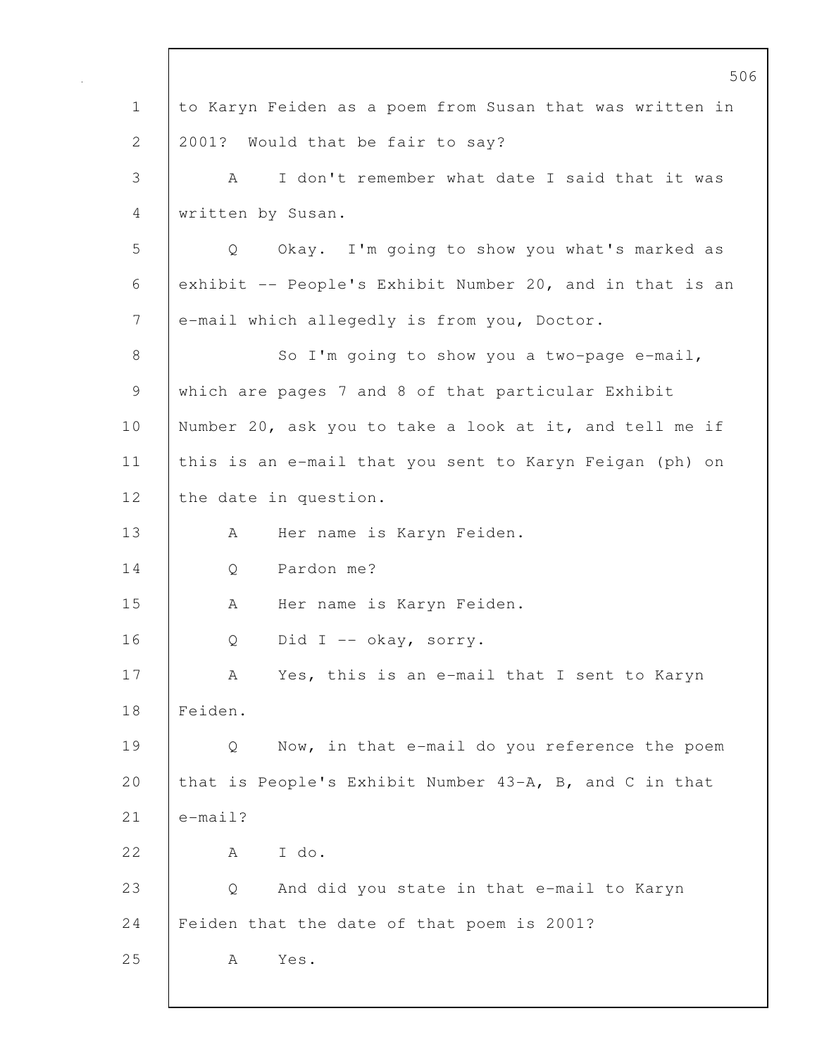to Karyn Feiden as a poem from Susan that was written in 2001? Would that be fair to say?

A I don't remember what date I said that it was written by Susan.

Q Okay. I'm going to show you what's marked as exhibit -- People's Exhibit Number 20, and in that is an e-mail which allegedly is from you, Doctor.

So I'm going to show you a two-page e-mail, which are pages 7 and 8 of that particular Exhibit Number 20, ask you to take a look at it, and tell me if this is an e-mail that you sent to Karyn Feigan (ph) on the date in question.

A Her name is Karyn Feiden.

Q Pardon me?

A Her name is Karyn Feiden.

Q Did I -- okay, sorry.

A Yes, this is an e-mail that I sent to Karyn Feiden.

Q Now, in that e-mail do you reference the poem that is People's Exhibit Number 43-A, B, and C in that e-mail?

A I do.

Q And did you state in that e-mail to Karyn Feiden that the date of that poem is 2001?

A Yes.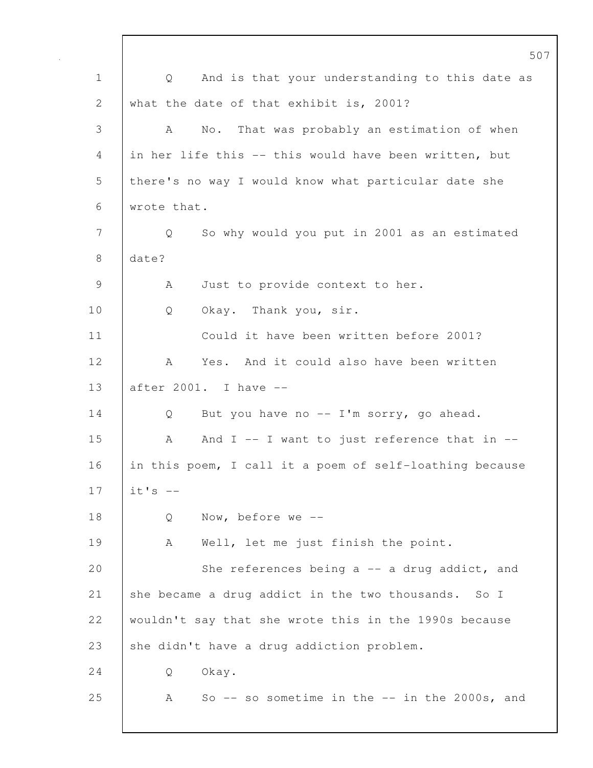Q And is that your understanding to this date as what the date of that exhibit is, 2001?

A No. That was probably an estimation of when in her life this -- this would have been written, but there's no way I would know what particular date she wrote that.

Q So why would you put in 2001 as an estimated date?

A Just to provide context to her.

Q Okay. Thank you, sir.

Could it have been written before 2001?

A Yes. And it could also have been written after 2001. I have --

Q But you have no -- I'm sorry, go ahead.

A And I -- I want to just reference that in -- in this poem, I call it a poem of self-loathing because it's --

Q Now, before we --

A Well, let me just finish the point.

She references being a -- a drug addict, and she became a drug addict in the two thousands. So I wouldn't say that she wrote this in the 1990s because she didn't have a drug addiction problem.

Q Okay.

A So -- so sometime in the -- in the 2000s, and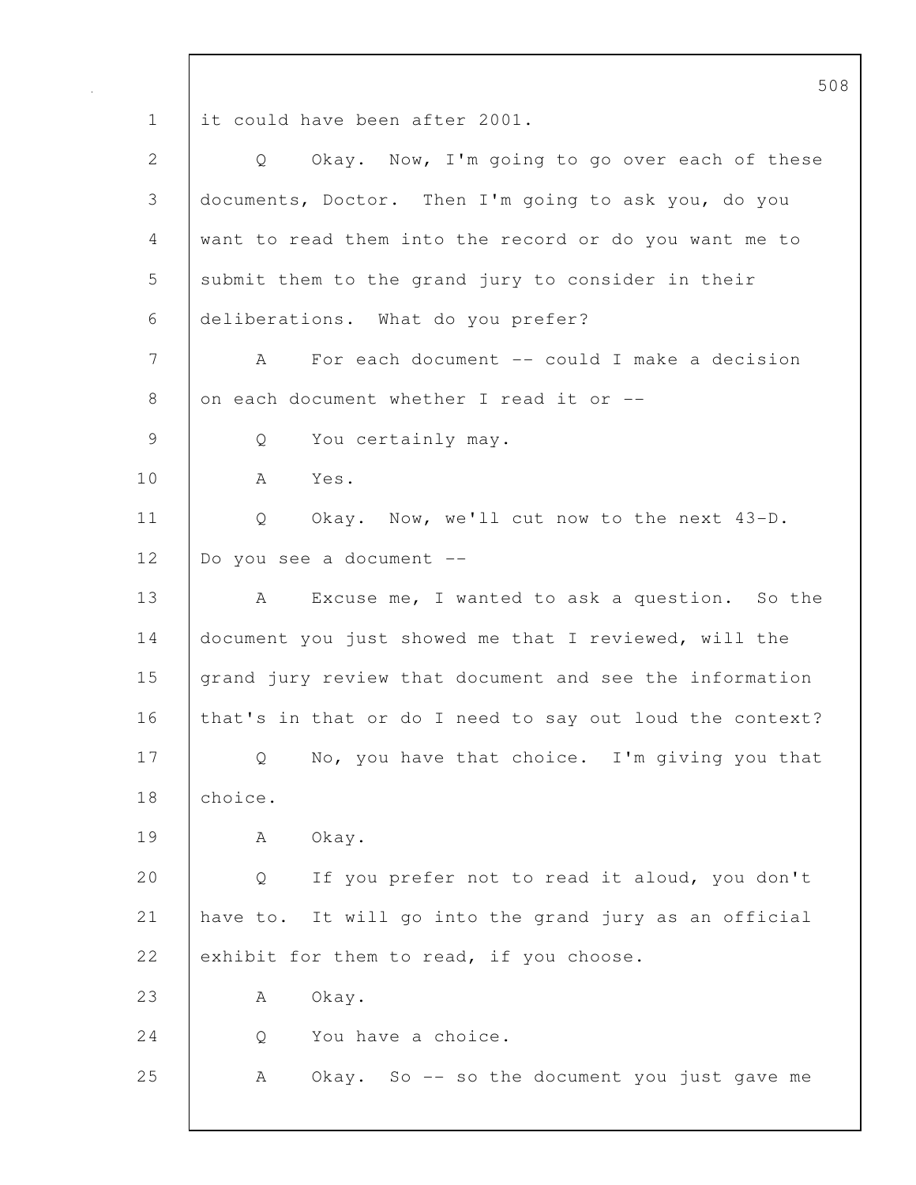it could have been after 2001.

Q Okay. Now, I'm going to go over each of these documents, Doctor. Then I'm going to ask you, do you want to read them into the record or do you want me to submit them to the grand jury to consider in their deliberations. What do you prefer?

A For each document -- could I make a decision on each document whether I read it or --

Q You certainly may.

A Yes.

Q Okay. Now, we'll cut now to the next 43-D. Do you see a document --

A Excuse me, I wanted to ask a question. So the document you just showed me that I reviewed, will the grand jury review that document and see the information that's in that or do I need to say out loud the context?

Q No, you have that choice. I'm giving you that choice.

A Okay.

Q If you prefer not to read it aloud, you don't have to. It will go into the grand jury as an official exhibit for them to read, if you choose.

A Okay.

Q You have a choice.

A Okay. So -- so the document you just gave me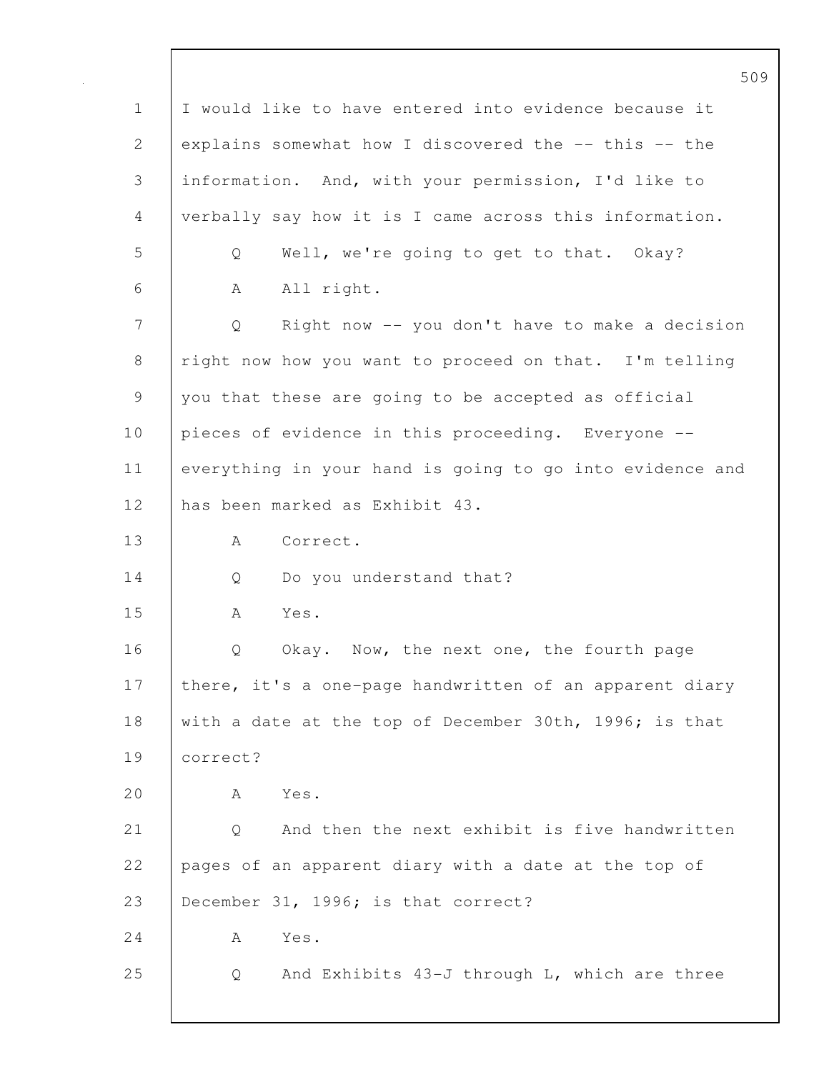I would like to have entered into evidence because it explains somewhat how I discovered the -- this -- the information. And, with your permission, I'd like to verbally say how it is I came across this information.

Q Well, we're going to get to that. Okay?

A All right.

Q Right now -- you don't have to make a decision right now how you want to proceed on that. I'm telling you that these are going to be accepted as official pieces of evidence in this proceeding. Everyone -- everything in your hand is going to go into evidence and has been marked as Exhibit 43.

A Correct.

Q Do you understand that?

A Yes.

Q Okay. Now, the next one, the fourth page there, it's a one-page handwritten of an apparent diary with a date at the top of December 30th, 1996; is that correct?

A Yes.

Q And then the next exhibit is five handwritten pages of an apparent diary with a date at the top of December 31, 1996; is that correct?

A Yes.

Q And Exhibits 43-J through L, which are three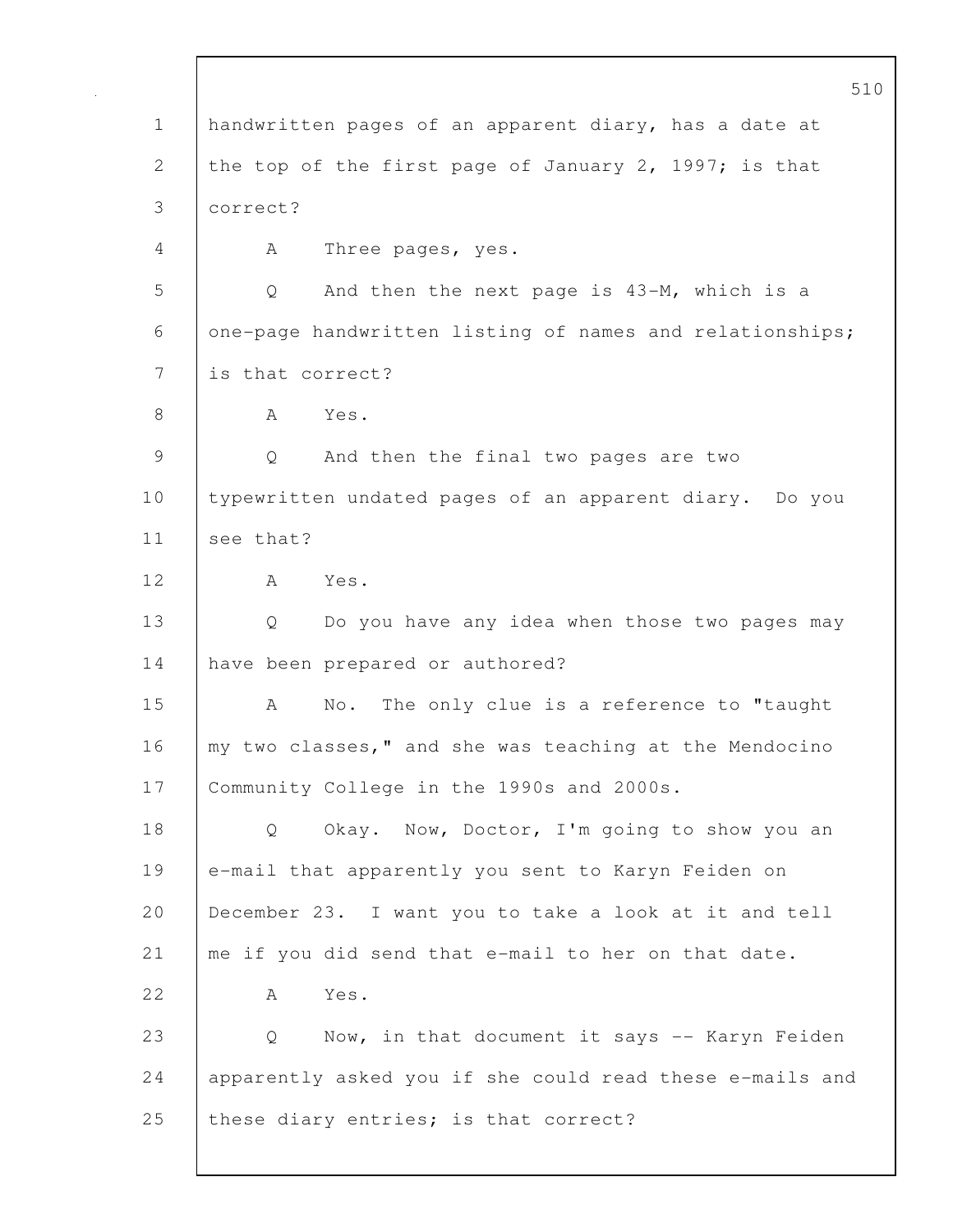1 handwritten pages of an apparent diary, has a date at
2 the top of the first page of January 2, 1997; is that
3 correct?

4 A Three pages, yes.

5 Q And then the next page is 43-M, which is a
6 one-page handwritten listing of names and relationships;
7 is that correct?

8 A Yes.

9 Q And then the final two pages are two
10 typewritten undated pages of an apparent diary. Do you
11 see that?

12 A Yes.

13 Q Do you have any idea when those two pages may
14 have been prepared or authored?

15 A No. The only clue is a reference to "taught
16 my two classes," and she was teaching at the Mendocino
17 Community College in the 1990s and 2000s.

18 Q Okay. Now, Doctor, I'm going to show you an
19 e-mail that apparently you sent to Karyn Feiden on
20 December 23. I want you to take a look at it and tell
21 me if you did send that e-mail to her on that date.

22 A Yes.

23 Q Now, in that document it says -- Karyn Feiden
24 apparently asked you if she could read these e-mails and
25 these diary entries; is that correct?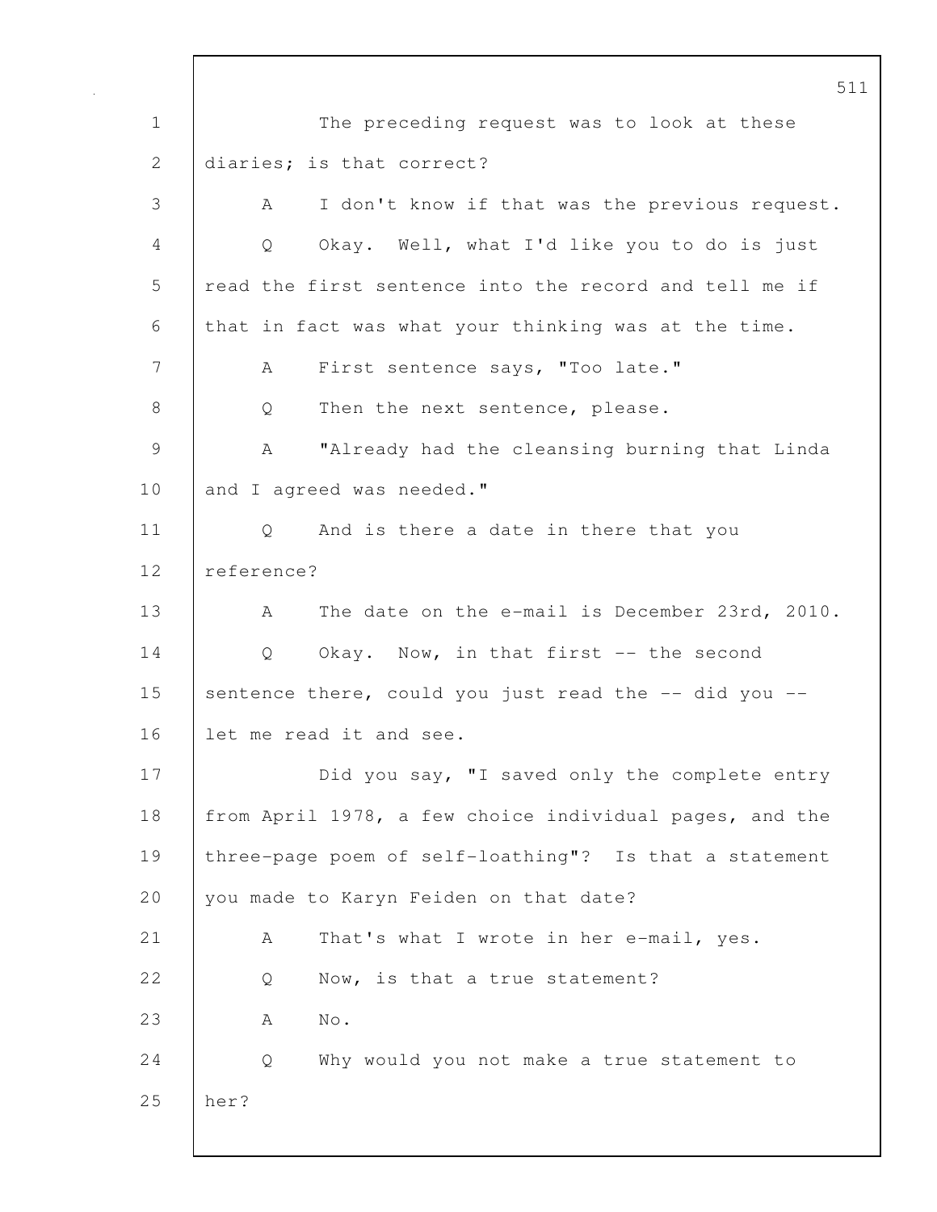The preceding request was to look at these diaries; is that correct?

A I don't know if that was the previous request.

Q Okay. Well, what I'd like you to do is just read the first sentence into the record and tell me if that in fact was what your thinking was at the time.

A First sentence says, "Too late."

Q Then the next sentence, please.

A "Already had the cleansing burning that Linda and I agreed was needed."

Q And is there a date in there that you reference?

A The date on the e-mail is December 23rd, 2010.

Q Okay. Now, in that first -- the second sentence there, could you just read the -- did you -- let me read it and see.

Did you say, "I saved only the complete entry from April 1978, a few choice individual pages, and the three-page poem of self-loathing"? Is that a statement you made to Karyn Feiden on that date?

A That's what I wrote in her e-mail, yes.

Q Now, is that a true statement?

A No.

Q Why would you not make a true statement to her?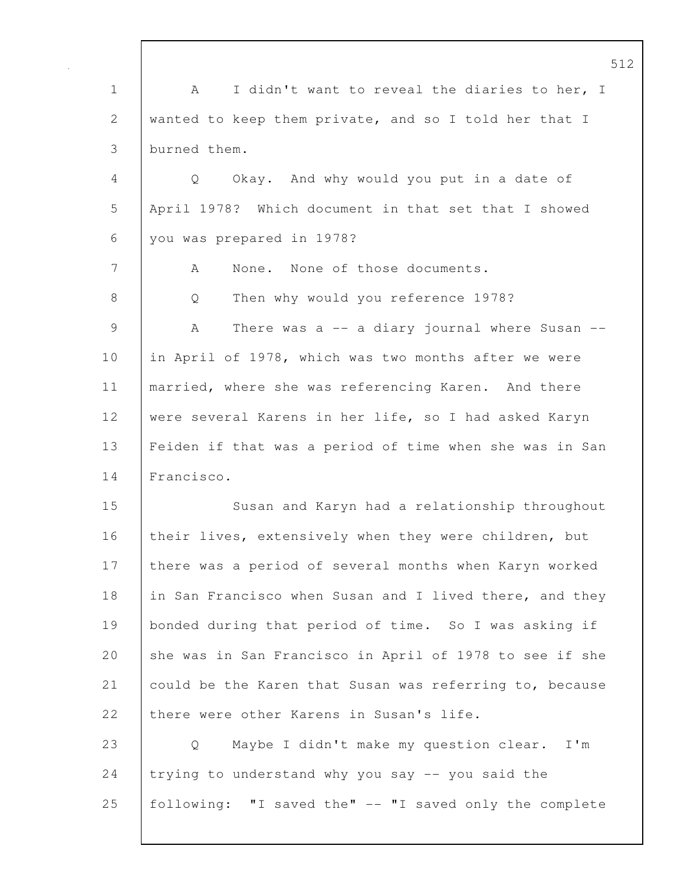A I didn't want to reveal the diaries to her, I wanted to keep them private, and so I told her that I burned them.

Q Okay. And why would you put in a date of April 1978? Which document in that set that I showed you was prepared in 1978?

A None. None of those documents.

Q Then why would you reference 1978?

A There was a -- a diary journal where Susan -- in April of 1978, which was two months after we were married, where she was referencing Karen. And there were several Karens in her life, so I had asked Karyn Feiden if that was a period of time when she was in San Francisco.

Susan and Karyn had a relationship throughout their lives, extensively when they were children, but there was a period of several months when Karyn worked in San Francisco when Susan and I lived there, and they bonded during that period of time. So I was asking if she was in San Francisco in April of 1978 to see if she could be the Karen that Susan was referring to, because there were other Karens in Susan's life.

Q Maybe I didn't make my question clear. I'm trying to understand why you say -- you said the following: "I saved the" -- "I saved only the complete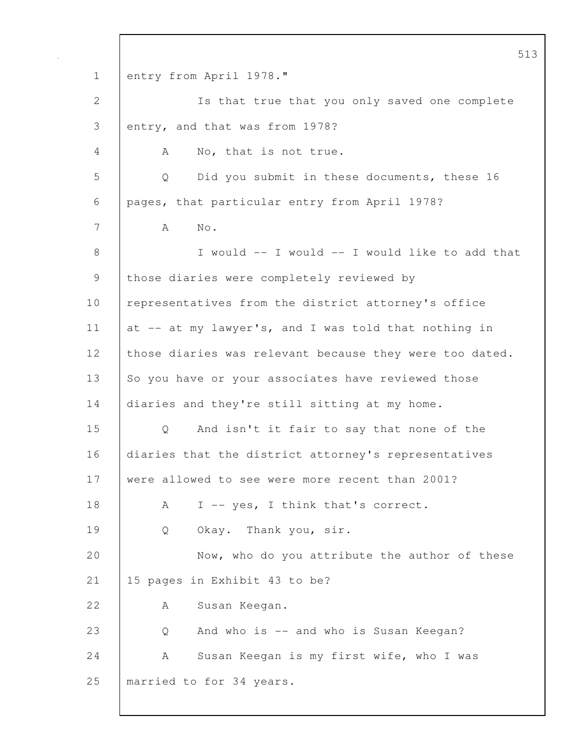entry from April 1978."

Is that true that you only saved one complete entry, and that was from 1978?

A No, that is not true.

Q Did you submit in these documents, these 16 pages, that particular entry from April 1978?

A No.

I would -- I would -- I would like to add that those diaries were completely reviewed by representatives from the district attorney's office at -- at my lawyer's, and I was told that nothing in those diaries was relevant because they were too dated. So you have or your associates have reviewed those diaries and they're still sitting at my home.

Q And isn't it fair to say that none of the diaries that the district attorney's representatives were allowed to see were more recent than 2001?

A I -- yes, I think that's correct.

Q Okay. Thank you, sir.

Now, who do you attribute the author of these 15 pages in Exhibit 43 to be?

A Susan Keegan.

Q And who is -- and who is Susan Keegan?

A Susan Keegan is my first wife, who I was married to for 34 years.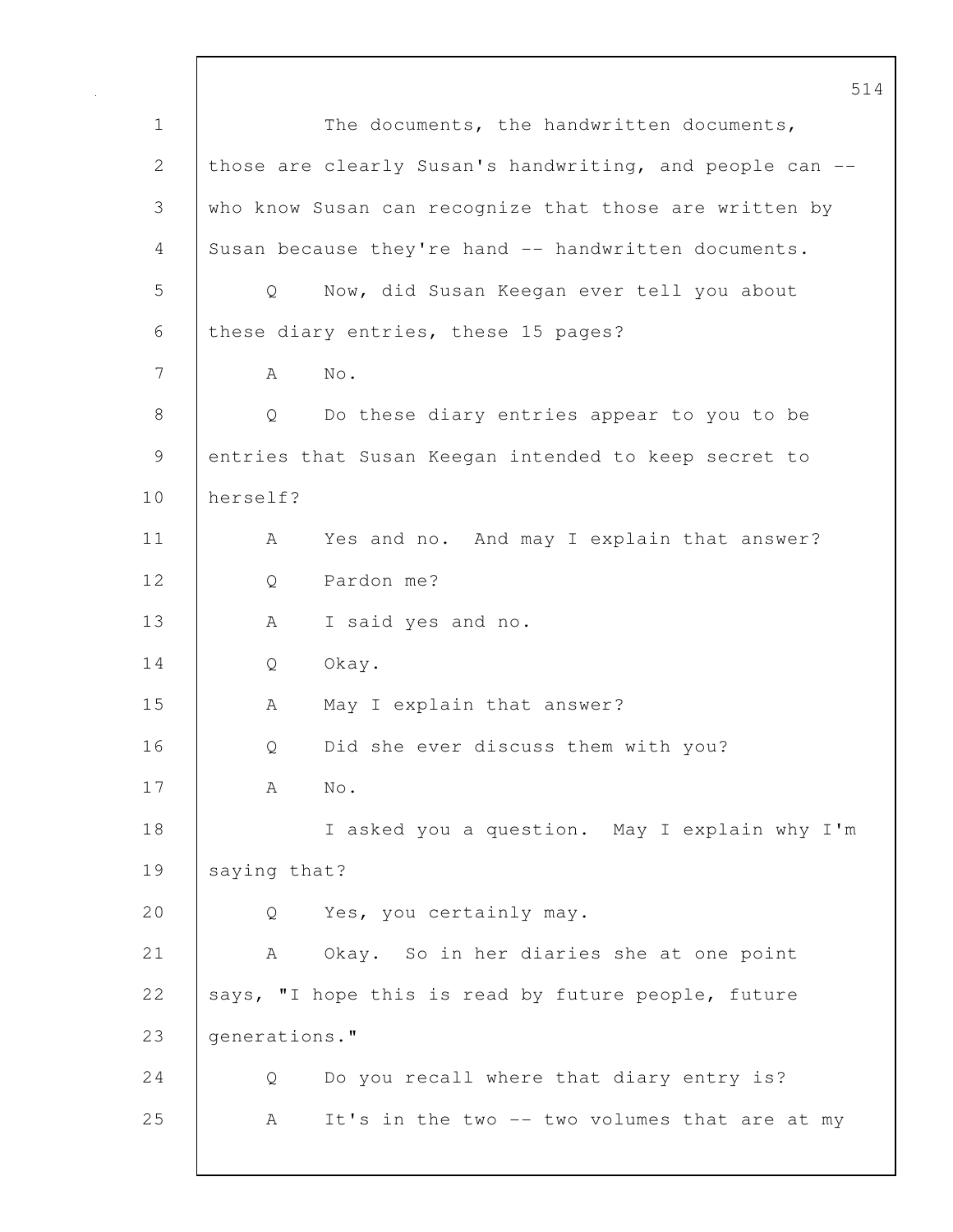The documents, the handwritten documents, those are clearly Susan's handwriting, and people can -- who know Susan can recognize that those are written by Susan because they're hand -- handwritten documents.

Q Now, did Susan Keegan ever tell you about these diary entries, these 15 pages?

A No.

Q Do these diary entries appear to you to be entries that Susan Keegan intended to keep secret to herself?

A Yes and no. And may I explain that answer?

Q Pardon me?

A I said yes and no.

Q Okay.

A May I explain that answer?

Q Did she ever discuss them with you?

A No.

I asked you a question. May I explain why I'm saying that?

Q Yes, you certainly may.

A Okay. So in her diaries she at one point says, "I hope this is read by future people, future generations."

Q Do you recall where that diary entry is?

A It's in the two -- two volumes that are at my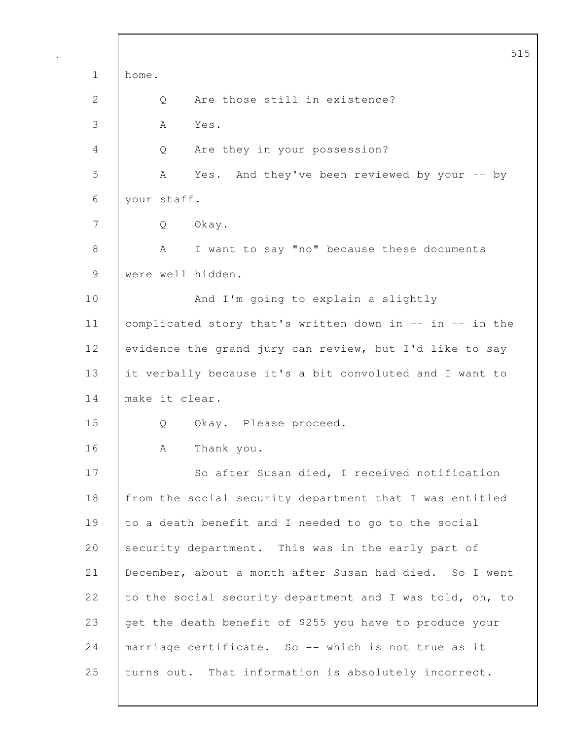home.

Q Are those still in existence?

A Yes.

Q Are they in your possession?

A Yes. And they've been reviewed by your -- by your staff.

Q Okay.

A I want to say "no" because these documents were well hidden.

And I'm going to explain a slightly complicated story that's written down in -- in -- in the evidence the grand jury can review, but I'd like to say it verbally because it's a bit convoluted and I want to make it clear.

Q Okay. Please proceed.

A Thank you.

So after Susan died, I received notification from the social security department that I was entitled to a death benefit and I needed to go to the social security department. This was in the early part of December, about a month after Susan had died. So I went to the social security department and I was told, oh, to get the death benefit of $255 you have to produce your marriage certificate. So -- which is not true as it turns out. That information is absolutely incorrect.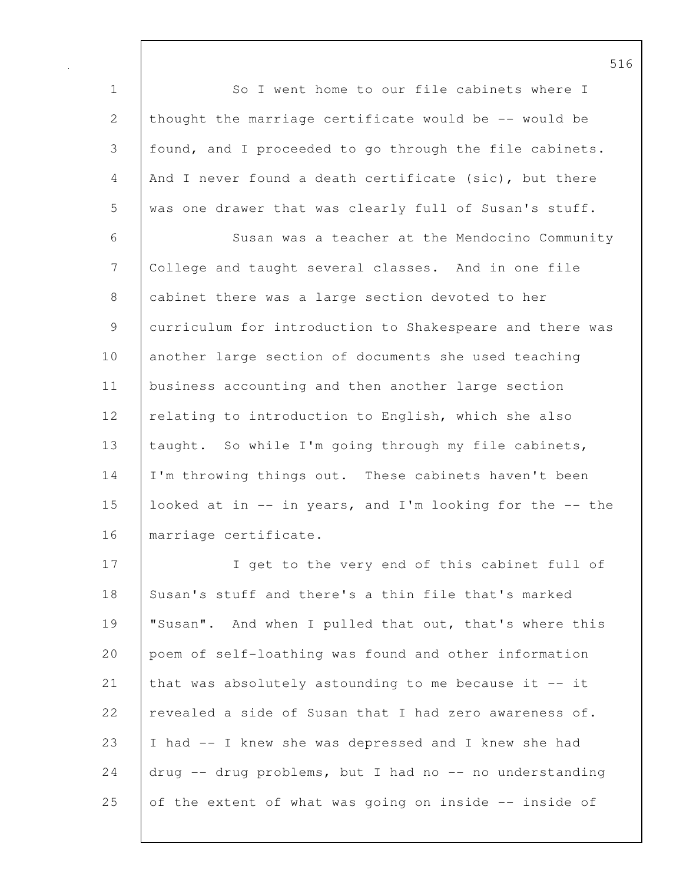So I went home to our file cabinets where I thought the marriage certificate would be -- would be found, and I proceeded to go through the file cabinets. And I never found a death certificate (sic), but there was one drawer that was clearly full of Susan's stuff.

Susan was a teacher at the Mendocino Community College and taught several classes. And in one file cabinet there was a large section devoted to her curriculum for introduction to Shakespeare and there was another large section of documents she used teaching business accounting and then another large section relating to introduction to English, which she also taught. So while I'm going through my file cabinets, I'm throwing things out. These cabinets haven't been looked at in -- in years, and I'm looking for the -- the marriage certificate.

I get to the very end of this cabinet full of Susan's stuff and there's a thin file that's marked "Susan". And when I pulled that out, that's where this poem of self-loathing was found and other information that was absolutely astounding to me because it -- it revealed a side of Susan that I had zero awareness of. I had -- I knew she was depressed and I knew she had drug -- drug problems, but I had no -- no understanding of the extent of what was going on inside -- inside of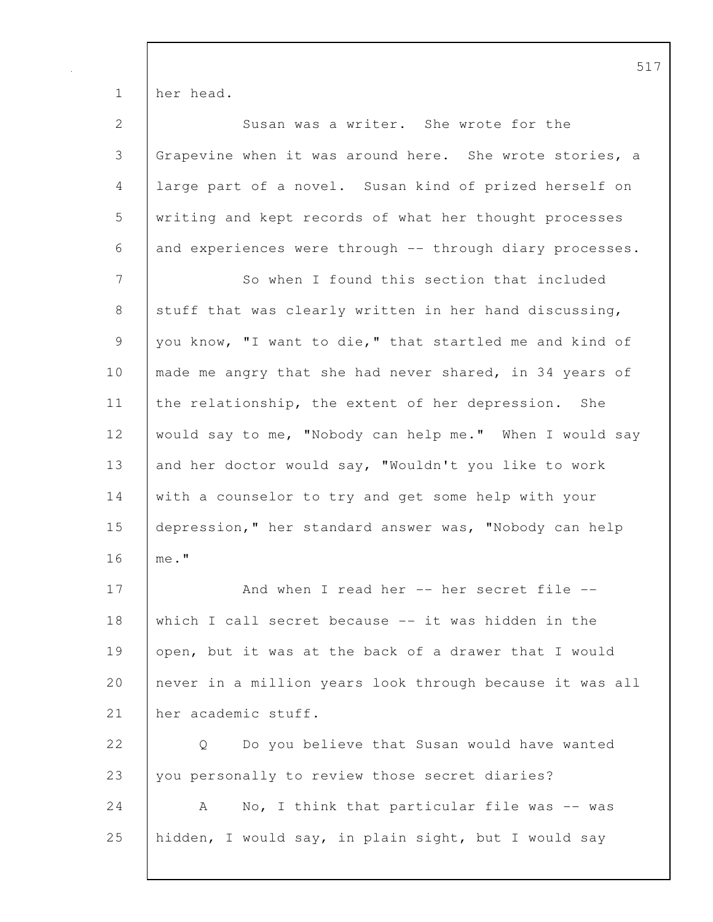her head.

Susan was a writer. She wrote for the Grapevine when it was around here. She wrote stories, a large part of a novel. Susan kind of prized herself on writing and kept records of what her thought processes and experiences were through -- through diary processes.

So when I found this section that included stuff that was clearly written in her hand discussing, you know, "I want to die," that startled me and kind of made me angry that she had never shared, in 34 years of the relationship, the extent of her depression. She would say to me, "Nobody can help me." When I would say and her doctor would say, "Wouldn't you like to work with a counselor to try and get some help with your depression," her standard answer was, "Nobody can help me."

And when I read her -- her secret file -- which I call secret because -- it was hidden in the open, but it was at the back of a drawer that I would never in a million years look through because it was all her academic stuff.

Q Do you believe that Susan would have wanted you personally to review those secret diaries?

A No, I think that particular file was -- was hidden, I would say, in plain sight, but I would say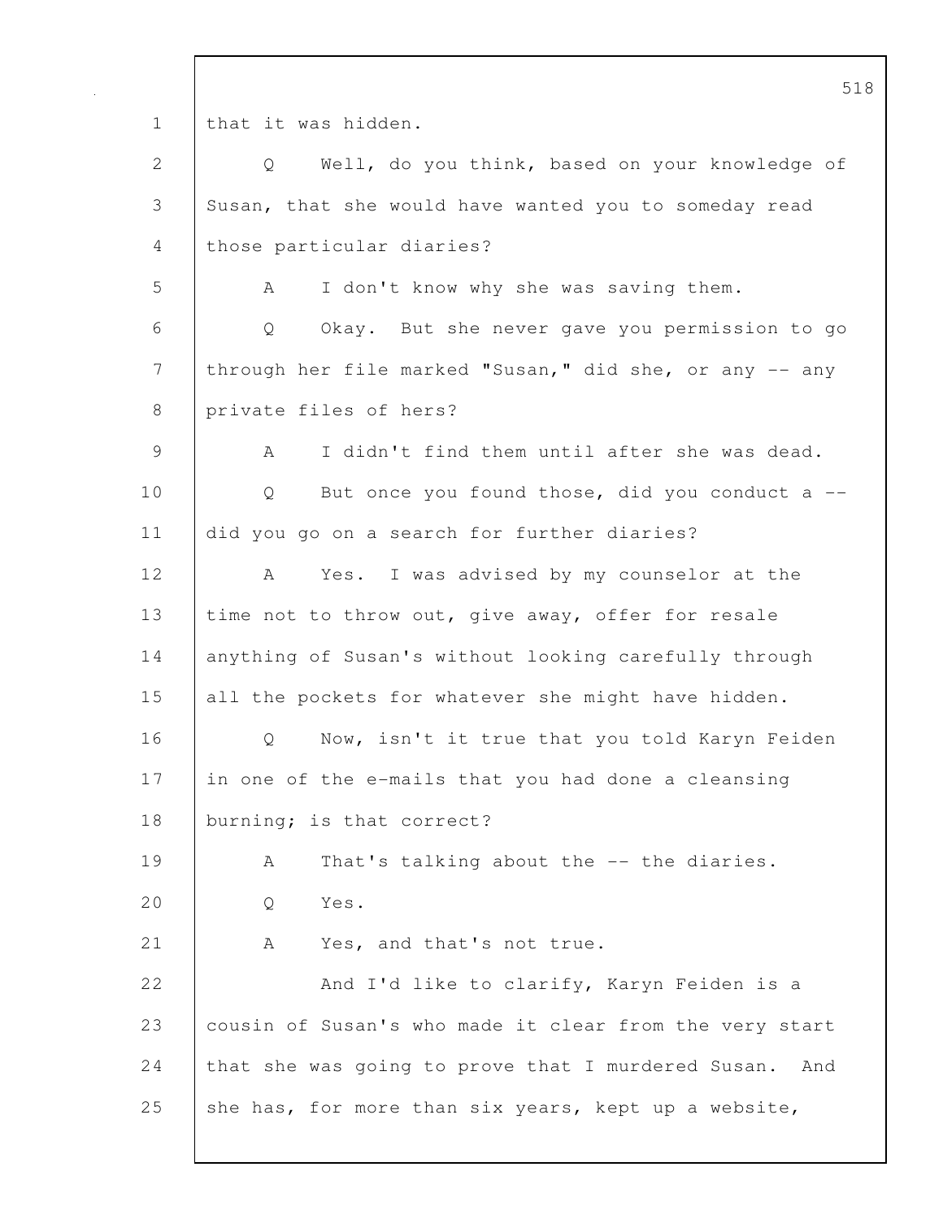1 that it was hidden.

2 Q Well, do you think, based on your knowledge of

3 Susan, that she would have wanted you to someday read

4 those particular diaries?

5 A I don't know why she was saving them.

6 Q Okay. But she never gave you permission to go

7 through her file marked "Susan," did she, or any -- any

8 private files of hers?

9 A I didn't find them until after she was dead.

10 Q But once you found those, did you conduct a --

11 did you go on a search for further diaries?

12 A Yes. I was advised by my counselor at the

13 time not to throw out, give away, offer for resale

14 anything of Susan's without looking carefully through

15 all the pockets for whatever she might have hidden.

16 Q Now, isn't it true that you told Karyn Feiden

17 in one of the e-mails that you had done a cleansing

18 burning; is that correct?

19 A That's talking about the -- the diaries.

20 Q Yes.

21 A Yes, and that's not true.

22 And I'd like to clarify, Karyn Feiden is a

23 cousin of Susan's who made it clear from the very start

24 that she was going to prove that I murdered Susan. And

25 she has, for more than six years, kept up a website,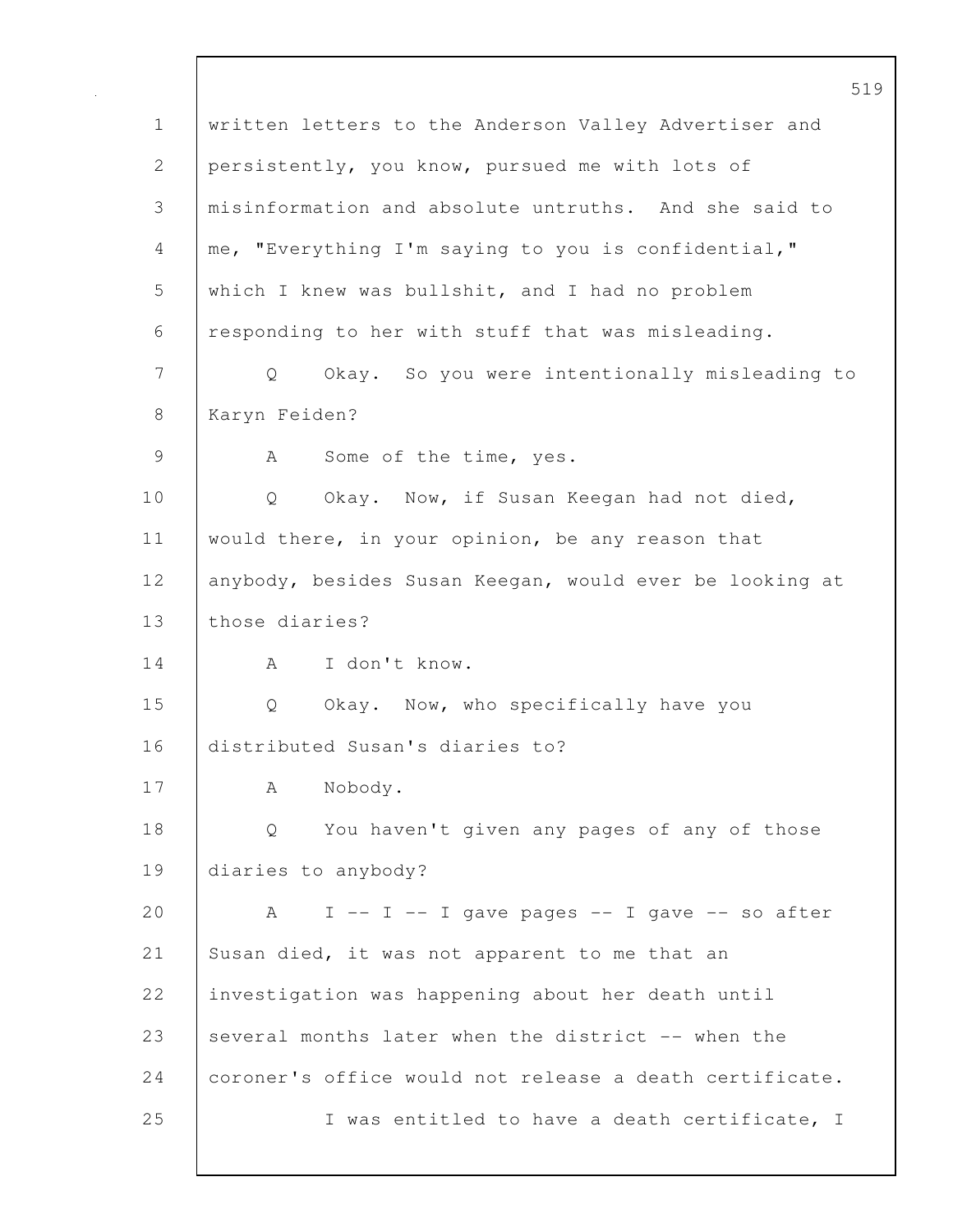written letters to the Anderson Valley Advertiser and persistently, you know, pursued me with lots of misinformation and absolute untruths. And she said to me, "Everything I'm saying to you is confidential," which I knew was bullshit, and I had no problem responding to her with stuff that was misleading.

Q Okay. So you were intentionally misleading to Karyn Feiden?

A Some of the time, yes.

Q Okay. Now, if Susan Keegan had not died, would there, in your opinion, be any reason that anybody, besides Susan Keegan, would ever be looking at those diaries?

A I don't know.

Q Okay. Now, who specifically have you distributed Susan's diaries to?

A Nobody.

Q You haven't given any pages of any of those diaries to anybody?

A I -- I -- I gave pages -- I gave -- so after Susan died, it was not apparent to me that an investigation was happening about her death until several months later when the district -- when the coroner's office would not release a death certificate.

I was entitled to have a death certificate, I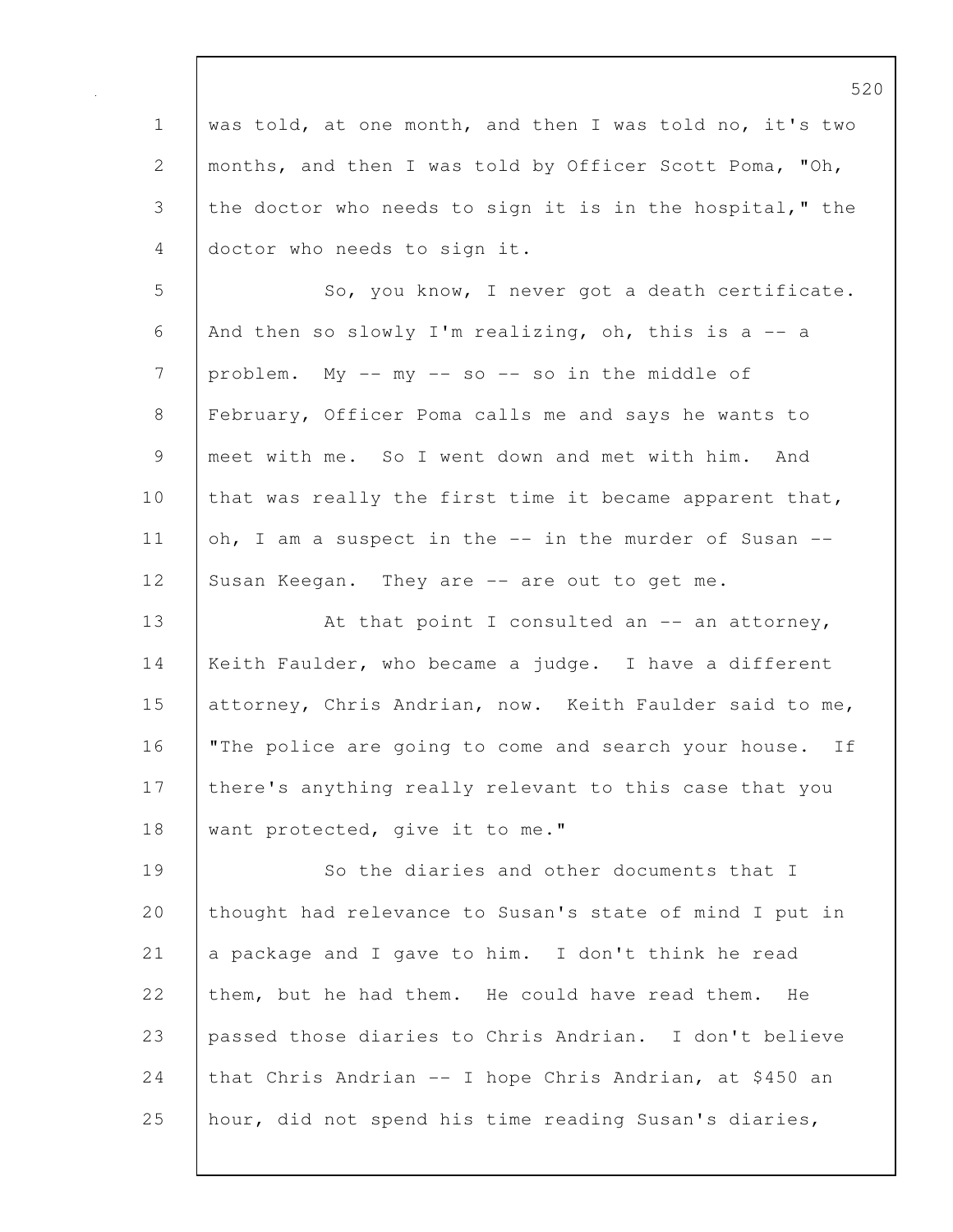was told, at one month, and then I was told no, it's two months, and then I was told by Officer Scott Poma, "Oh, the doctor who needs to sign it is in the hospital," the doctor who needs to sign it.

So, you know, I never got a death certificate. And then so slowly I'm realizing, oh, this is a -- a problem. My -- my -- so -- so in the middle of February, Officer Poma calls me and says he wants to meet with me. So I went down and met with him. And that was really the first time it became apparent that, oh, I am a suspect in the -- in the murder of Susan -- Susan Keegan. They are -- are out to get me.

At that point I consulted an -- an attorney, Keith Faulder, who became a judge. I have a different attorney, Chris Andrian, now. Keith Faulder said to me, "The police are going to come and search your house. If there's anything really relevant to this case that you want protected, give it to me."

So the diaries and other documents that I thought had relevance to Susan's state of mind I put in a package and I gave to him. I don't think he read them, but he had them. He could have read them. He passed those diaries to Chris Andrian. I don't believe that Chris Andrian -- I hope Chris Andrian, at $450 an hour, did not spend his time reading Susan's diaries,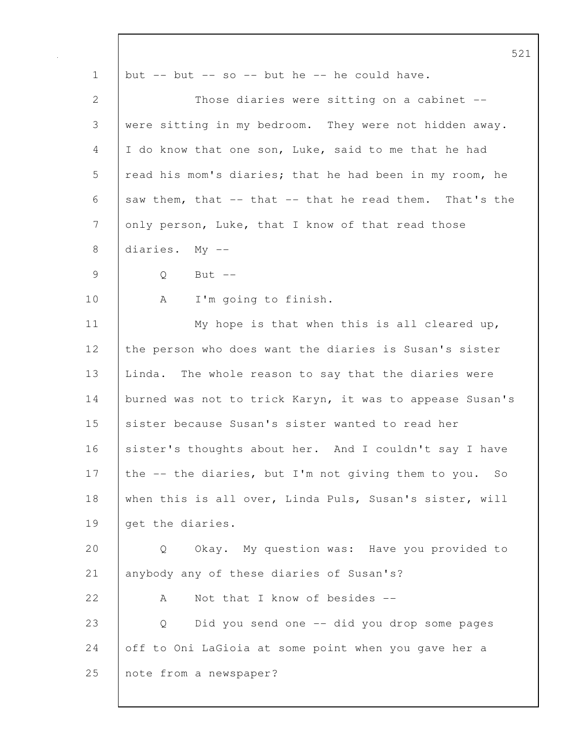but -- but -- so -- but he -- he could have.

Those diaries were sitting on a cabinet -- were sitting in my bedroom. They were not hidden away. I do know that one son, Luke, said to me that he had read his mom's diaries; that he had been in my room, he saw them, that -- that -- that he read them. That's the only person, Luke, that I know of that read those diaries. My --

Q But --

A I'm going to finish.

My hope is that when this is all cleared up, the person who does want the diaries is Susan's sister Linda. The whole reason to say that the diaries were burned was not to trick Karyn, it was to appease Susan's sister because Susan's sister wanted to read her sister's thoughts about her. And I couldn't say I have the -- the diaries, but I'm not giving them to you. So when this is all over, Linda Puls, Susan's sister, will get the diaries.

Q Okay. My question was: Have you provided to anybody any of these diaries of Susan's?

A Not that I know of besides --

Q Did you send one -- did you drop some pages off to Oni LaGioia at some point when you gave her a note from a newspaper?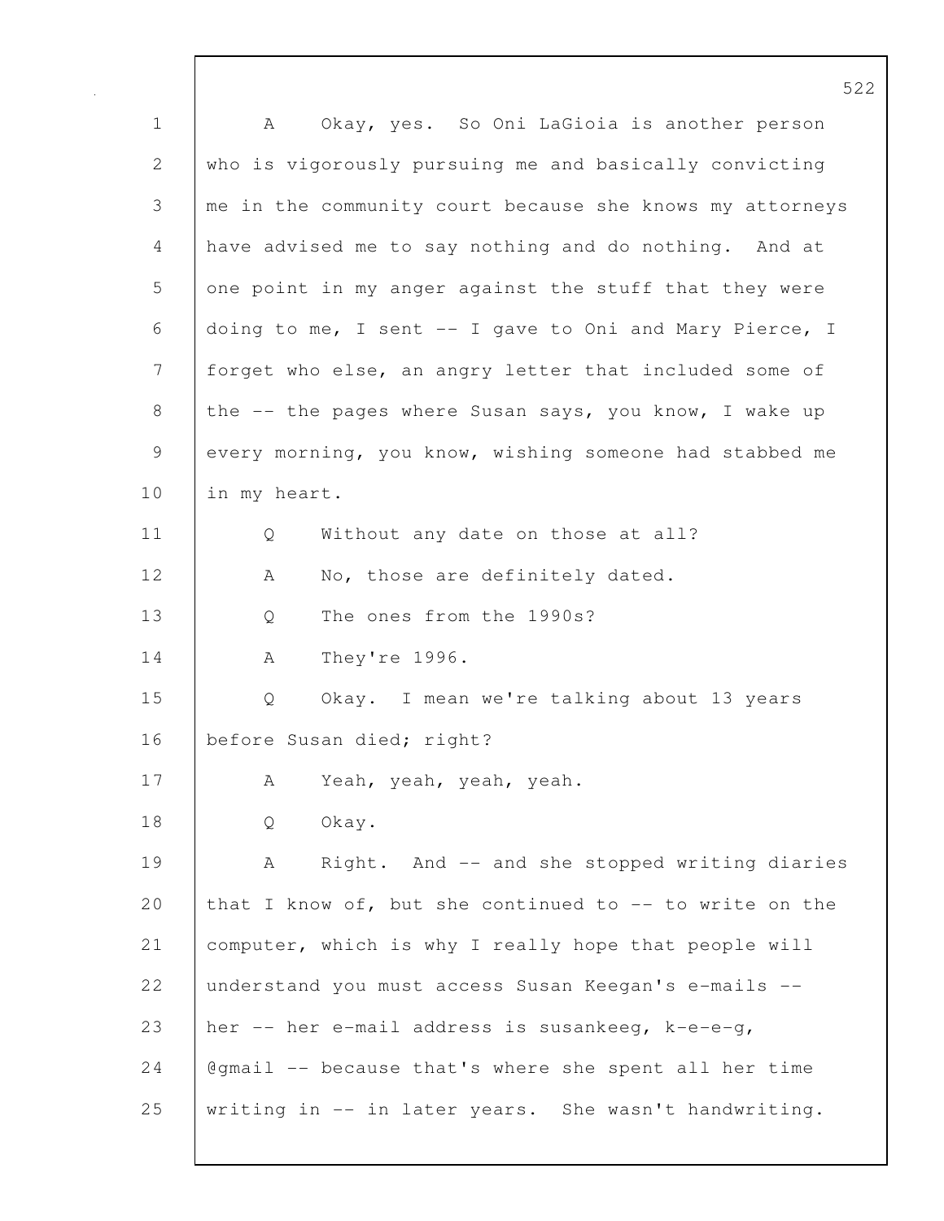A Okay, yes. So Oni LaGioia is another person who is vigorously pursuing me and basically convicting me in the community court because she knows my attorneys have advised me to say nothing and do nothing. And at one point in my anger against the stuff that they were doing to me, I sent -- I gave to Oni and Mary Pierce, I forget who else, an angry letter that included some of the -- the pages where Susan says, you know, I wake up every morning, you know, wishing someone had stabbed me in my heart.

Q Without any date on those at all?

A No, those are definitely dated.

Q The ones from the 1990s?

A They're 1996.

Q Okay. I mean we're talking about 13 years before Susan died; right?

A Yeah, yeah, yeah, yeah.

Q Okay.

A Right. And -- and she stopped writing diaries that I know of, but she continued to -- to write on the computer, which is why I really hope that people will understand you must access Susan Keegan's e-mails -- her -- her e-mail address is susankeeg, k-e-e-g, @gmail -- because that's where she spent all her time writing in -- in later years. She wasn't handwriting.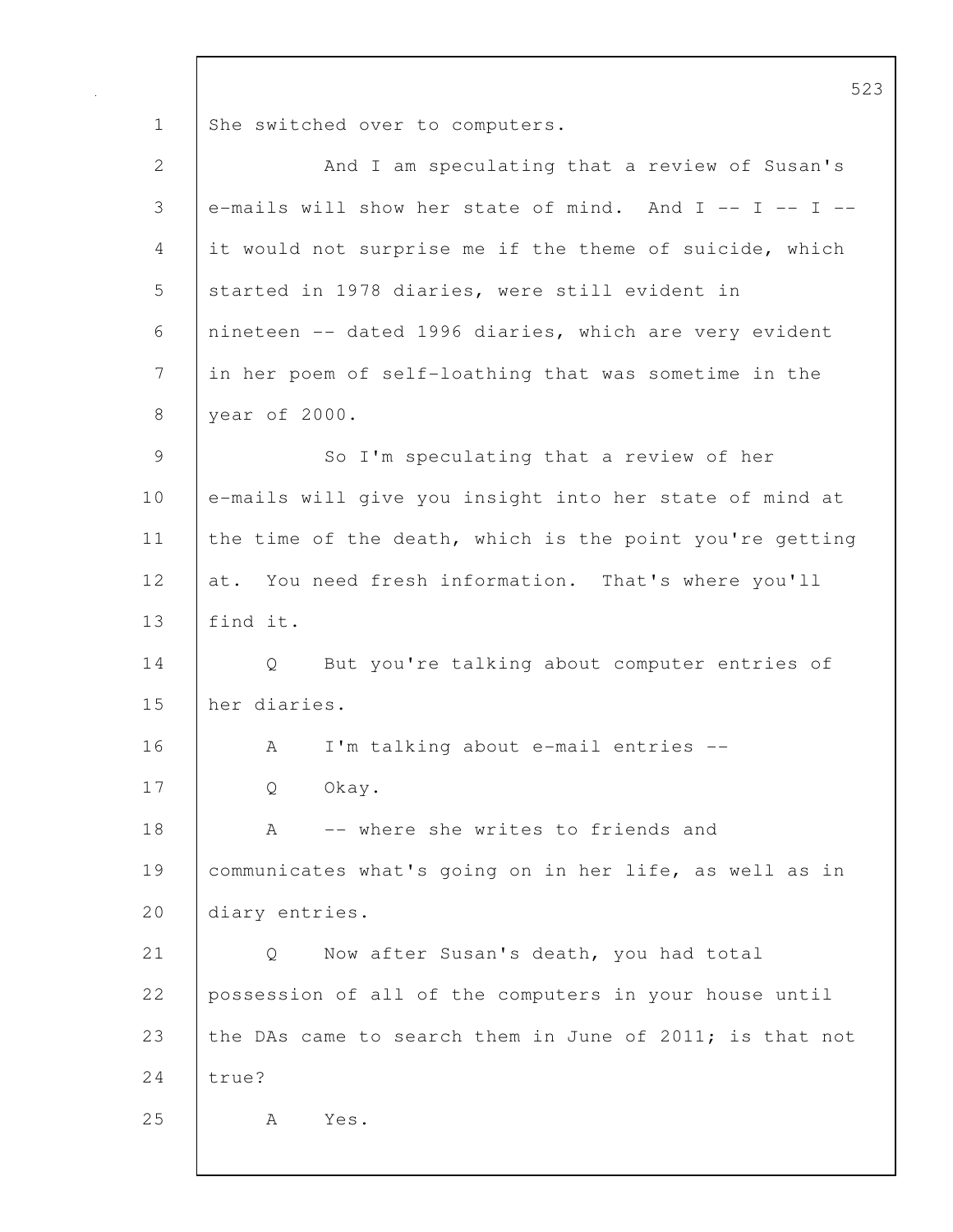She switched over to computers.

And I am speculating that a review of Susan's e-mails will show her state of mind. And I -- I -- I -- it would not surprise me if the theme of suicide, which started in 1978 diaries, were still evident in nineteen -- dated 1996 diaries, which are very evident in her poem of self-loathing that was sometime in the year of 2000.

So I'm speculating that a review of her e-mails will give you insight into her state of mind at the time of the death, which is the point you're getting at. You need fresh information. That's where you'll find it.

Q But you're talking about computer entries of her diaries.

A I'm talking about e-mail entries --

Q Okay.

A -- where she writes to friends and communicates what's going on in her life, as well as in diary entries.

Q Now after Susan's death, you had total possession of all of the computers in your house until the DAs came to search them in June of 2011; is that not true?

A Yes.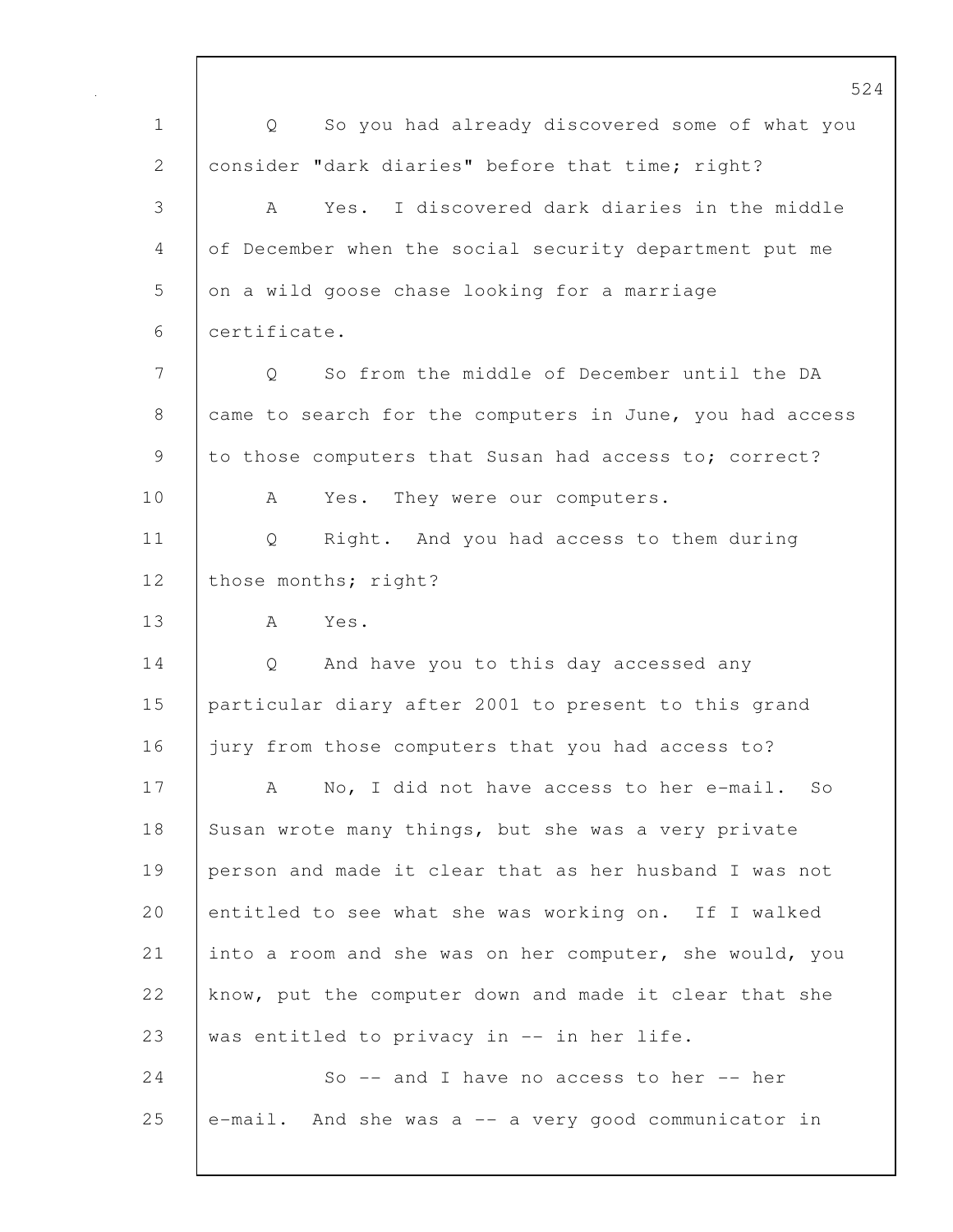Q So you had already discovered some of what you consider "dark diaries" before that time; right?

A Yes. I discovered dark diaries in the middle of December when the social security department put me on a wild goose chase looking for a marriage certificate.

Q So from the middle of December until the DA came to search for the computers in June, you had access to those computers that Susan had access to; correct?

A Yes. They were our computers.

Q Right. And you had access to them during those months; right?

A Yes.

Q And have you to this day accessed any particular diary after 2001 to present to this grand jury from those computers that you had access to?

A No, I did not have access to her e-mail. So Susan wrote many things, but she was a very private person and made it clear that as her husband I was not entitled to see what she was working on. If I walked into a room and she was on her computer, she would, you know, put the computer down and made it clear that she was entitled to privacy in -- in her life.

So -- and I have no access to her -- her e-mail. And she was a -- a very good communicator in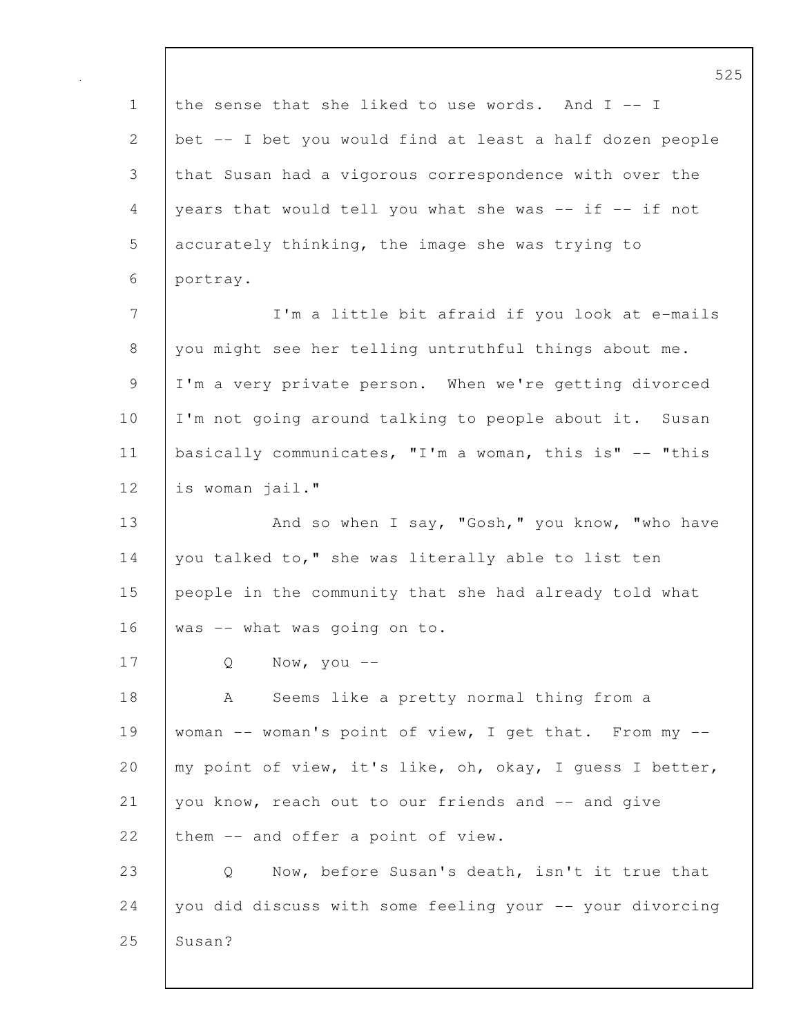the sense that she liked to use words. And I -- I bet -- I bet you would find at least a half dozen people that Susan had a vigorous correspondence with over the years that would tell you what she was -- if -- if not accurately thinking, the image she was trying to portray.

I'm a little bit afraid if you look at e-mails you might see her telling untruthful things about me. I'm a very private person. When we're getting divorced I'm not going around talking to people about it. Susan basically communicates, "I'm a woman, this is" -- "this is woman jail."

And so when I say, "Gosh," you know, "who have you talked to," she was literally able to list ten people in the community that she had already told what was -- what was going on to.

Q Now, you --

A Seems like a pretty normal thing from a woman -- woman's point of view, I get that. From my -- my point of view, it's like, oh, okay, I guess I better, you know, reach out to our friends and -- and give them -- and offer a point of view.

Q Now, before Susan's death, isn't it true that you did discuss with some feeling your -- your divorcing Susan?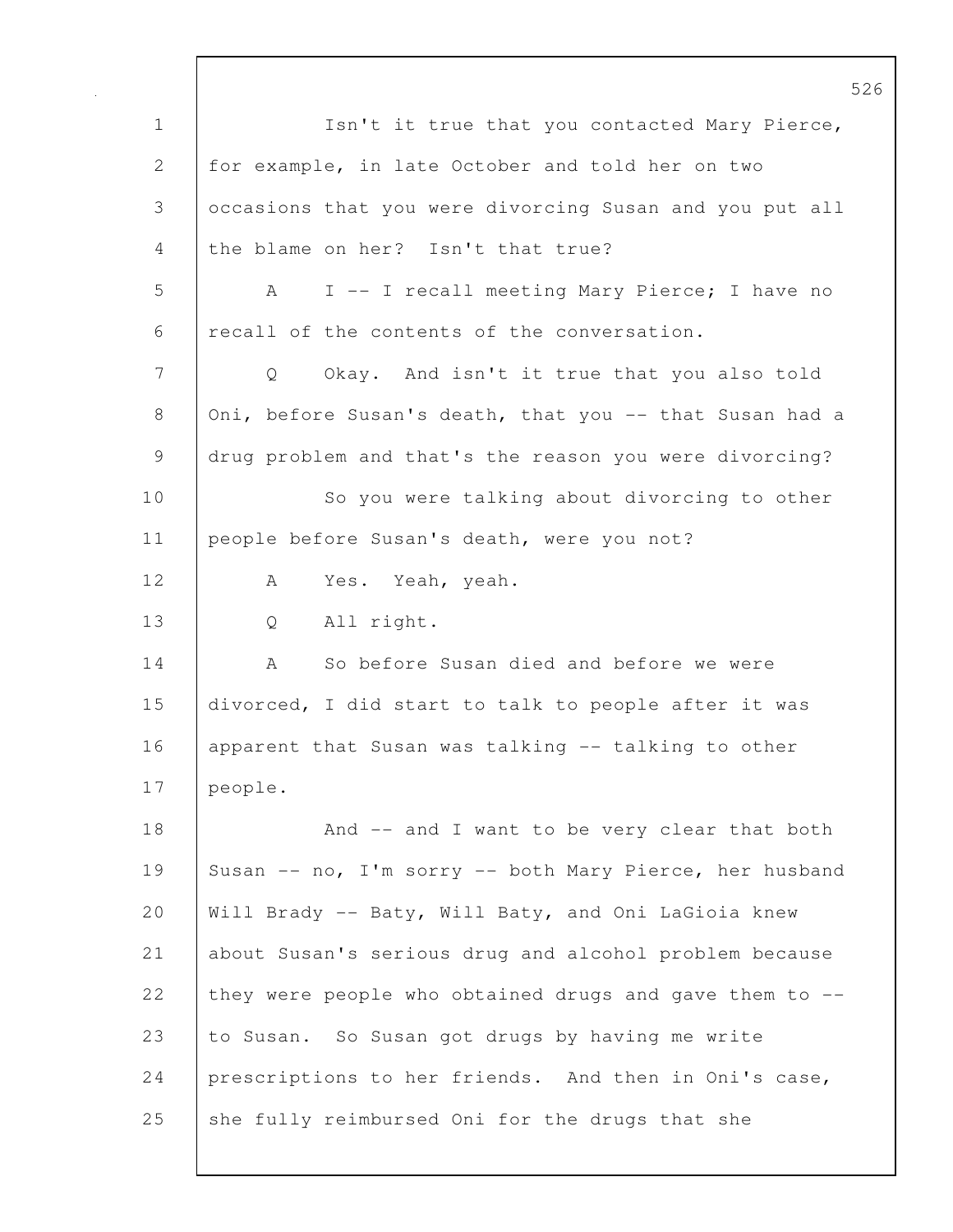Isn't it true that you contacted Mary Pierce, for example, in late October and told her on two occasions that you were divorcing Susan and you put all the blame on her? Isn't that true?

A I -- I recall meeting Mary Pierce; I have no recall of the contents of the conversation.

Q Okay. And isn't it true that you also told Oni, before Susan's death, that you -- that Susan had a drug problem and that's the reason you were divorcing?

So you were talking about divorcing to other people before Susan's death, were you not?

A Yes. Yeah, yeah.

Q All right.

A So before Susan died and before we were divorced, I did start to talk to people after it was apparent that Susan was talking -- talking to other people.

And -- and I want to be very clear that both Susan -- no, I'm sorry -- both Mary Pierce, her husband Will Brady -- Baty, Will Baty, and Oni LaGioia knew about Susan's serious drug and alcohol problem because they were people who obtained drugs and gave them to -- to Susan. So Susan got drugs by having me write prescriptions to her friends. And then in Oni's case, she fully reimbursed Oni for the drugs that she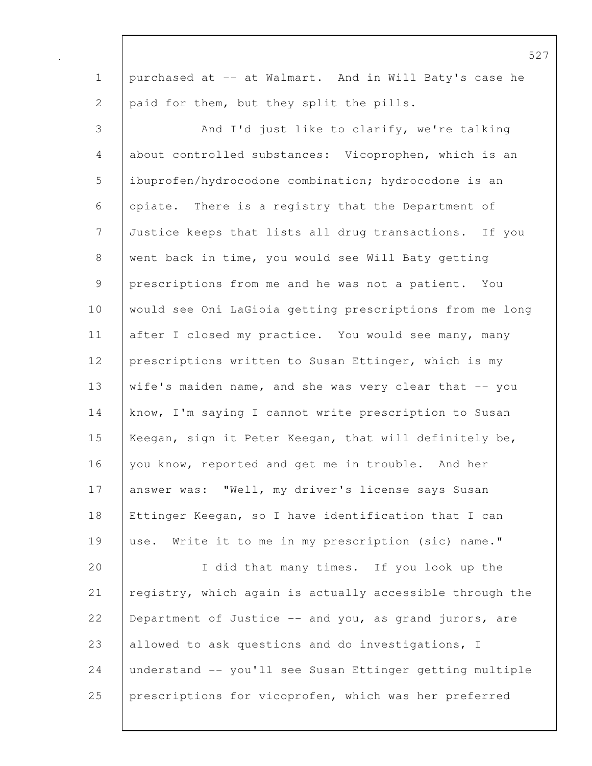purchased at -- at Walmart. And in Will Baty's case he paid for them, but they split the pills.

And I'd just like to clarify, we're talking about controlled substances: Vicoprophen, which is an ibuprofen/hydrocodone combination; hydrocodone is an opiate. There is a registry that the Department of Justice keeps that lists all drug transactions. If you went back in time, you would see Will Baty getting prescriptions from me and he was not a patient. You would see Oni LaGioia getting prescriptions from me long after I closed my practice. You would see many, many prescriptions written to Susan Ettinger, which is my wife's maiden name, and she was very clear that -- you know, I'm saying I cannot write prescription to Susan Keegan, sign it Peter Keegan, that will definitely be, you know, reported and get me in trouble. And her answer was: "Well, my driver's license says Susan Ettinger Keegan, so I have identification that I can use. Write it to me in my prescription (sic) name."

I did that many times. If you look up the registry, which again is actually accessible through the Department of Justice -- and you, as grand jurors, are allowed to ask questions and do investigations, I understand -- you'll see Susan Ettinger getting multiple prescriptions for vicoprofen, which was her preferred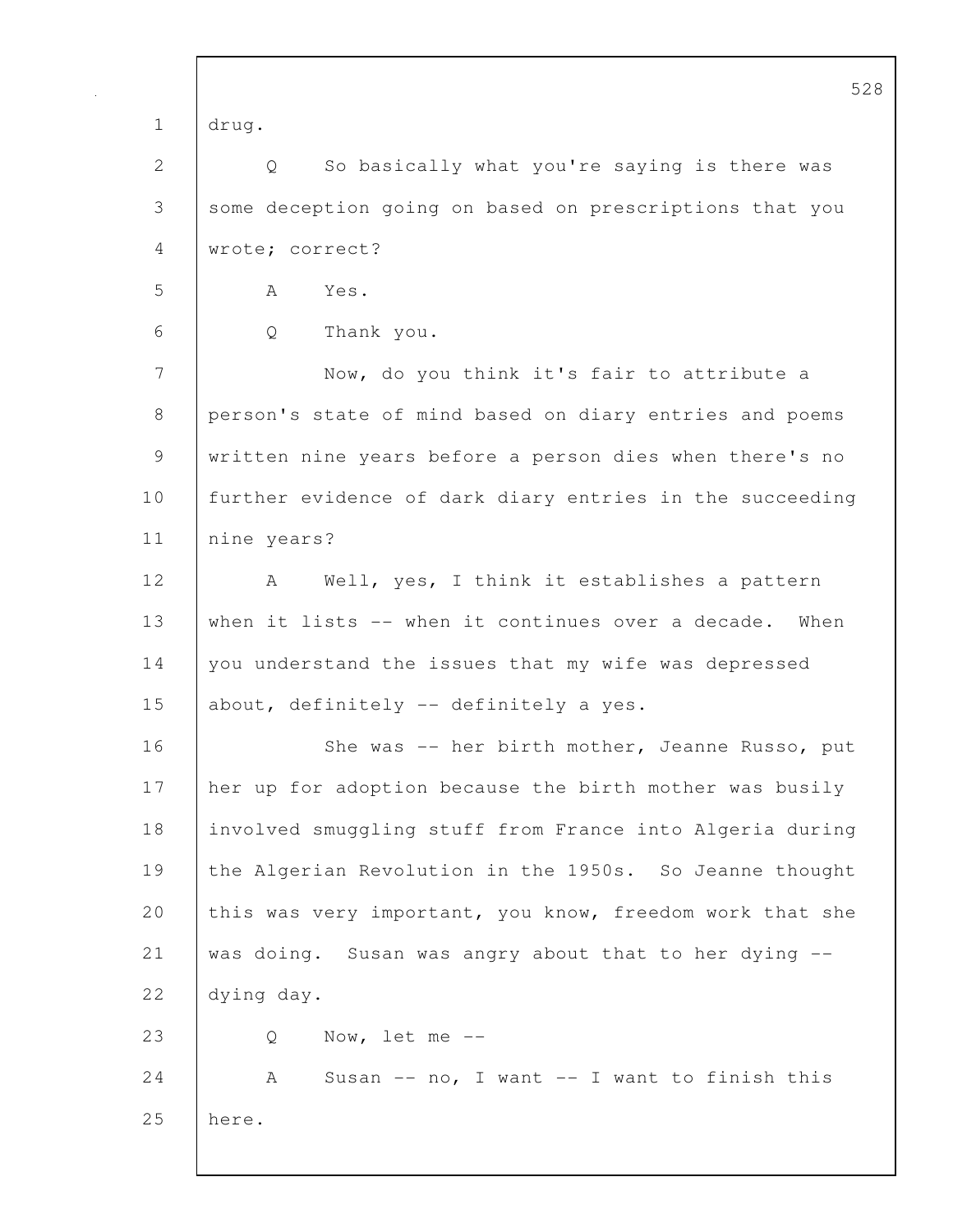drug.

Q So basically what you're saying is there was some deception going on based on prescriptions that you wrote; correct?

A Yes.

Q Thank you.

Now, do you think it's fair to attribute a person's state of mind based on diary entries and poems written nine years before a person dies when there's no further evidence of dark diary entries in the succeeding nine years?

A Well, yes, I think it establishes a pattern when it lists -- when it continues over a decade. When you understand the issues that my wife was depressed about, definitely -- definitely a yes.

She was -- her birth mother, Jeanne Russo, put her up for adoption because the birth mother was busily involved smuggling stuff from France into Algeria during the Algerian Revolution in the 1950s. So Jeanne thought this was very important, you know, freedom work that she was doing. Susan was angry about that to her dying -- dying day.

Q Now, let me --

A Susan -- no, I want -- I want to finish this here.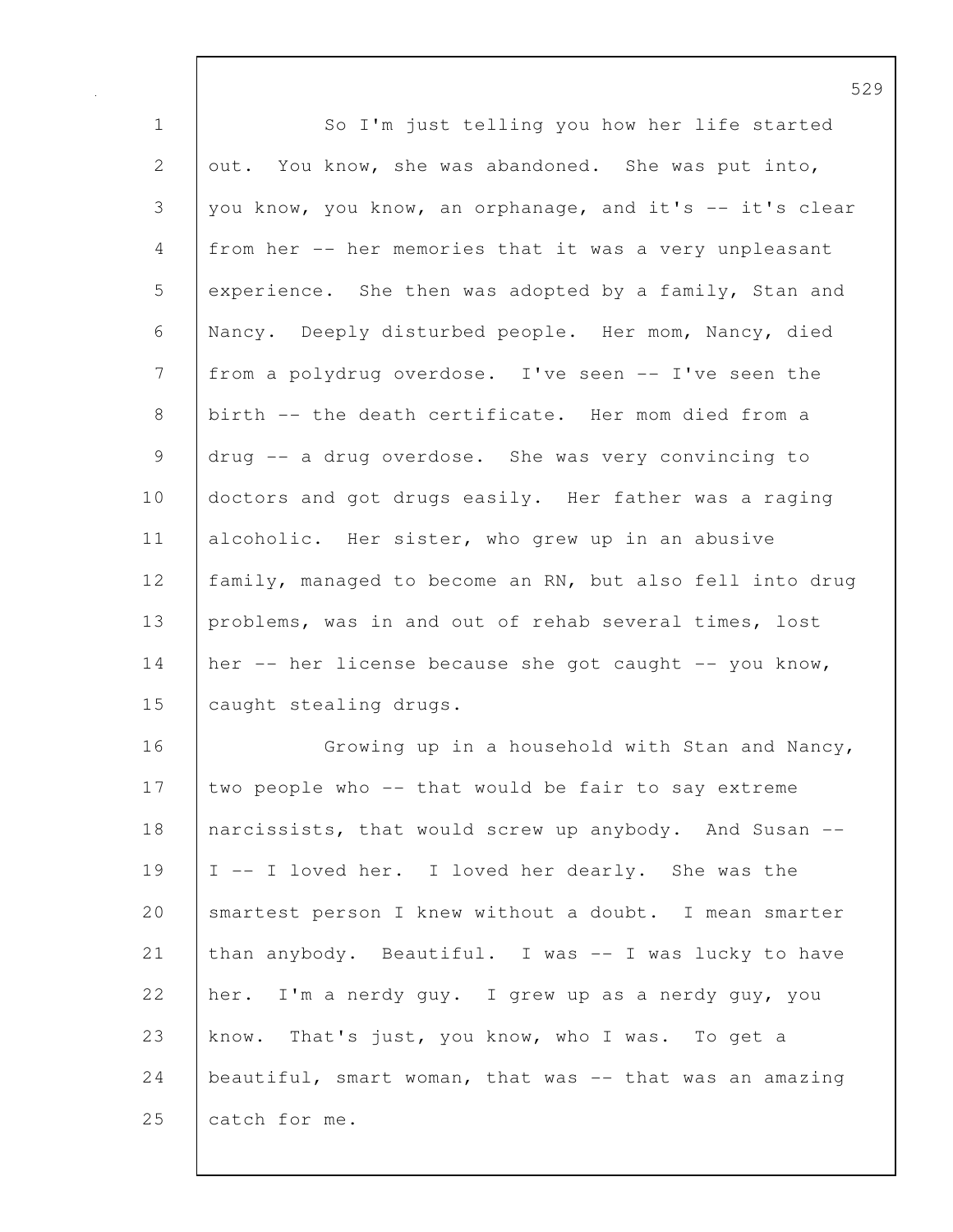So I'm just telling you how her life started out. You know, she was abandoned. She was put into, you know, you know, an orphanage, and it's -- it's clear from her -- her memories that it was a very unpleasant experience. She then was adopted by a family, Stan and Nancy. Deeply disturbed people. Her mom, Nancy, died from a polydrug overdose. I've seen -- I've seen the birth -- the death certificate. Her mom died from a drug -- a drug overdose. She was very convincing to doctors and got drugs easily. Her father was a raging alcoholic. Her sister, who grew up in an abusive family, managed to become an RN, but also fell into drug problems, was in and out of rehab several times, lost her -- her license because she got caught -- you know, caught stealing drugs.

Growing up in a household with Stan and Nancy, two people who -- that would be fair to say extreme narcissists, that would screw up anybody. And Susan -- I -- I loved her. I loved her dearly. She was the smartest person I knew without a doubt. I mean smarter than anybody. Beautiful. I was -- I was lucky to have her. I'm a nerdy guy. I grew up as a nerdy guy, you know. That's just, you know, who I was. To get a beautiful, smart woman, that was -- that was an amazing catch for me.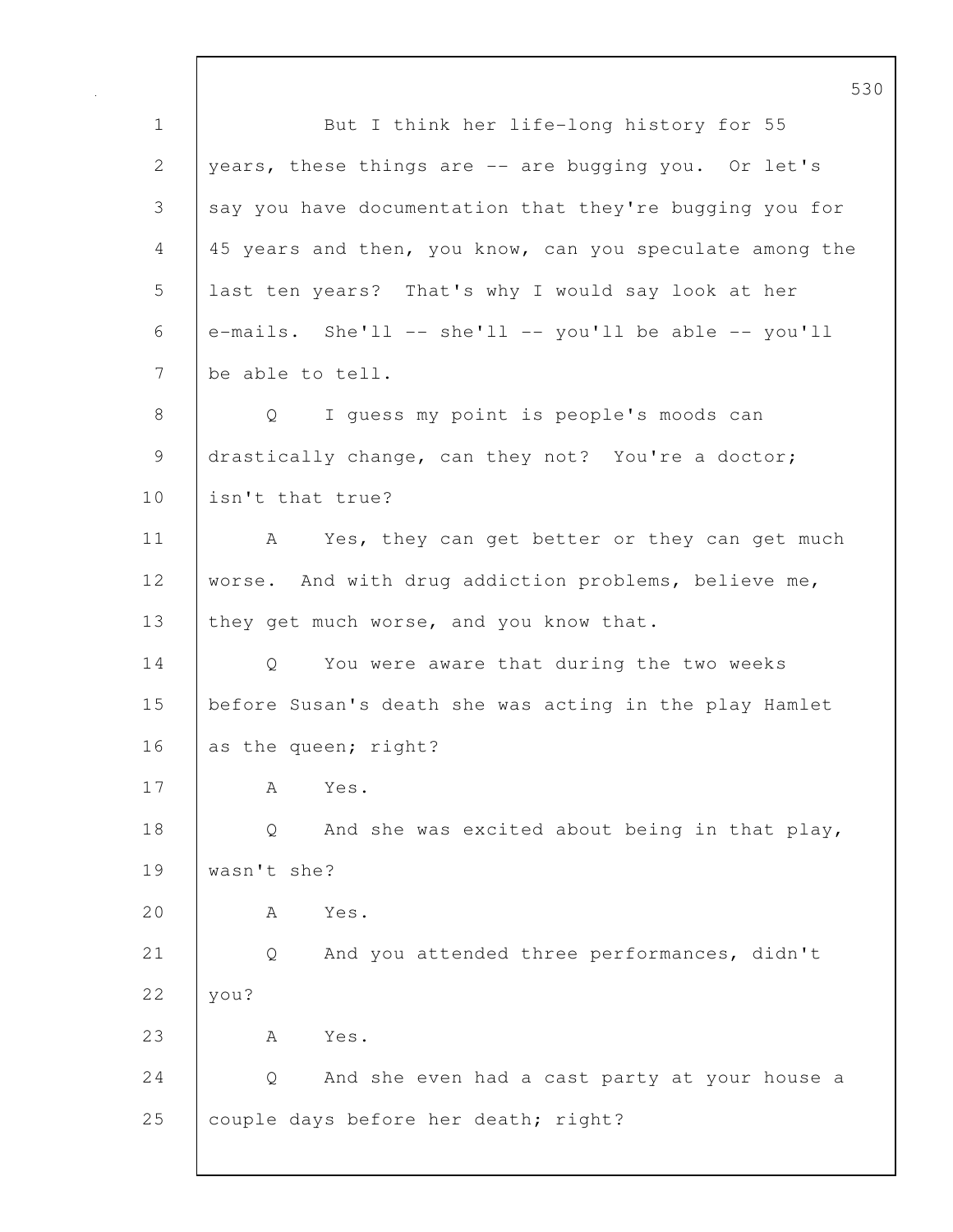1 But I think her life-long history for 55
2 years, these things are -- are bugging you. Or let's
3 say you have documentation that they're bugging you for
4 45 years and then, you know, can you speculate among the
5 last ten years? That's why I would say look at her
6 e-mails. She'll -- she'll -- you'll be able -- you'll
7 be able to tell.
8 Q I guess my point is people's moods can
9 drastically change, can they not? You're a doctor;
10 isn't that true?
11 A Yes, they can get better or they can get much
12 worse. And with drug addiction problems, believe me,
13 they get much worse, and you know that.
14 Q You were aware that during the two weeks
15 before Susan's death she was acting in the play Hamlet
16 as the queen; right?
17 A Yes.
18 Q And she was excited about being in that play,
19 wasn't she?
20 A Yes.
21 Q And you attended three performances, didn't
22 you?
23 A Yes.
24 Q And she even had a cast party at your house a
25 couple days before her death; right?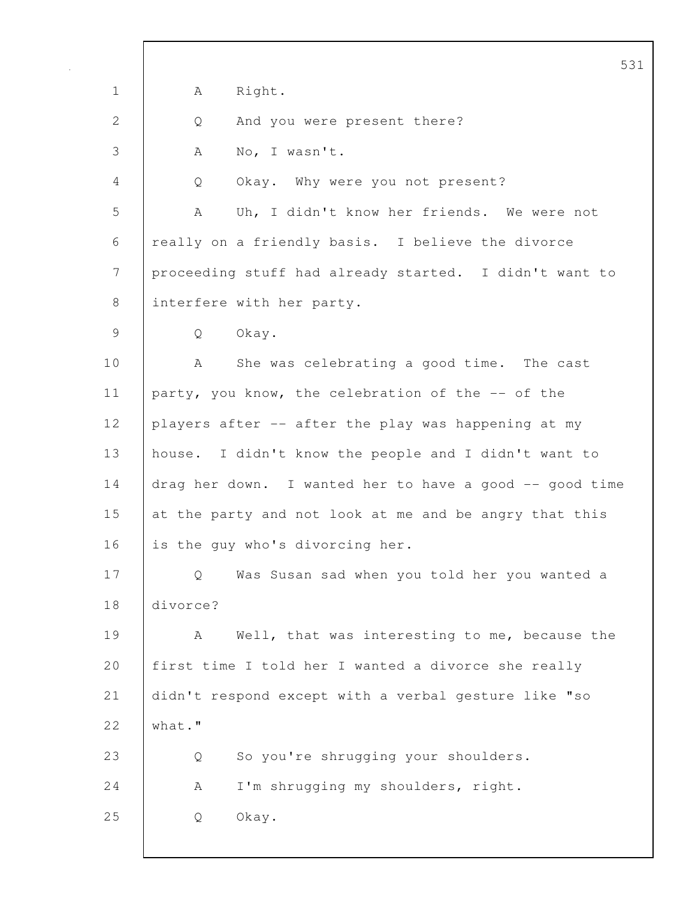A Right.

Q And you were present there?

A No, I wasn't.

Q Okay. Why were you not present?

A Uh, I didn't know her friends. We were not really on a friendly basis. I believe the divorce proceeding stuff had already started. I didn't want to interfere with her party.

Q Okay.

A She was celebrating a good time. The cast party, you know, the celebration of the -- of the players after -- after the play was happening at my house. I didn't know the people and I didn't want to drag her down. I wanted her to have a good -- good time at the party and not look at me and be angry that this is the guy who's divorcing her.

Q Was Susan sad when you told her you wanted a divorce?

A Well, that was interesting to me, because the first time I told her I wanted a divorce she really didn't respond except with a verbal gesture like "so what."

Q So you're shrugging your shoulders.

A I'm shrugging my shoulders, right.

Q Okay.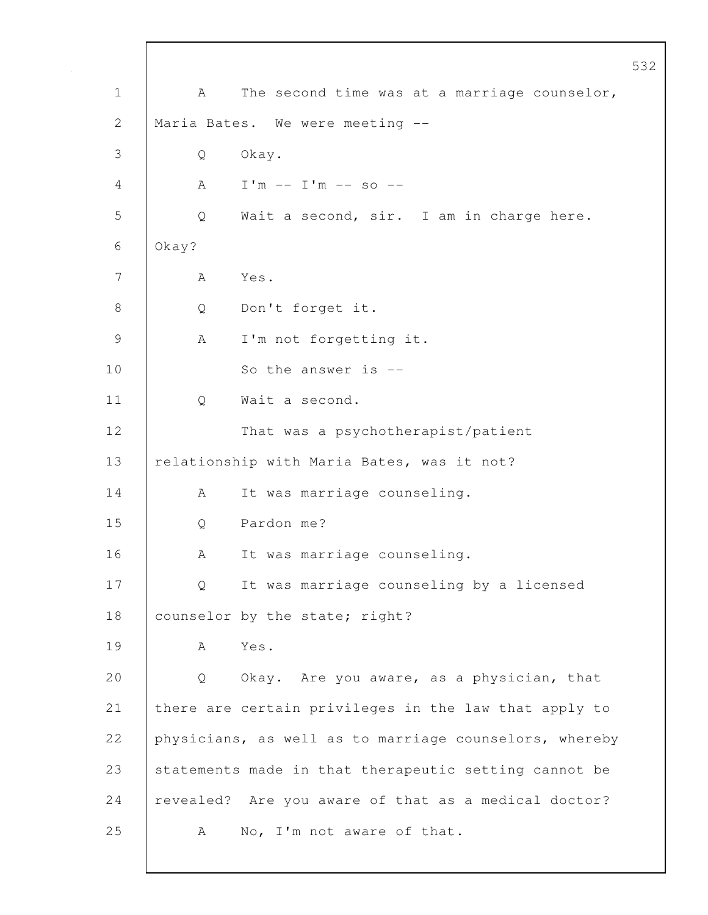A The second time was at a marriage counselor, Maria Bates. We were meeting --

Q Okay.

A I'm -- I'm -- so --

Q Wait a second, sir. I am in charge here. Okay?

A Yes.

Q Don't forget it.

A I'm not forgetting it.

So the answer is --

Q Wait a second.

That was a psychotherapist/patient relationship with Maria Bates, was it not?

A It was marriage counseling.

Q Pardon me?

A It was marriage counseling.

Q It was marriage counseling by a licensed counselor by the state; right?

A Yes.

Q Okay. Are you aware, as a physician, that there are certain privileges in the law that apply to physicians, as well as to marriage counselors, whereby statements made in that therapeutic setting cannot be revealed? Are you aware of that as a medical doctor?

A No, I'm not aware of that.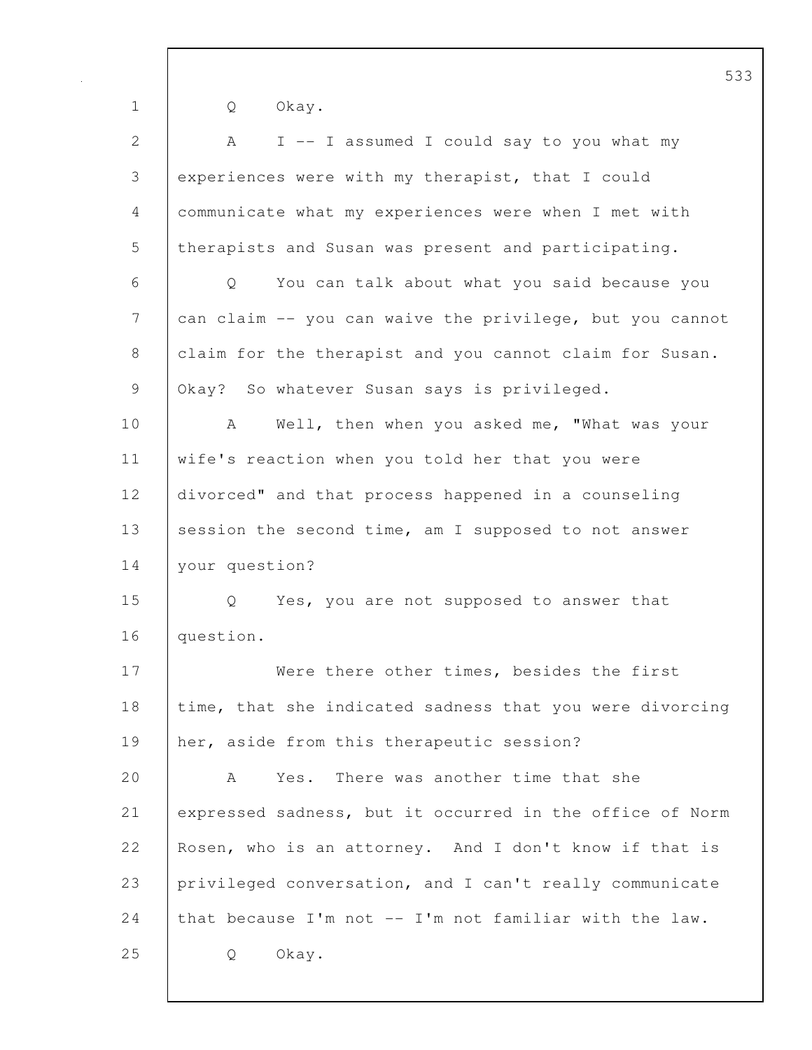Q Okay.

A I -- I assumed I could say to you what my experiences were with my therapist, that I could communicate what my experiences were when I met with therapists and Susan was present and participating.

Q You can talk about what you said because you can claim -- you can waive the privilege, but you cannot claim for the therapist and you cannot claim for Susan. Okay? So whatever Susan says is privileged.

A Well, then when you asked me, "What was your wife's reaction when you told her that you were divorced" and that process happened in a counseling session the second time, am I supposed to not answer your question?

Q Yes, you are not supposed to answer that question.

Were there other times, besides the first time, that she indicated sadness that you were divorcing her, aside from this therapeutic session?

A Yes. There was another time that she expressed sadness, but it occurred in the office of Norm Rosen, who is an attorney. And I don't know if that is privileged conversation, and I can't really communicate that because I'm not -- I'm not familiar with the law.

Q Okay.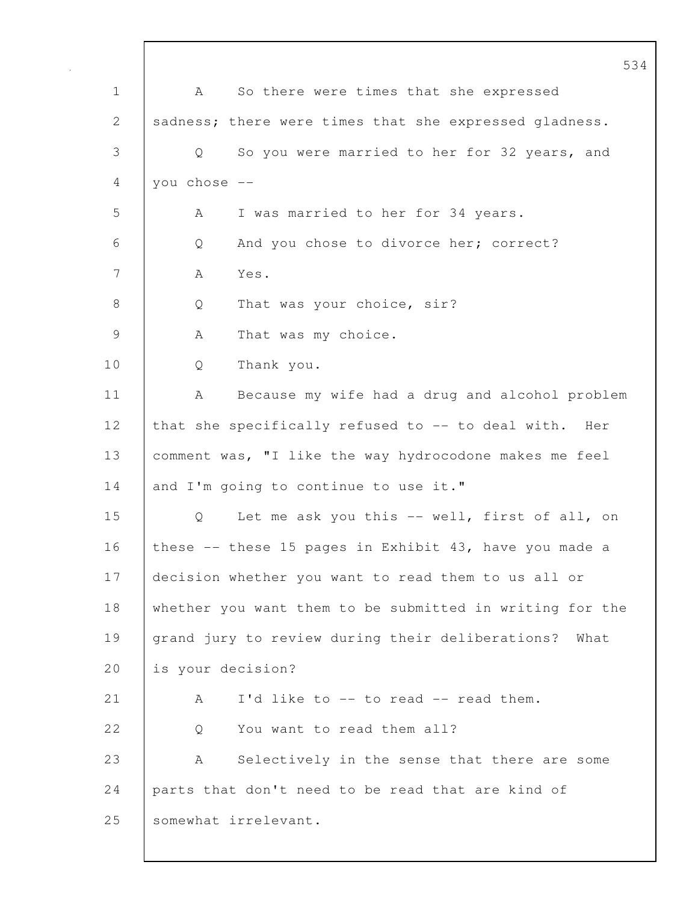A So there were times that she expressed sadness; there were times that she expressed gladness.

Q So you were married to her for 32 years, and you chose --

A I was married to her for 34 years.

Q And you chose to divorce her; correct?

A Yes.

Q That was your choice, sir?

A That was my choice.

Q Thank you.

A Because my wife had a drug and alcohol problem that she specifically refused to -- to deal with. Her comment was, "I like the way hydrocodone makes me feel and I'm going to continue to use it."

Q Let me ask you this -- well, first of all, on these -- these 15 pages in Exhibit 43, have you made a decision whether you want to read them to us all or whether you want them to be submitted in writing for the grand jury to review during their deliberations? What is your decision?

A I'd like to -- to read -- read them.

Q You want to read them all?

A Selectively in the sense that there are some parts that don't need to be read that are kind of somewhat irrelevant.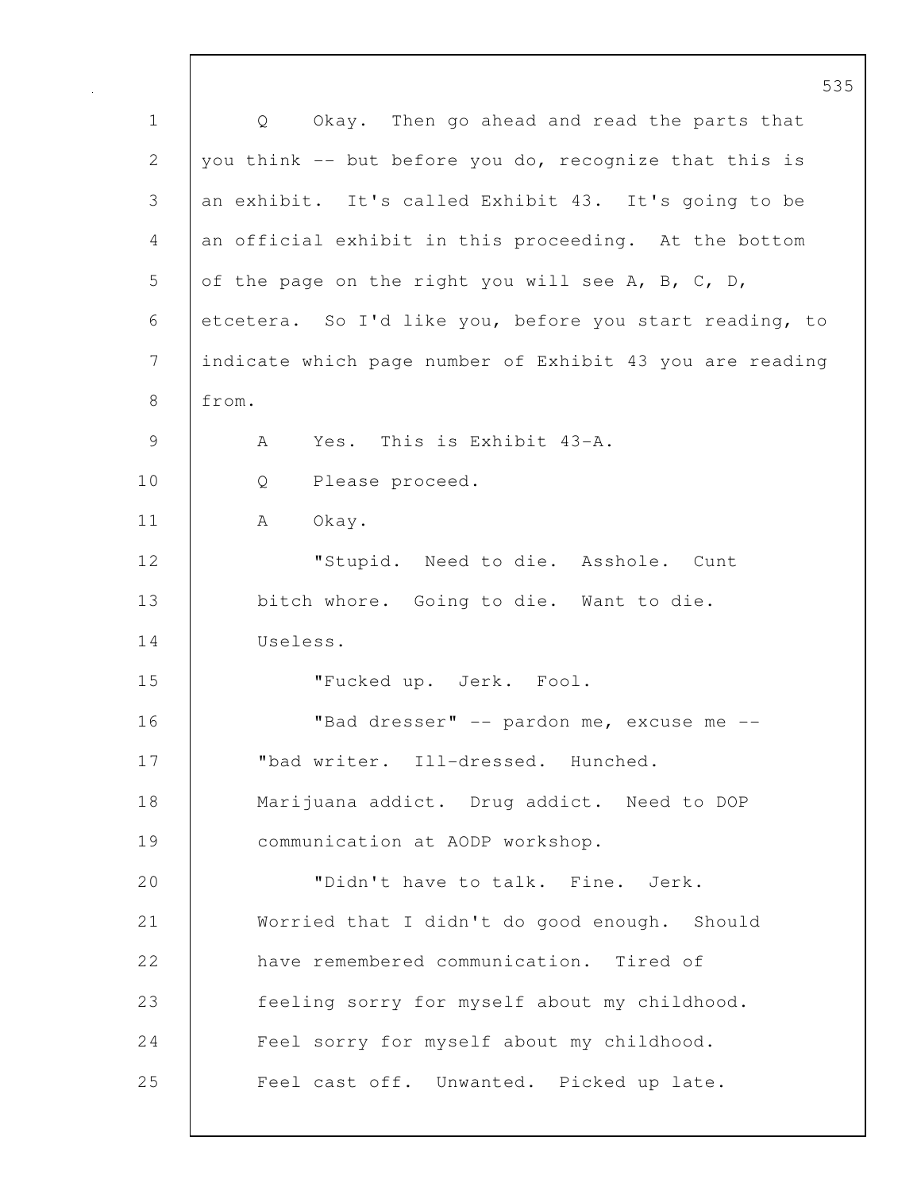Q Okay. Then go ahead and read the parts that you think -- but before you do, recognize that this is an exhibit. It's called Exhibit 43. It's going to be an official exhibit in this proceeding. At the bottom of the page on the right you will see A, B, C, D, etcetera. So I'd like you, before you start reading, to indicate which page number of Exhibit 43 you are reading from.

A Yes. This is Exhibit 43-A.

Q Please proceed.

A Okay.

"Stupid. Need to die. Asshole. Cunt bitch whore. Going to die. Want to die. Useless.

"Fucked up. Jerk. Fool.

"Bad dresser" -- pardon me, excuse me -- "bad writer. Ill-dressed. Hunched. Marijuana addict. Drug addict. Need to DOP communication at AODP workshop.

"Didn't have to talk. Fine. Jerk. Worried that I didn't do good enough. Should have remembered communication. Tired of feeling sorry for myself about my childhood. Feel sorry for myself about my childhood. Feel cast off. Unwanted. Picked up late.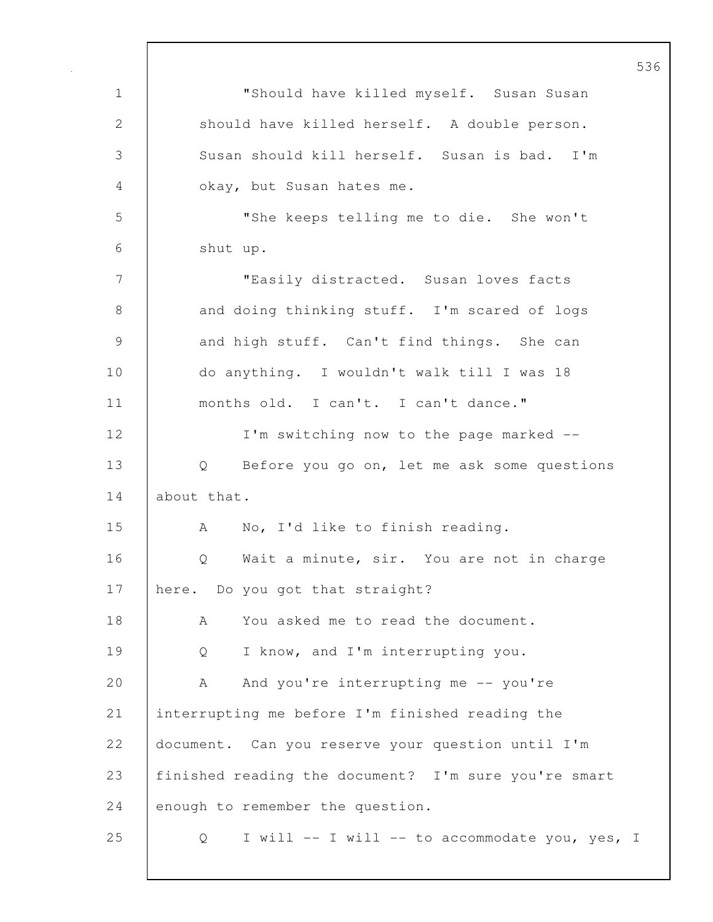"Should have killed myself. Susan Susan should have killed herself. A double person. Susan should kill herself. Susan is bad. I'm okay, but Susan hates me.

"She keeps telling me to die. She won't shut up.

"Easily distracted. Susan loves facts and doing thinking stuff. I'm scared of logs and high stuff. Can't find things. She can do anything. I wouldn't walk till I was 18 months old. I can't. I can't dance."

I'm switching now to the page marked --

Q Before you go on, let me ask some questions about that.

A No, I'd like to finish reading.

Q Wait a minute, sir. You are not in charge here. Do you got that straight?

A You asked me to read the document.

Q I know, and I'm interrupting you.

A And you're interrupting me -- you're interrupting me before I'm finished reading the document. Can you reserve your question until I'm finished reading the document? I'm sure you're smart enough to remember the question.

Q I will -- I will -- to accommodate you, yes, I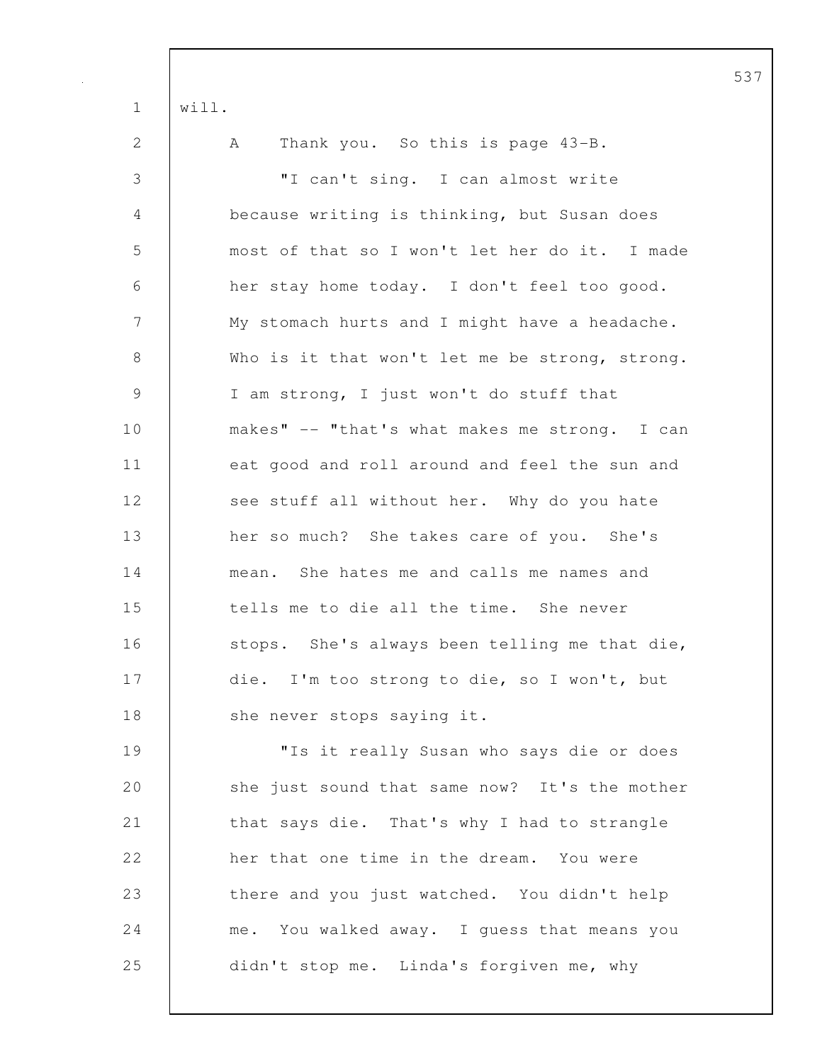will.

A Thank you. So this is page 43-B.

"I can't sing. I can almost write because writing is thinking, but Susan does most of that so I won't let her do it. I made her stay home today. I don't feel too good. My stomach hurts and I might have a headache. Who is it that won't let me be strong, strong. I am strong, I just won't do stuff that makes" -- "that's what makes me strong. I can eat good and roll around and feel the sun and see stuff all without her. Why do you hate her so much? She takes care of you. She's mean. She hates me and calls me names and tells me to die all the time. She never stops. She's always been telling me that die, die. I'm too strong to die, so I won't, but she never stops saying it.

"Is it really Susan who says die or does she just sound that same now? It's the mother that says die. That's why I had to strangle her that one time in the dream. You were there and you just watched. You didn't help me. You walked away. I guess that means you didn't stop me. Linda's forgiven me, why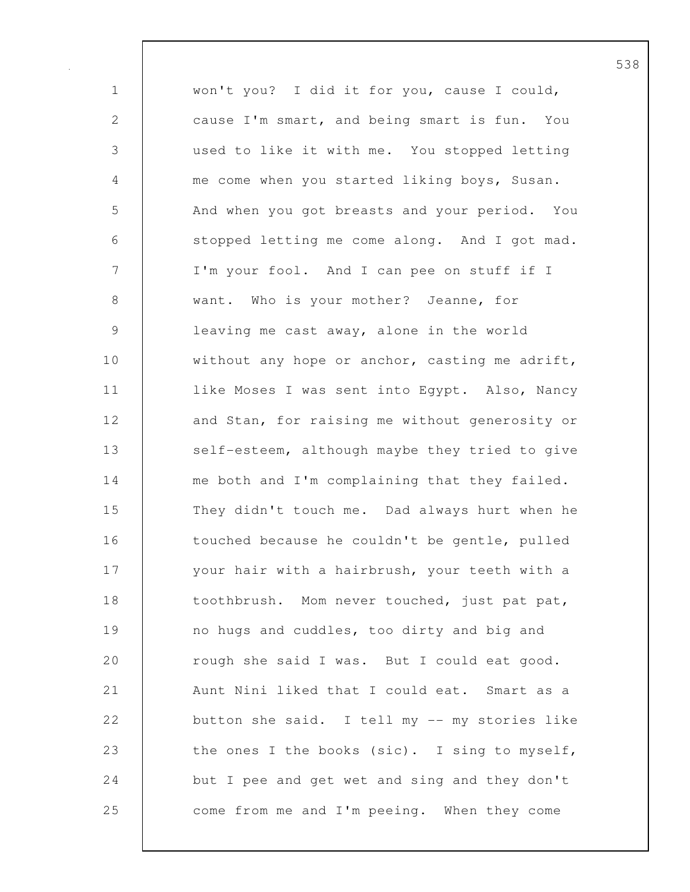won't you? I did it for you, cause I could, cause I'm smart, and being smart is fun. You used to like it with me. You stopped letting me come when you started liking boys, Susan. And when you got breasts and your period. You stopped letting me come along. And I got mad. I'm your fool. And I can pee on stuff if I want. Who is your mother? Jeanne, for leaving me cast away, alone in the world without any hope or anchor, casting me adrift, like Moses I was sent into Egypt. Also, Nancy and Stan, for raising me without generosity or self-esteem, although maybe they tried to give me both and I'm complaining that they failed. They didn't touch me. Dad always hurt when he touched because he couldn't be gentle, pulled your hair with a hairbrush, your teeth with a toothbrush. Mom never touched, just pat pat, no hugs and cuddles, too dirty and big and rough she said I was. But I could eat good. Aunt Nini liked that I could eat. Smart as a button she said. I tell my -- my stories like the ones I the books (sic). I sing to myself, but I pee and get wet and sing and they don't come from me and I'm peeing. When they come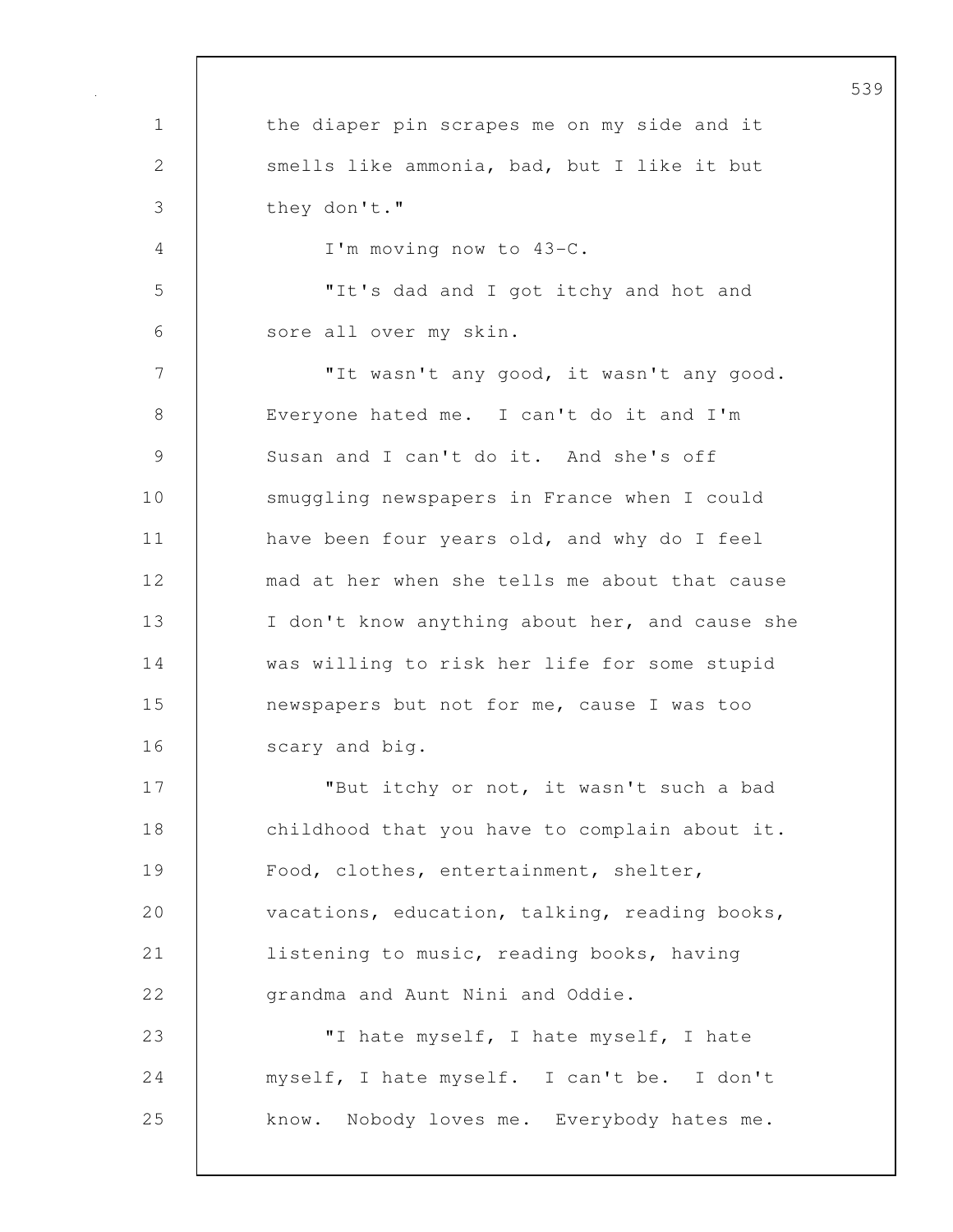the diaper pin scrapes me on my side and it smells like ammonia, bad, but I like it but they don't."

I'm moving now to 43-C.

"It's dad and I got itchy and hot and sore all over my skin.

"It wasn't any good, it wasn't any good. Everyone hated me. I can't do it and I'm Susan and I can't do it. And she's off smuggling newspapers in France when I could have been four years old, and why do I feel mad at her when she tells me about that cause I don't know anything about her, and cause she was willing to risk her life for some stupid newspapers but not for me, cause I was too scary and big.

"But itchy or not, it wasn't such a bad childhood that you have to complain about it. Food, clothes, entertainment, shelter, vacations, education, talking, reading books, listening to music, reading books, having grandma and Aunt Nini and Oddie.

"I hate myself, I hate myself, I hate myself, I hate myself. I can't be. I don't know. Nobody loves me. Everybody hates me.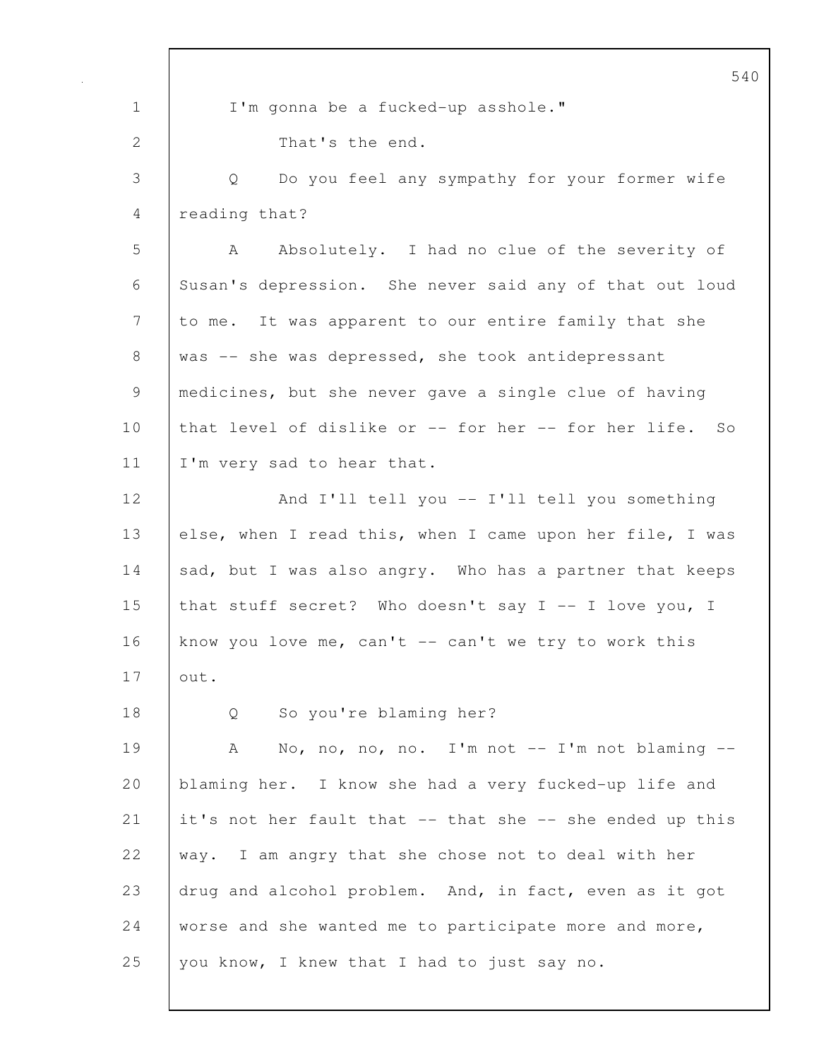I'm gonna be a fucked-up asshole."

That's the end.

Q Do you feel any sympathy for your former wife reading that?

A Absolutely. I had no clue of the severity of Susan's depression. She never said any of that out loud to me. It was apparent to our entire family that she was -- she was depressed, she took antidepressant medicines, but she never gave a single clue of having that level of dislike or -- for her -- for her life. So I'm very sad to hear that.

And I'll tell you -- I'll tell you something else, when I read this, when I came upon her file, I was sad, but I was also angry. Who has a partner that keeps that stuff secret? Who doesn't say I -- I love you, I know you love me, can't -- can't we try to work this out.

Q So you're blaming her?

A No, no, no, no. I'm not -- I'm not blaming -- blaming her. I know she had a very fucked-up life and it's not her fault that -- that she -- she ended up this way. I am angry that she chose not to deal with her drug and alcohol problem. And, in fact, even as it got worse and she wanted me to participate more and more, you know, I knew that I had to just say no.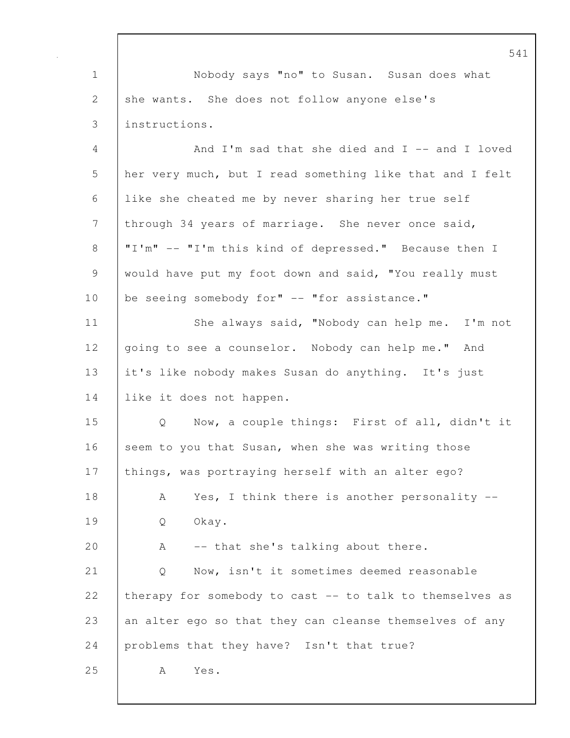Nobody says "no" to Susan. Susan does what she wants. She does not follow anyone else's instructions.

And I'm sad that she died and I -- and I loved her very much, but I read something like that and I felt like she cheated me by never sharing her true self through 34 years of marriage. She never once said, "I'm" -- "I'm this kind of depressed." Because then I would have put my foot down and said, "You really must be seeing somebody for" -- "for assistance."

She always said, "Nobody can help me. I'm not going to see a counselor. Nobody can help me." And it's like nobody makes Susan do anything. It's just like it does not happen.

Q Now, a couple things: First of all, didn't it seem to you that Susan, when she was writing those things, was portraying herself with an alter ego?

A Yes, I think there is another personality --

Q Okay.

A -- that she's talking about there.

Q Now, isn't it sometimes deemed reasonable therapy for somebody to cast -- to talk to themselves as an alter ego so that they can cleanse themselves of any problems that they have? Isn't that true?

A Yes.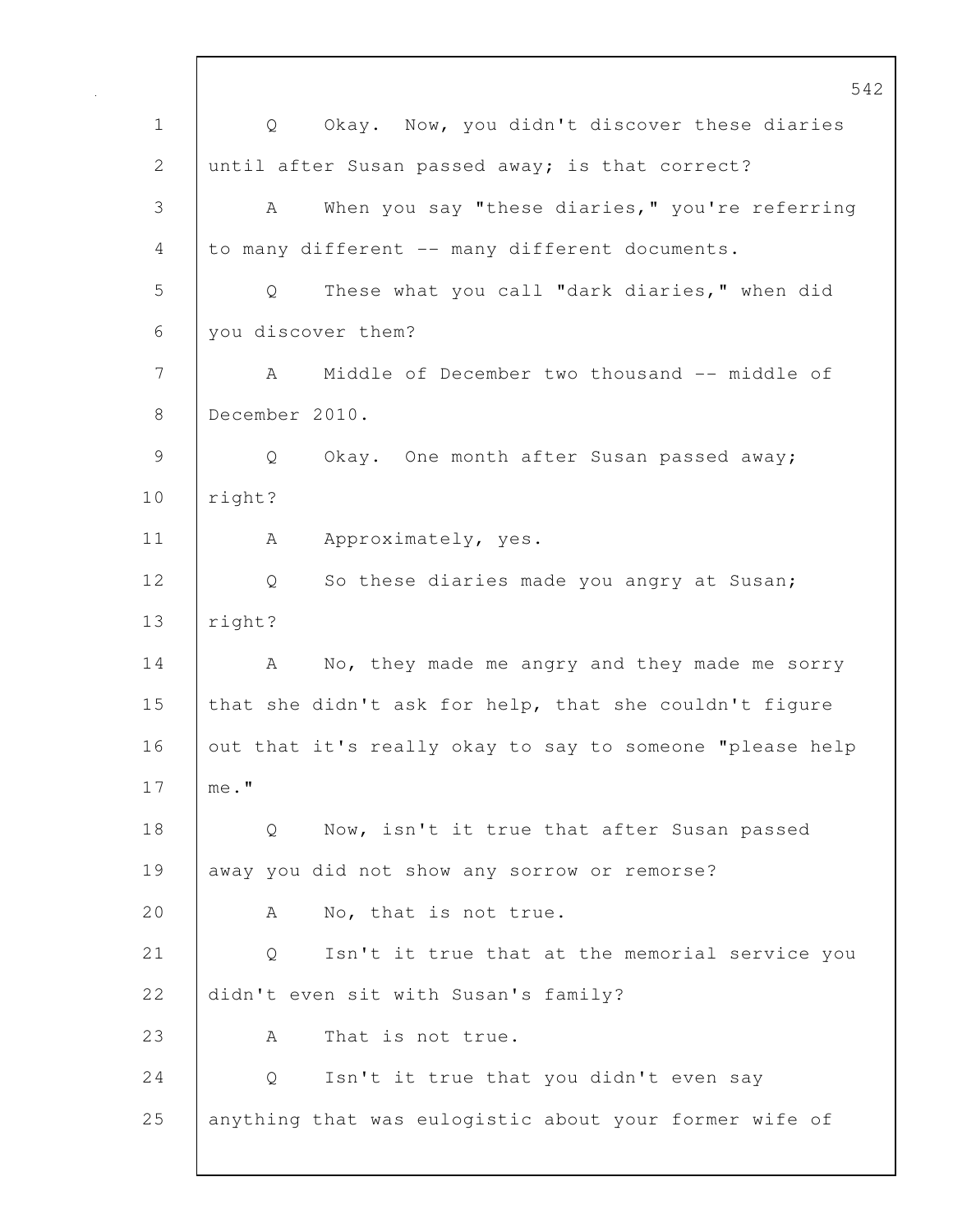Q Okay. Now, you didn't discover these diaries until after Susan passed away; is that correct?

A When you say "these diaries," you're referring to many different -- many different documents.

Q These what you call "dark diaries," when did you discover them?

A Middle of December two thousand -- middle of December 2010.

Q Okay. One month after Susan passed away; right?

A Approximately, yes.

Q So these diaries made you angry at Susan; right?

A No, they made me angry and they made me sorry that she didn't ask for help, that she couldn't figure out that it's really okay to say to someone "please help me."

Q Now, isn't it true that after Susan passed away you did not show any sorrow or remorse?

A No, that is not true.

Q Isn't it true that at the memorial service you didn't even sit with Susan's family?

A That is not true.

Q Isn't it true that you didn't even say anything that was eulogistic about your former wife of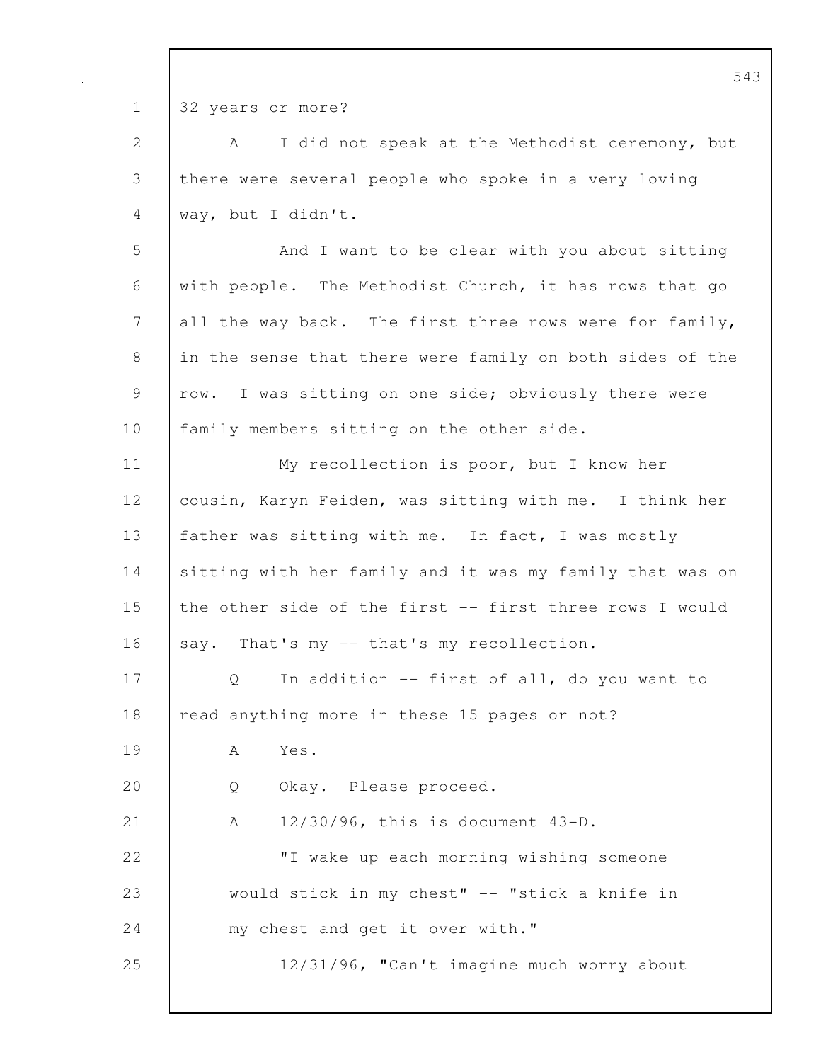32 years or more?

A I did not speak at the Methodist ceremony, but there were several people who spoke in a very loving way, but I didn't.

And I want to be clear with you about sitting with people. The Methodist Church, it has rows that go all the way back. The first three rows were for family, in the sense that there were family on both sides of the row. I was sitting on one side; obviously there were family members sitting on the other side.

My recollection is poor, but I know her cousin, Karyn Feiden, was sitting with me. I think her father was sitting with me. In fact, I was mostly sitting with her family and it was my family that was on the other side of the first -- first three rows I would say. That's my -- that's my recollection.

Q In addition -- first of all, do you want to read anything more in these 15 pages or not?

A Yes.

Q Okay. Please proceed.

A 12/30/96, this is document 43-D.

"I wake up each morning wishing someone would stick in my chest" -- "stick a knife in my chest and get it over with."

12/31/96, "Can't imagine much worry about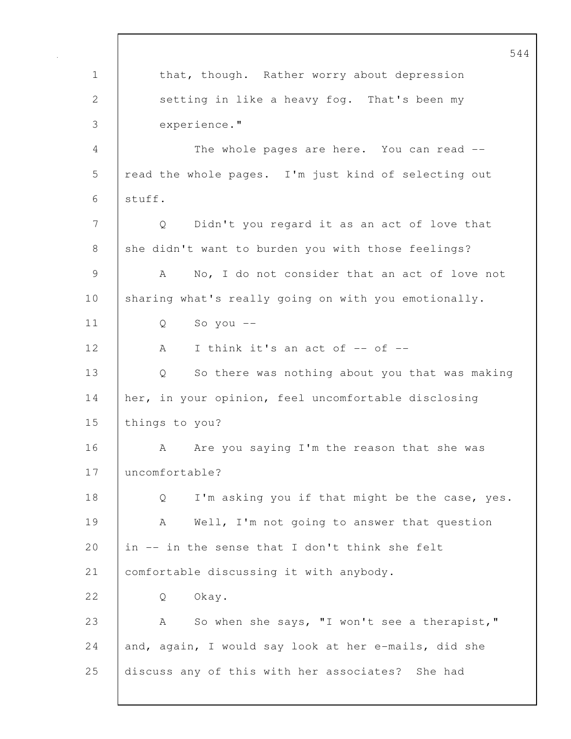that, though. Rather worry about depression setting in like a heavy fog. That's been my experience."

The whole pages are here. You can read -- read the whole pages. I'm just kind of selecting out stuff.

Q Didn't you regard it as an act of love that she didn't want to burden you with those feelings?

A No, I do not consider that an act of love not sharing what's really going on with you emotionally.

Q So you --

A I think it's an act of -- of --

Q So there was nothing about you that was making her, in your opinion, feel uncomfortable disclosing things to you?

A Are you saying I'm the reason that she was uncomfortable?

Q I'm asking you if that might be the case, yes.

A Well, I'm not going to answer that question in -- in the sense that I don't think she felt comfortable discussing it with anybody.

Q Okay.

A So when she says, "I won't see a therapist," and, again, I would say look at her e-mails, did she discuss any of this with her associates? She had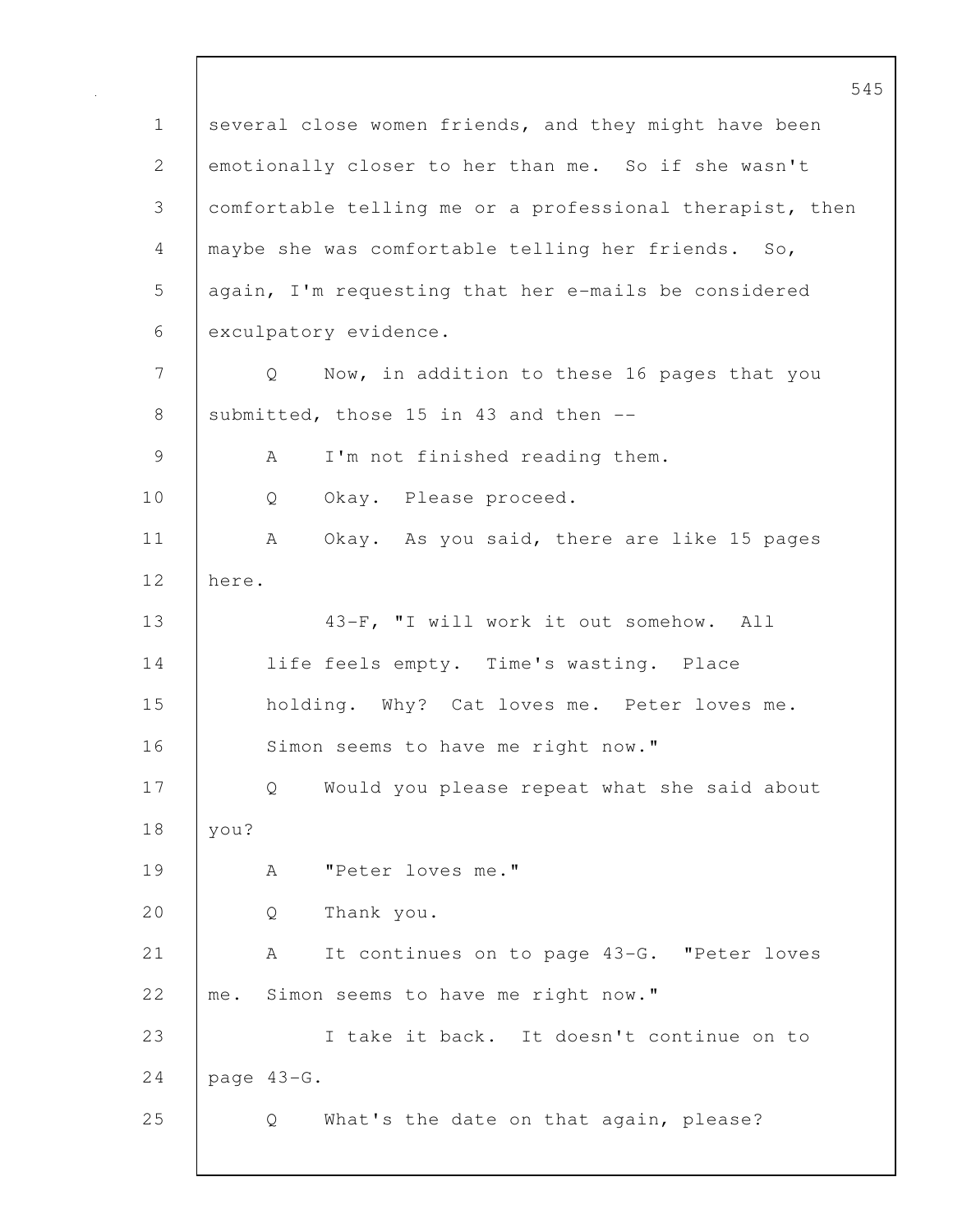several close women friends, and they might have been emotionally closer to her than me. So if she wasn't comfortable telling me or a professional therapist, then maybe she was comfortable telling her friends. So, again, I'm requesting that her e-mails be considered exculpatory evidence.

Q Now, in addition to these 16 pages that you submitted, those 15 in 43 and then --

A I'm not finished reading them.

Q Okay. Please proceed.

A Okay. As you said, there are like 15 pages here.

> 43-F, "I will work it out somehow. All life feels empty. Time's wasting. Place holding. Why? Cat loves me. Peter loves me. Simon seems to have me right now."

Q Would you please repeat what she said about you?

A "Peter loves me."

Q Thank you.

A It continues on to page 43-G. "Peter loves me. Simon seems to have me right now."

I take it back. It doesn't continue on to page 43-G.

Q What's the date on that again, please?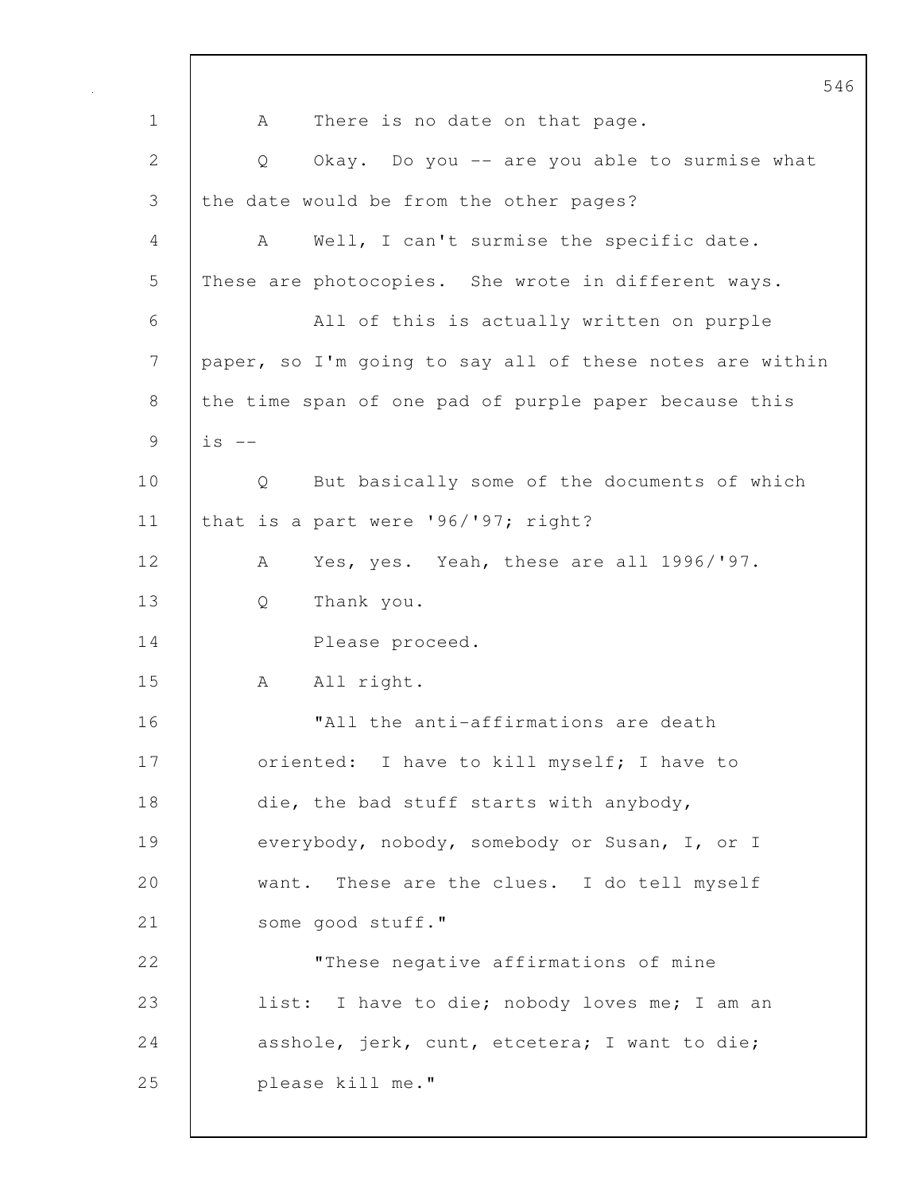A There is no date on that page.

Q Okay. Do you -- are you able to surmise what the date would be from the other pages?

A Well, I can't surmise the specific date. These are photocopies. She wrote in different ways.

All of this is actually written on purple paper, so I'm going to say all of these notes are within the time span of one pad of purple paper because this is --

Q But basically some of the documents of which that is a part were '96/'97; right?

A Yes, yes. Yeah, these are all 1996/'97.

Q Thank you.

Please proceed.

A All right.

> "All the anti-affirmations are death oriented: I have to kill myself; I have to die, the bad stuff starts with anybody, everybody, nobody, somebody or Susan, I, or I want. These are the clues. I do tell myself some good stuff."
>
> "These negative affirmations of mine list: I have to die; nobody loves me; I am an asshole, jerk, cunt, etcetera; I want to die; please kill me."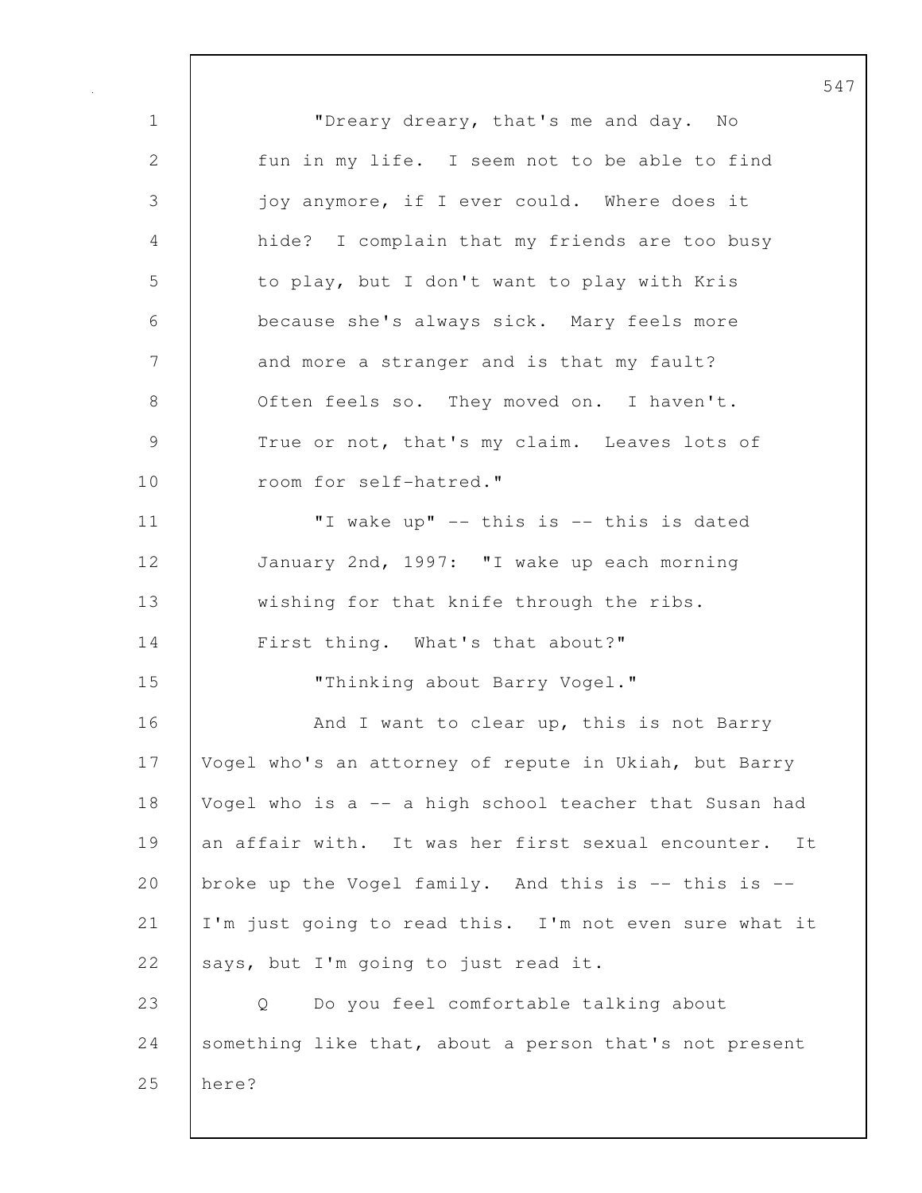"Dreary dreary, that's me and day. No fun in my life. I seem not to be able to find joy anymore, if I ever could. Where does it hide? I complain that my friends are too busy to play, but I don't want to play with Kris because she's always sick. Mary feels more and more a stranger and is that my fault? Often feels so. They moved on. I haven't. True or not, that's my claim. Leaves lots of room for self-hatred."

"I wake up" -- this is -- this is dated January 2nd, 1997: "I wake up each morning wishing for that knife through the ribs. First thing. What's that about?"

"Thinking about Barry Vogel."

And I want to clear up, this is not Barry Vogel who's an attorney of repute in Ukiah, but Barry Vogel who is a -- a high school teacher that Susan had an affair with. It was her first sexual encounter. It broke up the Vogel family. And this is -- this is -- I'm just going to read this. I'm not even sure what it says, but I'm going to just read it.

Q Do you feel comfortable talking about something like that, about a person that's not present here?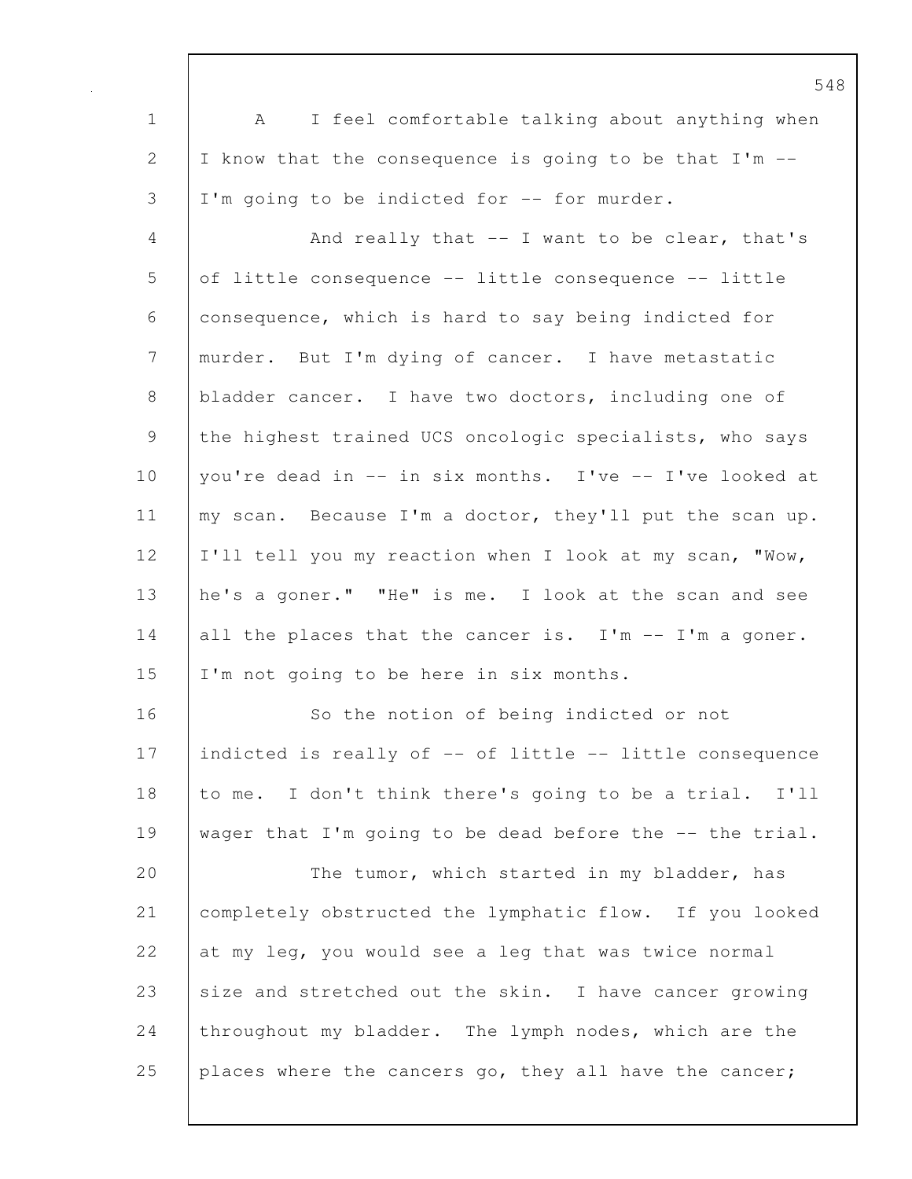A I feel comfortable talking about anything when I know that the consequence is going to be that I'm -- I'm going to be indicted for -- for murder.

And really that -- I want to be clear, that's of little consequence -- little consequence -- little consequence, which is hard to say being indicted for murder. But I'm dying of cancer. I have metastatic bladder cancer. I have two doctors, including one of the highest trained UCS oncologic specialists, who says you're dead in -- in six months. I've -- I've looked at my scan. Because I'm a doctor, they'll put the scan up. I'll tell you my reaction when I look at my scan, "Wow, he's a goner." "He" is me. I look at the scan and see all the places that the cancer is. I'm -- I'm a goner. I'm not going to be here in six months.

So the notion of being indicted or not indicted is really of -- of little -- little consequence to me. I don't think there's going to be a trial. I'll wager that I'm going to be dead before the -- the trial.

The tumor, which started in my bladder, has completely obstructed the lymphatic flow. If you looked at my leg, you would see a leg that was twice normal size and stretched out the skin. I have cancer growing throughout my bladder. The lymph nodes, which are the places where the cancers go, they all have the cancer;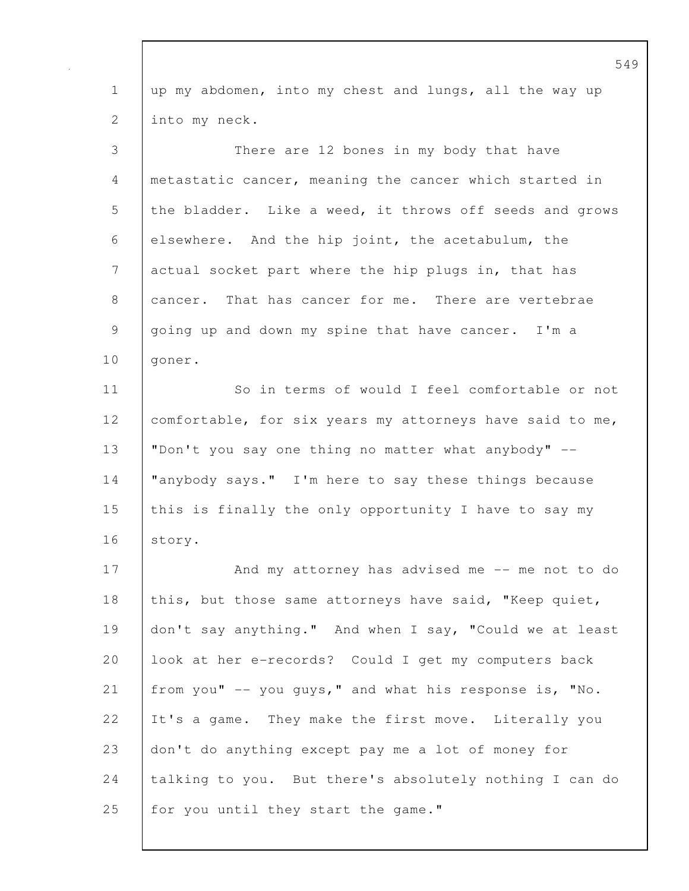up my abdomen, into my chest and lungs, all the way up into my neck.

There are 12 bones in my body that have metastatic cancer, meaning the cancer which started in the bladder. Like a weed, it throws off seeds and grows elsewhere. And the hip joint, the acetabulum, the actual socket part where the hip plugs in, that has cancer. That has cancer for me. There are vertebrae going up and down my spine that have cancer. I'm a goner.

So in terms of would I feel comfortable or not comfortable, for six years my attorneys have said to me, "Don't you say one thing no matter what anybody" -- "anybody says." I'm here to say these things because this is finally the only opportunity I have to say my story.

And my attorney has advised me -- me not to do this, but those same attorneys have said, "Keep quiet, don't say anything." And when I say, "Could we at least look at her e-records? Could I get my computers back from you" -- you guys," and what his response is, "No. It's a game. They make the first move. Literally you don't do anything except pay me a lot of money for talking to you. But there's absolutely nothing I can do for you until they start the game."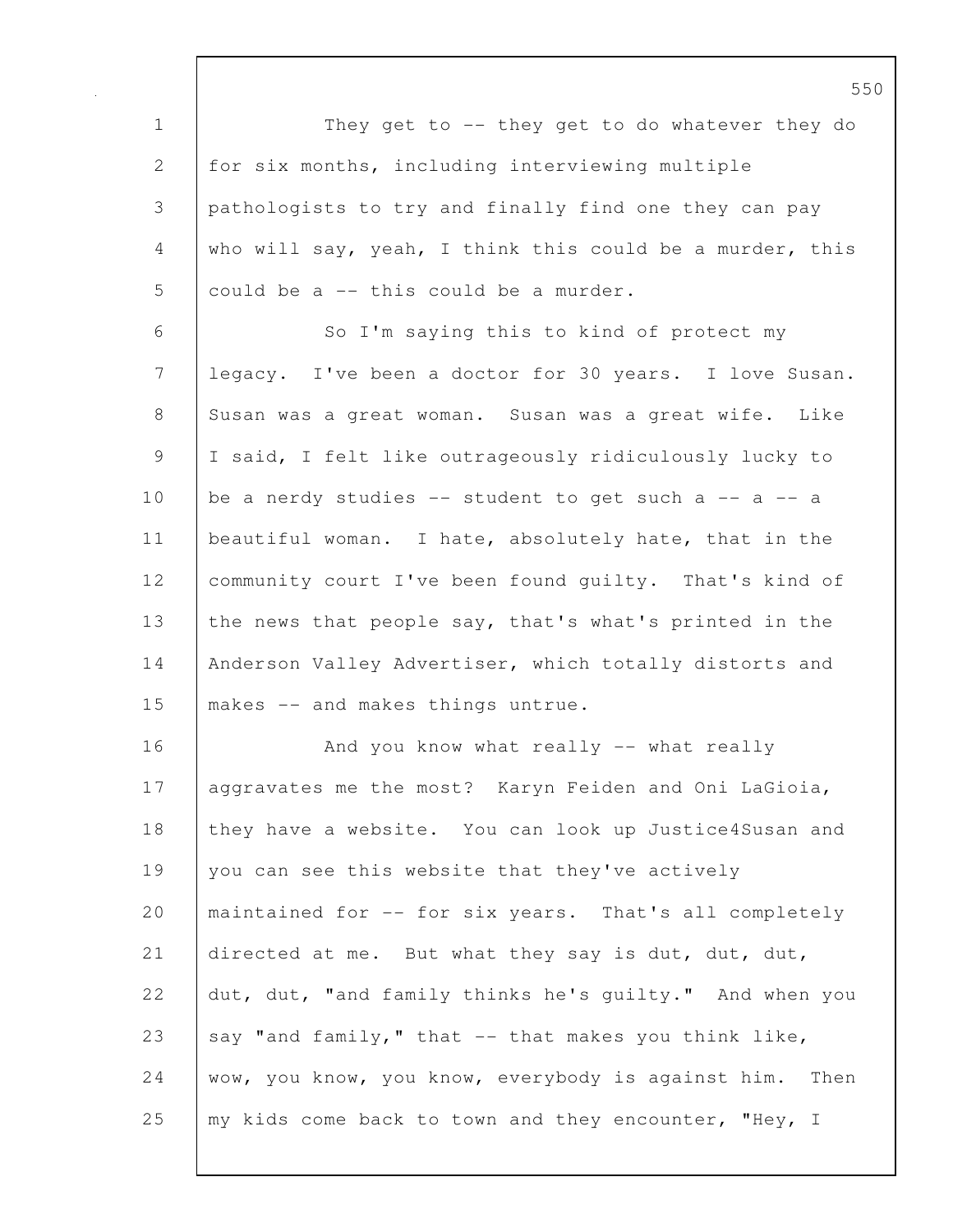They get to -- they get to do whatever they do for six months, including interviewing multiple pathologists to try and finally find one they can pay who will say, yeah, I think this could be a murder, this could be a -- this could be a murder.

So I'm saying this to kind of protect my legacy. I've been a doctor for 30 years. I love Susan. Susan was a great woman. Susan was a great wife. Like I said, I felt like outrageously ridiculously lucky to be a nerdy studies -- student to get such a -- a -- a beautiful woman. I hate, absolutely hate, that in the community court I've been found guilty. That's kind of the news that people say, that's what's printed in the Anderson Valley Advertiser, which totally distorts and makes -- and makes things untrue.

And you know what really -- what really aggravates me the most? Karyn Feiden and Oni LaGioia, they have a website. You can look up Justice4Susan and you can see this website that they've actively maintained for -- for six years. That's all completely directed at me. But what they say is dut, dut, dut, dut, dut, "and family thinks he's guilty." And when you say "and family," that -- that makes you think like, wow, you know, you know, everybody is against him. Then my kids come back to town and they encounter, "Hey, I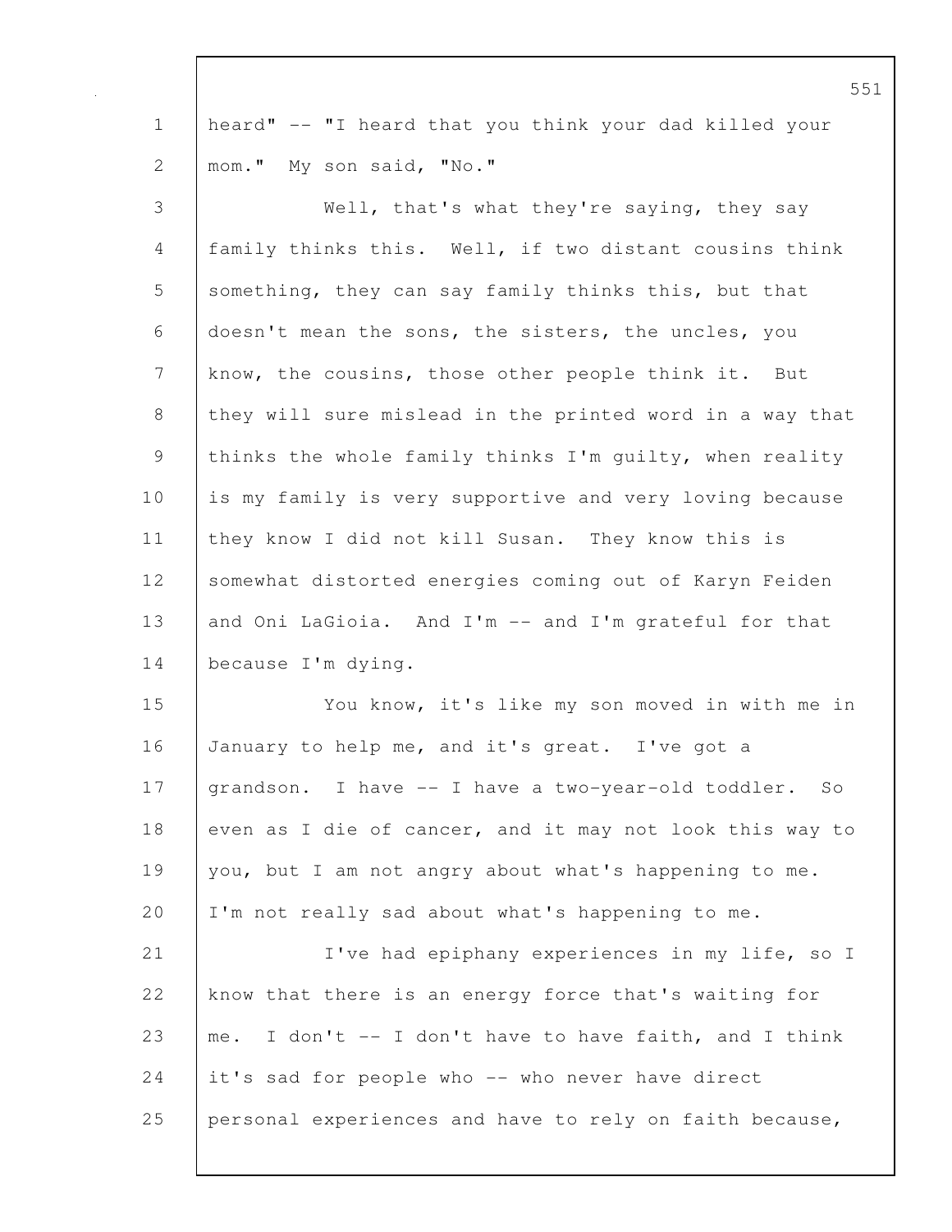heard" -- "I heard that you think your dad killed your mom." My son said, "No."

Well, that's what they're saying, they say family thinks this. Well, if two distant cousins think something, they can say family thinks this, but that doesn't mean the sons, the sisters, the uncles, you know, the cousins, those other people think it. But they will sure mislead in the printed word in a way that thinks the whole family thinks I'm guilty, when reality is my family is very supportive and very loving because they know I did not kill Susan. They know this is somewhat distorted energies coming out of Karyn Feiden and Oni LaGioia. And I'm -- and I'm grateful for that because I'm dying.

You know, it's like my son moved in with me in January to help me, and it's great. I've got a grandson. I have -- I have a two-year-old toddler. So even as I die of cancer, and it may not look this way to you, but I am not angry about what's happening to me. I'm not really sad about what's happening to me.

I've had epiphany experiences in my life, so I know that there is an energy force that's waiting for me. I don't -- I don't have to have faith, and I think it's sad for people who -- who never have direct personal experiences and have to rely on faith because,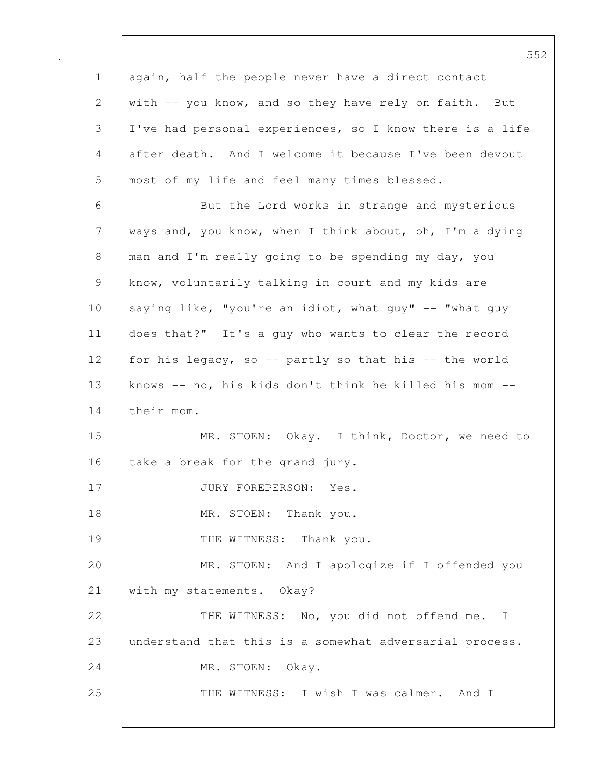again, half the people never have a direct contact with -- you know, and so they have rely on faith. But I've had personal experiences, so I know there is a life after death. And I welcome it because I've been devout most of my life and feel many times blessed.

But the Lord works in strange and mysterious ways and, you know, when I think about, oh, I'm a dying man and I'm really going to be spending my day, you know, voluntarily talking in court and my kids are saying like, "you're an idiot, what guy" -- "what guy does that?" It's a guy who wants to clear the record for his legacy, so -- partly so that his -- the world knows -- no, his kids don't think he killed his mom -- their mom.

MR. STOEN: Okay. I think, Doctor, we need to take a break for the grand jury.

JURY FOREPERSON: Yes.

MR. STOEN: Thank you.

THE WITNESS: Thank you.

MR. STOEN: And I apologize if I offended you with my statements. Okay?

THE WITNESS: No, you did not offend me. I understand that this is a somewhat adversarial process.

MR. STOEN: Okay.

THE WITNESS: I wish I was calmer. And I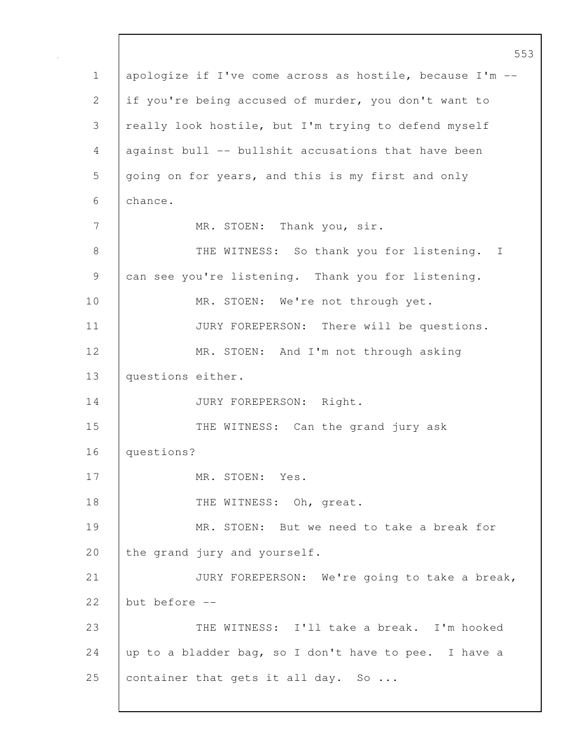apologize if I've come across as hostile, because I'm -- if you're being accused of murder, you don't want to really look hostile, but I'm trying to defend myself against bull -- bullshit accusations that have been going on for years, and this is my first and only chance.

MR. STOEN: Thank you, sir.

THE WITNESS: So thank you for listening. I can see you're listening. Thank you for listening.

MR. STOEN: We're not through yet.

JURY FOREPERSON: There will be questions.

MR. STOEN: And I'm not through asking questions either.

JURY FOREPERSON: Right.

THE WITNESS: Can the grand jury ask questions?

MR. STOEN: Yes.

THE WITNESS: Oh, great.

MR. STOEN: But we need to take a break for the grand jury and yourself.

JURY FOREPERSON: We're going to take a break, but before --

THE WITNESS: I'll take a break. I'm hooked up to a bladder bag, so I don't have to pee. I have a container that gets it all day. So ...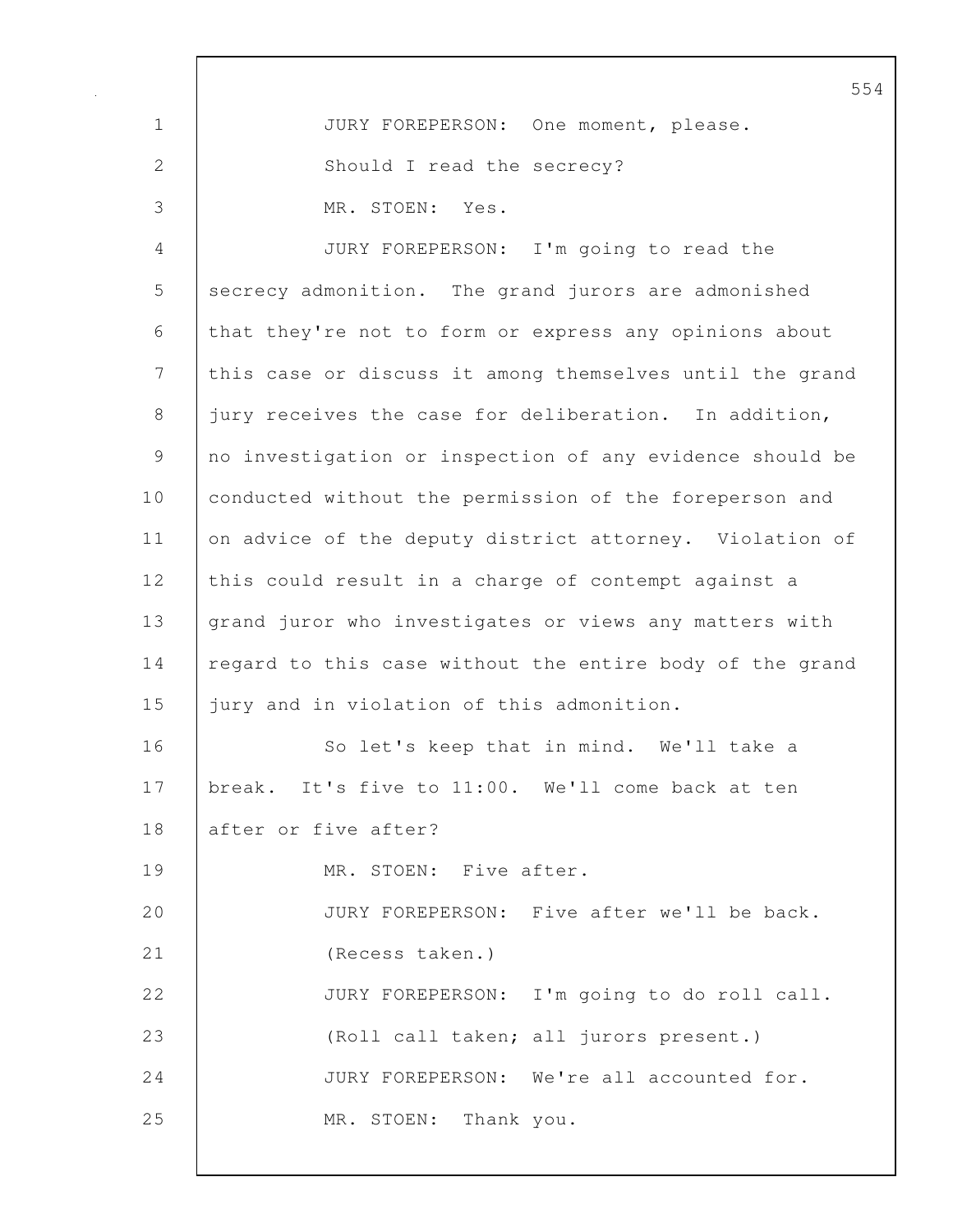JURY FOREPERSON: One moment, please.

Should I read the secrecy?

MR. STOEN: Yes.

JURY FOREPERSON: I'm going to read the secrecy admonition. The grand jurors are admonished that they're not to form or express any opinions about this case or discuss it among themselves until the grand jury receives the case for deliberation. In addition, no investigation or inspection of any evidence should be conducted without the permission of the foreperson and on advice of the deputy district attorney. Violation of this could result in a charge of contempt against a grand juror who investigates or views any matters with regard to this case without the entire body of the grand jury and in violation of this admonition.

So let's keep that in mind. We'll take a break. It's five to 11:00. We'll come back at ten after or five after?

MR. STOEN: Five after.

JURY FOREPERSON: Five after we'll be back.

(Recess taken.)

JURY FOREPERSON: I'm going to do roll call.

(Roll call taken; all jurors present.)

JURY FOREPERSON: We're all accounted for.

MR. STOEN: Thank you.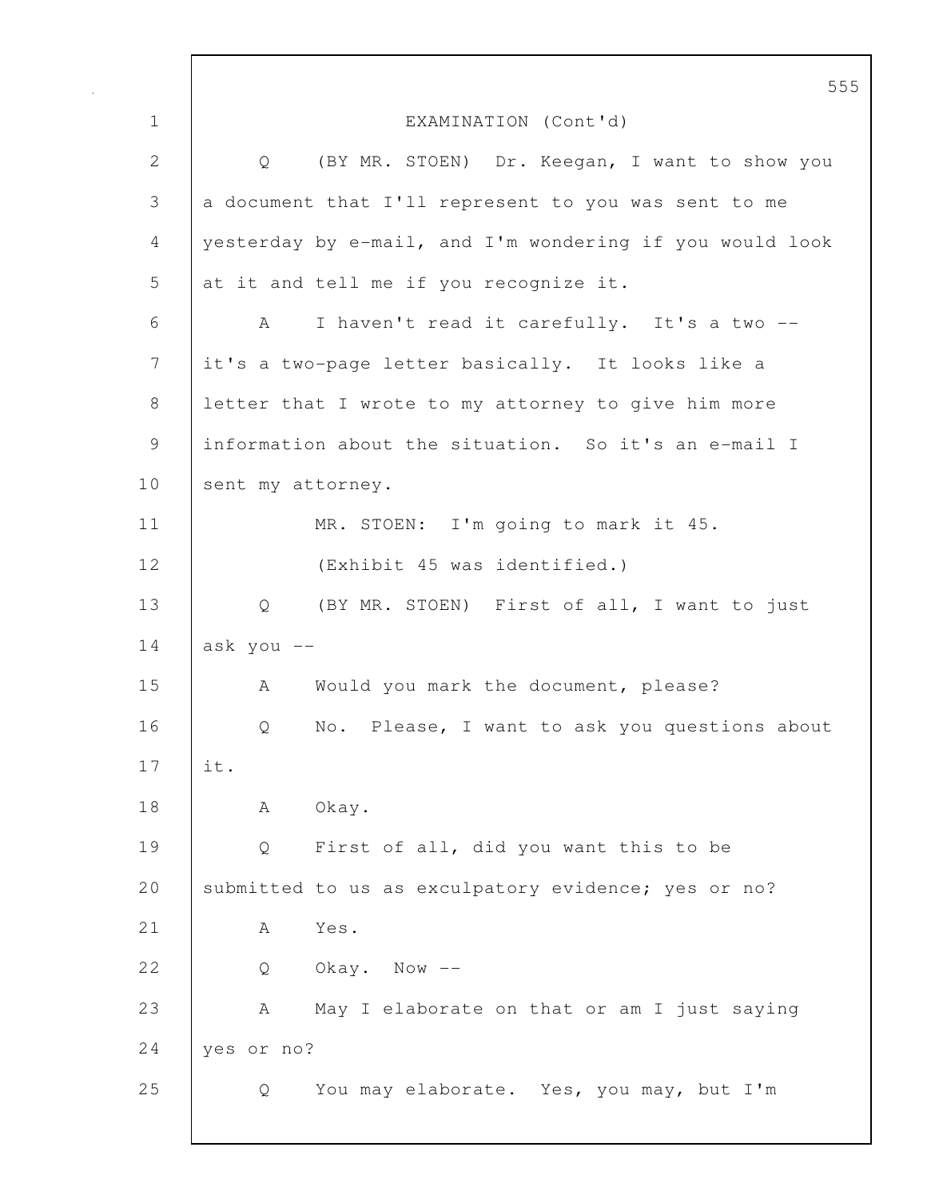EXAMINATION (Cont'd)

Q (BY MR. STOEN) Dr. Keegan, I want to show you a document that I'll represent to you was sent to me yesterday by e-mail, and I'm wondering if you would look at it and tell me if you recognize it.

A I haven't read it carefully. It's a two -- it's a two-page letter basically. It looks like a letter that I wrote to my attorney to give him more information about the situation. So it's an e-mail I sent my attorney.

MR. STOEN: I'm going to mark it 45.

(Exhibit 45 was identified.)

Q (BY MR. STOEN) First of all, I want to just ask you --

A Would you mark the document, please?

Q No. Please, I want to ask you questions about it.

A Okay.

Q First of all, did you want this to be submitted to us as exculpatory evidence; yes or no?

A Yes.

Q Okay. Now --

A May I elaborate on that or am I just saying yes or no?

Q You may elaborate. Yes, you may, but I'm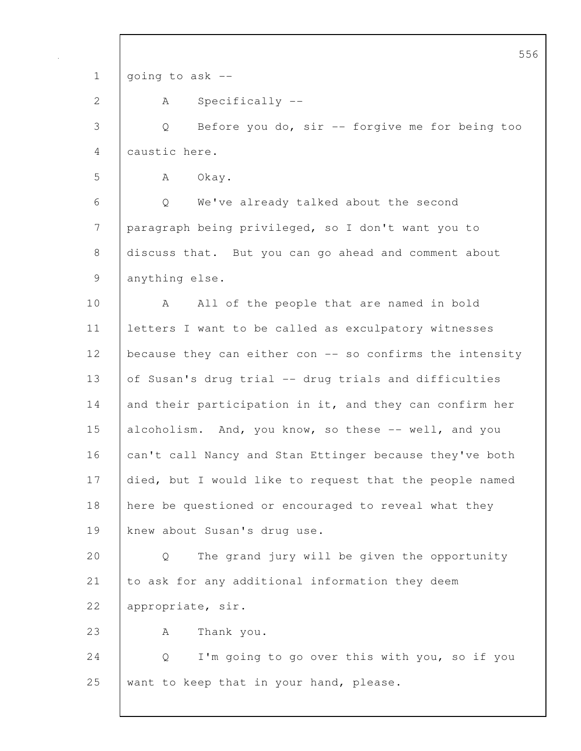going to ask --

A Specifically --

Q Before you do, sir -- forgive me for being too caustic here.

A Okay.

Q We've already talked about the second paragraph being privileged, so I don't want you to discuss that. But you can go ahead and comment about anything else.

A All of the people that are named in bold letters I want to be called as exculpatory witnesses because they can either con -- so confirms the intensity of Susan's drug trial -- drug trials and difficulties and their participation in it, and they can confirm her alcoholism. And, you know, so these -- well, and you can't call Nancy and Stan Ettinger because they've both died, but I would like to request that the people named here be questioned or encouraged to reveal what they knew about Susan's drug use.

Q The grand jury will be given the opportunity to ask for any additional information they deem appropriate, sir.

A Thank you.

Q I'm going to go over this with you, so if you want to keep that in your hand, please.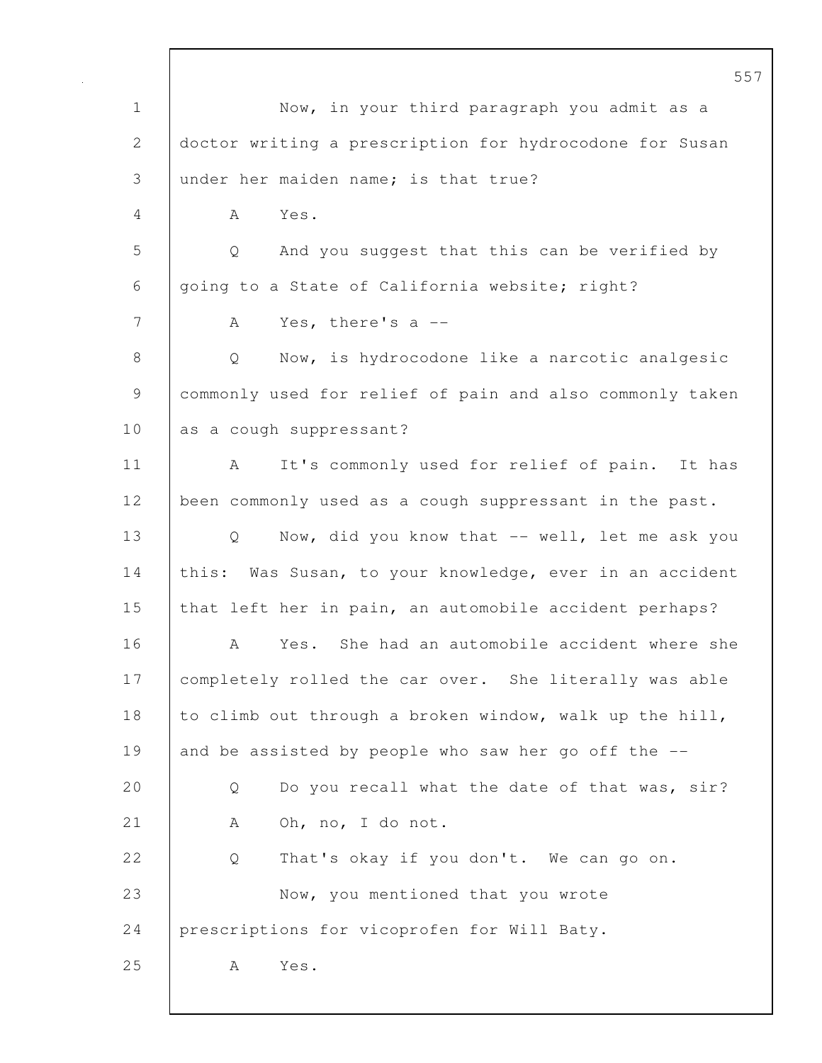Now, in your third paragraph you admit as a doctor writing a prescription for hydrocodone for Susan under her maiden name; is that true?

A Yes.

Q And you suggest that this can be verified by going to a State of California website; right?

A Yes, there's a --

Q Now, is hydrocodone like a narcotic analgesic commonly used for relief of pain and also commonly taken as a cough suppressant?

A It's commonly used for relief of pain. It has been commonly used as a cough suppressant in the past.

Q Now, did you know that -- well, let me ask you this: Was Susan, to your knowledge, ever in an accident that left her in pain, an automobile accident perhaps?

A Yes. She had an automobile accident where she completely rolled the car over. She literally was able to climb out through a broken window, walk up the hill, and be assisted by people who saw her go off the --

Q Do you recall what the date of that was, sir?

A Oh, no, I do not.

Q That's okay if you don't. We can go on.

Now, you mentioned that you wrote prescriptions for vicoprofen for Will Baty.

A Yes.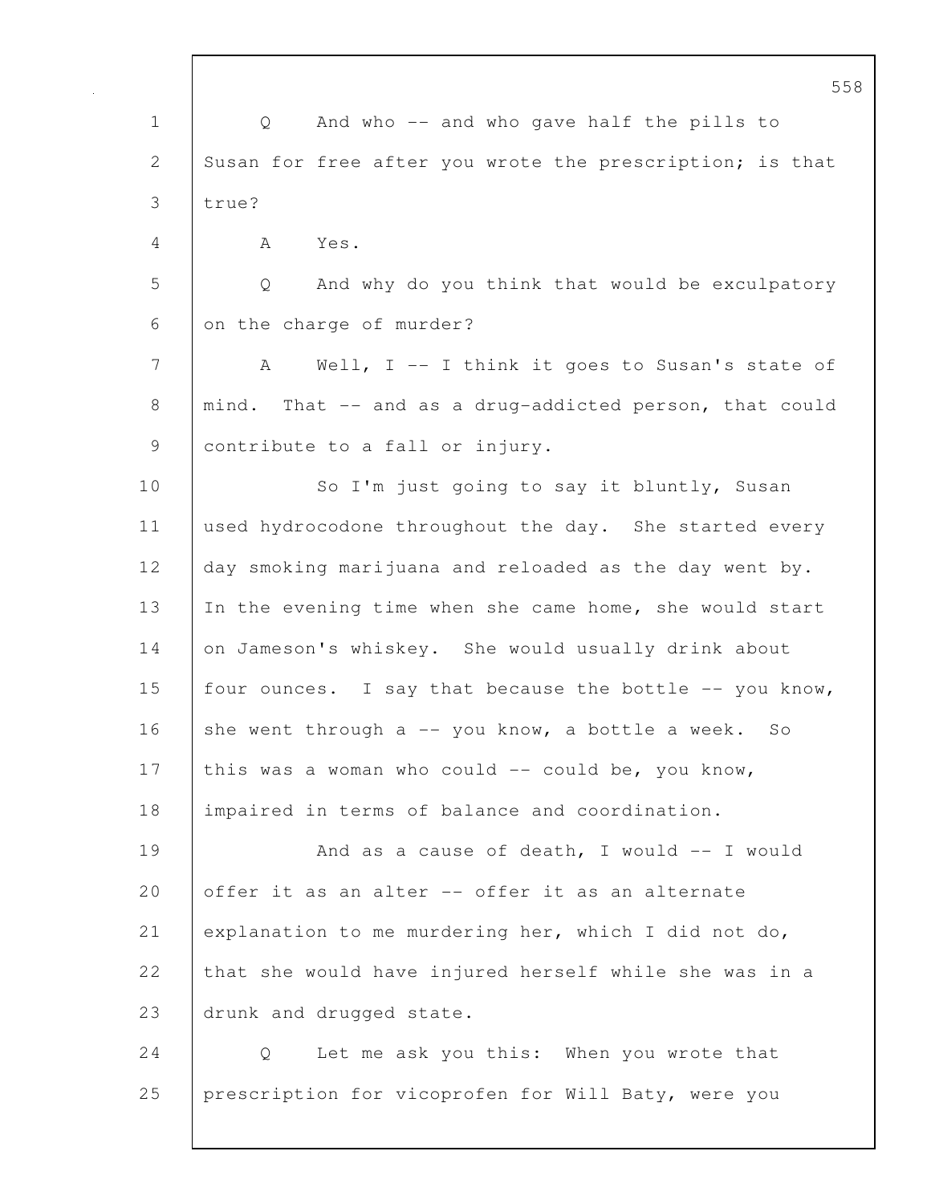Q  And who -- and who gave half the pills to Susan for free after you wrote the prescription; is that true?

A  Yes.

Q  And why do you think that would be exculpatory on the charge of murder?

A  Well, I -- I think it goes to Susan's state of mind. That -- and as a drug-addicted person, that could contribute to a fall or injury.

So I'm just going to say it bluntly, Susan used hydrocodone throughout the day. She started every day smoking marijuana and reloaded as the day went by. In the evening time when she came home, she would start on Jameson's whiskey. She would usually drink about four ounces. I say that because the bottle -- you know, she went through a -- you know, a bottle a week. So this was a woman who could -- could be, you know, impaired in terms of balance and coordination.

And as a cause of death, I would -- I would offer it as an alter -- offer it as an alternate explanation to me murdering her, which I did not do, that she would have injured herself while she was in a drunk and drugged state.

Q  Let me ask you this: When you wrote that prescription for vicoprofen for Will Baty, were you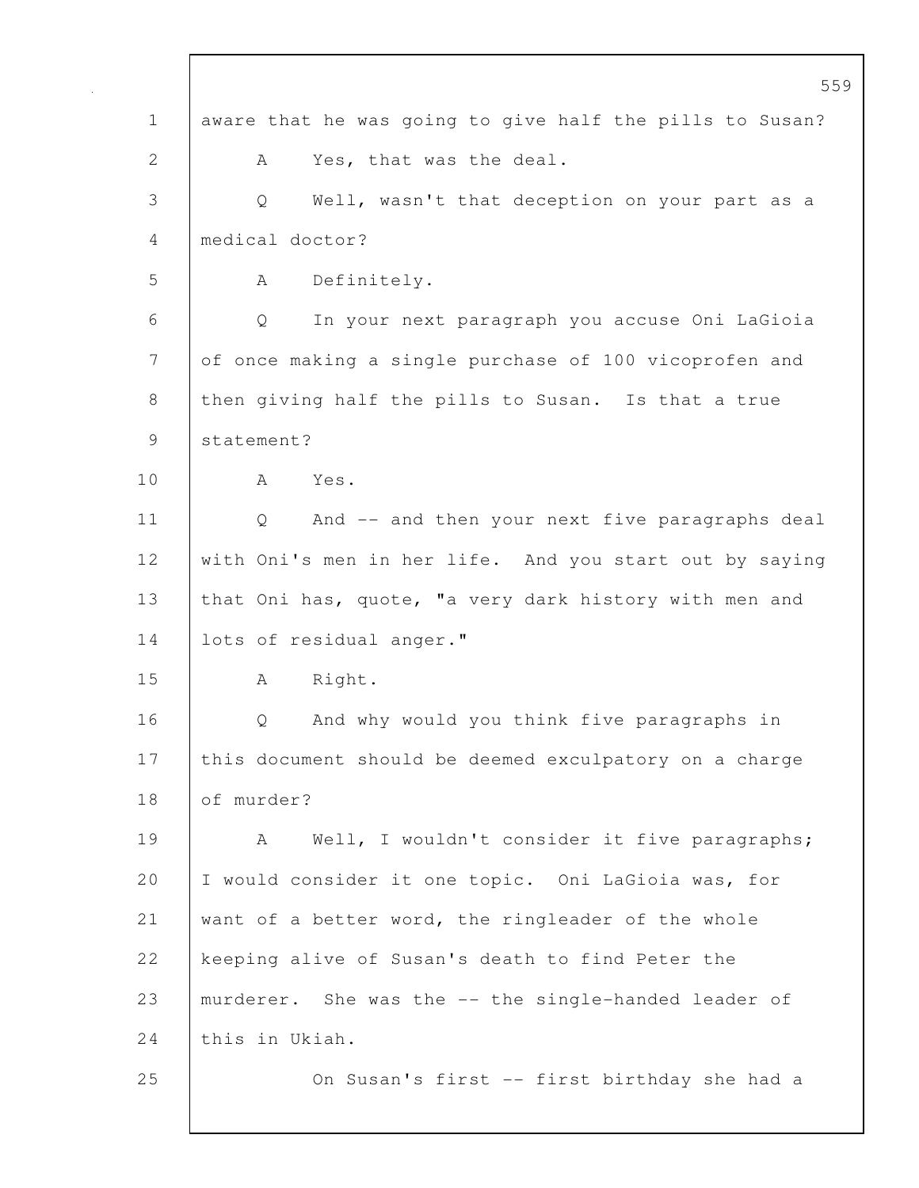aware that he was going to give half the pills to Susan?

A    Yes, that was the deal.

Q    Well, wasn't that deception on your part as a medical doctor?

A    Definitely.

Q    In your next paragraph you accuse Oni LaGioia of once making a single purchase of 100 vicoprofen and then giving half the pills to Susan. Is that a true statement?

A    Yes.

Q    And -- and then your next five paragraphs deal with Oni's men in her life. And you start out by saying that Oni has, quote, "a very dark history with men and lots of residual anger."

A    Right.

Q    And why would you think five paragraphs in this document should be deemed exculpatory on a charge of murder?

A    Well, I wouldn't consider it five paragraphs; I would consider it one topic. Oni LaGioia was, for want of a better word, the ringleader of the whole keeping alive of Susan's death to find Peter the murderer. She was the -- the single-handed leader of this in Ukiah.

On Susan's first -- first birthday she had a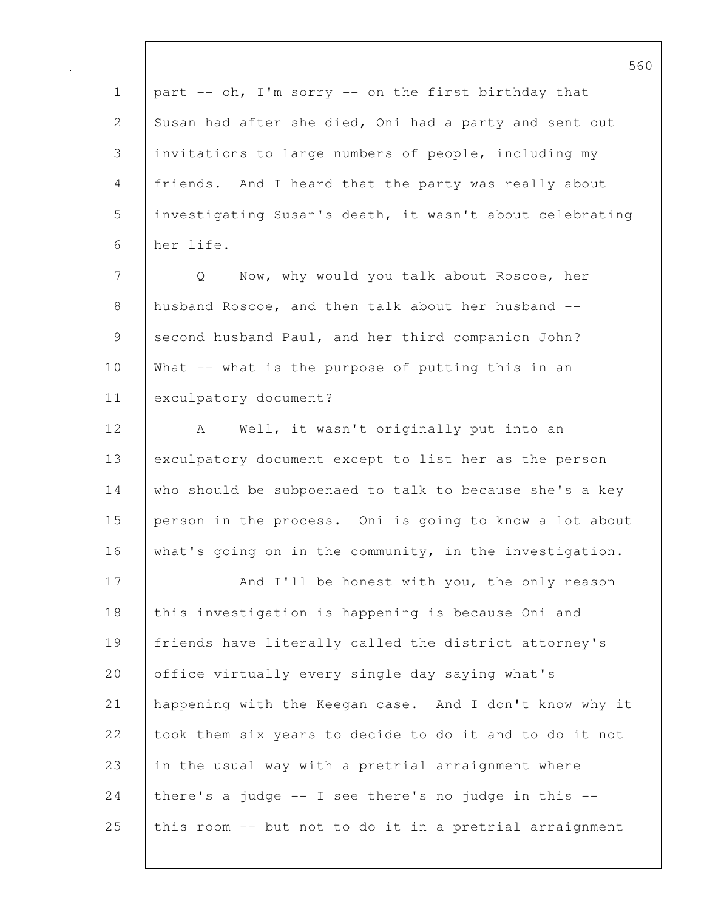part -- oh, I'm sorry -- on the first birthday that Susan had after she died, Oni had a party and sent out invitations to large numbers of people, including my friends. And I heard that the party was really about investigating Susan's death, it wasn't about celebrating her life.

Q Now, why would you talk about Roscoe, her husband Roscoe, and then talk about her husband -- second husband Paul, and her third companion John? What -- what is the purpose of putting this in an exculpatory document?

A Well, it wasn't originally put into an exculpatory document except to list her as the person who should be subpoenaed to talk to because she's a key person in the process. Oni is going to know a lot about what's going on in the community, in the investigation.

And I'll be honest with you, the only reason this investigation is happening is because Oni and friends have literally called the district attorney's office virtually every single day saying what's happening with the Keegan case. And I don't know why it took them six years to decide to do it and to do it not in the usual way with a pretrial arraignment where there's a judge -- I see there's no judge in this -- this room -- but not to do it in a pretrial arraignment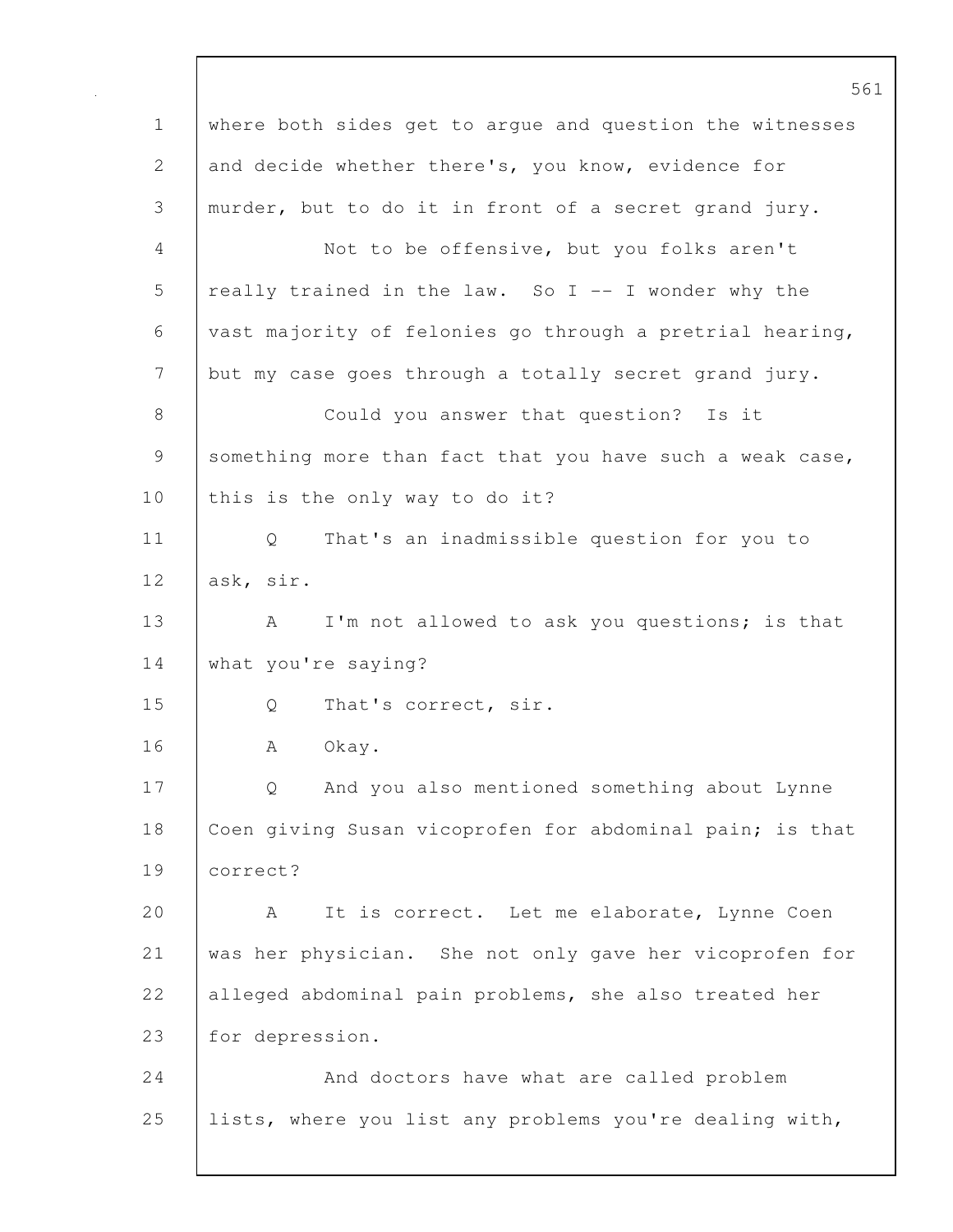where both sides get to argue and question the witnesses and decide whether there's, you know, evidence for murder, but to do it in front of a secret grand jury.

Not to be offensive, but you folks aren't really trained in the law. So I -- I wonder why the vast majority of felonies go through a pretrial hearing, but my case goes through a totally secret grand jury.

Could you answer that question? Is it something more than fact that you have such a weak case, this is the only way to do it?

Q That's an inadmissible question for you to ask, sir.

A I'm not allowed to ask you questions; is that what you're saying?

Q That's correct, sir.

A Okay.

Q And you also mentioned something about Lynne Coen giving Susan vicoprofen for abdominal pain; is that correct?

A It is correct. Let me elaborate, Lynne Coen was her physician. She not only gave her vicoprofen for alleged abdominal pain problems, she also treated her for depression.

And doctors have what are called problem lists, where you list any problems you're dealing with,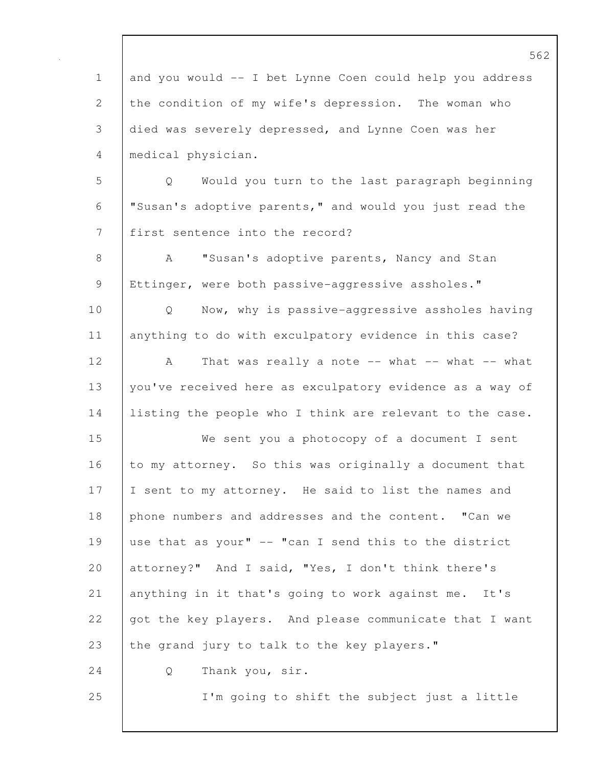and you would -- I bet Lynne Coen could help you address the condition of my wife's depression. The woman who died was severely depressed, and Lynne Coen was her medical physician.

Q Would you turn to the last paragraph beginning "Susan's adoptive parents," and would you just read the first sentence into the record?

A "Susan's adoptive parents, Nancy and Stan Ettinger, were both passive-aggressive assholes."

Q Now, why is passive-aggressive assholes having anything to do with exculpatory evidence in this case?

A That was really a note -- what -- what -- what you've received here as exculpatory evidence as a way of listing the people who I think are relevant to the case.

We sent you a photocopy of a document I sent to my attorney. So this was originally a document that I sent to my attorney. He said to list the names and phone numbers and addresses and the content. "Can we use that as your" -- "can I send this to the district attorney?" And I said, "Yes, I don't think there's anything in it that's going to work against me. It's got the key players. And please communicate that I want the grand jury to talk to the key players."

Q Thank you, sir.

I'm going to shift the subject just a little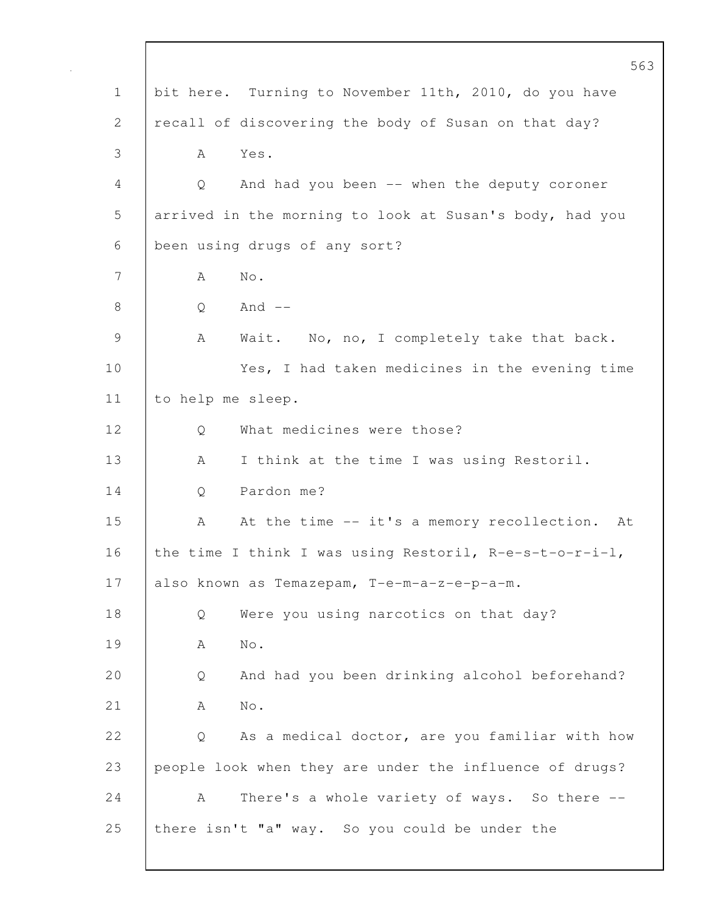bit here. Turning to November 11th, 2010, do you have recall of discovering the body of Susan on that day?

A Yes.

Q And had you been -- when the deputy coroner arrived in the morning to look at Susan's body, had you been using drugs of any sort?

A No.

Q And --

A Wait. No, no, I completely take that back.

Yes, I had taken medicines in the evening time to help me sleep.

Q What medicines were those?

A I think at the time I was using Restoril.

Q Pardon me?

A At the time -- it's a memory recollection. At the time I think I was using Restoril, R-e-s-t-o-r-i-l, also known as Temazepam, T-e-m-a-z-e-p-a-m.

Q Were you using narcotics on that day?

A No.

Q And had you been drinking alcohol beforehand?

A No.

Q As a medical doctor, are you familiar with how people look when they are under the influence of drugs?

A There's a whole variety of ways. So there -- there isn't "a" way. So you could be under the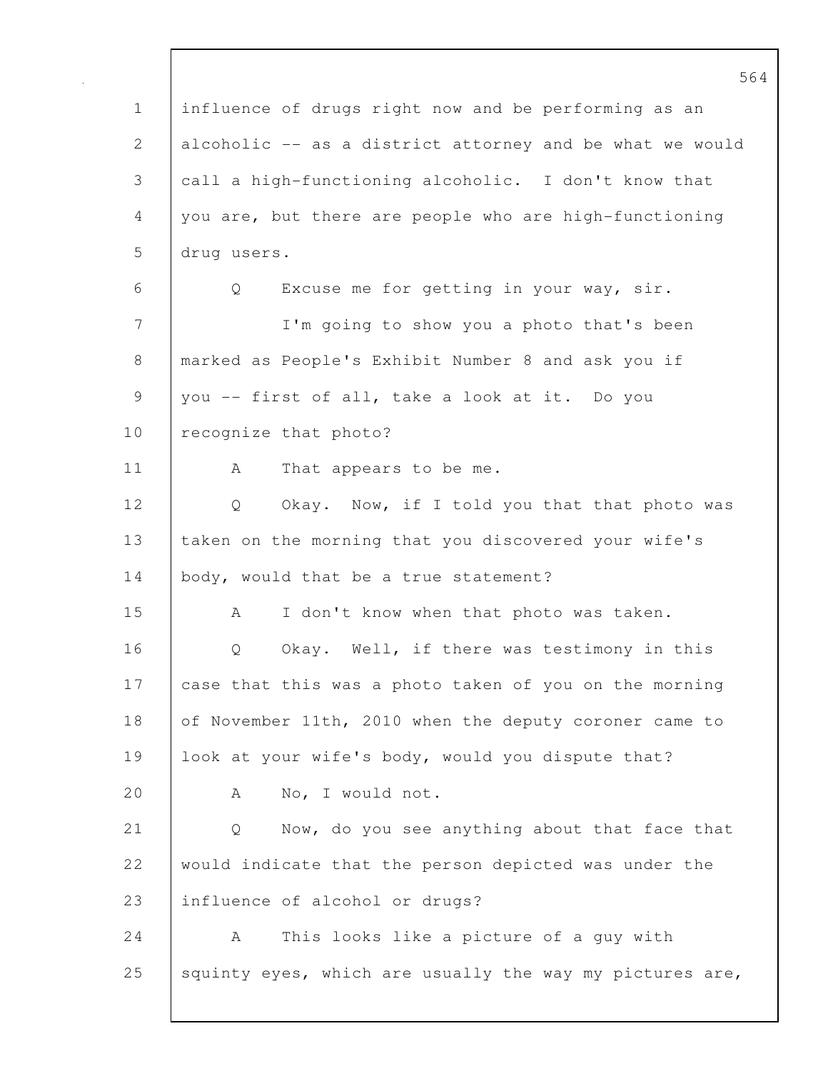influence of drugs right now and be performing as an alcoholic -- as a district attorney and be what we would call a high-functioning alcoholic. I don't know that you are, but there are people who are high-functioning drug users.

Q Excuse me for getting in your way, sir.

I'm going to show you a photo that's been marked as People's Exhibit Number 8 and ask you if you -- first of all, take a look at it. Do you recognize that photo?

A That appears to be me.

Q Okay. Now, if I told you that that photo was taken on the morning that you discovered your wife's body, would that be a true statement?

A I don't know when that photo was taken.

Q Okay. Well, if there was testimony in this case that this was a photo taken of you on the morning of November 11th, 2010 when the deputy coroner came to look at your wife's body, would you dispute that?

A No, I would not.

Q Now, do you see anything about that face that would indicate that the person depicted was under the influence of alcohol or drugs?

A This looks like a picture of a guy with squinty eyes, which are usually the way my pictures are,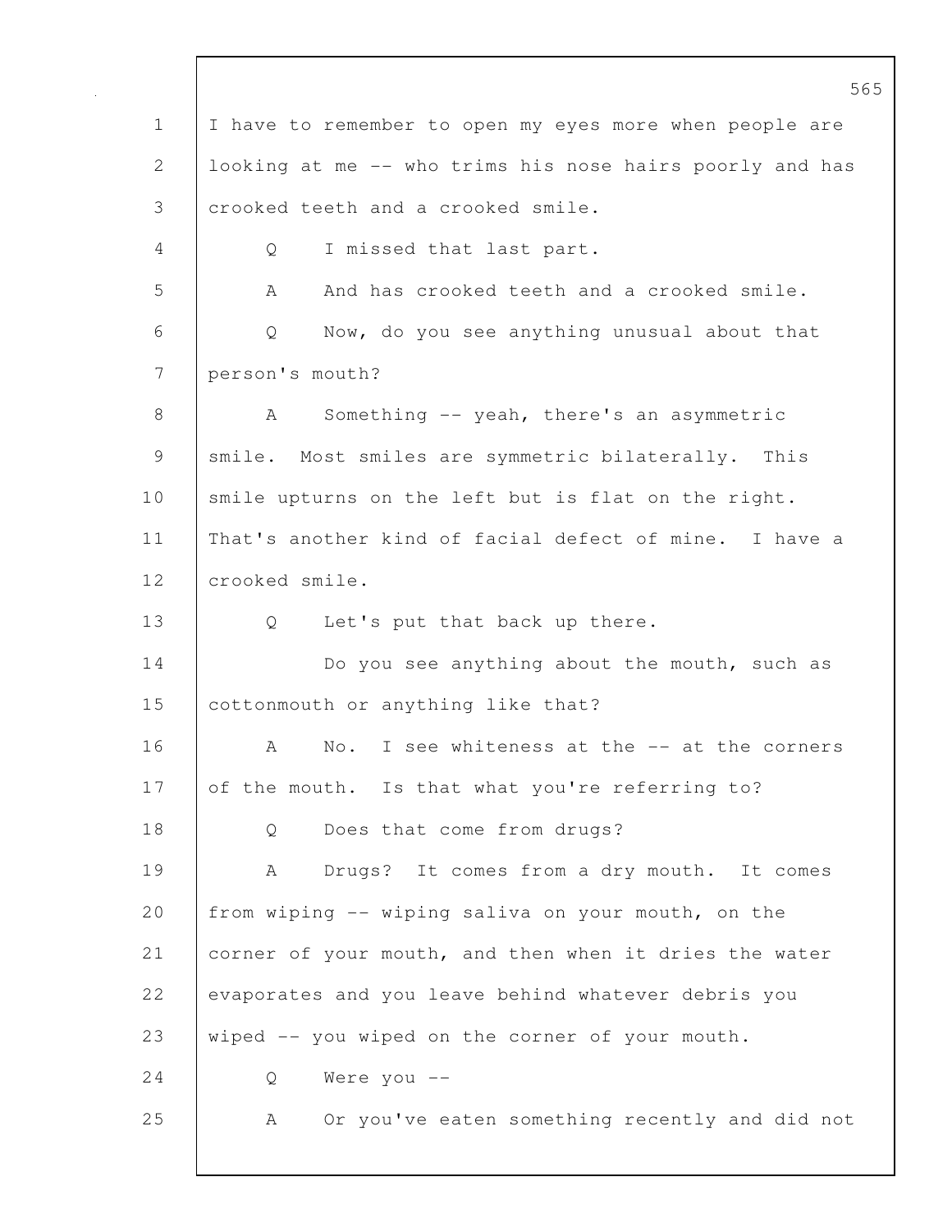I have to remember to open my eyes more when people are looking at me -- who trims his nose hairs poorly and has crooked teeth and a crooked smile.

Q I missed that last part.

A And has crooked teeth and a crooked smile.

Q Now, do you see anything unusual about that person's mouth?

A Something -- yeah, there's an asymmetric smile. Most smiles are symmetric bilaterally. This smile upturns on the left but is flat on the right. That's another kind of facial defect of mine. I have a crooked smile.

Q Let's put that back up there.

Do you see anything about the mouth, such as cottonmouth or anything like that?

A No. I see whiteness at the -- at the corners of the mouth. Is that what you're referring to?

Q Does that come from drugs?

A Drugs? It comes from a dry mouth. It comes from wiping -- wiping saliva on your mouth, on the corner of your mouth, and then when it dries the water evaporates and you leave behind whatever debris you wiped -- you wiped on the corner of your mouth.

Q Were you --

A Or you've eaten something recently and did not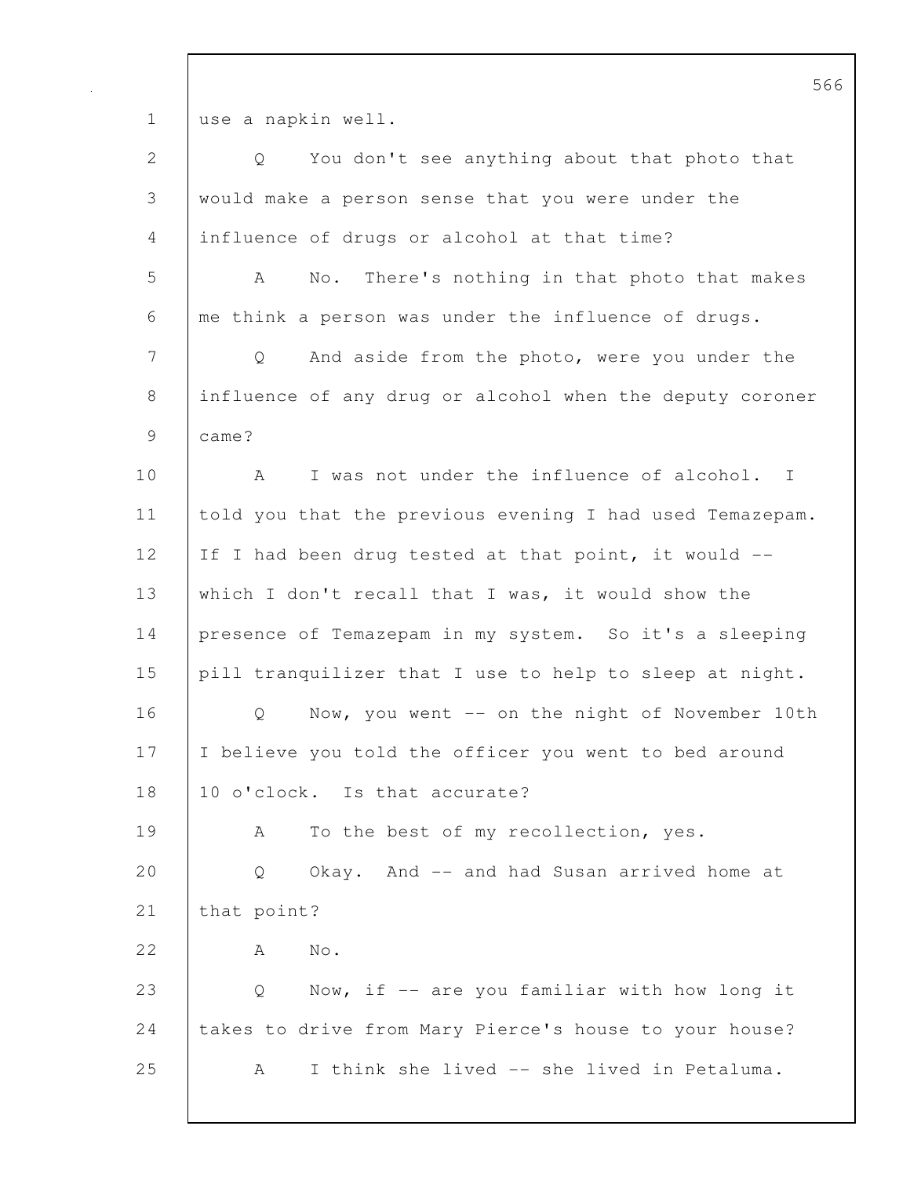use a napkin well.

Q You don't see anything about that photo that would make a person sense that you were under the influence of drugs or alcohol at that time?

A No. There's nothing in that photo that makes me think a person was under the influence of drugs.

Q And aside from the photo, were you under the influence of any drug or alcohol when the deputy coroner came?

A I was not under the influence of alcohol. I told you that the previous evening I had used Temazepam. If I had been drug tested at that point, it would -- which I don't recall that I was, it would show the presence of Temazepam in my system. So it's a sleeping pill tranquilizer that I use to help to sleep at night.

Q Now, you went -- on the night of November 10th I believe you told the officer you went to bed around 10 o'clock. Is that accurate?

A To the best of my recollection, yes.

Q Okay. And -- and had Susan arrived home at that point?

A No.

Q Now, if -- are you familiar with how long it takes to drive from Mary Pierce's house to your house?

A I think she lived -- she lived in Petaluma.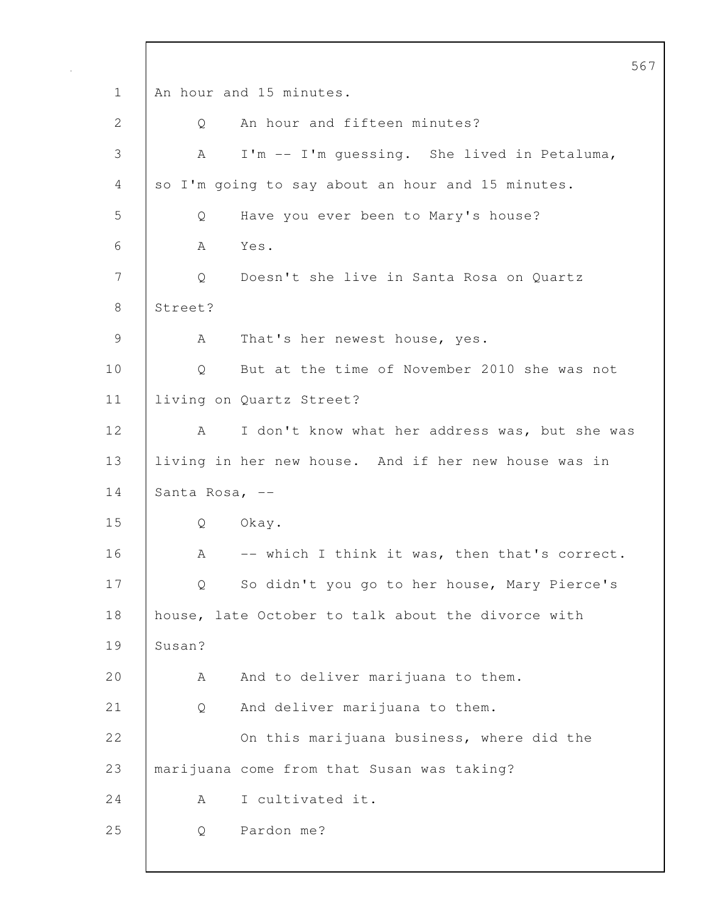1 An hour and 15 minutes.

2 Q An hour and fifteen minutes?

3 A I'm -- I'm guessing. She lived in Petaluma,

4 so I'm going to say about an hour and 15 minutes.

5 Q Have you ever been to Mary's house?

6 A Yes.

7 Q Doesn't she live in Santa Rosa on Quartz

8 Street?

9 A That's her newest house, yes.

10 Q But at the time of November 2010 she was not

11 living on Quartz Street?

12 A I don't know what her address was, but she was

13 living in her new house. And if her new house was in

14 Santa Rosa, --

15 Q Okay.

16 A -- which I think it was, then that's correct.

17 Q So didn't you go to her house, Mary Pierce's

18 house, late October to talk about the divorce with

19 Susan?

20 A And to deliver marijuana to them.

21 Q And deliver marijuana to them.

22 On this marijuana business, where did the

23 marijuana come from that Susan was taking?

24 A I cultivated it.

25 Q Pardon me?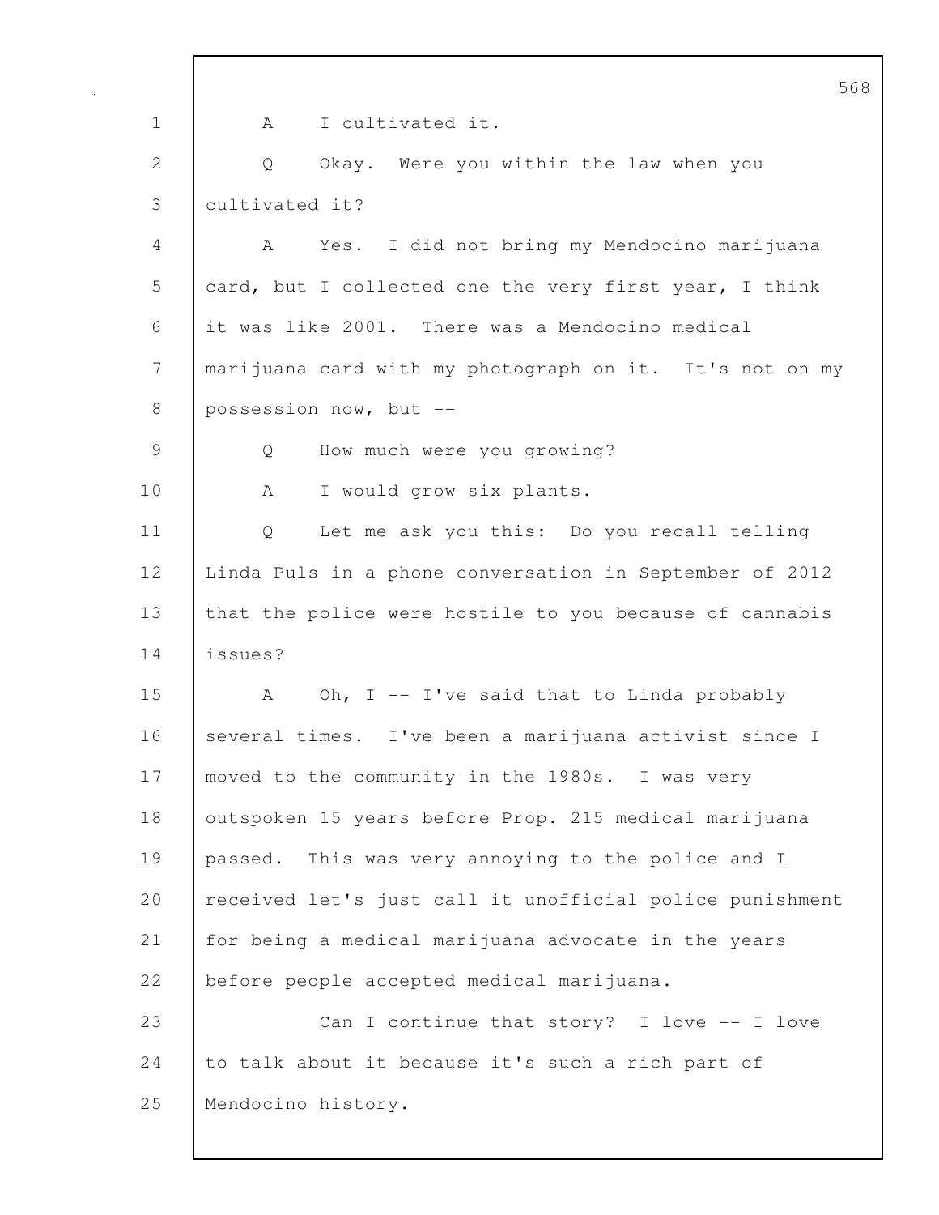A I cultivated it.

Q Okay. Were you within the law when you cultivated it?

A Yes. I did not bring my Mendocino marijuana card, but I collected one the very first year, I think it was like 2001. There was a Mendocino medical marijuana card with my photograph on it. It's not on my possession now, but --

Q How much were you growing?

A I would grow six plants.

Q Let me ask you this: Do you recall telling Linda Puls in a phone conversation in September of 2012 that the police were hostile to you because of cannabis issues?

A Oh, I -- I've said that to Linda probably several times. I've been a marijuana activist since I moved to the community in the 1980s. I was very outspoken 15 years before Prop. 215 medical marijuana passed. This was very annoying to the police and I received let's just call it unofficial police punishment for being a medical marijuana advocate in the years before people accepted medical marijuana.

Can I continue that story? I love -- I love to talk about it because it's such a rich part of Mendocino history.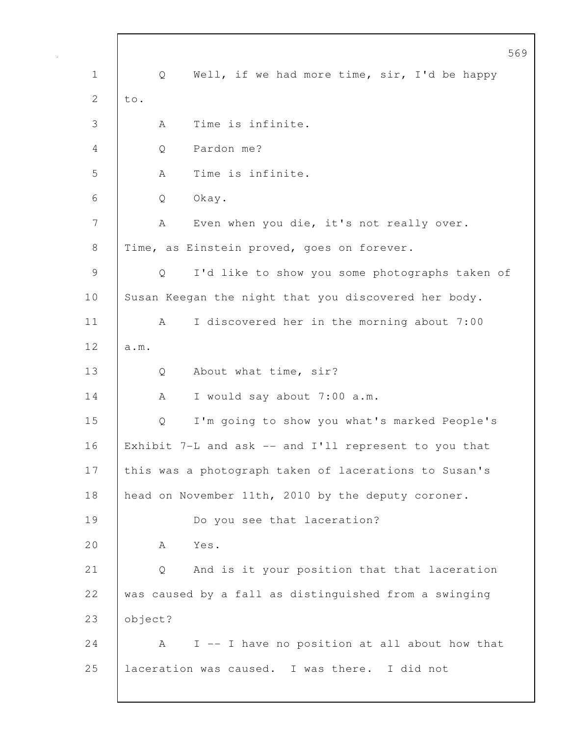Q Well, if we had more time, sir, I'd be happy to.

A Time is infinite.

Q Pardon me?

A Time is infinite.

Q Okay.

A Even when you die, it's not really over. Time, as Einstein proved, goes on forever.

Q I'd like to show you some photographs taken of Susan Keegan the night that you discovered her body.

A I discovered her in the morning about 7:00 a.m.

Q About what time, sir?

A I would say about 7:00 a.m.

Q I'm going to show you what's marked People's Exhibit 7-L and ask -- and I'll represent to you that this was a photograph taken of lacerations to Susan's head on November 11th, 2010 by the deputy coroner.

Do you see that laceration?

A Yes.

Q And is it your position that that laceration was caused by a fall as distinguished from a swinging object?

A I -- I have no position at all about how that laceration was caused. I was there. I did not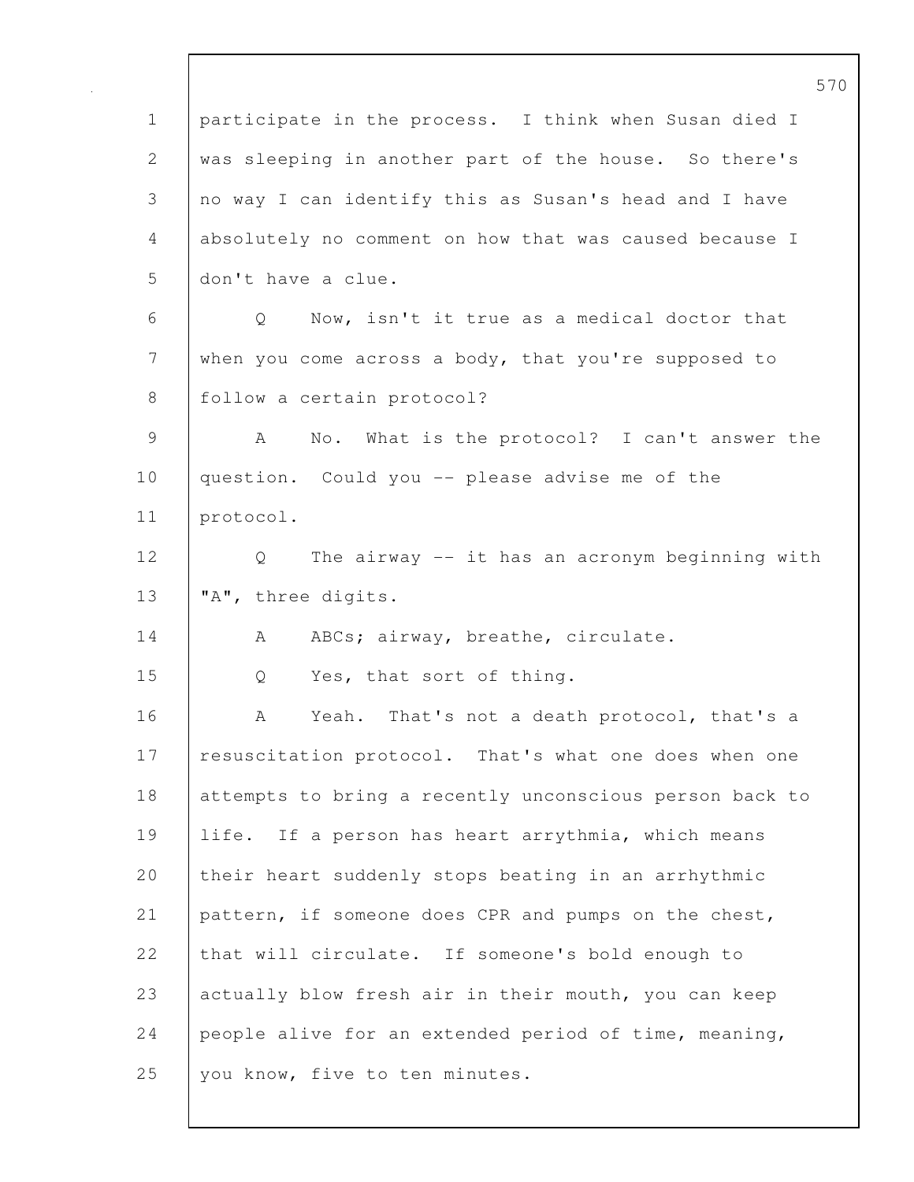participate in the process. I think when Susan died I was sleeping in another part of the house. So there's no way I can identify this as Susan's head and I have absolutely no comment on how that was caused because I don't have a clue.

Q Now, isn't it true as a medical doctor that when you come across a body, that you're supposed to follow a certain protocol?

A No. What is the protocol? I can't answer the question. Could you -- please advise me of the protocol.

Q The airway -- it has an acronym beginning with "A", three digits.

A ABCs; airway, breathe, circulate.

Q Yes, that sort of thing.

A Yeah. That's not a death protocol, that's a resuscitation protocol. That's what one does when one attempts to bring a recently unconscious person back to life. If a person has heart arrythmia, which means their heart suddenly stops beating in an arrhythmic pattern, if someone does CPR and pumps on the chest, that will circulate. If someone's bold enough to actually blow fresh air in their mouth, you can keep people alive for an extended period of time, meaning, you know, five to ten minutes.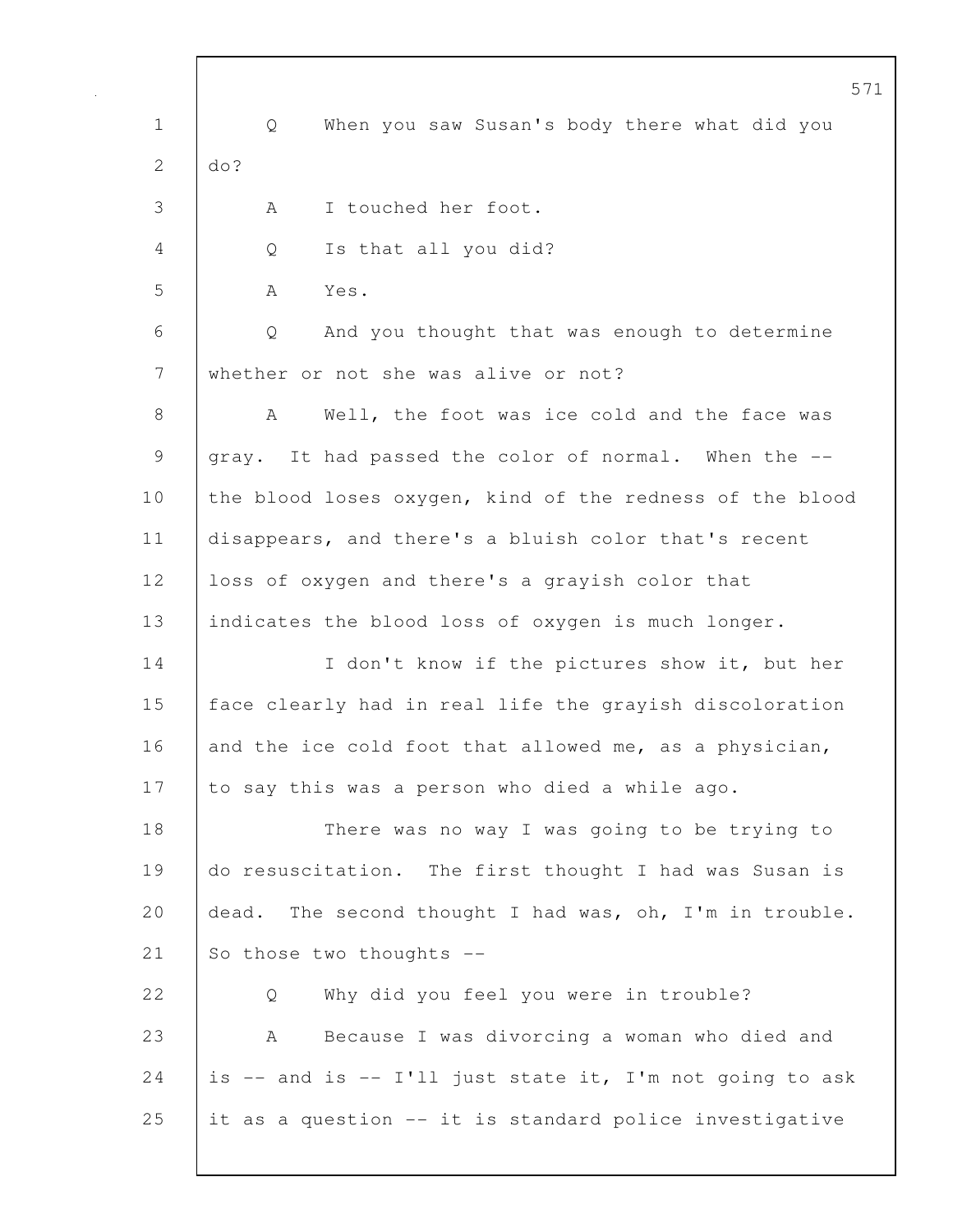Q When you saw Susan's body there what did you do?

A I touched her foot.

Q Is that all you did?

A Yes.

Q And you thought that was enough to determine whether or not she was alive or not?

A Well, the foot was ice cold and the face was gray. It had passed the color of normal. When the -- the blood loses oxygen, kind of the redness of the blood disappears, and there's a bluish color that's recent loss of oxygen and there's a grayish color that indicates the blood loss of oxygen is much longer.

I don't know if the pictures show it, but her face clearly had in real life the grayish discoloration and the ice cold foot that allowed me, as a physician, to say this was a person who died a while ago.

There was no way I was going to be trying to do resuscitation. The first thought I had was Susan is dead. The second thought I had was, oh, I'm in trouble. So those two thoughts --

Q Why did you feel you were in trouble?

A Because I was divorcing a woman who died and is -- and is -- I'll just state it, I'm not going to ask it as a question -- it is standard police investigative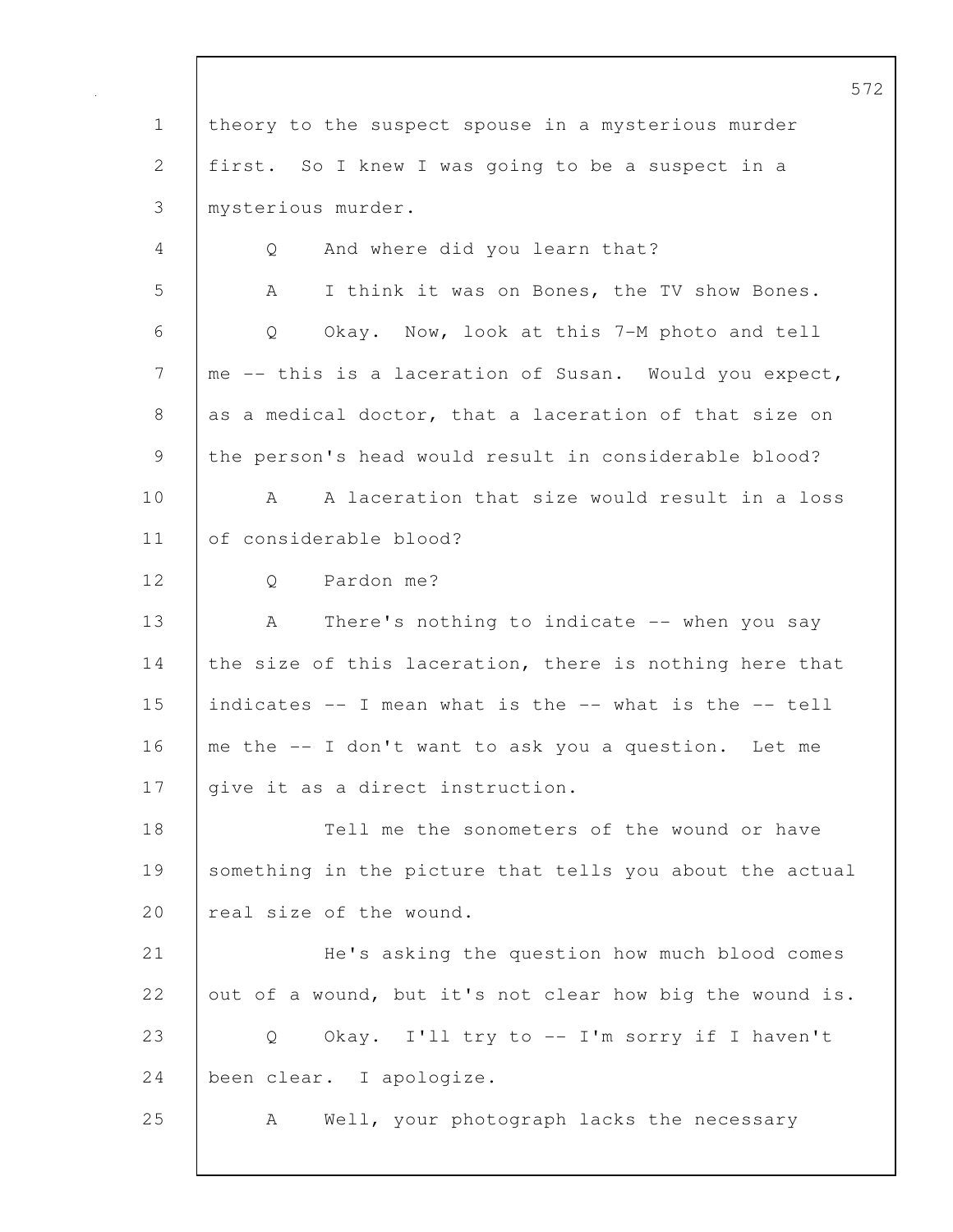theory to the suspect spouse in a mysterious murder first. So I knew I was going to be a suspect in a mysterious murder.

Q And where did you learn that?

A I think it was on Bones, the TV show Bones.

Q Okay. Now, look at this 7-M photo and tell me -- this is a laceration of Susan. Would you expect, as a medical doctor, that a laceration of that size on the person's head would result in considerable blood?

A A laceration that size would result in a loss of considerable blood?

Q Pardon me?

A There's nothing to indicate -- when you say the size of this laceration, there is nothing here that indicates -- I mean what is the -- what is the -- tell me the -- I don't want to ask you a question. Let me give it as a direct instruction.

Tell me the sonometers of the wound or have something in the picture that tells you about the actual real size of the wound.

He's asking the question how much blood comes out of a wound, but it's not clear how big the wound is.

Q Okay. I'll try to -- I'm sorry if I haven't been clear. I apologize.

A Well, your photograph lacks the necessary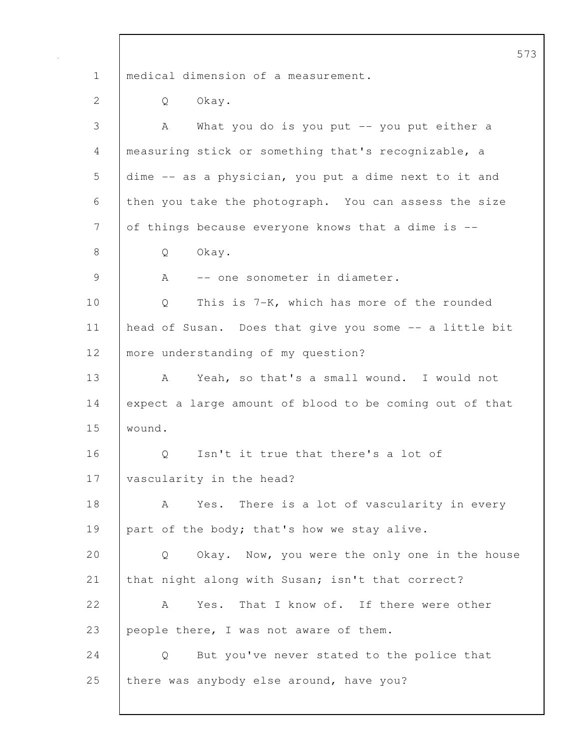medical dimension of a measurement.

Q Okay.

A What you do is you put -- you put either a measuring stick or something that's recognizable, a dime -- as a physician, you put a dime next to it and then you take the photograph. You can assess the size of things because everyone knows that a dime is --

Q Okay.

A -- one sonometer in diameter.

Q This is 7-K, which has more of the rounded head of Susan. Does that give you some -- a little bit more understanding of my question?

A Yeah, so that's a small wound. I would not expect a large amount of blood to be coming out of that wound.

Q Isn't it true that there's a lot of vascularity in the head?

A Yes. There is a lot of vascularity in every part of the body; that's how we stay alive.

Q Okay. Now, you were the only one in the house that night along with Susan; isn't that correct?

A Yes. That I know of. If there were other people there, I was not aware of them.

Q But you've never stated to the police that there was anybody else around, have you?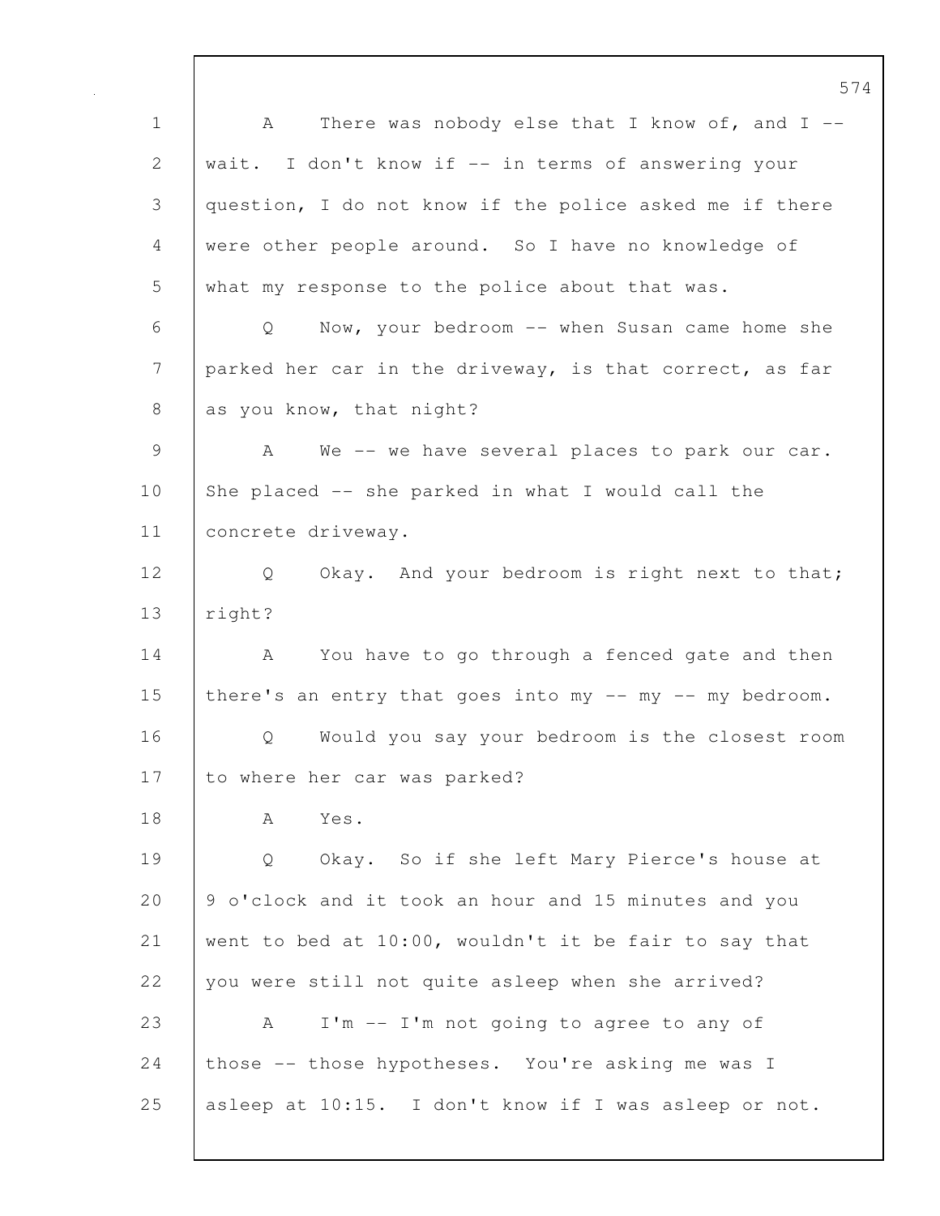A There was nobody else that I know of, and I -- wait. I don't know if -- in terms of answering your question, I do not know if the police asked me if there were other people around. So I have no knowledge of what my response to the police about that was.

Q Now, your bedroom -- when Susan came home she parked her car in the driveway, is that correct, as far as you know, that night?

A We -- we have several places to park our car. She placed -- she parked in what I would call the concrete driveway.

Q Okay. And your bedroom is right next to that; right?

A You have to go through a fenced gate and then there's an entry that goes into my -- my -- my bedroom.

Q Would you say your bedroom is the closest room to where her car was parked?

A Yes.

Q Okay. So if she left Mary Pierce's house at 9 o'clock and it took an hour and 15 minutes and you went to bed at 10:00, wouldn't it be fair to say that you were still not quite asleep when she arrived?

A I'm -- I'm not going to agree to any of those -- those hypotheses. You're asking me was I asleep at 10:15. I don't know if I was asleep or not.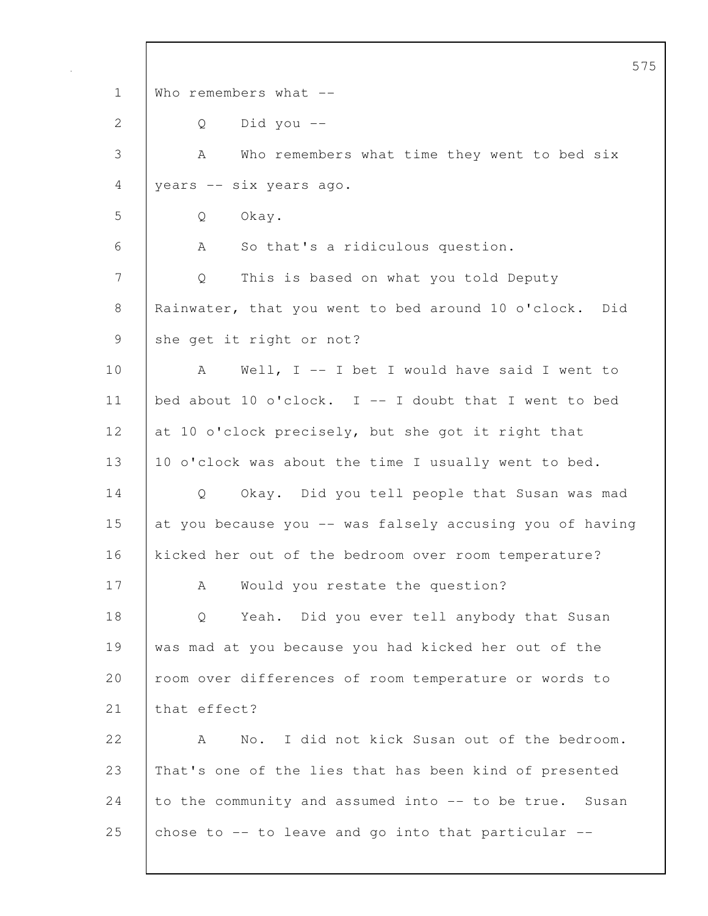Who remembers what --

Q Did you --

A Who remembers what time they went to bed six years -- six years ago.

Q Okay.

A So that's a ridiculous question.

Q This is based on what you told Deputy Rainwater, that you went to bed around 10 o'clock. Did she get it right or not?

A Well, I -- I bet I would have said I went to bed about 10 o'clock. I -- I doubt that I went to bed at 10 o'clock precisely, but she got it right that 10 o'clock was about the time I usually went to bed.

Q Okay. Did you tell people that Susan was mad at you because you -- was falsely accusing you of having kicked her out of the bedroom over room temperature?

A Would you restate the question?

Q Yeah. Did you ever tell anybody that Susan was mad at you because you had kicked her out of the room over differences of room temperature or words to that effect?

A No. I did not kick Susan out of the bedroom. That's one of the lies that has been kind of presented to the community and assumed into -- to be true. Susan chose to -- to leave and go into that particular --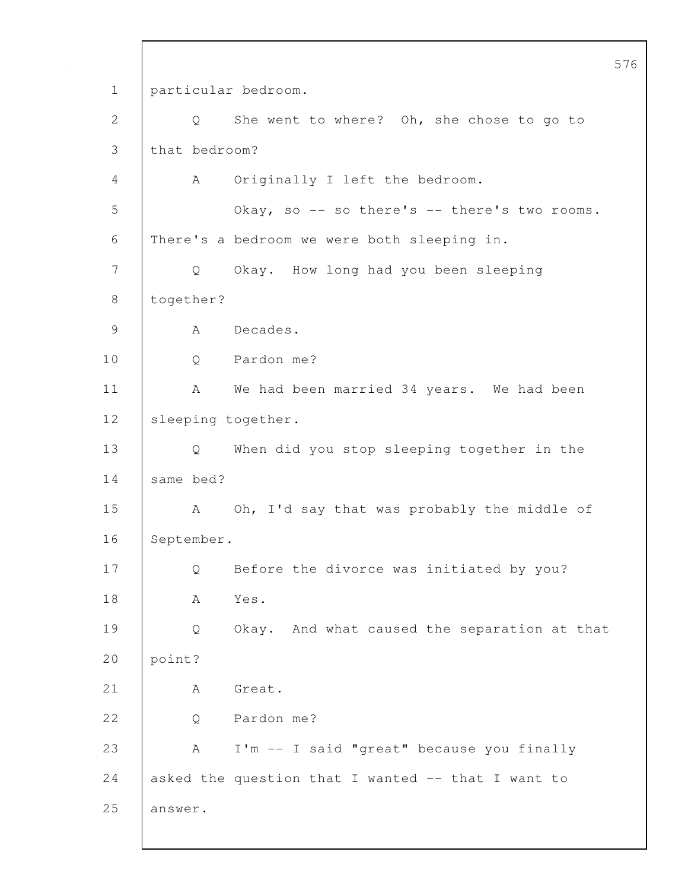particular bedroom.

Q She went to where? Oh, she chose to go to that bedroom?

A Originally I left the bedroom.

Okay, so -- so there's -- there's two rooms. There's a bedroom we were both sleeping in.

Q Okay. How long had you been sleeping together?

A Decades.

Q Pardon me?

A We had been married 34 years. We had been sleeping together.

Q When did you stop sleeping together in the same bed?

A Oh, I'd say that was probably the middle of September.

Q Before the divorce was initiated by you?

A Yes.

Q Okay. And what caused the separation at that point?

A Great.

Q Pardon me?

A I'm -- I said "great" because you finally asked the question that I wanted -- that I want to answer.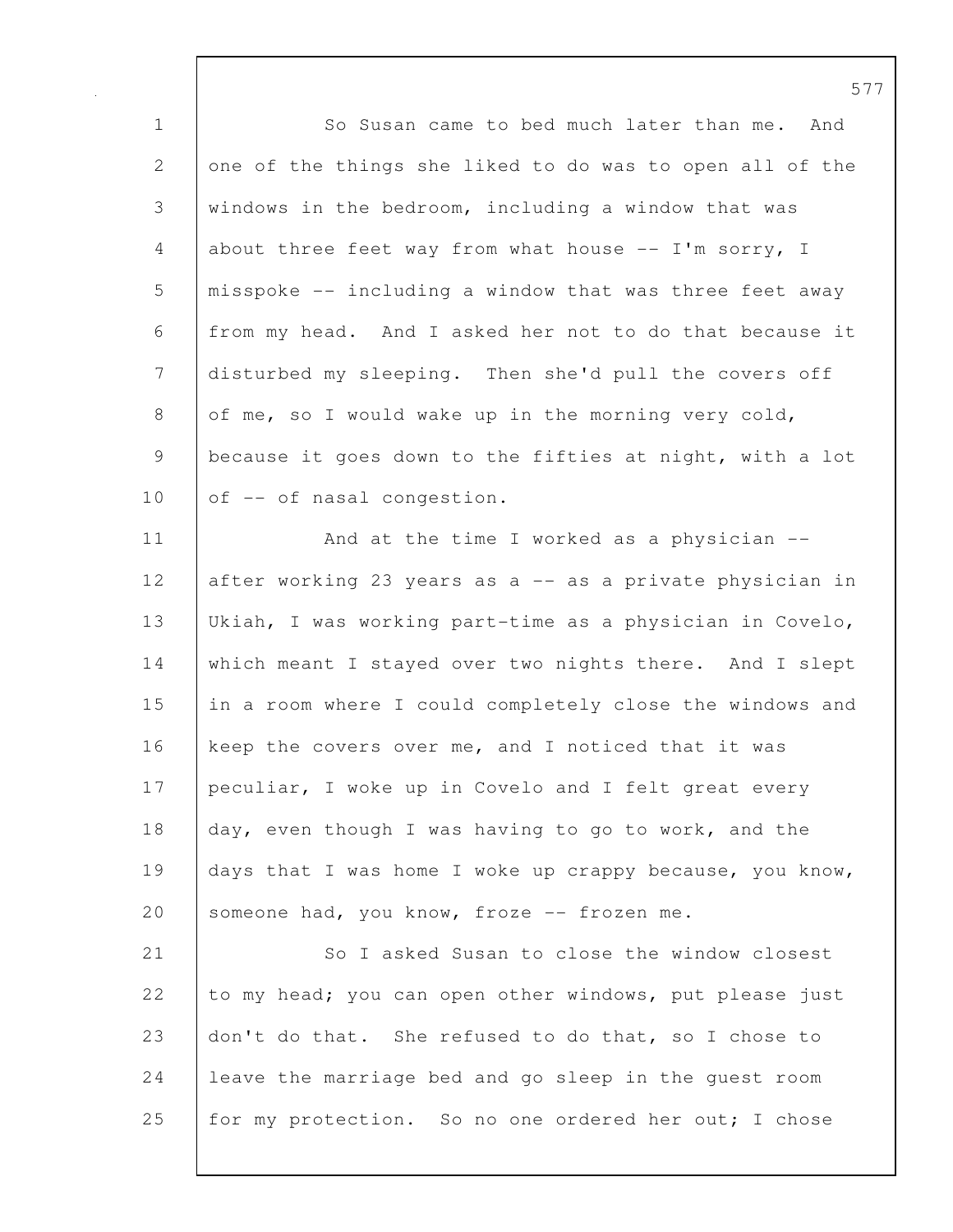So Susan came to bed much later than me. And one of the things she liked to do was to open all of the windows in the bedroom, including a window that was about three feet way from what house -- I'm sorry, I misspoke -- including a window that was three feet away from my head. And I asked her not to do that because it disturbed my sleeping. Then she'd pull the covers off of me, so I would wake up in the morning very cold, because it goes down to the fifties at night, with a lot of -- of nasal congestion.

And at the time I worked as a physician -- after working 23 years as a -- as a private physician in Ukiah, I was working part-time as a physician in Covelo, which meant I stayed over two nights there. And I slept in a room where I could completely close the windows and keep the covers over me, and I noticed that it was peculiar, I woke up in Covelo and I felt great every day, even though I was having to go to work, and the days that I was home I woke up crappy because, you know, someone had, you know, froze -- frozen me.

So I asked Susan to close the window closest to my head; you can open other windows, put please just don't do that. She refused to do that, so I chose to leave the marriage bed and go sleep in the guest room for my protection. So no one ordered her out; I chose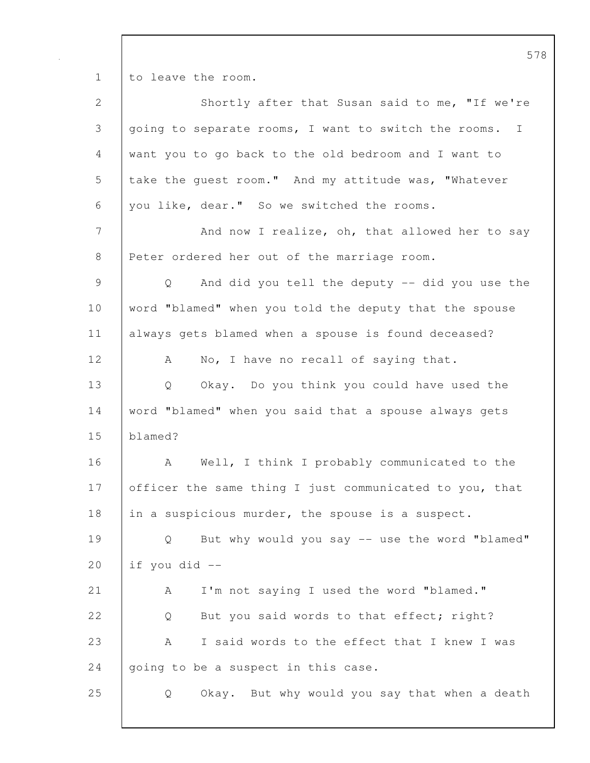to leave the room.

Shortly after that Susan said to me, "If we're going to separate rooms, I want to switch the rooms. I want you to go back to the old bedroom and I want to take the guest room." And my attitude was, "Whatever you like, dear." So we switched the rooms.

And now I realize, oh, that allowed her to say Peter ordered her out of the marriage room.

Q And did you tell the deputy -- did you use the word "blamed" when you told the deputy that the spouse always gets blamed when a spouse is found deceased?

A No, I have no recall of saying that.

Q Okay. Do you think you could have used the word "blamed" when you said that a spouse always gets blamed?

A Well, I think I probably communicated to the officer the same thing I just communicated to you, that in a suspicious murder, the spouse is a suspect.

Q But why would you say -- use the word "blamed" if you did --

A I'm not saying I used the word "blamed."

Q But you said words to that effect; right?

A I said words to the effect that I knew I was going to be a suspect in this case.

Q Okay. But why would you say that when a death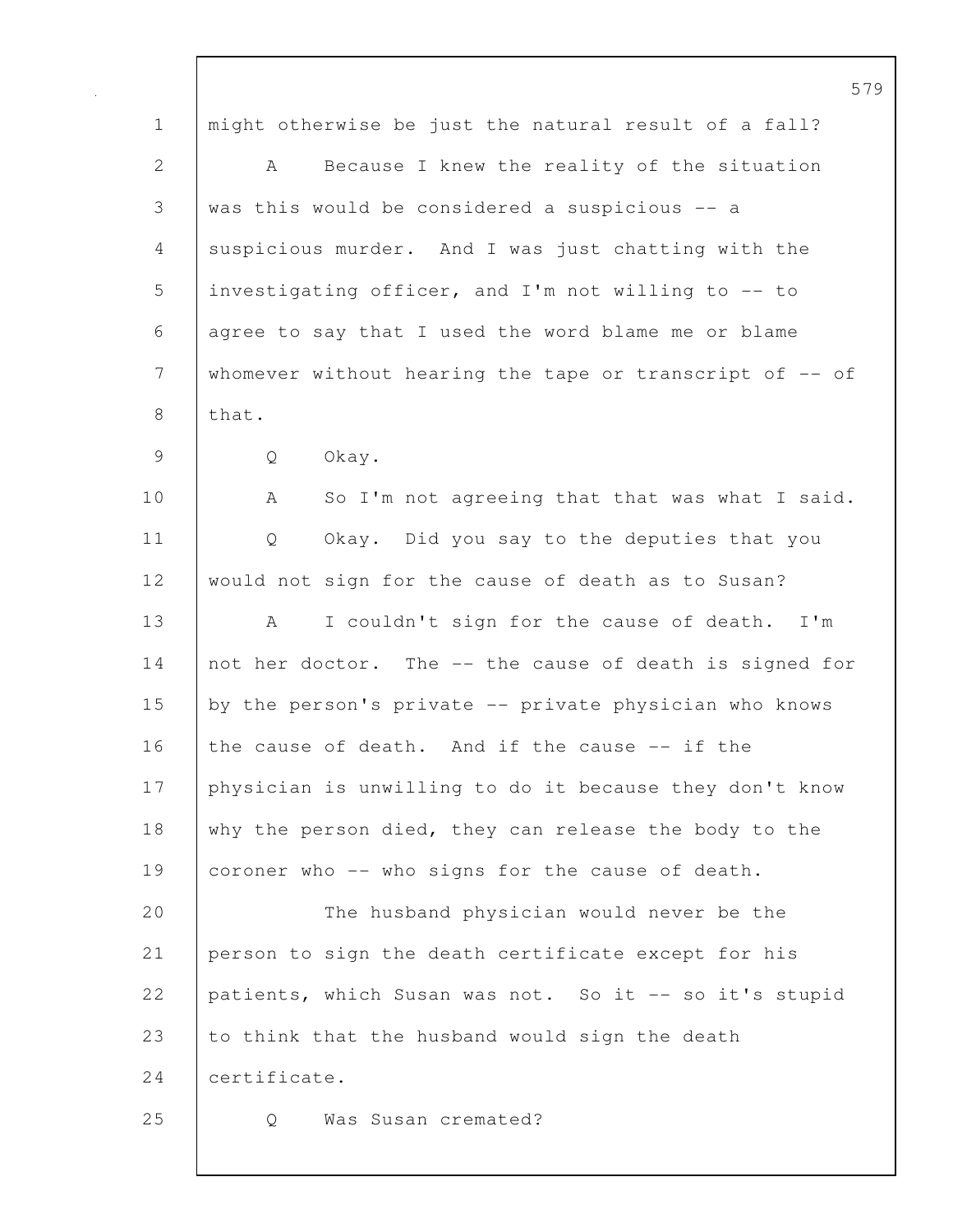might otherwise be just the natural result of a fall?

A Because I knew the reality of the situation was this would be considered a suspicious -- a suspicious murder. And I was just chatting with the investigating officer, and I'm not willing to -- to agree to say that I used the word blame me or blame whomever without hearing the tape or transcript of -- of that.

Q Okay.

A So I'm not agreeing that that was what I said.

Q Okay. Did you say to the deputies that you would not sign for the cause of death as to Susan?

A I couldn't sign for the cause of death. I'm not her doctor. The -- the cause of death is signed for by the person's private -- private physician who knows the cause of death. And if the cause -- if the physician is unwilling to do it because they don't know why the person died, they can release the body to the coroner who -- who signs for the cause of death.

The husband physician would never be the person to sign the death certificate except for his patients, which Susan was not. So it -- so it's stupid to think that the husband would sign the death certificate.

Q Was Susan cremated?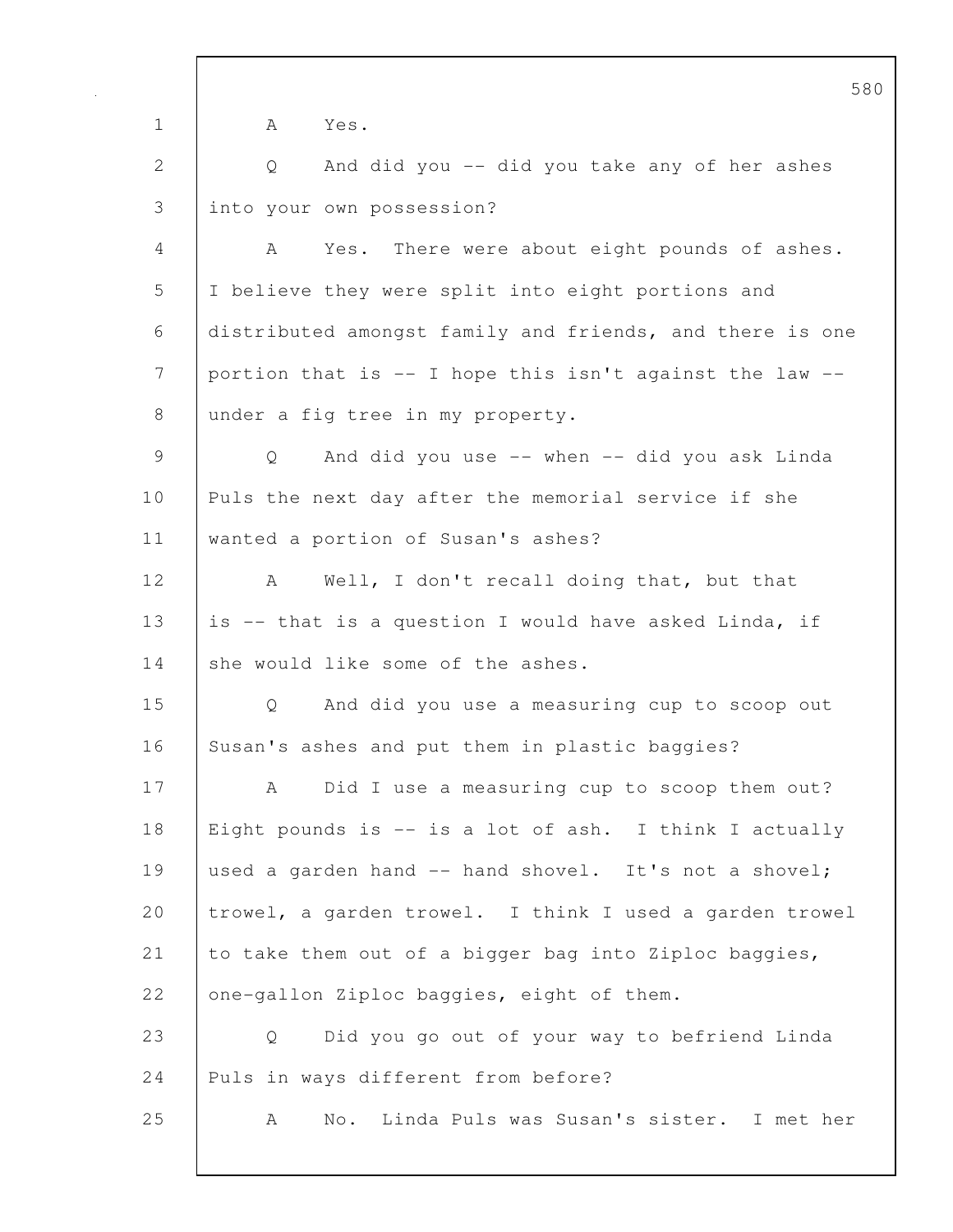A Yes.

Q And did you -- did you take any of her ashes into your own possession?

A Yes. There were about eight pounds of ashes. I believe they were split into eight portions and distributed amongst family and friends, and there is one portion that is -- I hope this isn't against the law -- under a fig tree in my property.

Q And did you use -- when -- did you ask Linda Puls the next day after the memorial service if she wanted a portion of Susan's ashes?

A Well, I don't recall doing that, but that is -- that is a question I would have asked Linda, if she would like some of the ashes.

Q And did you use a measuring cup to scoop out Susan's ashes and put them in plastic baggies?

A Did I use a measuring cup to scoop them out? Eight pounds is -- is a lot of ash. I think I actually used a garden hand -- hand shovel. It's not a shovel; trowel, a garden trowel. I think I used a garden trowel to take them out of a bigger bag into Ziploc baggies, one-gallon Ziploc baggies, eight of them.

Q Did you go out of your way to befriend Linda Puls in ways different from before?

A No. Linda Puls was Susan's sister. I met her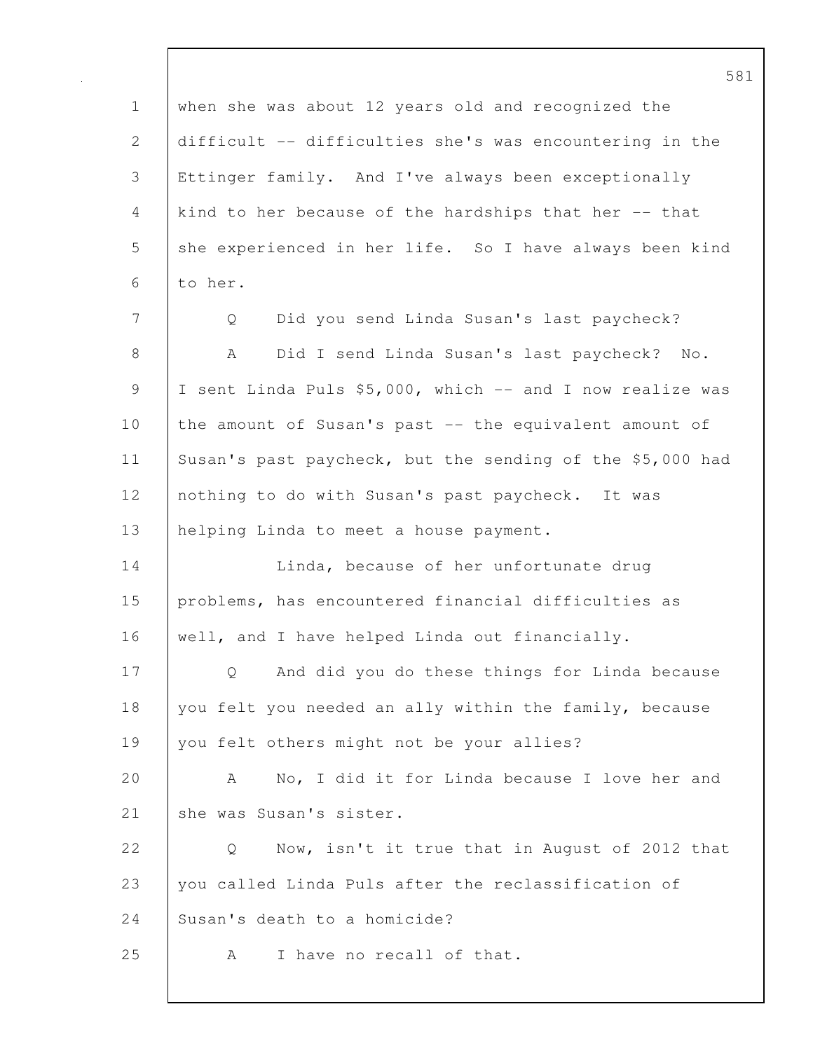when she was about 12 years old and recognized the difficult -- difficulties she's was encountering in the Ettinger family. And I've always been exceptionally kind to her because of the hardships that her -- that she experienced in her life. So I have always been kind to her.

Q Did you send Linda Susan's last paycheck?

A Did I send Linda Susan's last paycheck? No. I sent Linda Puls $5,000, which -- and I now realize was the amount of Susan's past -- the equivalent amount of Susan's past paycheck, but the sending of the $5,000 had nothing to do with Susan's past paycheck. It was helping Linda to meet a house payment.

Linda, because of her unfortunate drug problems, has encountered financial difficulties as well, and I have helped Linda out financially.

Q And did you do these things for Linda because you felt you needed an ally within the family, because you felt others might not be your allies?

A No, I did it for Linda because I love her and she was Susan's sister.

Q Now, isn't it true that in August of 2012 that you called Linda Puls after the reclassification of Susan's death to a homicide?

A I have no recall of that.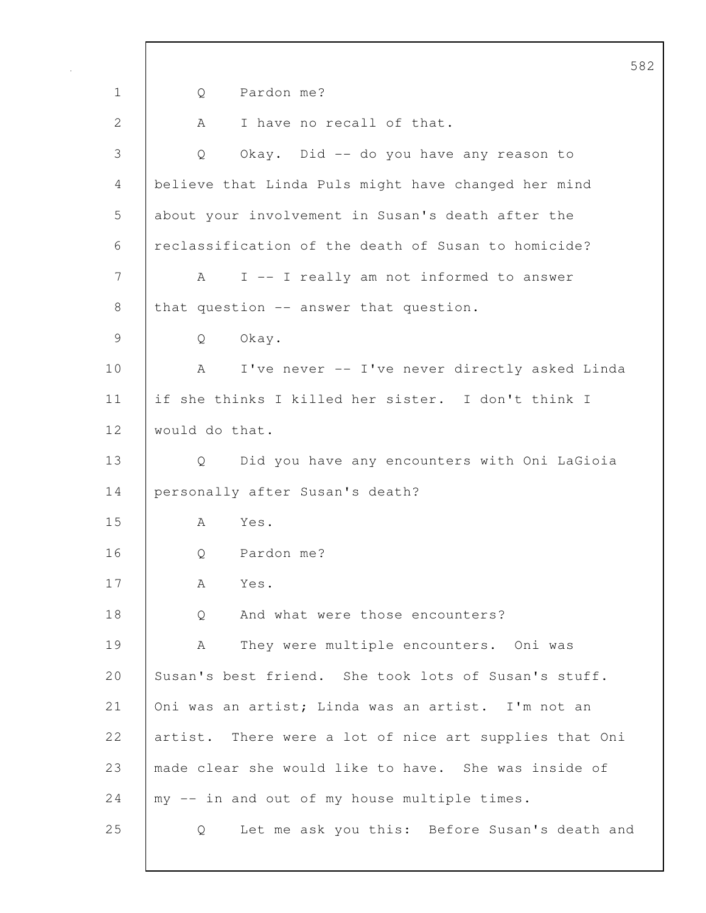1 Q Pardon me?

2 A I have no recall of that.

3 Q Okay. Did -- do you have any reason to

4 believe that Linda Puls might have changed her mind

5 about your involvement in Susan's death after the

6 reclassification of the death of Susan to homicide?

7 A I -- I really am not informed to answer

8 that question -- answer that question.

9 Q Okay.

10 A I've never -- I've never directly asked Linda

11 if she thinks I killed her sister. I don't think I

12 would do that.

13 Q Did you have any encounters with Oni LaGioia

14 personally after Susan's death?

15 A Yes.

16 Q Pardon me?

17 A Yes.

18 Q And what were those encounters?

19 A They were multiple encounters. Oni was

20 Susan's best friend. She took lots of Susan's stuff.

21 Oni was an artist; Linda was an artist. I'm not an

22 artist. There were a lot of nice art supplies that Oni

23 made clear she would like to have. She was inside of

24 my -- in and out of my house multiple times.

25 Q Let me ask you this: Before Susan's death and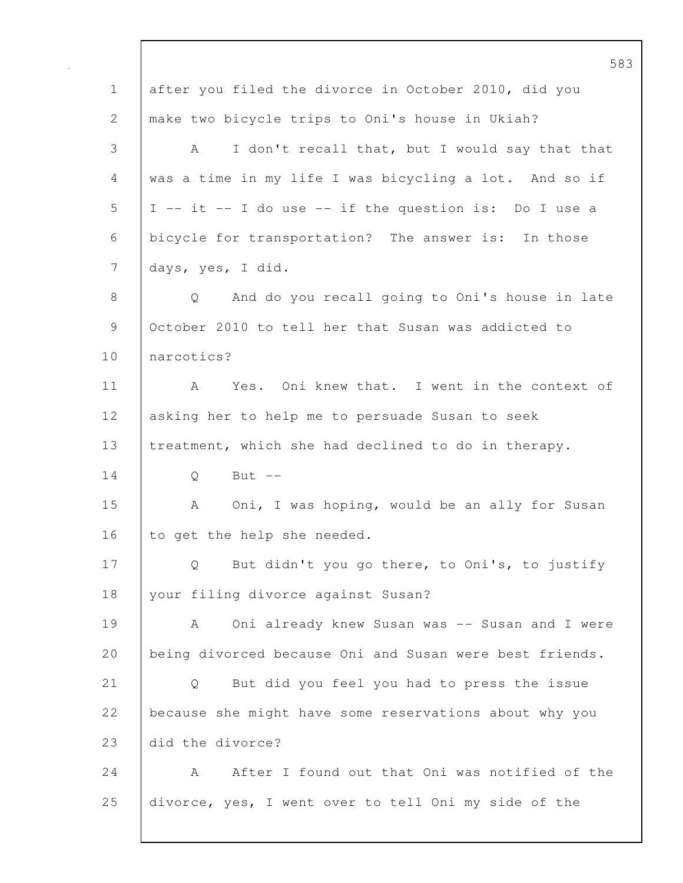after you filed the divorce in October 2010, did you make two bicycle trips to Oni's house in Ukiah?

A I don't recall that, but I would say that that was a time in my life I was bicycling a lot. And so if I -- it -- I do use -- if the question is: Do I use a bicycle for transportation? The answer is: In those days, yes, I did.

Q And do you recall going to Oni's house in late October 2010 to tell her that Susan was addicted to narcotics?

A Yes. Oni knew that. I went in the context of asking her to help me to persuade Susan to seek treatment, which she had declined to do in therapy.

Q But --

A Oni, I was hoping, would be an ally for Susan to get the help she needed.

Q But didn't you go there, to Oni's, to justify your filing divorce against Susan?

A Oni already knew Susan was -- Susan and I were being divorced because Oni and Susan were best friends.

Q But did you feel you had to press the issue because she might have some reservations about why you did the divorce?

A After I found out that Oni was notified of the divorce, yes, I went over to tell Oni my side of the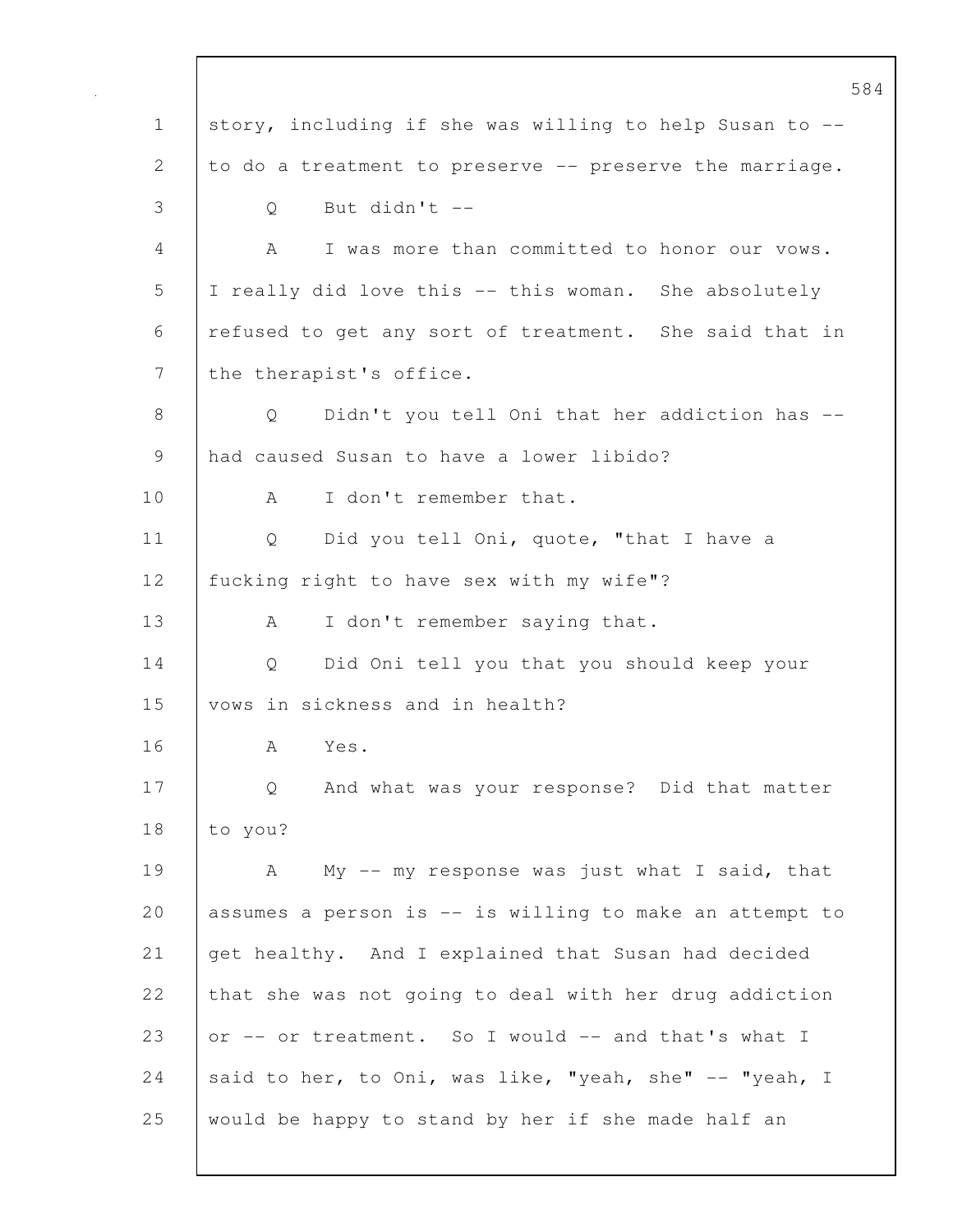story, including if she was willing to help Susan to -- to do a treatment to preserve -- preserve the marriage.

Q But didn't --

A I was more than committed to honor our vows. I really did love this -- this woman. She absolutely refused to get any sort of treatment. She said that in the therapist's office.

Q Didn't you tell Oni that her addiction has -- had caused Susan to have a lower libido?

A I don't remember that.

Q Did you tell Oni, quote, "that I have a fucking right to have sex with my wife"?

A I don't remember saying that.

Q Did Oni tell you that you should keep your vows in sickness and in health?

A Yes.

Q And what was your response? Did that matter to you?

A My -- my response was just what I said, that assumes a person is -- is willing to make an attempt to get healthy. And I explained that Susan had decided that she was not going to deal with her drug addiction or -- or treatment. So I would -- and that's what I said to her, to Oni, was like, "yeah, she" -- "yeah, I would be happy to stand by her if she made half an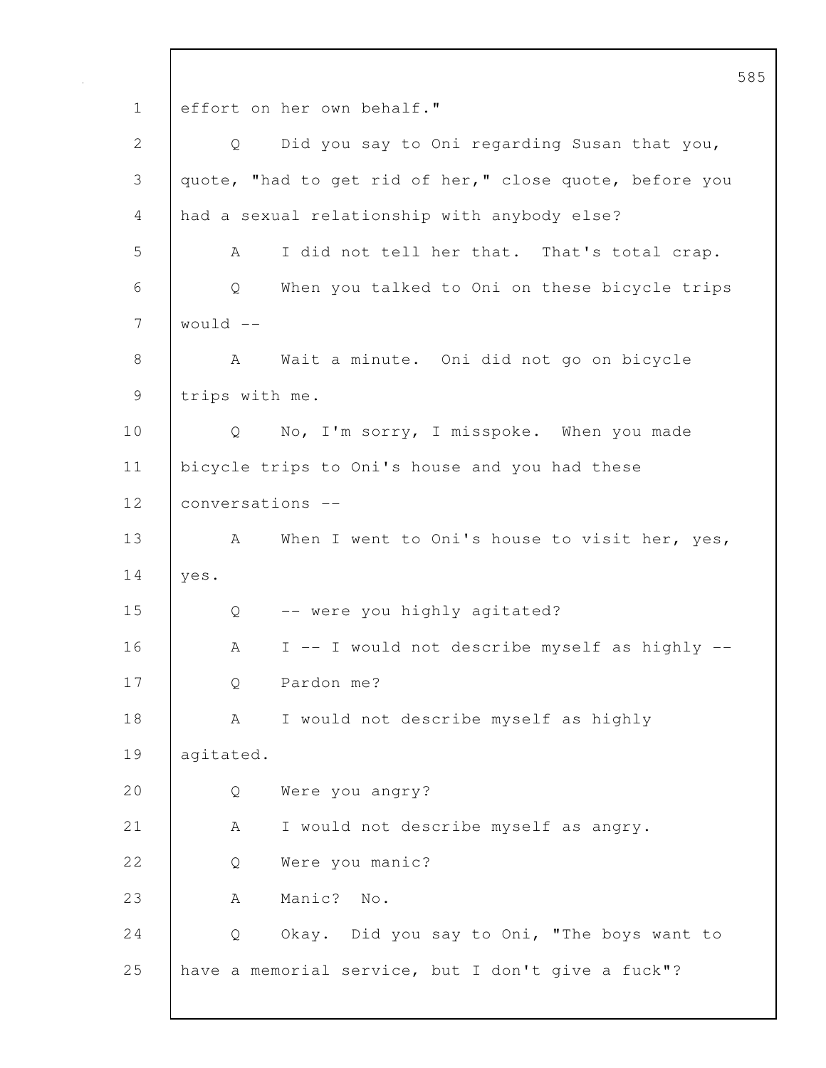effort on her own behalf."

Q Did you say to Oni regarding Susan that you, quote, "had to get rid of her," close quote, before you had a sexual relationship with anybody else?

A I did not tell her that. That's total crap.

Q When you talked to Oni on these bicycle trips would --

A Wait a minute. Oni did not go on bicycle trips with me.

Q No, I'm sorry, I misspoke. When you made bicycle trips to Oni's house and you had these conversations --

A When I went to Oni's house to visit her, yes, yes.

Q -- were you highly agitated?

A I -- I would not describe myself as highly --

Q Pardon me?

A I would not describe myself as highly agitated.

Q Were you angry?

A I would not describe myself as angry.

Q Were you manic?

A Manic? No.

Q Okay. Did you say to Oni, "The boys want to have a memorial service, but I don't give a fuck"?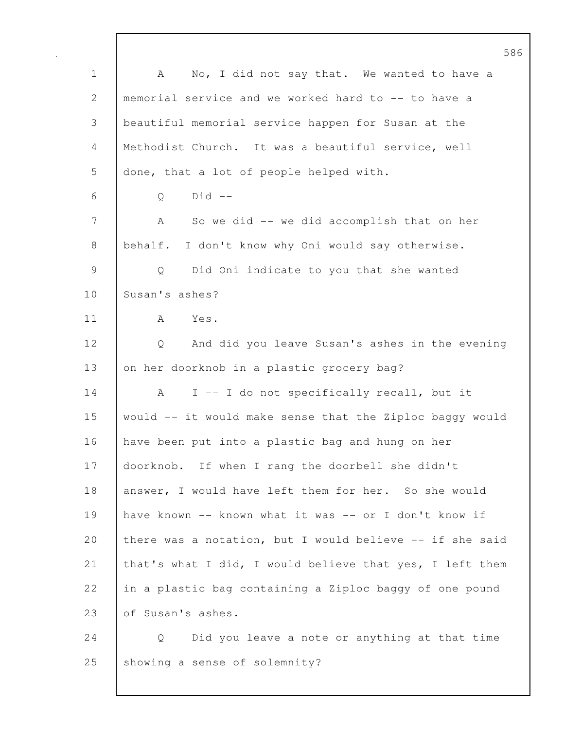A No, I did not say that. We wanted to have a memorial service and we worked hard to -- to have a beautiful memorial service happen for Susan at the Methodist Church. It was a beautiful service, well done, that a lot of people helped with.

Q Did --

A So we did -- we did accomplish that on her behalf. I don't know why Oni would say otherwise.

Q Did Oni indicate to you that she wanted Susan's ashes?

A Yes.

Q And did you leave Susan's ashes in the evening on her doorknob in a plastic grocery bag?

A I -- I do not specifically recall, but it would -- it would make sense that the Ziploc baggy would have been put into a plastic bag and hung on her doorknob. If when I rang the doorbell she didn't answer, I would have left them for her. So she would have known -- known what it was -- or I don't know if there was a notation, but I would believe -- if she said that's what I did, I would believe that yes, I left them in a plastic bag containing a Ziploc baggy of one pound of Susan's ashes.

Q Did you leave a note or anything at that time showing a sense of solemnity?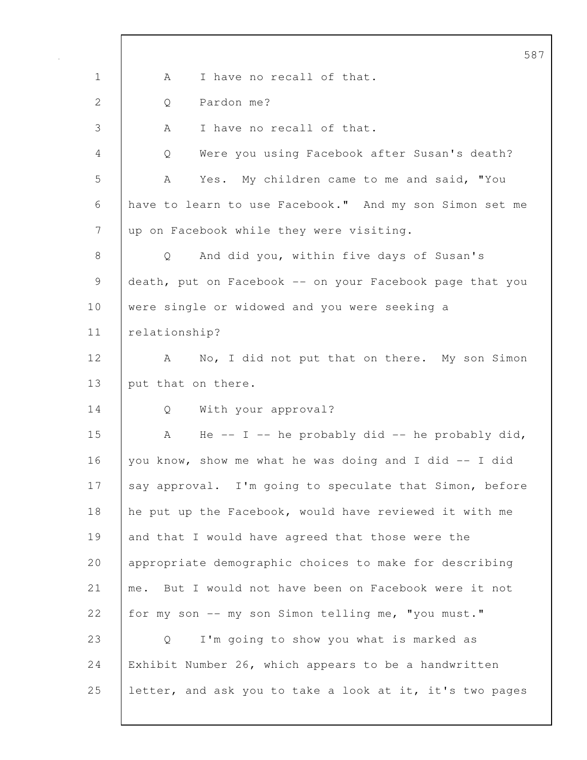A I have no recall of that.

Q Pardon me?

A I have no recall of that.

Q Were you using Facebook after Susan's death?

A Yes. My children came to me and said, "You have to learn to use Facebook." And my son Simon set me up on Facebook while they were visiting.

Q And did you, within five days of Susan's death, put on Facebook -- on your Facebook page that you were single or widowed and you were seeking a relationship?

A No, I did not put that on there. My son Simon put that on there.

Q With your approval?

A He -- I -- he probably did -- he probably did, you know, show me what he was doing and I did -- I did say approval. I'm going to speculate that Simon, before he put up the Facebook, would have reviewed it with me and that I would have agreed that those were the appropriate demographic choices to make for describing me. But I would not have been on Facebook were it not for my son -- my son Simon telling me, "you must."

Q I'm going to show you what is marked as Exhibit Number 26, which appears to be a handwritten letter, and ask you to take a look at it, it's two pages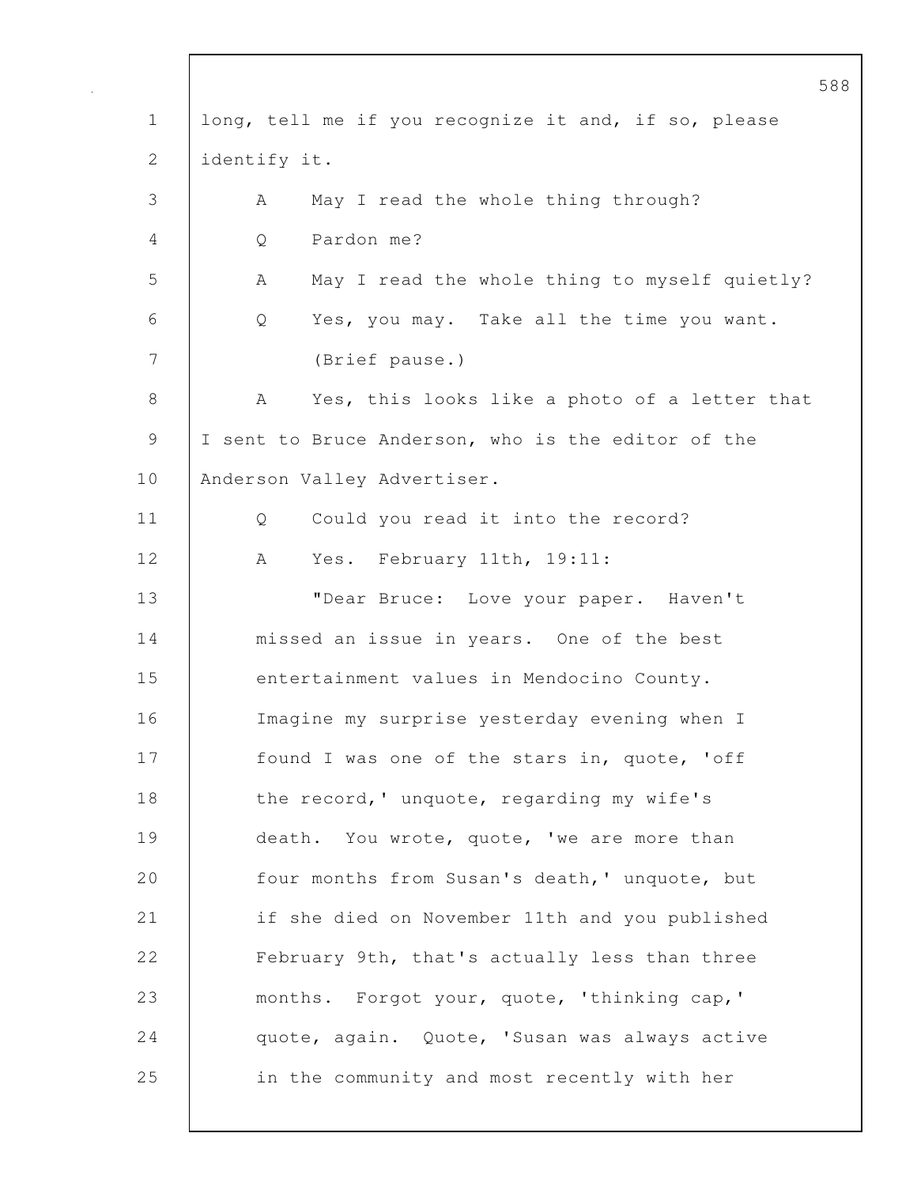long, tell me if you recognize it and, if so, please identify it.

A May I read the whole thing through?

Q Pardon me?

A May I read the whole thing to myself quietly?

Q Yes, you may. Take all the time you want.

(Brief pause.)

A Yes, this looks like a photo of a letter that I sent to Bruce Anderson, who is the editor of the Anderson Valley Advertiser.

Q Could you read it into the record?

A Yes. February 11th, 19:11:

"Dear Bruce: Love your paper. Haven't missed an issue in years. One of the best entertainment values in Mendocino County. Imagine my surprise yesterday evening when I found I was one of the stars in, quote, 'off the record,' unquote, regarding my wife's death. You wrote, quote, 'we are more than four months from Susan's death,' unquote, but if she died on November 11th and you published February 9th, that's actually less than three months. Forgot your, quote, 'thinking cap,' quote, again. Quote, 'Susan was always active in the community and most recently with her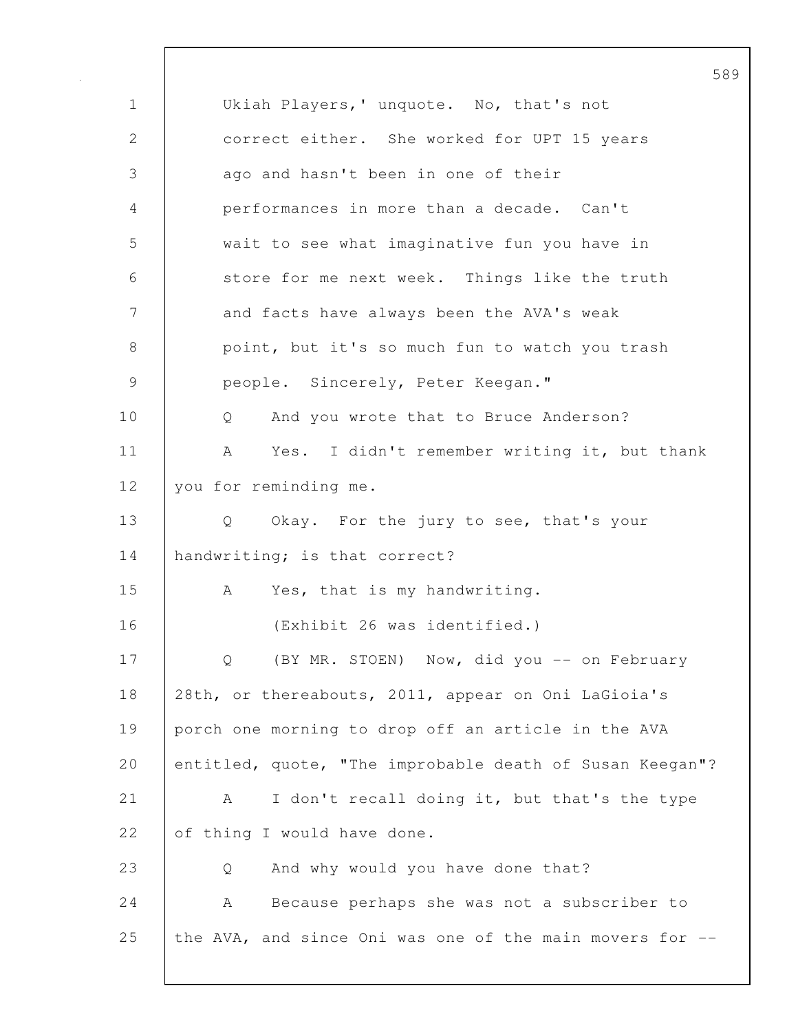Ukiah Players,' unquote. No, that's not correct either. She worked for UPT 15 years ago and hasn't been in one of their performances in more than a decade. Can't wait to see what imaginative fun you have in store for me next week. Things like the truth and facts have always been the AVA's weak point, but it's so much fun to watch you trash people. Sincerely, Peter Keegan."

Q And you wrote that to Bruce Anderson?

A Yes. I didn't remember writing it, but thank you for reminding me.

Q Okay. For the jury to see, that's your handwriting; is that correct?

A Yes, that is my handwriting.

(Exhibit 26 was identified.)

Q (BY MR. STOEN) Now, did you -- on February 28th, or thereabouts, 2011, appear on Oni LaGioia's porch one morning to drop off an article in the AVA entitled, quote, "The improbable death of Susan Keegan"?

A I don't recall doing it, but that's the type of thing I would have done.

Q And why would you have done that?

A Because perhaps she was not a subscriber to the AVA, and since Oni was one of the main movers for --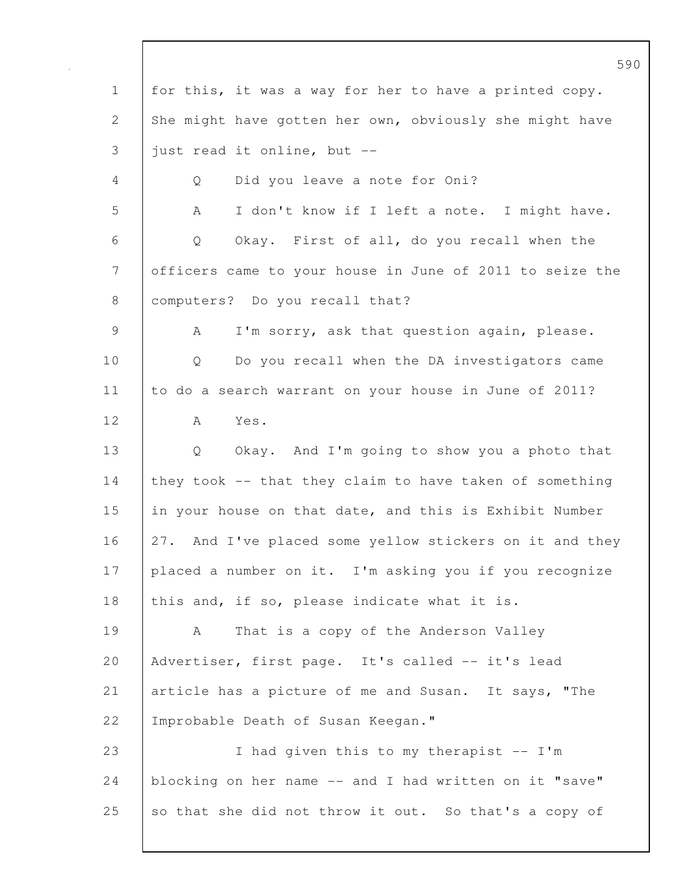for this, it was a way for her to have a printed copy. She might have gotten her own, obviously she might have just read it online, but --

Q Did you leave a note for Oni?

A I don't know if I left a note. I might have.

Q Okay. First of all, do you recall when the officers came to your house in June of 2011 to seize the computers? Do you recall that?

A I'm sorry, ask that question again, please.

Q Do you recall when the DA investigators came to do a search warrant on your house in June of 2011?

A Yes.

Q Okay. And I'm going to show you a photo that they took -- that they claim to have taken of something in your house on that date, and this is Exhibit Number 27. And I've placed some yellow stickers on it and they placed a number on it. I'm asking you if you recognize this and, if so, please indicate what it is.

A That is a copy of the Anderson Valley Advertiser, first page. It's called -- it's lead article has a picture of me and Susan. It says, "The Improbable Death of Susan Keegan."

I had given this to my therapist -- I'm blocking on her name -- and I had written on it "save" so that she did not throw it out. So that's a copy of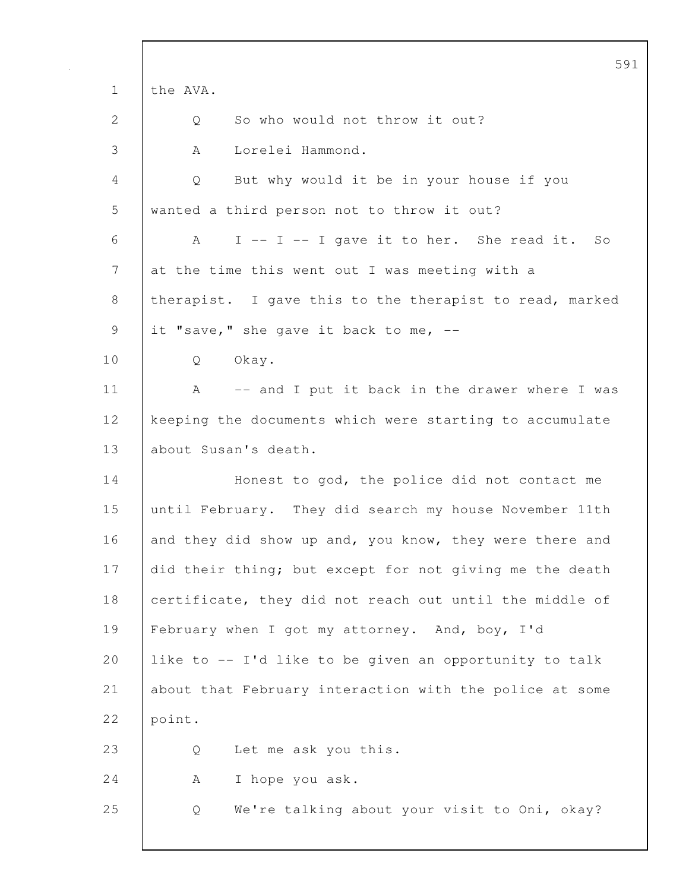1 the AVA.

2 Q So who would not throw it out?

3 A Lorelei Hammond.

4 Q But why would it be in your house if you

5 wanted a third person not to throw it out?

6 A I -- I -- I gave it to her. She read it. So

7 at the time this went out I was meeting with a

8 therapist. I gave this to the therapist to read, marked

9 it "save," she gave it back to me, --

10 Q Okay.

11 A -- and I put it back in the drawer where I was

12 keeping the documents which were starting to accumulate

13 about Susan's death.

14 Honest to god, the police did not contact me

15 until February. They did search my house November 11th

16 and they did show up and, you know, they were there and

17 did their thing; but except for not giving me the death

18 certificate, they did not reach out until the middle of

19 February when I got my attorney. And, boy, I'd

20 like to -- I'd like to be given an opportunity to talk

21 about that February interaction with the police at some

22 point.

23 Q Let me ask you this.

24 A I hope you ask.

25 Q We're talking about your visit to Oni, okay?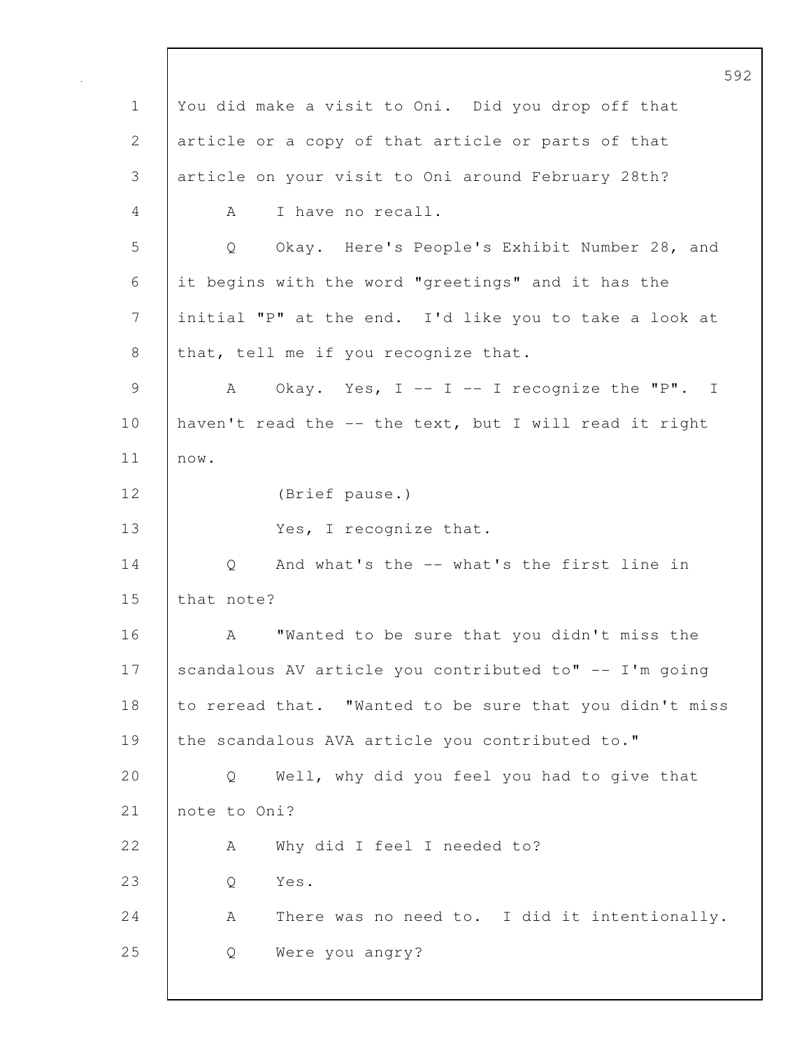You did make a visit to Oni. Did you drop off that article or a copy of that article or parts of that article on your visit to Oni around February 28th?

A I have no recall.

Q Okay. Here's People's Exhibit Number 28, and it begins with the word "greetings" and it has the initial "P" at the end. I'd like you to take a look at that, tell me if you recognize that.

A Okay. Yes, I -- I -- I recognize the "P". I haven't read the -- the text, but I will read it right now.

(Brief pause.)

Yes, I recognize that.

Q And what's the -- what's the first line in that note?

A "Wanted to be sure that you didn't miss the scandalous AV article you contributed to" -- I'm going to reread that. "Wanted to be sure that you didn't miss the scandalous AVA article you contributed to."

Q Well, why did you feel you had to give that note to Oni?

A Why did I feel I needed to?

Q Yes.

A There was no need to. I did it intentionally.

Q Were you angry?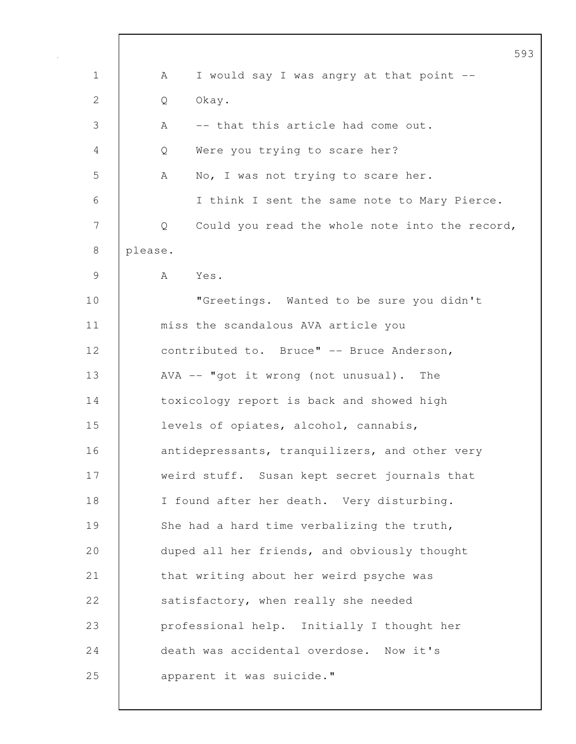A I would say I was angry at that point --

Q Okay.

A -- that this article had come out.

Q Were you trying to scare her?

A No, I was not trying to scare her.

I think I sent the same note to Mary Pierce.

Q Could you read the whole note into the record, please.

A Yes.

"Greetings. Wanted to be sure you didn't miss the scandalous AVA article you contributed to. Bruce" -- Bruce Anderson, AVA -- "got it wrong (not unusual). The toxicology report is back and showed high levels of opiates, alcohol, cannabis, antidepressants, tranquilizers, and other very weird stuff. Susan kept secret journals that I found after her death. Very disturbing. She had a hard time verbalizing the truth, duped all her friends, and obviously thought that writing about her weird psyche was satisfactory, when really she needed professional help. Initially I thought her death was accidental overdose. Now it's apparent it was suicide."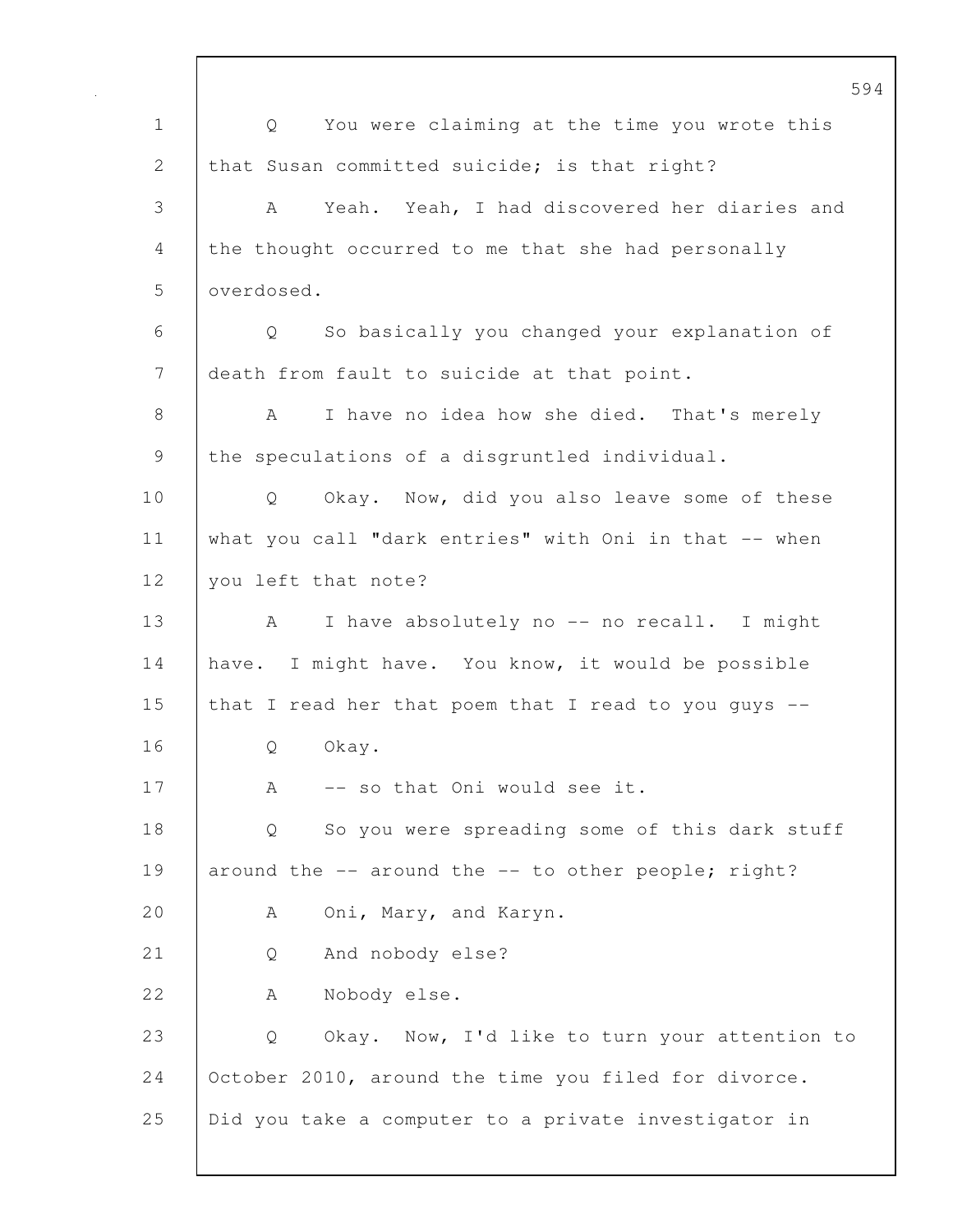Q You were claiming at the time you wrote this that Susan committed suicide; is that right?

A Yeah. Yeah, I had discovered her diaries and the thought occurred to me that she had personally overdosed.

Q So basically you changed your explanation of death from fault to suicide at that point.

A I have no idea how she died. That's merely the speculations of a disgruntled individual.

Q Okay. Now, did you also leave some of these what you call "dark entries" with Oni in that -- when you left that note?

A I have absolutely no -- no recall. I might have. I might have. You know, it would be possible that I read her that poem that I read to you guys --

Q Okay.

A -- so that Oni would see it.

Q So you were spreading some of this dark stuff around the -- around the -- to other people; right?

A Oni, Mary, and Karyn.

Q And nobody else?

A Nobody else.

Q Okay. Now, I'd like to turn your attention to October 2010, around the time you filed for divorce. Did you take a computer to a private investigator in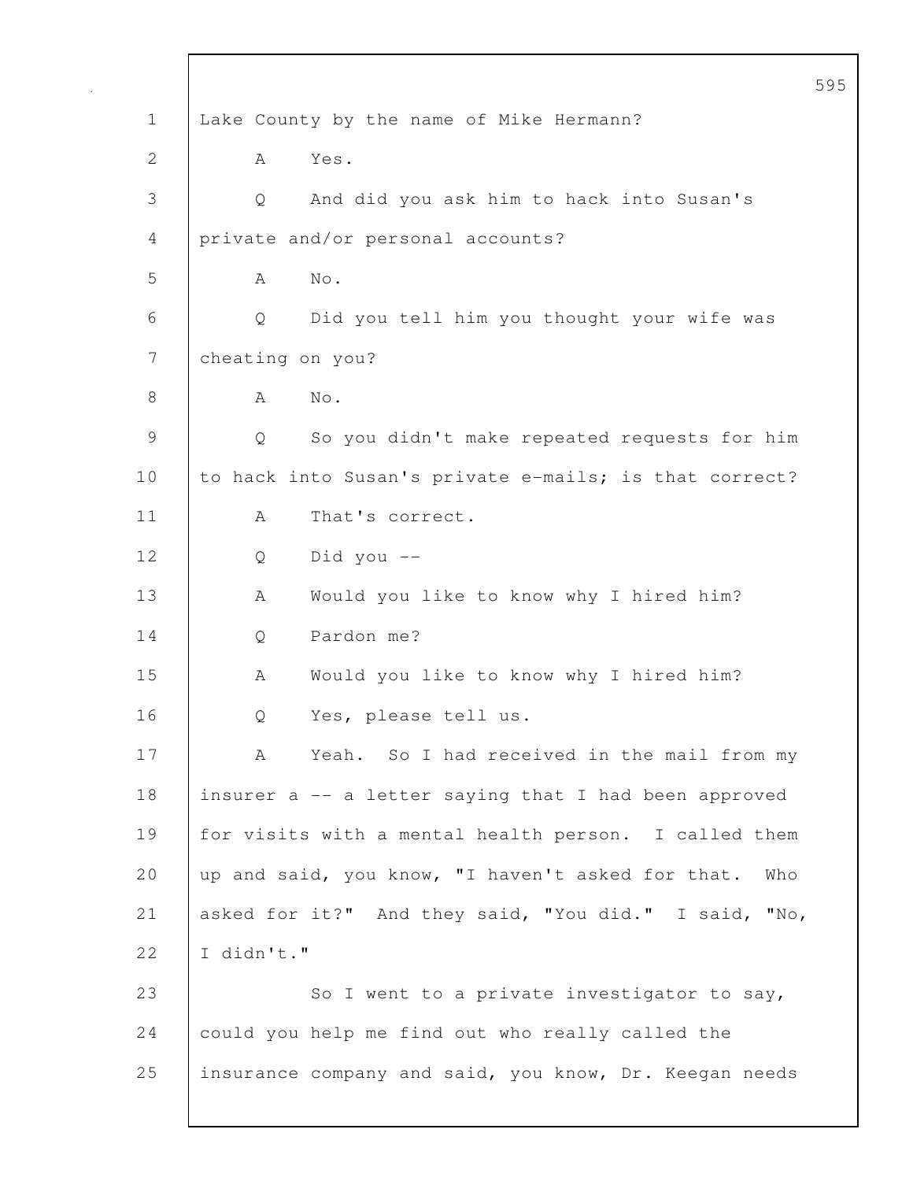Lake County by the name of Mike Hermann?

A Yes.

Q And did you ask him to hack into Susan's private and/or personal accounts?

A No.

Q Did you tell him you thought your wife was cheating on you?

A No.

Q So you didn't make repeated requests for him to hack into Susan's private e-mails; is that correct?

A That's correct.

Q Did you --

A Would you like to know why I hired him?

Q Pardon me?

A Would you like to know why I hired him?

Q Yes, please tell us.

A Yeah. So I had received in the mail from my insurer a -- a letter saying that I had been approved for visits with a mental health person. I called them up and said, you know, "I haven't asked for that. Who asked for it?" And they said, "You did." I said, "No, I didn't."

So I went to a private investigator to say, could you help me find out who really called the insurance company and said, you know, Dr. Keegan needs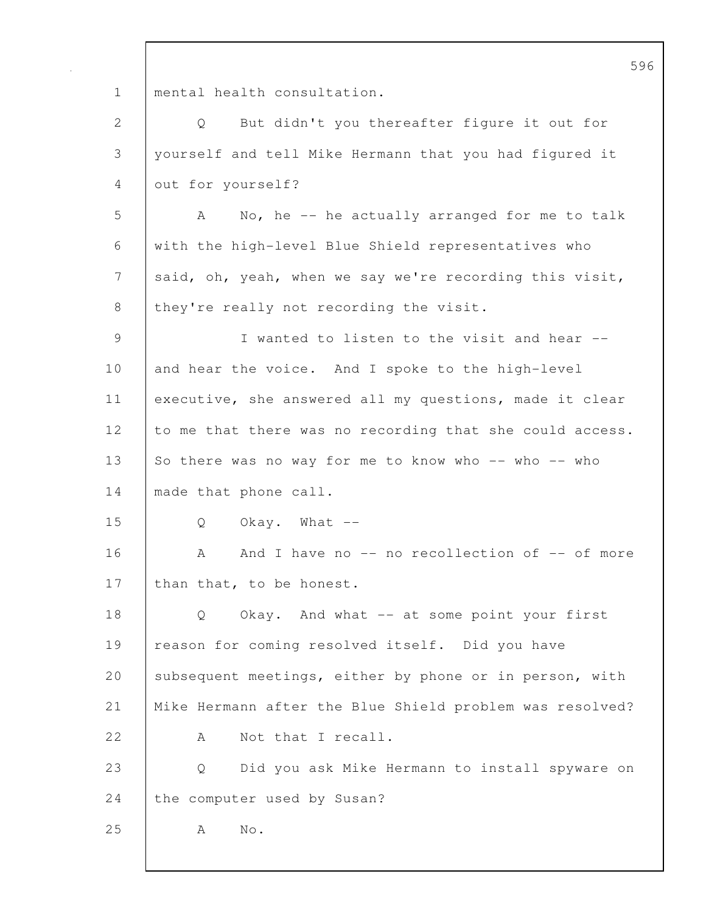mental health consultation.

Q But didn't you thereafter figure it out for yourself and tell Mike Hermann that you had figured it out for yourself?

A No, he -- he actually arranged for me to talk with the high-level Blue Shield representatives who said, oh, yeah, when we say we're recording this visit, they're really not recording the visit.

I wanted to listen to the visit and hear -- and hear the voice. And I spoke to the high-level executive, she answered all my questions, made it clear to me that there was no recording that she could access. So there was no way for me to know who -- who -- who made that phone call.

Q Okay. What --

A And I have no -- no recollection of -- of more than that, to be honest.

Q Okay. And what -- at some point your first reason for coming resolved itself. Did you have subsequent meetings, either by phone or in person, with Mike Hermann after the Blue Shield problem was resolved?

A Not that I recall.

Q Did you ask Mike Hermann to install spyware on the computer used by Susan?

A No.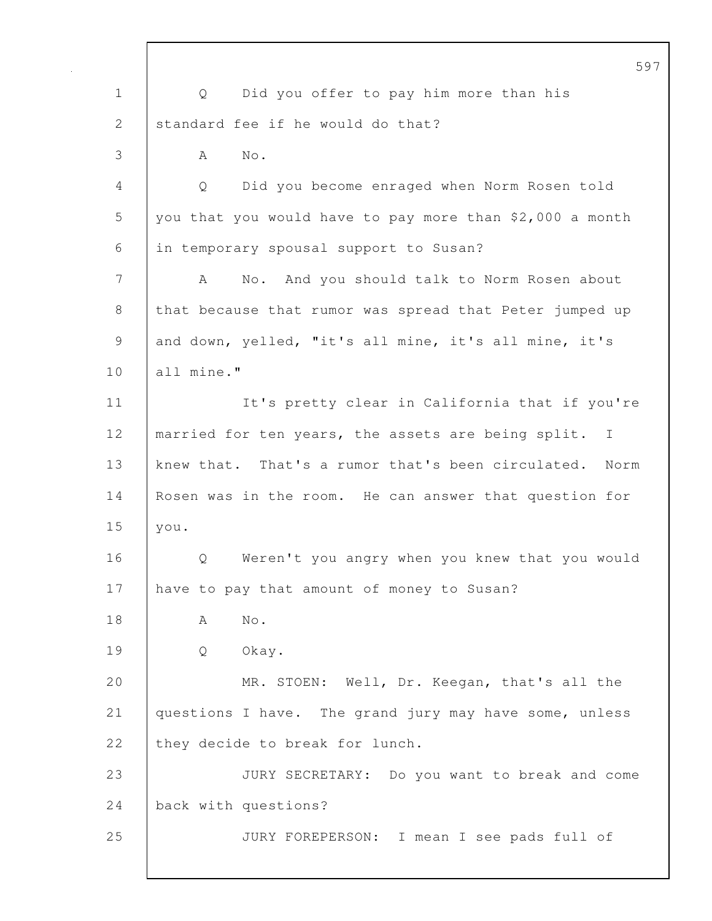Q Did you offer to pay him more than his standard fee if he would do that?

A No.

Q Did you become enraged when Norm Rosen told you that you would have to pay more than $2,000 a month in temporary spousal support to Susan?

A No. And you should talk to Norm Rosen about that because that rumor was spread that Peter jumped up and down, yelled, "it's all mine, it's all mine, it's all mine."

It's pretty clear in California that if you're married for ten years, the assets are being split. I knew that. That's a rumor that's been circulated. Norm Rosen was in the room. He can answer that question for you.

Q Weren't you angry when you knew that you would have to pay that amount of money to Susan?

A No.

Q Okay.

MR. STOEN: Well, Dr. Keegan, that's all the questions I have. The grand jury may have some, unless they decide to break for lunch.

JURY SECRETARY: Do you want to break and come back with questions?

JURY FOREPERSON: I mean I see pads full of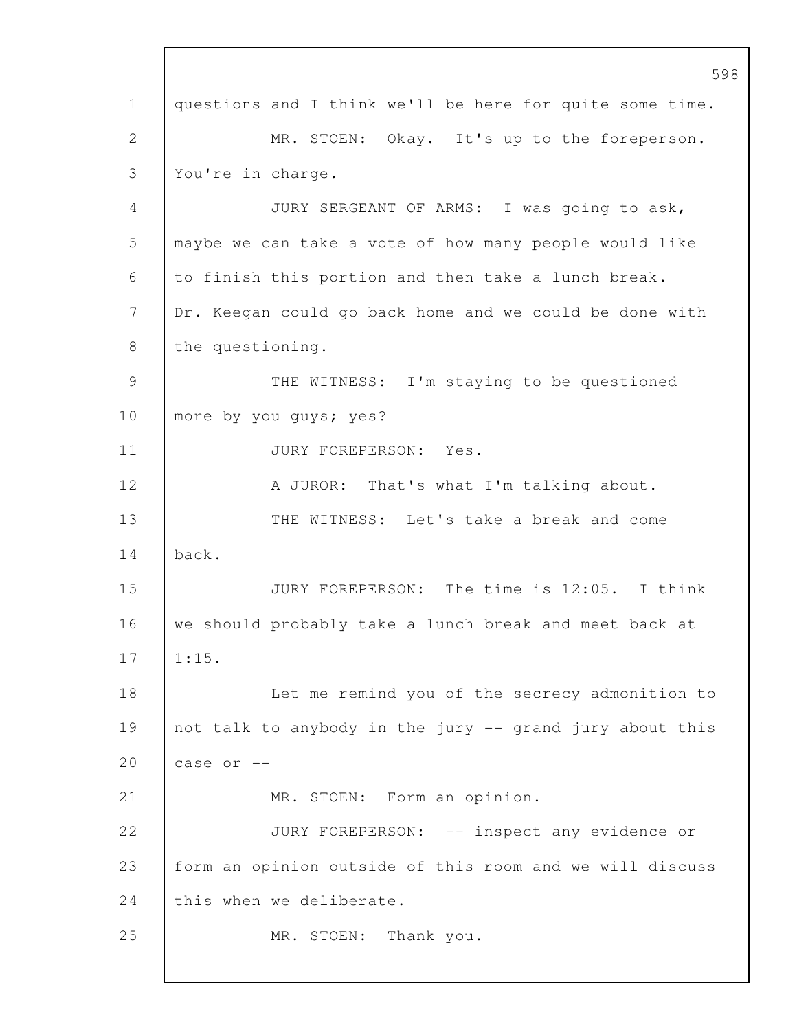questions and I think we'll be here for quite some time.

MR. STOEN: Okay. It's up to the foreperson. You're in charge.

JURY SERGEANT OF ARMS: I was going to ask, maybe we can take a vote of how many people would like to finish this portion and then take a lunch break. Dr. Keegan could go back home and we could be done with the questioning.

THE WITNESS: I'm staying to be questioned more by you guys; yes?

JURY FOREPERSON: Yes.

A JUROR: That's what I'm talking about.

THE WITNESS: Let's take a break and come back.

JURY FOREPERSON: The time is 12:05. I think we should probably take a lunch break and meet back at 1:15.

Let me remind you of the secrecy admonition to not talk to anybody in the jury -- grand jury about this case or --

MR. STOEN: Form an opinion.

JURY FOREPERSON: -- inspect any evidence or form an opinion outside of this room and we will discuss this when we deliberate.

MR. STOEN: Thank you.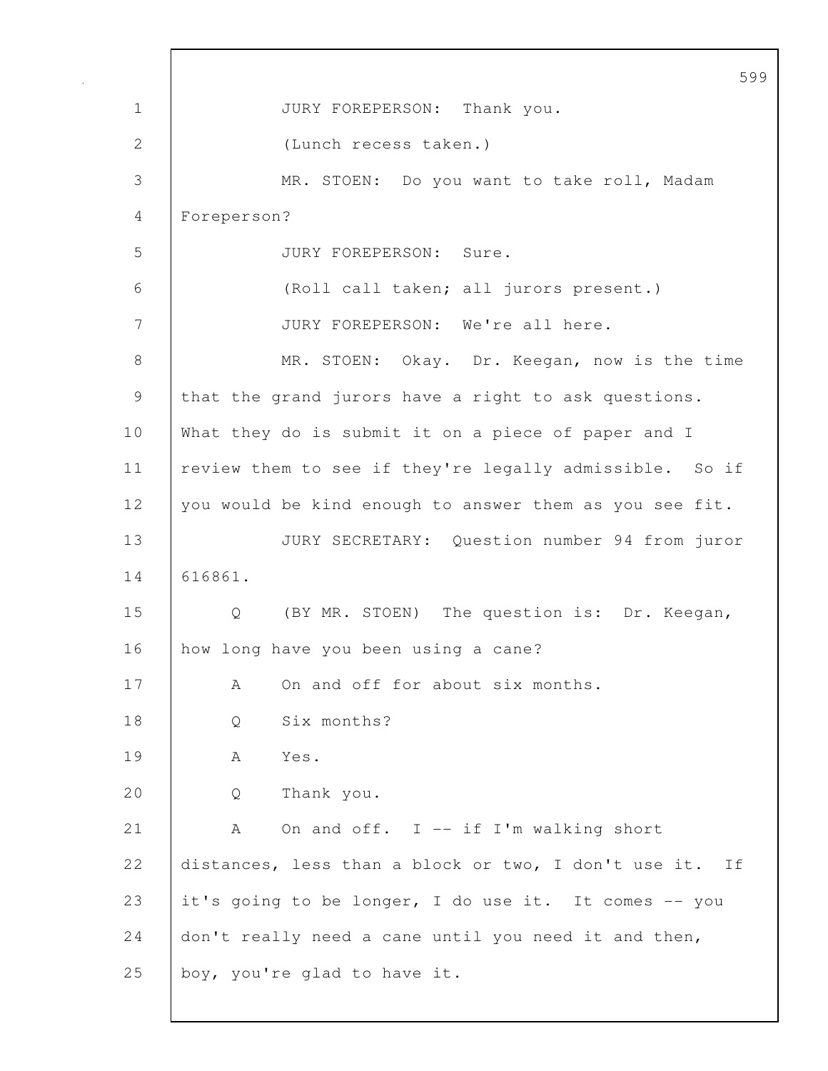JURY FOREPERSON: Thank you.

(Lunch recess taken.)

MR. STOEN: Do you want to take roll, Madam Foreperson?

JURY FOREPERSON: Sure.

(Roll call taken; all jurors present.)

JURY FOREPERSON: We're all here.

MR. STOEN: Okay. Dr. Keegan, now is the time that the grand jurors have a right to ask questions. What they do is submit it on a piece of paper and I review them to see if they're legally admissible. So if you would be kind enough to answer them as you see fit.

JURY SECRETARY: Question number 94 from juror 616861.

Q (BY MR. STOEN) The question is: Dr. Keegan, how long have you been using a cane?

A On and off for about six months.

Q Six months?

A Yes.

Q Thank you.

A On and off. I -- if I'm walking short distances, less than a block or two, I don't use it. If it's going to be longer, I do use it. It comes -- you don't really need a cane until you need it and then, boy, you're glad to have it.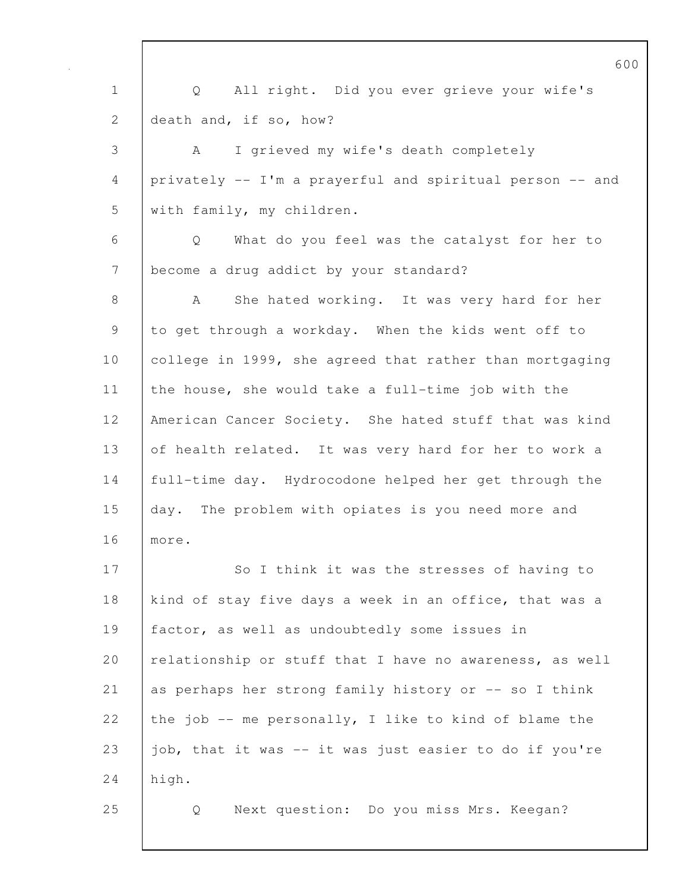Q All right. Did you ever grieve your wife's death and, if so, how?

A I grieved my wife's death completely privately -- I'm a prayerful and spiritual person -- and with family, my children.

Q What do you feel was the catalyst for her to become a drug addict by your standard?

A She hated working. It was very hard for her to get through a workday. When the kids went off to college in 1999, she agreed that rather than mortgaging the house, she would take a full-time job with the American Cancer Society. She hated stuff that was kind of health related. It was very hard for her to work a full-time day. Hydrocodone helped her get through the day. The problem with opiates is you need more and more.

So I think it was the stresses of having to kind of stay five days a week in an office, that was a factor, as well as undoubtedly some issues in relationship or stuff that I have no awareness, as well as perhaps her strong family history or -- so I think the job -- me personally, I like to kind of blame the job, that it was -- it was just easier to do if you're high.

Q Next question: Do you miss Mrs. Keegan?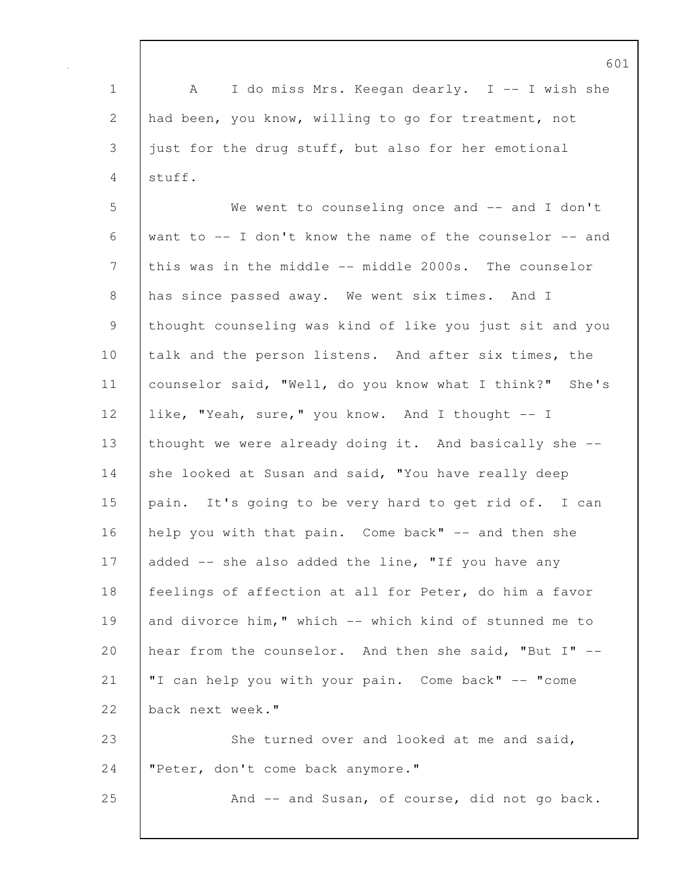A I do miss Mrs. Keegan dearly. I -- I wish she had been, you know, willing to go for treatment, not just for the drug stuff, but also for her emotional stuff.

We went to counseling once and -- and I don't want to -- I don't know the name of the counselor -- and this was in the middle -- middle 2000s. The counselor has since passed away. We went six times. And I thought counseling was kind of like you just sit and you talk and the person listens. And after six times, the counselor said, "Well, do you know what I think?" She's like, "Yeah, sure," you know. And I thought -- I thought we were already doing it. And basically she -- she looked at Susan and said, "You have really deep pain. It's going to be very hard to get rid of. I can help you with that pain. Come back" -- and then she added -- she also added the line, "If you have any feelings of affection at all for Peter, do him a favor and divorce him," which -- which kind of stunned me to hear from the counselor. And then she said, "But I" -- "I can help you with your pain. Come back" -- "come back next week."

She turned over and looked at me and said, "Peter, don't come back anymore."

And -- and Susan, of course, did not go back.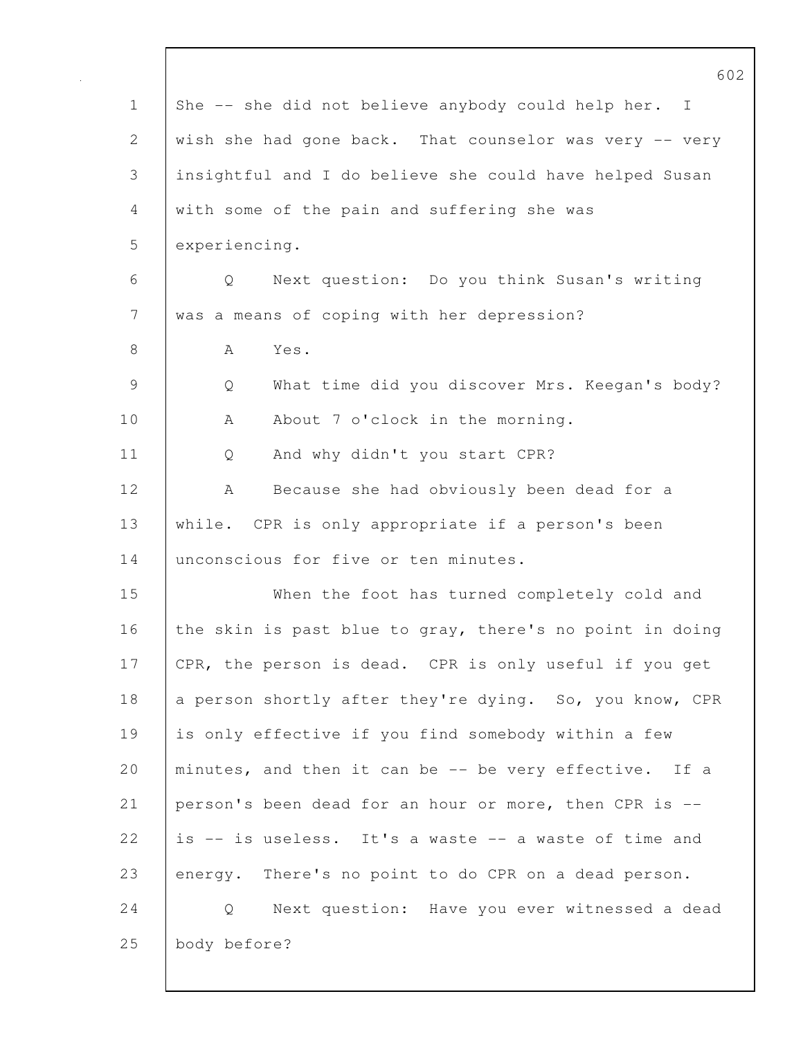She -- she did not believe anybody could help her. I wish she had gone back. That counselor was very -- very insightful and I do believe she could have helped Susan with some of the pain and suffering she was experiencing.

Q Next question: Do you think Susan's writing was a means of coping with her depression?

A Yes.

Q What time did you discover Mrs. Keegan's body?

A About 7 o'clock in the morning.

Q And why didn't you start CPR?

A Because she had obviously been dead for a while. CPR is only appropriate if a person's been unconscious for five or ten minutes.

When the foot has turned completely cold and the skin is past blue to gray, there's no point in doing CPR, the person is dead. CPR is only useful if you get a person shortly after they're dying. So, you know, CPR is only effective if you find somebody within a few minutes, and then it can be -- be very effective. If a person's been dead for an hour or more, then CPR is -- is -- is useless. It's a waste -- a waste of time and energy. There's no point to do CPR on a dead person.

Q Next question: Have you ever witnessed a dead body before?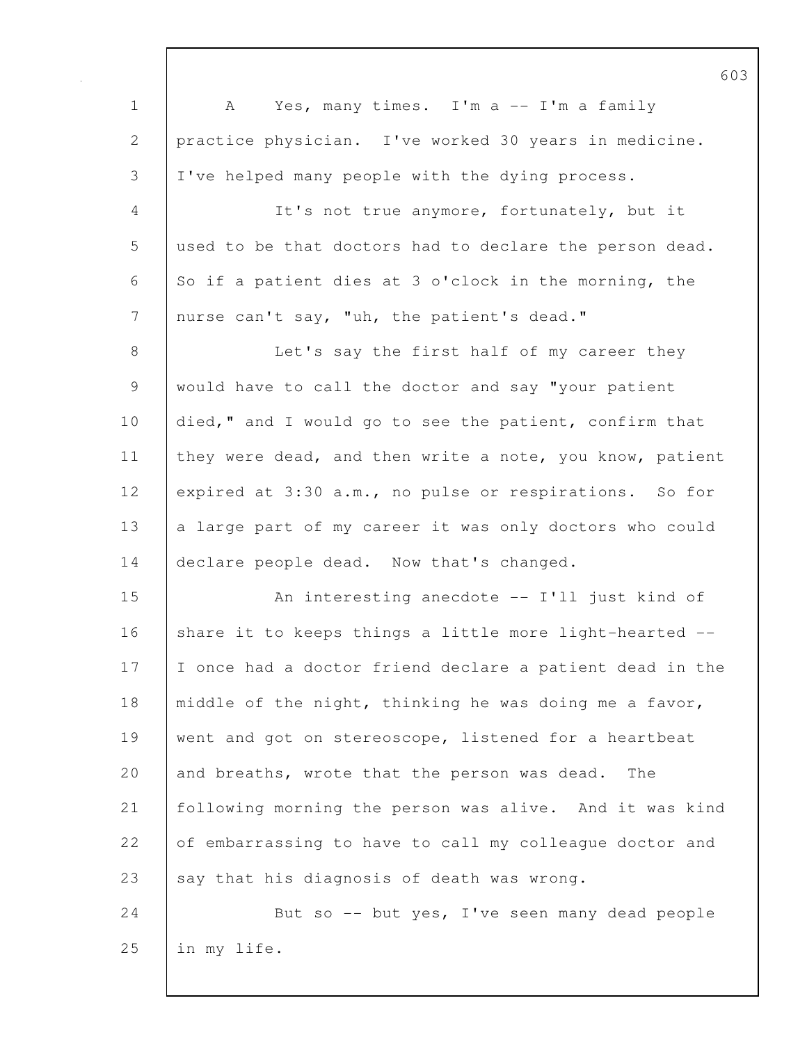A Yes, many times. I'm a -- I'm a family practice physician. I've worked 30 years in medicine. I've helped many people with the dying process.

It's not true anymore, fortunately, but it used to be that doctors had to declare the person dead. So if a patient dies at 3 o'clock in the morning, the nurse can't say, "uh, the patient's dead."

Let's say the first half of my career they would have to call the doctor and say "your patient died," and I would go to see the patient, confirm that they were dead, and then write a note, you know, patient expired at 3:30 a.m., no pulse or respirations. So for a large part of my career it was only doctors who could declare people dead. Now that's changed.

An interesting anecdote -- I'll just kind of share it to keeps things a little more light-hearted -- I once had a doctor friend declare a patient dead in the middle of the night, thinking he was doing me a favor, went and got on stereoscope, listened for a heartbeat and breaths, wrote that the person was dead. The following morning the person was alive. And it was kind of embarrassing to have to call my colleague doctor and say that his diagnosis of death was wrong.

But so -- but yes, I've seen many dead people in my life.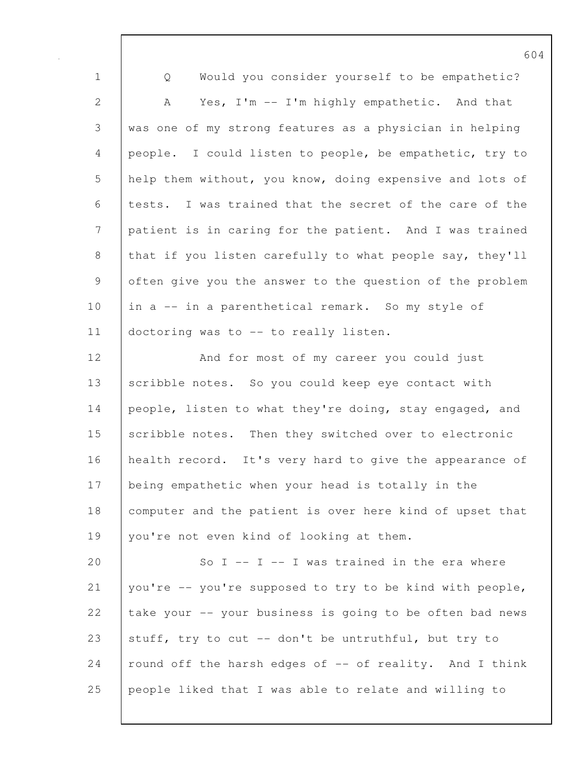Q Would you consider yourself to be empathetic?

A Yes, I'm -- I'm highly empathetic. And that was one of my strong features as a physician in helping people. I could listen to people, be empathetic, try to help them without, you know, doing expensive and lots of tests. I was trained that the secret of the care of the patient is in caring for the patient. And I was trained that if you listen carefully to what people say, they'll often give you the answer to the question of the problem in a -- in a parenthetical remark. So my style of doctoring was to -- to really listen.

And for most of my career you could just scribble notes. So you could keep eye contact with people, listen to what they're doing, stay engaged, and scribble notes. Then they switched over to electronic health record. It's very hard to give the appearance of being empathetic when your head is totally in the computer and the patient is over here kind of upset that you're not even kind of looking at them.

So I -- I -- I was trained in the era where you're -- you're supposed to try to be kind with people, take your -- your business is going to be often bad news stuff, try to cut -- don't be untruthful, but try to round off the harsh edges of -- of reality. And I think people liked that I was able to relate and willing to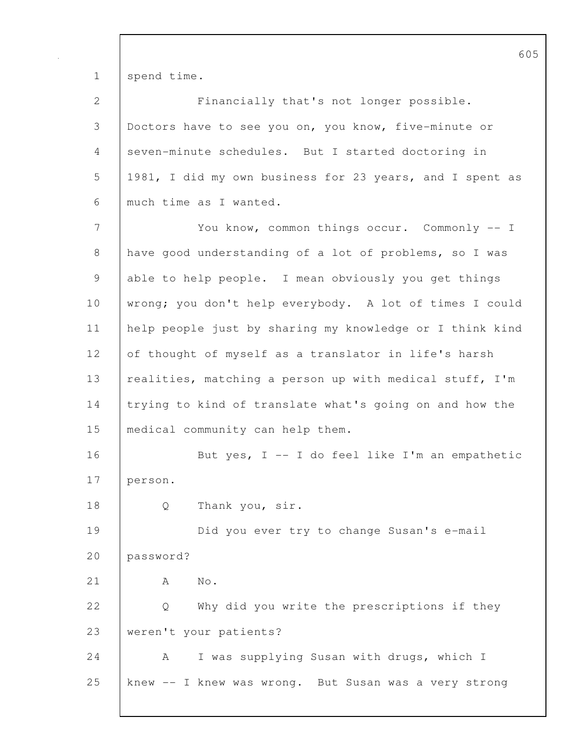spend time.

Financially that's not longer possible. Doctors have to see you on, you know, five-minute or seven-minute schedules. But I started doctoring in 1981, I did my own business for 23 years, and I spent as much time as I wanted.

You know, common things occur. Commonly -- I have good understanding of a lot of problems, so I was able to help people. I mean obviously you get things wrong; you don't help everybody. A lot of times I could help people just by sharing my knowledge or I think kind of thought of myself as a translator in life's harsh realities, matching a person up with medical stuff, I'm trying to kind of translate what's going on and how the medical community can help them.

But yes, I -- I do feel like I'm an empathetic person.

Q Thank you, sir.

Did you ever try to change Susan's e-mail password?

A No.

Q Why did you write the prescriptions if they weren't your patients?

A I was supplying Susan with drugs, which I knew -- I knew was wrong. But Susan was a very strong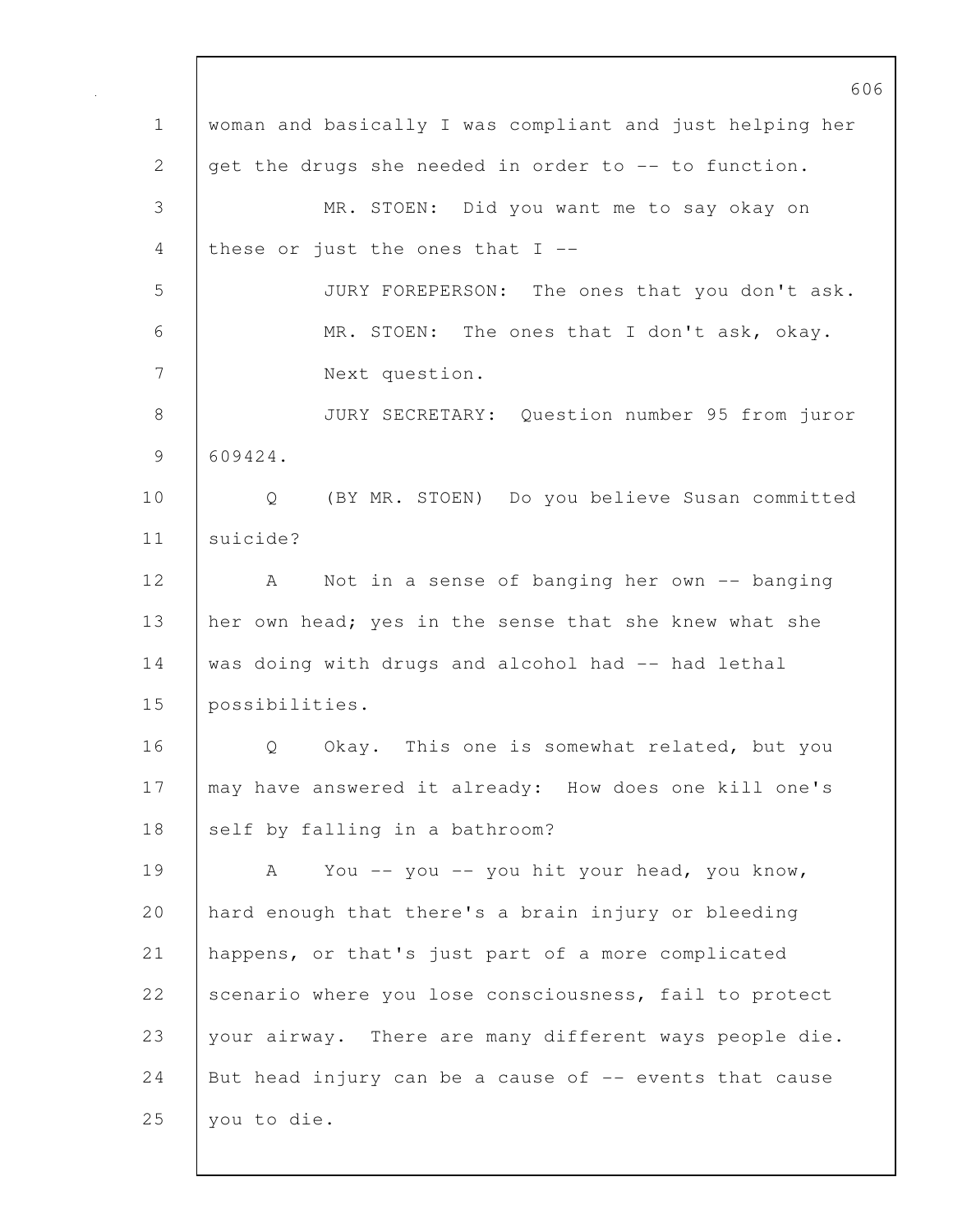woman and basically I was compliant and just helping her get the drugs she needed in order to -- to function.

MR. STOEN: Did you want me to say okay on these or just the ones that I --

JURY FOREPERSON: The ones that you don't ask.

MR. STOEN: The ones that I don't ask, okay. Next question.

JURY SECRETARY: Question number 95 from juror 609424.

Q (BY MR. STOEN) Do you believe Susan committed suicide?

A Not in a sense of banging her own -- banging her own head; yes in the sense that she knew what she was doing with drugs and alcohol had -- had lethal possibilities.

Q Okay. This one is somewhat related, but you may have answered it already: How does one kill one's self by falling in a bathroom?

A You -- you -- you hit your head, you know, hard enough that there's a brain injury or bleeding happens, or that's just part of a more complicated scenario where you lose consciousness, fail to protect your airway. There are many different ways people die. But head injury can be a cause of -- events that cause you to die.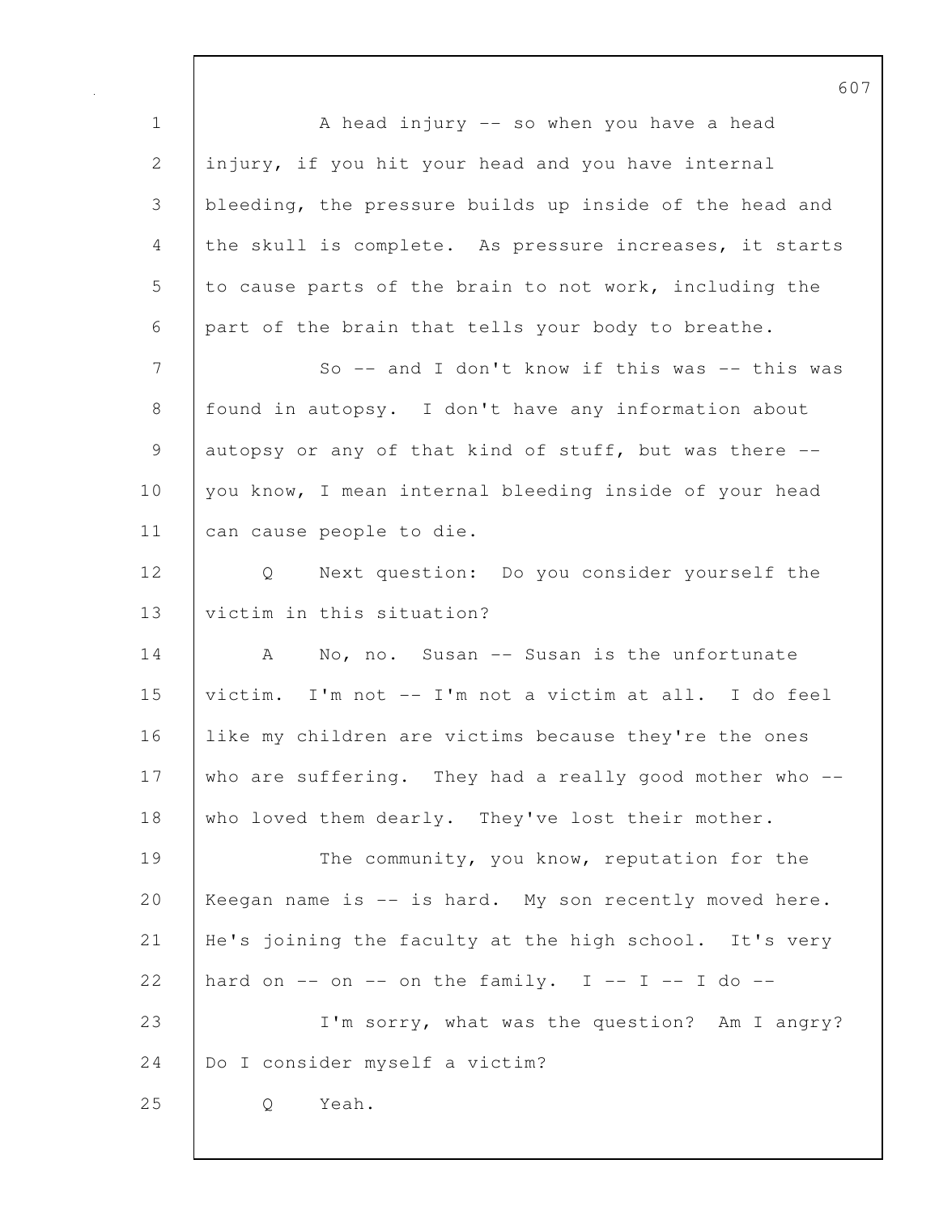A head injury -- so when you have a head injury, if you hit your head and you have internal bleeding, the pressure builds up inside of the head and the skull is complete. As pressure increases, it starts to cause parts of the brain to not work, including the part of the brain that tells your body to breathe.

So -- and I don't know if this was -- this was found in autopsy. I don't have any information about autopsy or any of that kind of stuff, but was there -- you know, I mean internal bleeding inside of your head can cause people to die.

Q Next question: Do you consider yourself the victim in this situation?

A No, no. Susan -- Susan is the unfortunate victim. I'm not -- I'm not a victim at all. I do feel like my children are victims because they're the ones who are suffering. They had a really good mother who -- who loved them dearly. They've lost their mother.

The community, you know, reputation for the Keegan name is -- is hard. My son recently moved here. He's joining the faculty at the high school. It's very hard on -- on -- on the family. I -- I -- I do --

I'm sorry, what was the question? Am I angry? Do I consider myself a victim?

Q Yeah.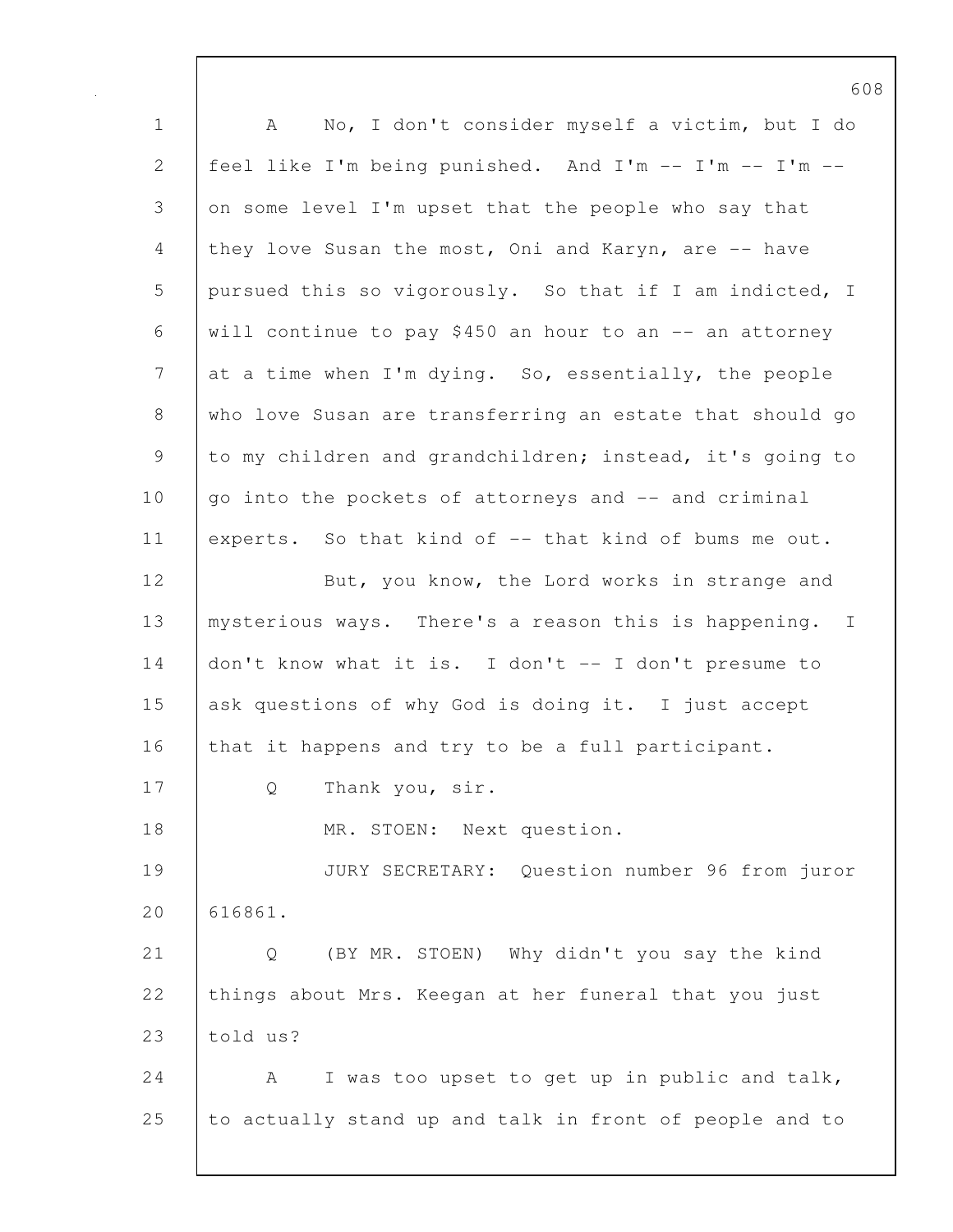A No, I don't consider myself a victim, but I do feel like I'm being punished. And I'm -- I'm -- I'm -- on some level I'm upset that the people who say that they love Susan the most, Oni and Karyn, are -- have pursued this so vigorously. So that if I am indicted, I will continue to pay $450 an hour to an -- an attorney at a time when I'm dying. So, essentially, the people who love Susan are transferring an estate that should go to my children and grandchildren; instead, it's going to go into the pockets of attorneys and -- and criminal experts. So that kind of -- that kind of bums me out.

But, you know, the Lord works in strange and mysterious ways. There's a reason this is happening. I don't know what it is. I don't -- I don't presume to ask questions of why God is doing it. I just accept that it happens and try to be a full participant.

Q Thank you, sir.

MR. STOEN: Next question.

JURY SECRETARY: Question number 96 from juror 616861.

Q (BY MR. STOEN) Why didn't you say the kind things about Mrs. Keegan at her funeral that you just told us?

A I was too upset to get up in public and talk, to actually stand up and talk in front of people and to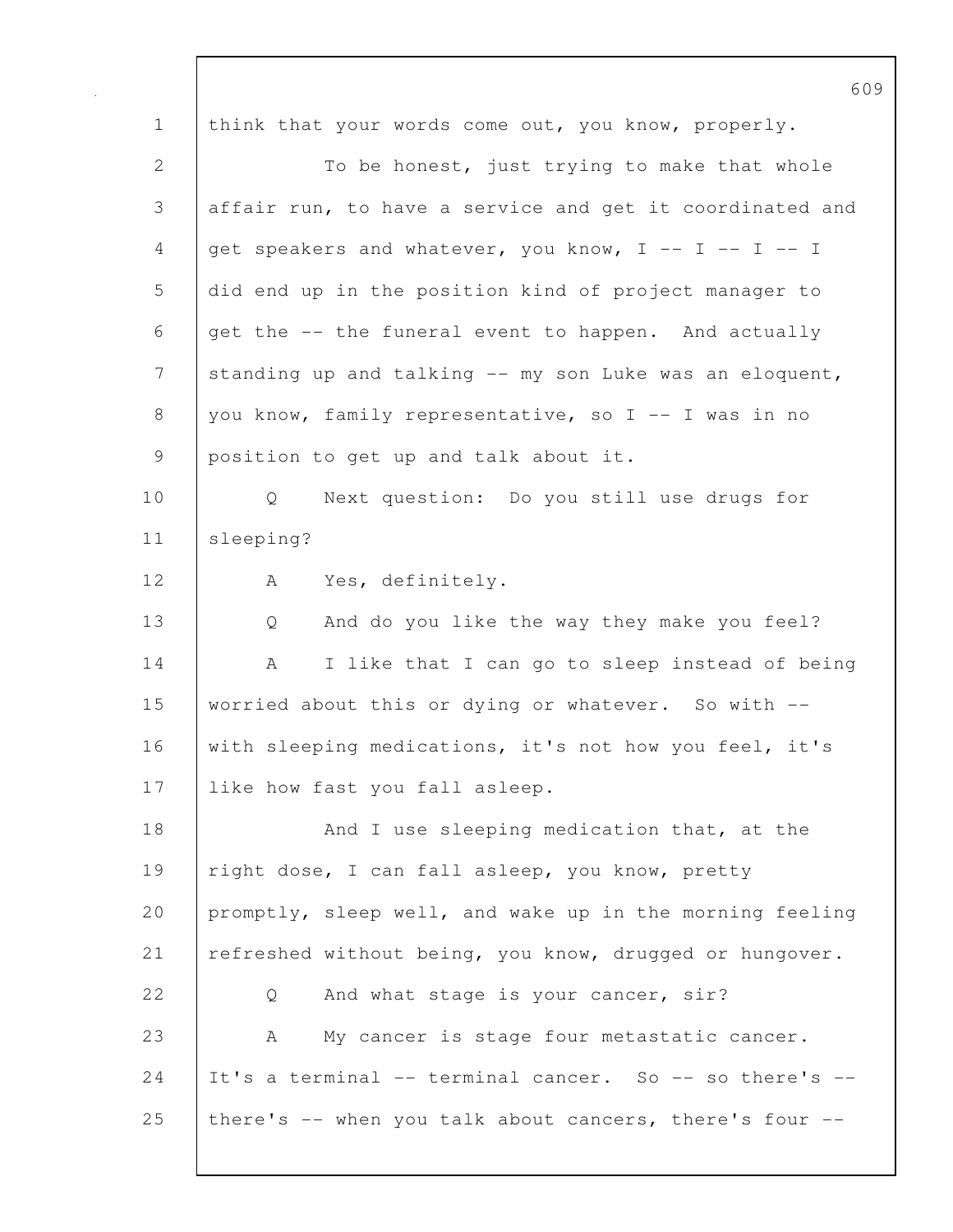think that your words come out, you know, properly.

To be honest, just trying to make that whole affair run, to have a service and get it coordinated and get speakers and whatever, you know, I -- I -- I -- I did end up in the position kind of project manager to get the -- the funeral event to happen. And actually standing up and talking -- my son Luke was an eloquent, you know, family representative, so I -- I was in no position to get up and talk about it.

Q Next question: Do you still use drugs for sleeping?

A Yes, definitely.

Q And do you like the way they make you feel?

A I like that I can go to sleep instead of being worried about this or dying or whatever. So with -- with sleeping medications, it's not how you feel, it's like how fast you fall asleep.

And I use sleeping medication that, at the right dose, I can fall asleep, you know, pretty promptly, sleep well, and wake up in the morning feeling refreshed without being, you know, drugged or hungover.

Q And what stage is your cancer, sir?

A My cancer is stage four metastatic cancer. It's a terminal -- terminal cancer. So -- so there's -- there's -- when you talk about cancers, there's four --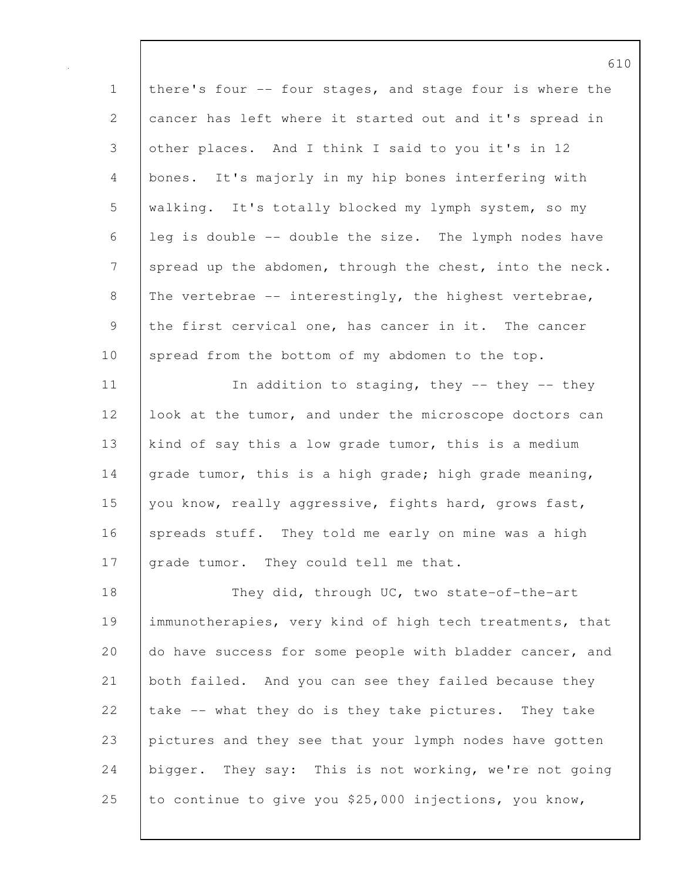there's four -- four stages, and stage four is where the cancer has left where it started out and it's spread in other places. And I think I said to you it's in 12 bones. It's majorly in my hip bones interfering with walking. It's totally blocked my lymph system, so my leg is double -- double the size. The lymph nodes have spread up the abdomen, through the chest, into the neck. The vertebrae -- interestingly, the highest vertebrae, the first cervical one, has cancer in it. The cancer spread from the bottom of my abdomen to the top.

In addition to staging, they -- they -- they look at the tumor, and under the microscope doctors can kind of say this a low grade tumor, this is a medium grade tumor, this is a high grade; high grade meaning, you know, really aggressive, fights hard, grows fast, spreads stuff. They told me early on mine was a high grade tumor. They could tell me that.

They did, through UC, two state-of-the-art immunotherapies, very kind of high tech treatments, that do have success for some people with bladder cancer, and both failed. And you can see they failed because they take -- what they do is they take pictures. They take pictures and they see that your lymph nodes have gotten bigger. They say: This is not working, we're not going to continue to give you $25,000 injections, you know,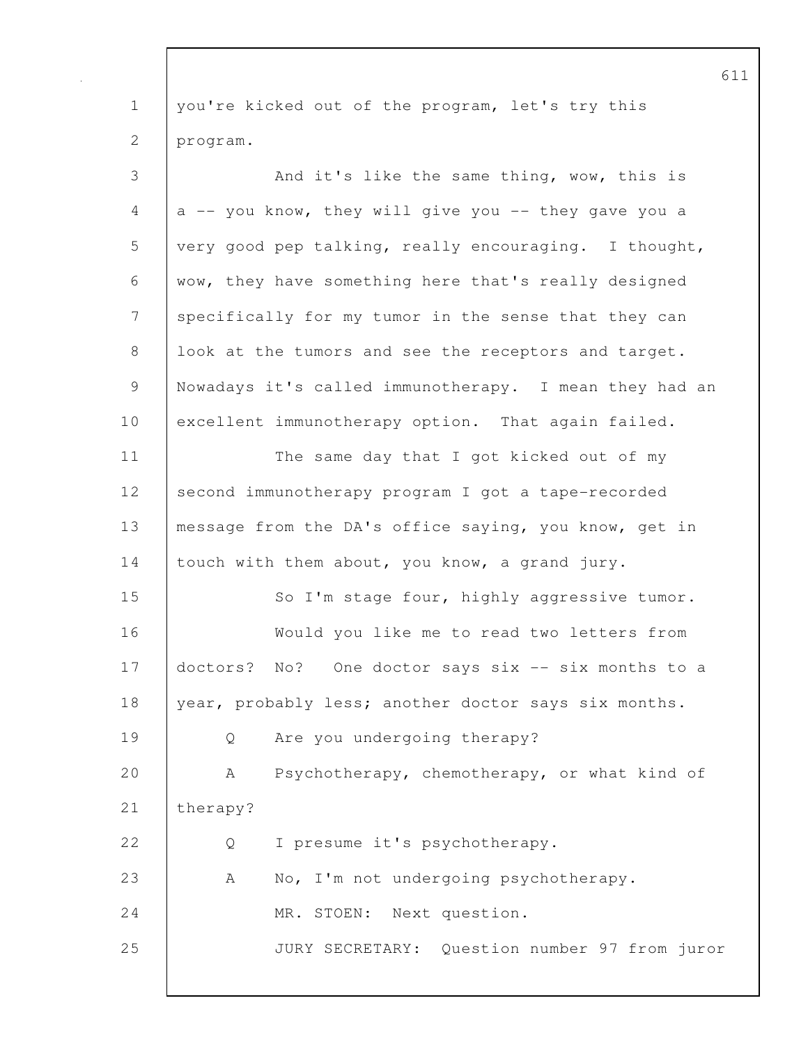you're kicked out of the program, let's try this program.

And it's like the same thing, wow, this is a -- you know, they will give you -- they gave you a very good pep talking, really encouraging. I thought, wow, they have something here that's really designed specifically for my tumor in the sense that they can look at the tumors and see the receptors and target. Nowadays it's called immunotherapy. I mean they had an excellent immunotherapy option. That again failed.

The same day that I got kicked out of my second immunotherapy program I got a tape-recorded message from the DA's office saying, you know, get in touch with them about, you know, a grand jury.

So I'm stage four, highly aggressive tumor.

Would you like me to read two letters from doctors? No? One doctor says six -- six months to a year, probably less; another doctor says six months.

Q Are you undergoing therapy?

A Psychotherapy, chemotherapy, or what kind of therapy?

Q I presume it's psychotherapy.

A No, I'm not undergoing psychotherapy.

MR. STOEN: Next question.

JURY SECRETARY: Question number 97 from juror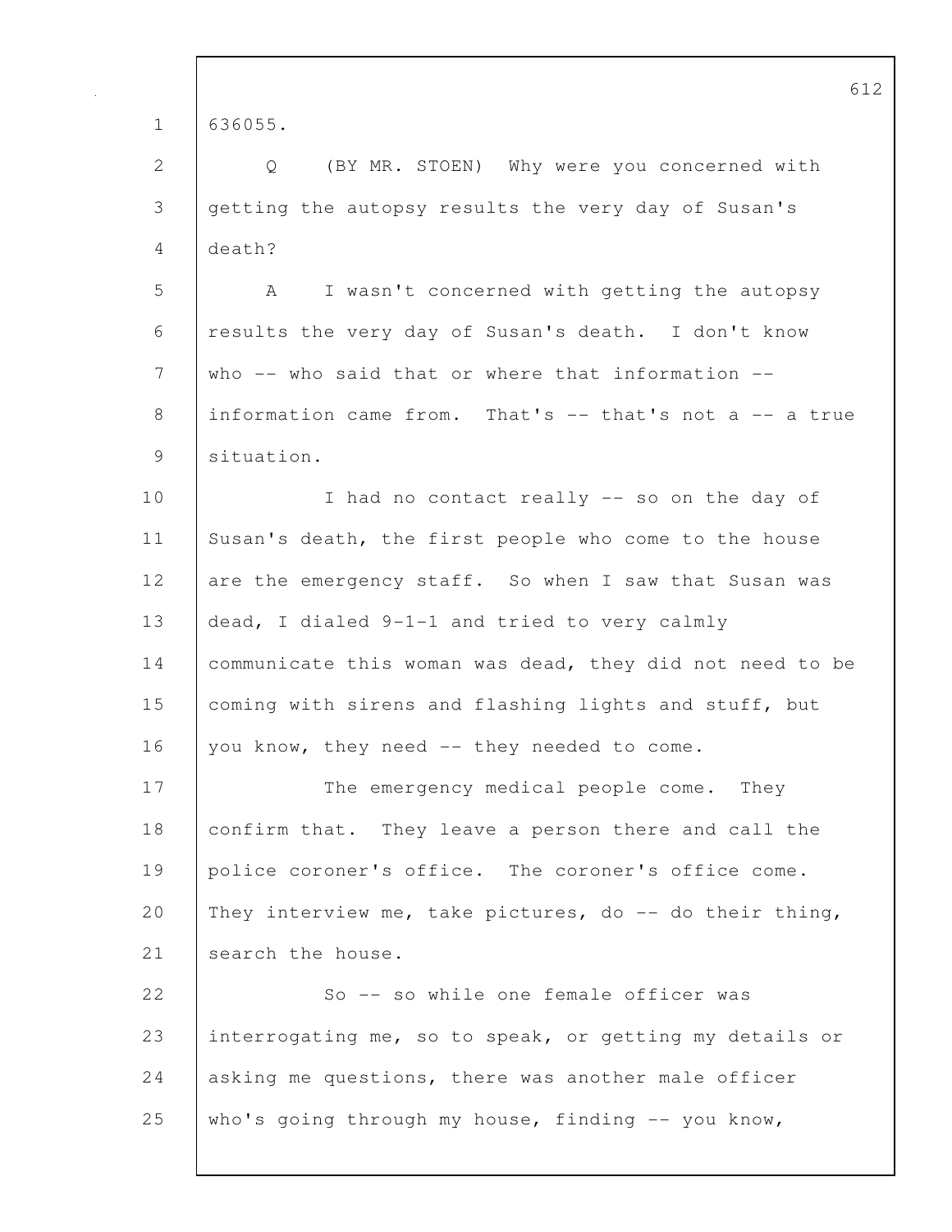636055.

Q (BY MR. STOEN) Why were you concerned with getting the autopsy results the very day of Susan's death?

A I wasn't concerned with getting the autopsy results the very day of Susan's death. I don't know who -- who said that or where that information -- information came from. That's -- that's not a -- a true situation.

I had no contact really -- so on the day of Susan's death, the first people who come to the house are the emergency staff. So when I saw that Susan was dead, I dialed 9-1-1 and tried to very calmly communicate this woman was dead, they did not need to be coming with sirens and flashing lights and stuff, but you know, they need -- they needed to come.

The emergency medical people come. They confirm that. They leave a person there and call the police coroner's office. The coroner's office come. They interview me, take pictures, do -- do their thing, search the house.

So -- so while one female officer was interrogating me, so to speak, or getting my details or asking me questions, there was another male officer who's going through my house, finding -- you know,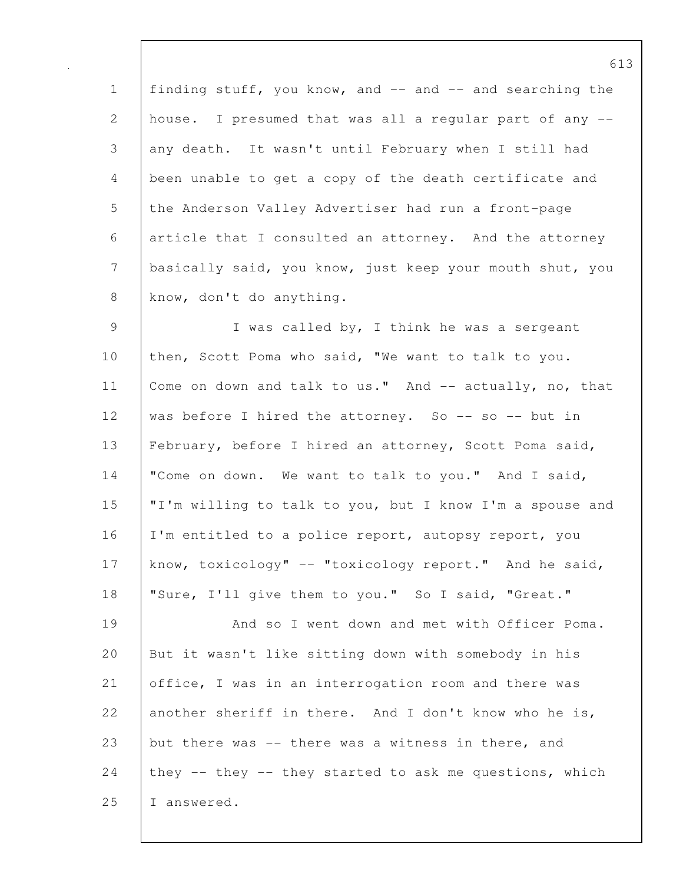finding stuff, you know, and -- and -- and searching the house. I presumed that was all a regular part of any -- any death. It wasn't until February when I still had been unable to get a copy of the death certificate and the Anderson Valley Advertiser had run a front-page article that I consulted an attorney. And the attorney basically said, you know, just keep your mouth shut, you know, don't do anything.

I was called by, I think he was a sergeant then, Scott Poma who said, "We want to talk to you. Come on down and talk to us." And -- actually, no, that was before I hired the attorney. So -- so -- but in February, before I hired an attorney, Scott Poma said, "Come on down. We want to talk to you." And I said, "I'm willing to talk to you, but I know I'm a spouse and I'm entitled to a police report, autopsy report, you know, toxicology" -- "toxicology report." And he said, "Sure, I'll give them to you." So I said, "Great."

And so I went down and met with Officer Poma. But it wasn't like sitting down with somebody in his office, I was in an interrogation room and there was another sheriff in there. And I don't know who he is, but there was -- there was a witness in there, and they -- they -- they started to ask me questions, which I answered.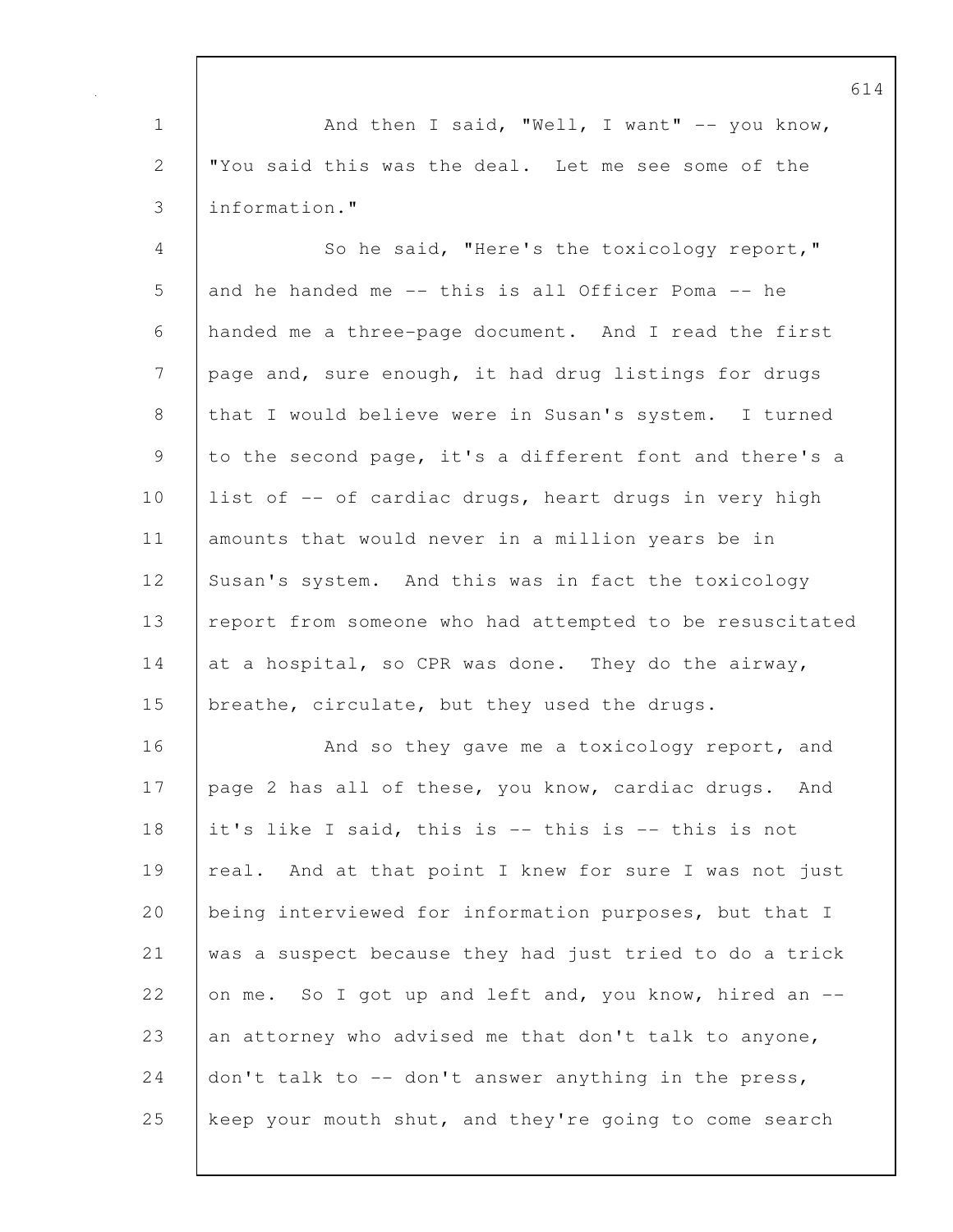And then I said, "Well, I want" -- you know, "You said this was the deal. Let me see some of the information."

So he said, "Here's the toxicology report," and he handed me -- this is all Officer Poma -- he handed me a three-page document. And I read the first page and, sure enough, it had drug listings for drugs that I would believe were in Susan's system. I turned to the second page, it's a different font and there's a list of -- of cardiac drugs, heart drugs in very high amounts that would never in a million years be in Susan's system. And this was in fact the toxicology report from someone who had attempted to be resuscitated at a hospital, so CPR was done. They do the airway, breathe, circulate, but they used the drugs.

And so they gave me a toxicology report, and page 2 has all of these, you know, cardiac drugs. And it's like I said, this is -- this is -- this is not real. And at that point I knew for sure I was not just being interviewed for information purposes, but that I was a suspect because they had just tried to do a trick on me. So I got up and left and, you know, hired an -- an attorney who advised me that don't talk to anyone, don't talk to -- don't answer anything in the press, keep your mouth shut, and they're going to come search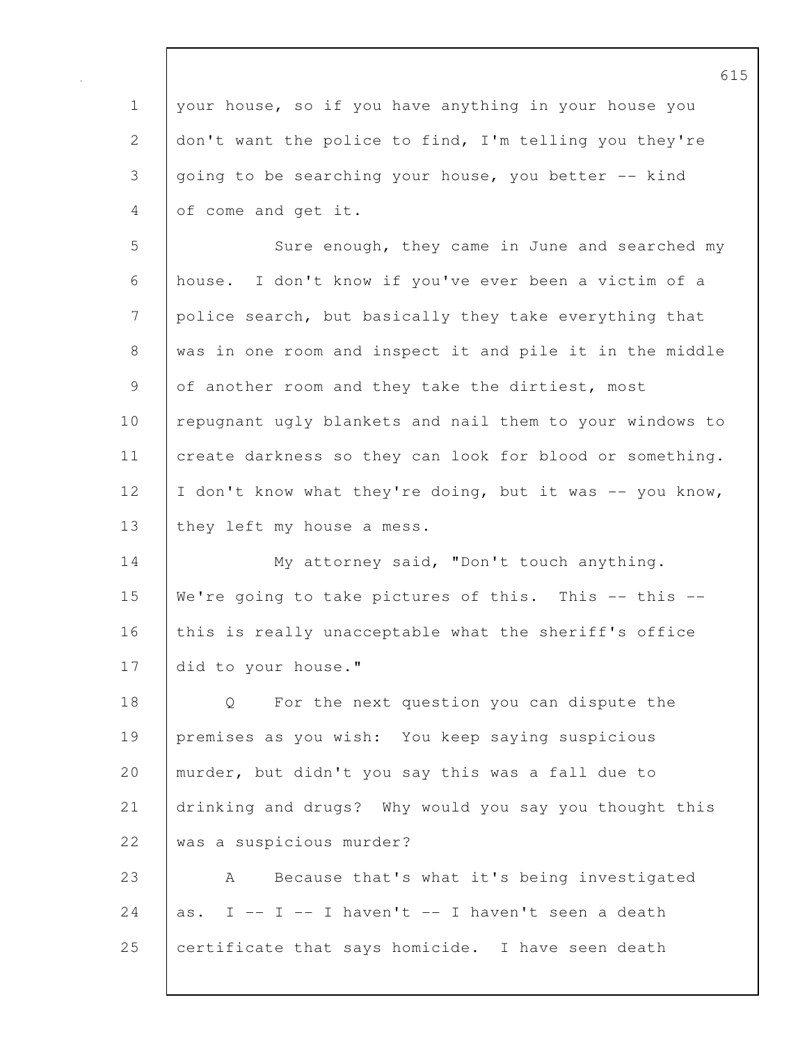your house, so if you have anything in your house you don't want the police to find, I'm telling you they're going to be searching your house, you better -- kind of come and get it.

Sure enough, they came in June and searched my house. I don't know if you've ever been a victim of a police search, but basically they take everything that was in one room and inspect it and pile it in the middle of another room and they take the dirtiest, most repugnant ugly blankets and nail them to your windows to create darkness so they can look for blood or something. I don't know what they're doing, but it was -- you know, they left my house a mess.

My attorney said, "Don't touch anything. We're going to take pictures of this. This -- this -- this is really unacceptable what the sheriff's office did to your house."

Q For the next question you can dispute the premises as you wish: You keep saying suspicious murder, but didn't you say this was a fall due to drinking and drugs? Why would you say you thought this was a suspicious murder?

A Because that's what it's being investigated as. I -- I -- I haven't -- I haven't seen a death certificate that says homicide. I have seen death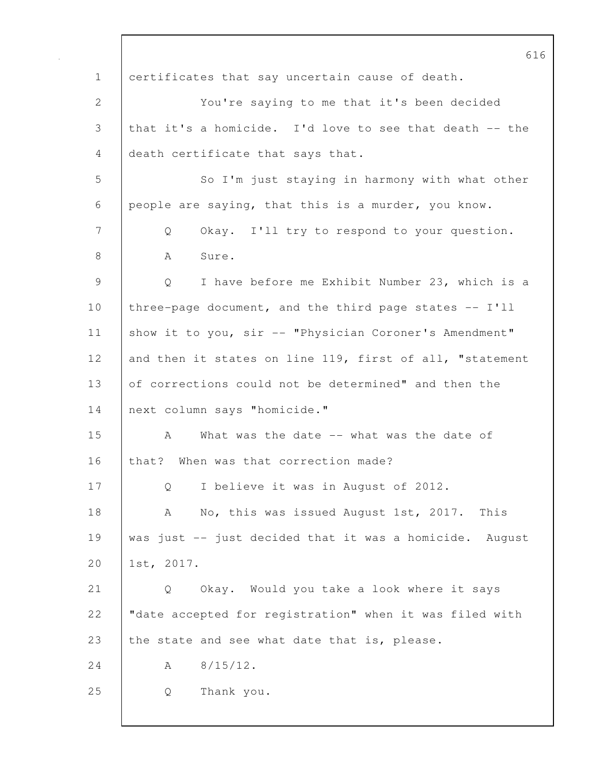certificates that say uncertain cause of death.

You're saying to me that it's been decided that it's a homicide. I'd love to see that death -- the death certificate that says that.

So I'm just staying in harmony with what other people are saying, that this is a murder, you know.

Q Okay. I'll try to respond to your question.

A Sure.

Q I have before me Exhibit Number 23, which is a three-page document, and the third page states -- I'll show it to you, sir -- "Physician Coroner's Amendment" and then it states on line 119, first of all, "statement of corrections could not be determined" and then the next column says "homicide."

A What was the date -- what was the date of that? When was that correction made?

Q I believe it was in August of 2012.

A No, this was issued August 1st, 2017. This was just -- just decided that it was a homicide. August 1st, 2017.

Q Okay. Would you take a look where it says "date accepted for registration" when it was filed with the state and see what date that is, please.

A 8/15/12.

Q Thank you.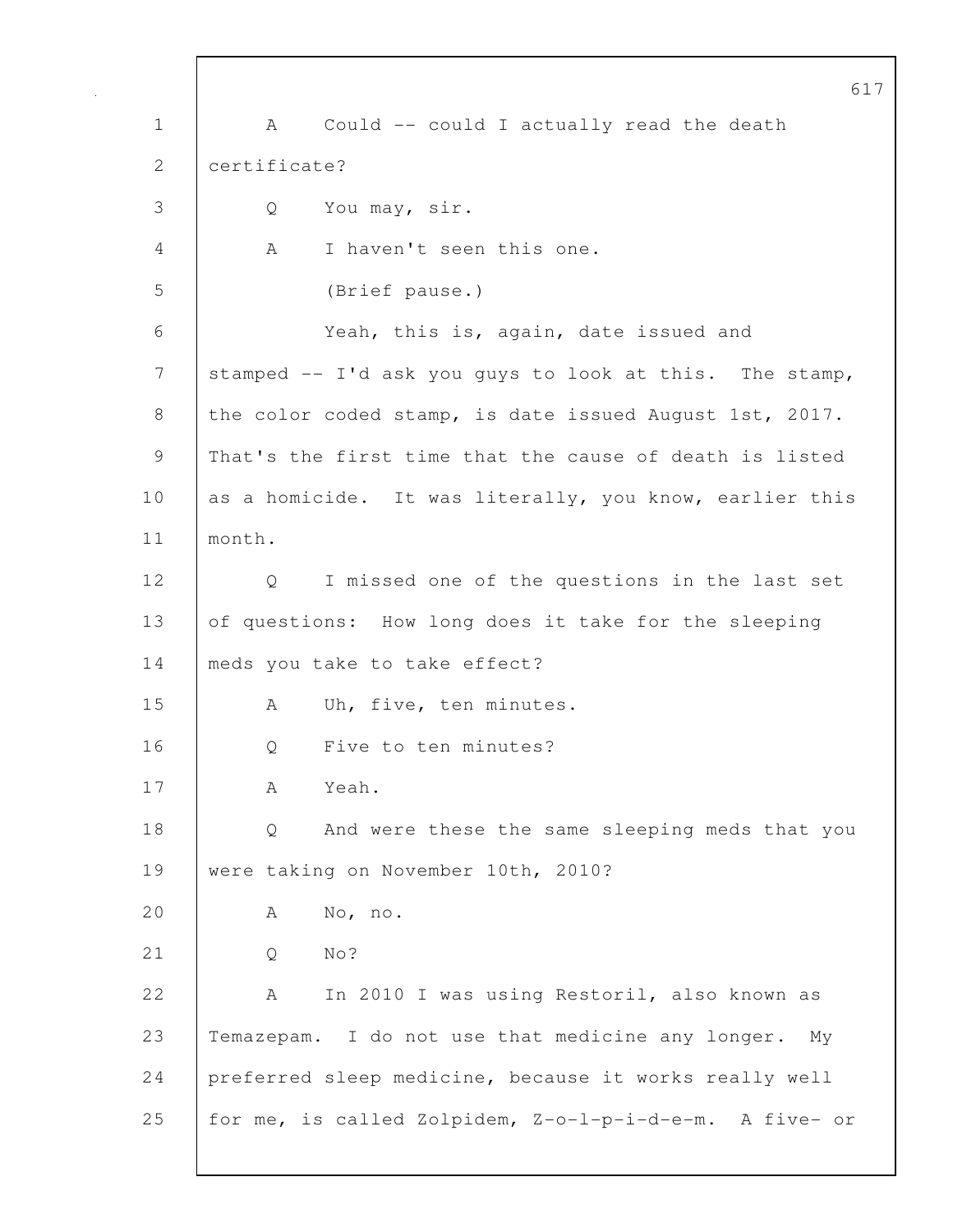A Could -- could I actually read the death certificate?

Q You may, sir.

A I haven't seen this one.

(Brief pause.)

Yeah, this is, again, date issued and stamped -- I'd ask you guys to look at this. The stamp, the color coded stamp, is date issued August 1st, 2017. That's the first time that the cause of death is listed as a homicide. It was literally, you know, earlier this month.

Q I missed one of the questions in the last set of questions: How long does it take for the sleeping meds you take to take effect?

A Uh, five, ten minutes.

Q Five to ten minutes?

A Yeah.

Q And were these the same sleeping meds that you were taking on November 10th, 2010?

A No, no.

Q No?

A In 2010 I was using Restoril, also known as Temazepam. I do not use that medicine any longer. My preferred sleep medicine, because it works really well for me, is called Zolpidem, Z-o-l-p-i-d-e-m. A five- or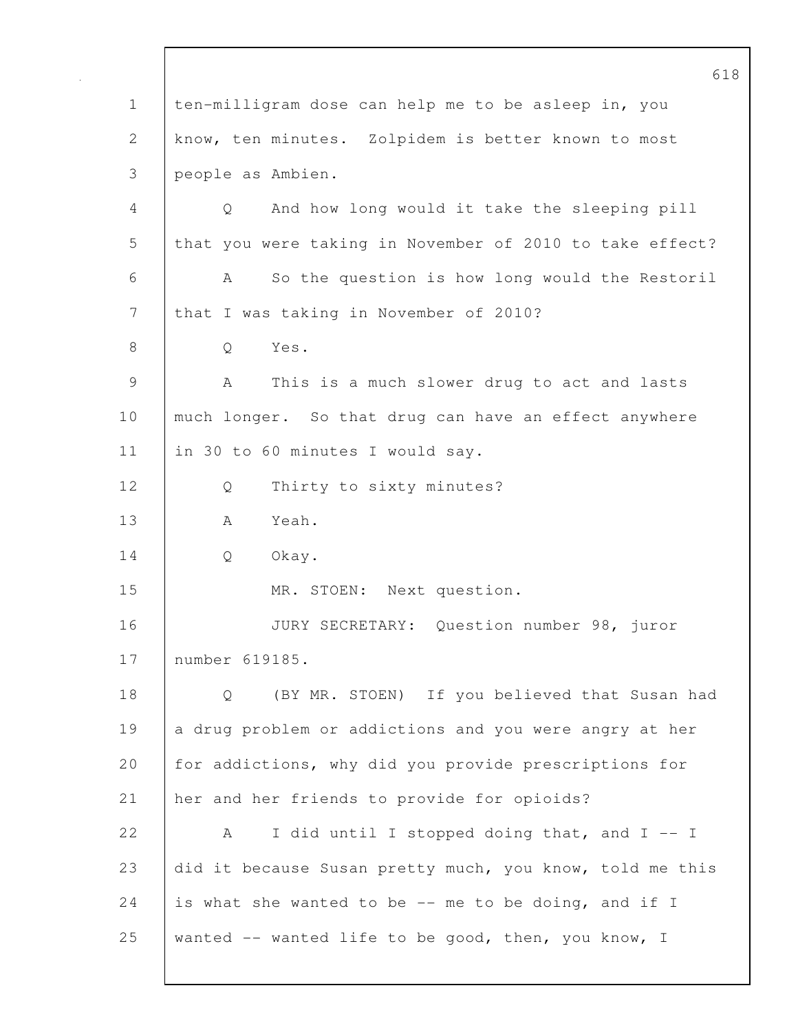ten-milligram dose can help me to be asleep in, you know, ten minutes. Zolpidem is better known to most people as Ambien.

Q And how long would it take the sleeping pill that you were taking in November of 2010 to take effect?

A So the question is how long would the Restoril that I was taking in November of 2010?

Q Yes.

A This is a much slower drug to act and lasts much longer. So that drug can have an effect anywhere in 30 to 60 minutes I would say.

Q Thirty to sixty minutes?

A Yeah.

Q Okay.

MR. STOEN: Next question.

JURY SECRETARY: Question number 98, juror number 619185.

Q (BY MR. STOEN) If you believed that Susan had a drug problem or addictions and you were angry at her for addictions, why did you provide prescriptions for her and her friends to provide for opioids?

A I did until I stopped doing that, and I -- I did it because Susan pretty much, you know, told me this is what she wanted to be -- me to be doing, and if I wanted -- wanted life to be good, then, you know, I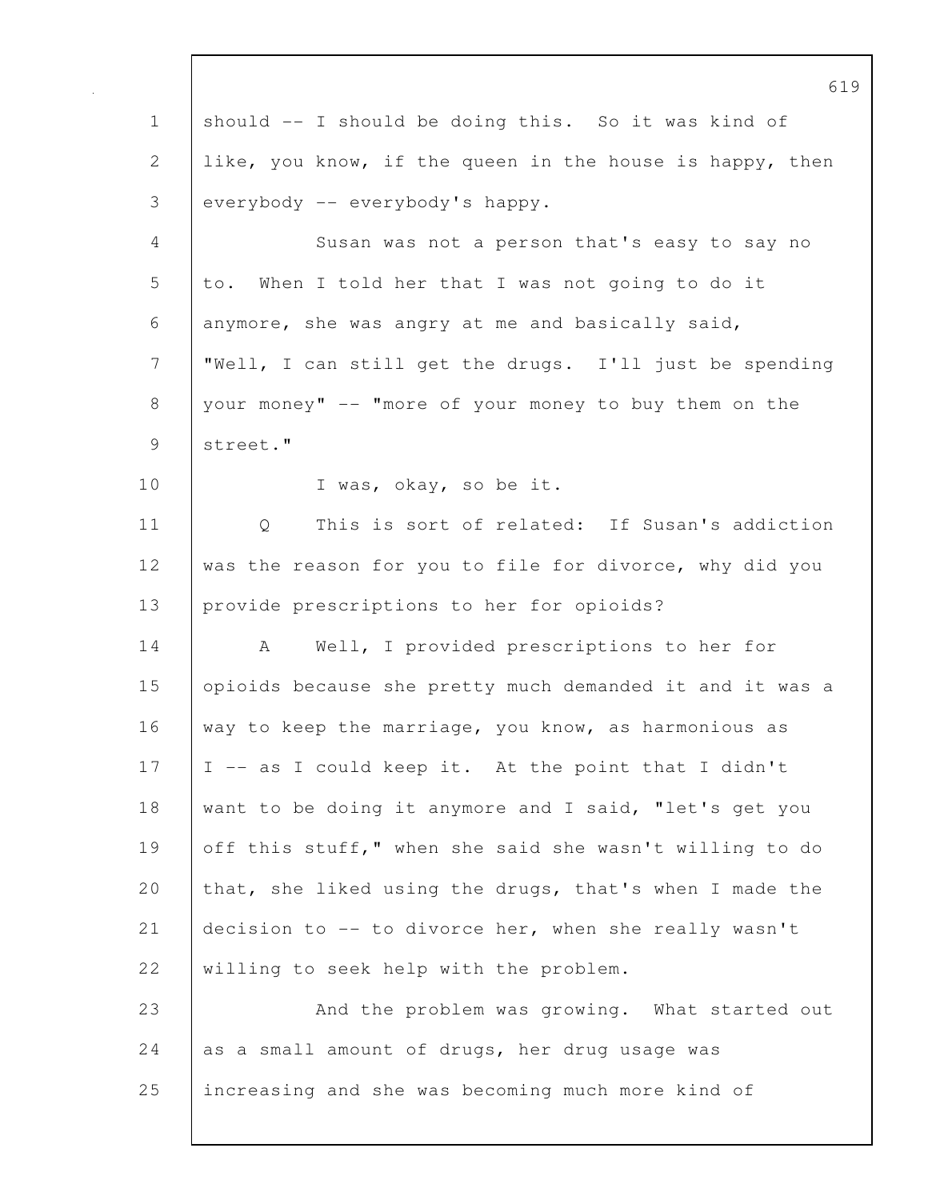should -- I should be doing this. So it was kind of like, you know, if the queen in the house is happy, then everybody -- everybody's happy.

Susan was not a person that's easy to say no to. When I told her that I was not going to do it anymore, she was angry at me and basically said, "Well, I can still get the drugs. I'll just be spending your money" -- "more of your money to buy them on the street."

I was, okay, so be it.

Q This is sort of related: If Susan's addiction was the reason for you to file for divorce, why did you provide prescriptions to her for opioids?

A Well, I provided prescriptions to her for opioids because she pretty much demanded it and it was a way to keep the marriage, you know, as harmonious as I -- as I could keep it. At the point that I didn't want to be doing it anymore and I said, "let's get you off this stuff," when she said she wasn't willing to do that, she liked using the drugs, that's when I made the decision to -- to divorce her, when she really wasn't willing to seek help with the problem.

And the problem was growing. What started out as a small amount of drugs, her drug usage was increasing and she was becoming much more kind of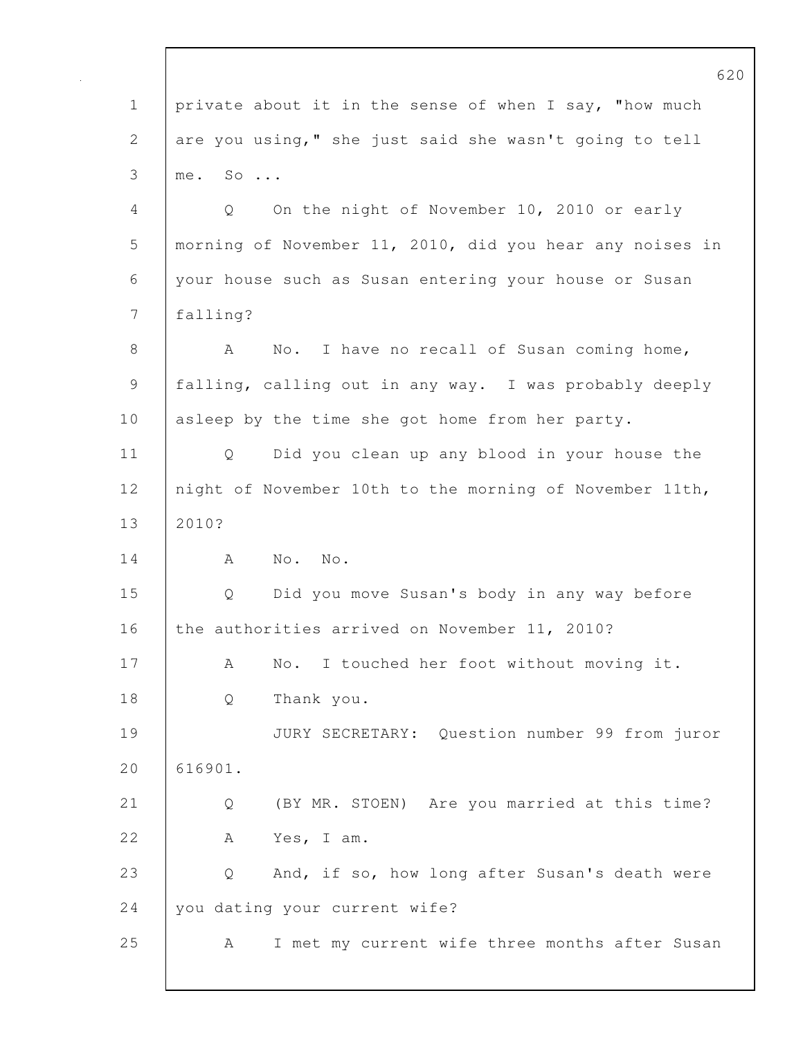private about it in the sense of when I say, "how much are you using," she just said she wasn't going to tell me. So ...

Q On the night of November 10, 2010 or early morning of November 11, 2010, did you hear any noises in your house such as Susan entering your house or Susan falling?

A No. I have no recall of Susan coming home, falling, calling out in any way. I was probably deeply asleep by the time she got home from her party.

Q Did you clean up any blood in your house the night of November 10th to the morning of November 11th, 2010?

A No. No.

Q Did you move Susan's body in any way before the authorities arrived on November 11, 2010?

A No. I touched her foot without moving it.

Q Thank you.

JURY SECRETARY: Question number 99 from juror 616901.

Q (BY MR. STOEN) Are you married at this time?

A Yes, I am.

Q And, if so, how long after Susan's death were you dating your current wife?

A I met my current wife three months after Susan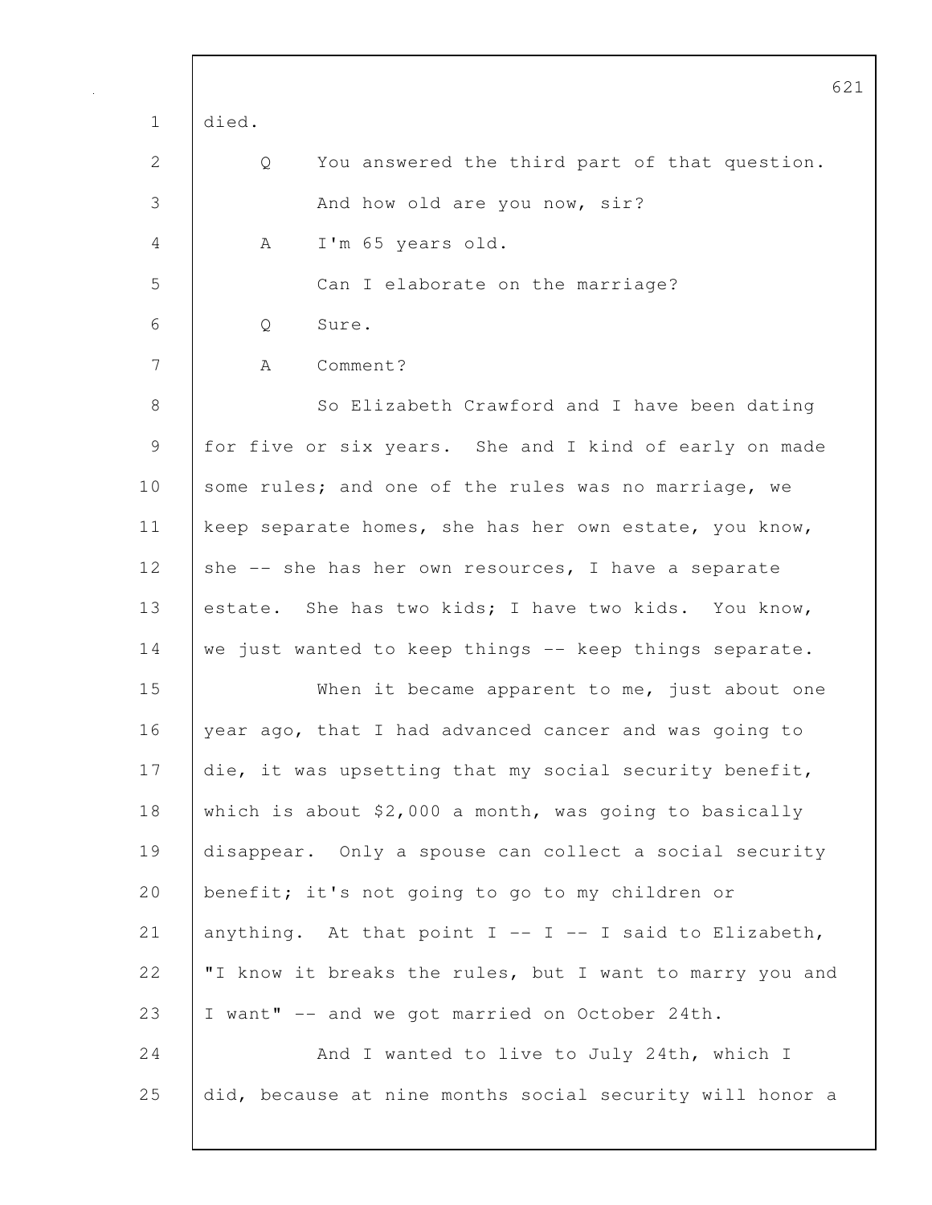died.

Q     You answered the third part of that question.

      And how old are you now, sir?

A     I'm 65 years old.

      Can I elaborate on the marriage?

Q     Sure.

A     Comment?

      So Elizabeth Crawford and I have been dating for five or six years.  She and I kind of early on made some rules; and one of the rules was no marriage, we keep separate homes, she has her own estate, you know, she -- she has her own resources, I have a separate estate.  She has two kids; I have two kids.  You know, we just wanted to keep things -- keep things separate.

      When it became apparent to me, just about one year ago, that I had advanced cancer and was going to die, it was upsetting that my social security benefit, which is about $2,000 a month, was going to basically disappear.  Only a spouse can collect a social security benefit; it's not going to go to my children or anything.  At that point I -- I -- I said to Elizabeth, "I know it breaks the rules, but I want to marry you and I want" -- and we got married on October 24th.

      And I wanted to live to July 24th, which I did, because at nine months social security will honor a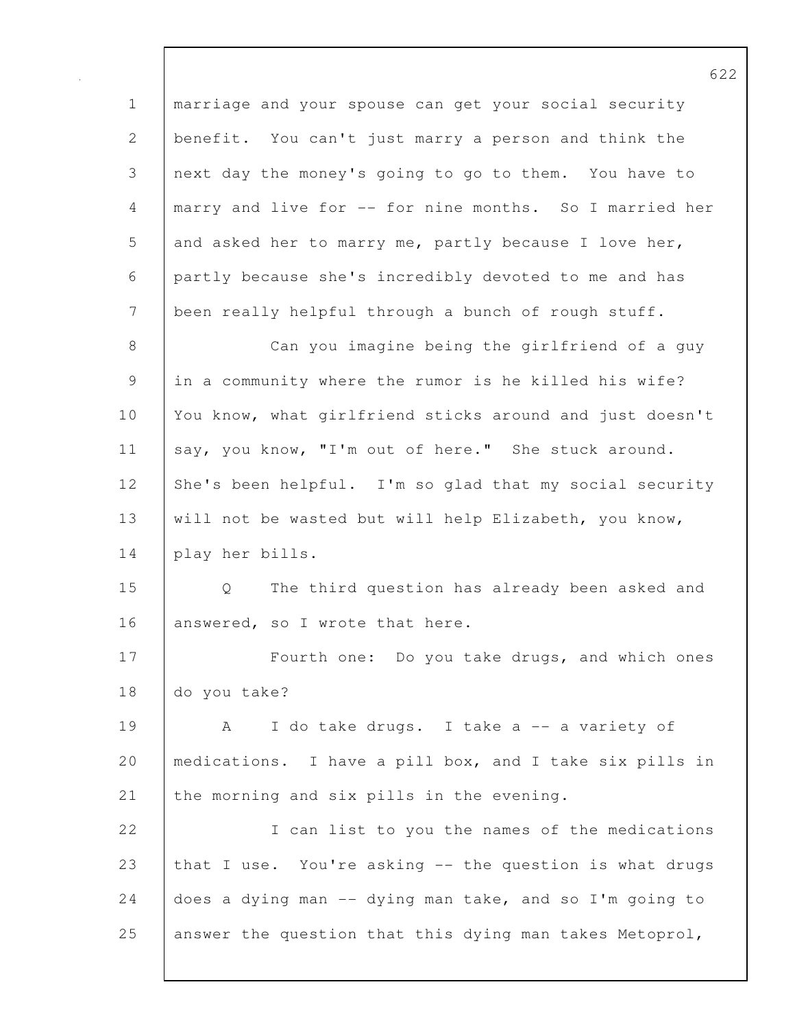marriage and your spouse can get your social security benefit. You can't just marry a person and think the next day the money's going to go to them. You have to marry and live for -- for nine months. So I married her and asked her to marry me, partly because I love her, partly because she's incredibly devoted to me and has been really helpful through a bunch of rough stuff.

Can you imagine being the girlfriend of a guy in a community where the rumor is he killed his wife? You know, what girlfriend sticks around and just doesn't say, you know, "I'm out of here." She stuck around. She's been helpful. I'm so glad that my social security will not be wasted but will help Elizabeth, you know, play her bills.

Q The third question has already been asked and answered, so I wrote that here.

Fourth one: Do you take drugs, and which ones do you take?

A I do take drugs. I take a -- a variety of medications. I have a pill box, and I take six pills in the morning and six pills in the evening.

I can list to you the names of the medications that I use. You're asking -- the question is what drugs does a dying man -- dying man take, and so I'm going to answer the question that this dying man takes Metoprol,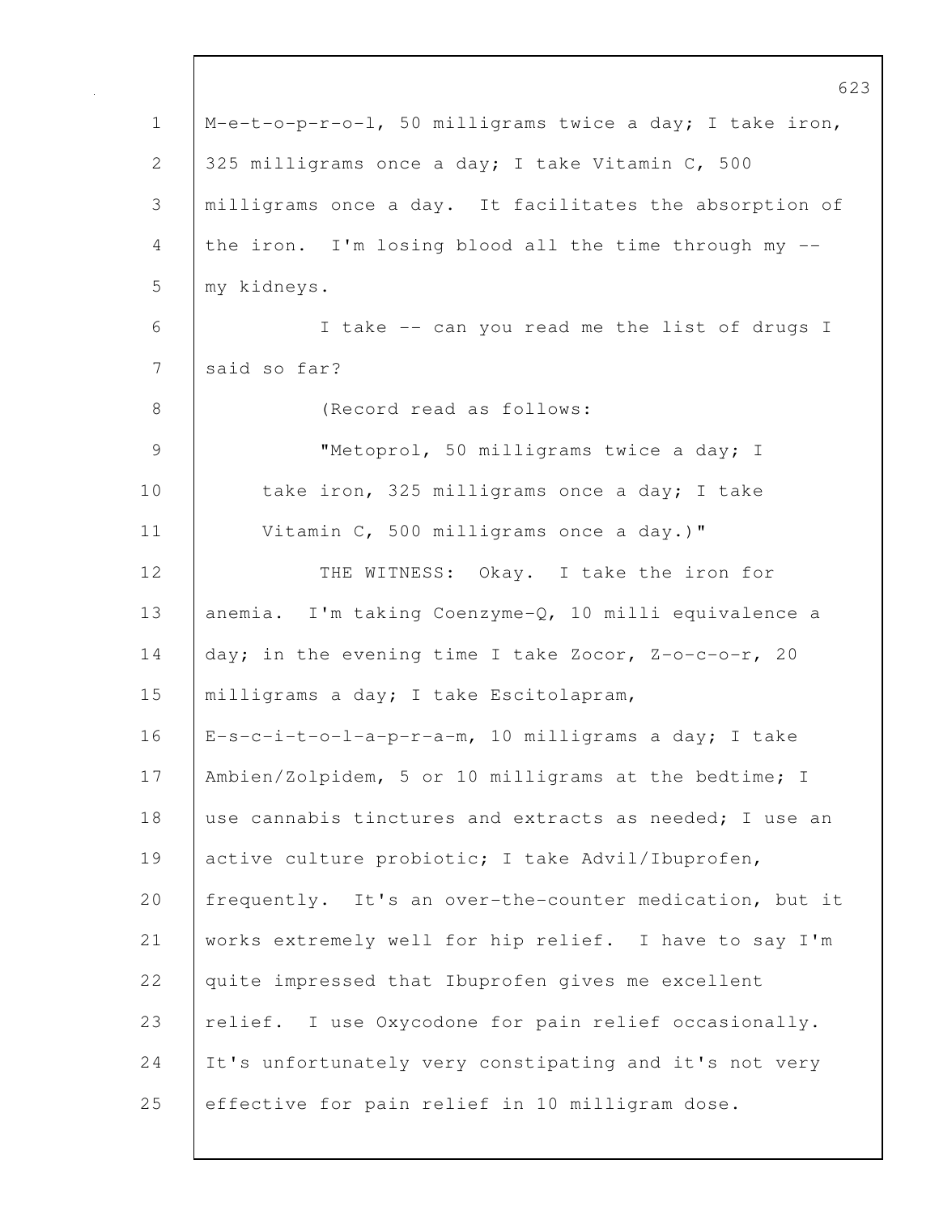M-e-t-o-p-r-o-l, 50 milligrams twice a day; I take iron, 325 milligrams once a day; I take Vitamin C, 500 milligrams once a day. It facilitates the absorption of the iron. I'm losing blood all the time through my -- my kidneys.

I take -- can you read me the list of drugs I said so far?

(Record read as follows:

"Metoprol, 50 milligrams twice a day; I take iron, 325 milligrams once a day; I take Vitamin C, 500 milligrams once a day.)"

THE WITNESS: Okay. I take the iron for anemia. I'm taking Coenzyme-Q, 10 milli equivalence a day; in the evening time I take Zocor, Z-o-c-o-r, 20 milligrams a day; I take Escitolapram, E-s-c-i-t-o-l-a-p-r-a-m, 10 milligrams a day; I take Ambien/Zolpidem, 5 or 10 milligrams at the bedtime; I use cannabis tinctures and extracts as needed; I use an active culture probiotic; I take Advil/Ibuprofen, frequently. It's an over-the-counter medication, but it works extremely well for hip relief. I have to say I'm quite impressed that Ibuprofen gives me excellent relief. I use Oxycodone for pain relief occasionally. It's unfortunately very constipating and it's not very effective for pain relief in 10 milligram dose.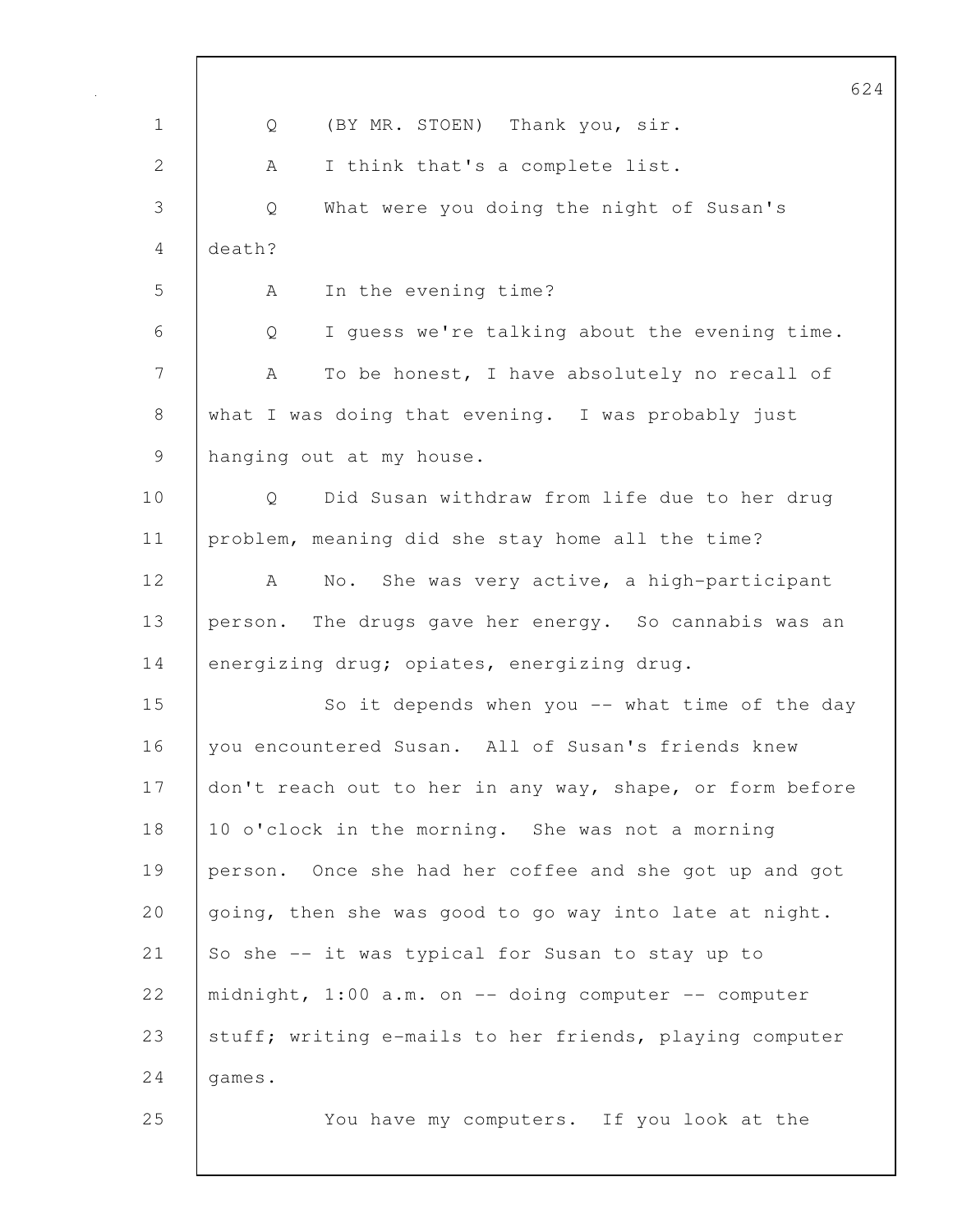Q (BY MR. STOEN) Thank you, sir.

A I think that's a complete list.

Q What were you doing the night of Susan's death?

A In the evening time?

Q I guess we're talking about the evening time.

A To be honest, I have absolutely no recall of what I was doing that evening. I was probably just hanging out at my house.

Q Did Susan withdraw from life due to her drug problem, meaning did she stay home all the time?

A No. She was very active, a high-participant person. The drugs gave her energy. So cannabis was an energizing drug; opiates, energizing drug.

So it depends when you -- what time of the day you encountered Susan. All of Susan's friends knew don't reach out to her in any way, shape, or form before 10 o'clock in the morning. She was not a morning person. Once she had her coffee and she got up and got going, then she was good to go way into late at night. So she -- it was typical for Susan to stay up to midnight, 1:00 a.m. on -- doing computer -- computer stuff; writing e-mails to her friends, playing computer games.

You have my computers. If you look at the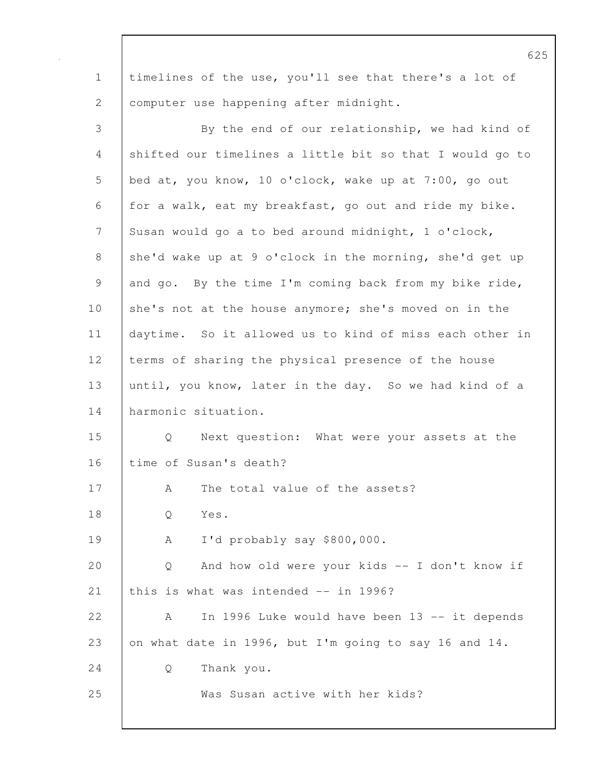timelines of the use, you'll see that there's a lot of computer use happening after midnight.

By the end of our relationship, we had kind of shifted our timelines a little bit so that I would go to bed at, you know, 10 o'clock, wake up at 7:00, go out for a walk, eat my breakfast, go out and ride my bike. Susan would go a to bed around midnight, 1 o'clock, she'd wake up at 9 o'clock in the morning, she'd get up and go. By the time I'm coming back from my bike ride, she's not at the house anymore; she's moved on in the daytime. So it allowed us to kind of miss each other in terms of sharing the physical presence of the house until, you know, later in the day. So we had kind of a harmonic situation.

Q Next question: What were your assets at the time of Susan's death?

A The total value of the assets?

Q Yes.

A I'd probably say $800,000.

Q And how old were your kids -- I don't know if this is what was intended -- in 1996?

A In 1996 Luke would have been 13 -- it depends on what date in 1996, but I'm going to say 16 and 14.

Q Thank you.

Was Susan active with her kids?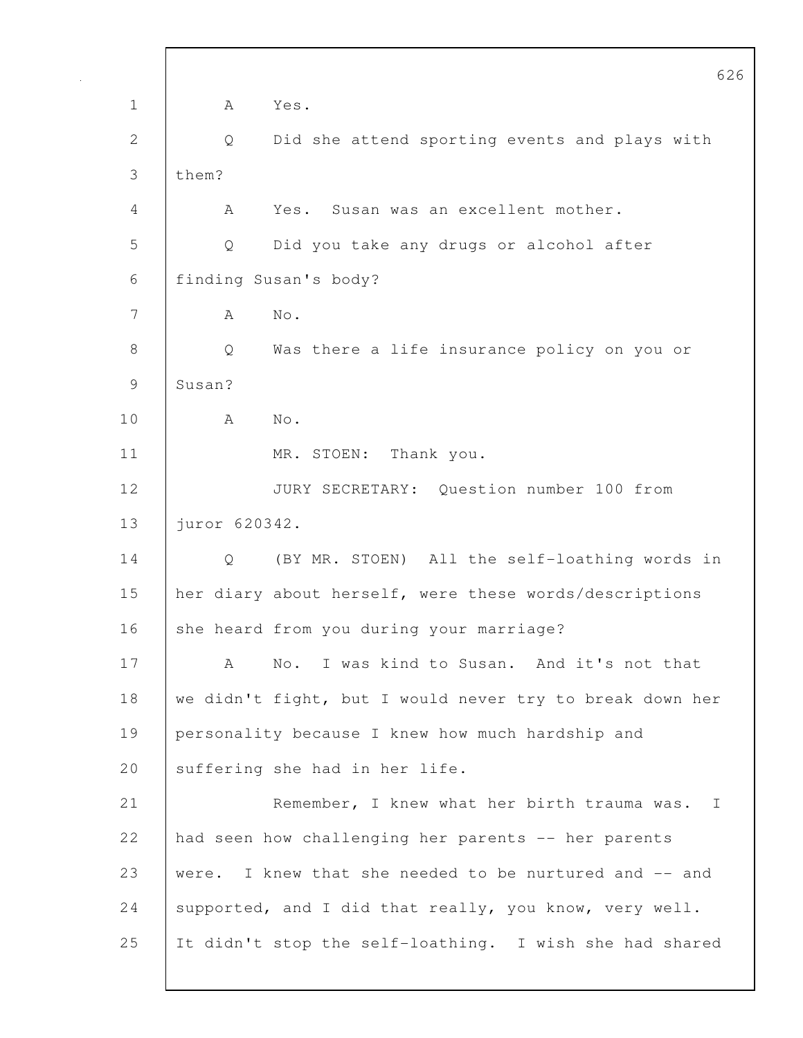A Yes.

Q Did she attend sporting events and plays with them?

A Yes. Susan was an excellent mother.

Q Did you take any drugs or alcohol after finding Susan's body?

A No.

Q Was there a life insurance policy on you or Susan?

A No.

MR. STOEN: Thank you.

JURY SECRETARY: Question number 100 from juror 620342.

Q (BY MR. STOEN) All the self-loathing words in her diary about herself, were these words/descriptions she heard from you during your marriage?

A No. I was kind to Susan. And it's not that we didn't fight, but I would never try to break down her personality because I knew how much hardship and suffering she had in her life.

Remember, I knew what her birth trauma was. I had seen how challenging her parents -- her parents were. I knew that she needed to be nurtured and -- and supported, and I did that really, you know, very well. It didn't stop the self-loathing. I wish she had shared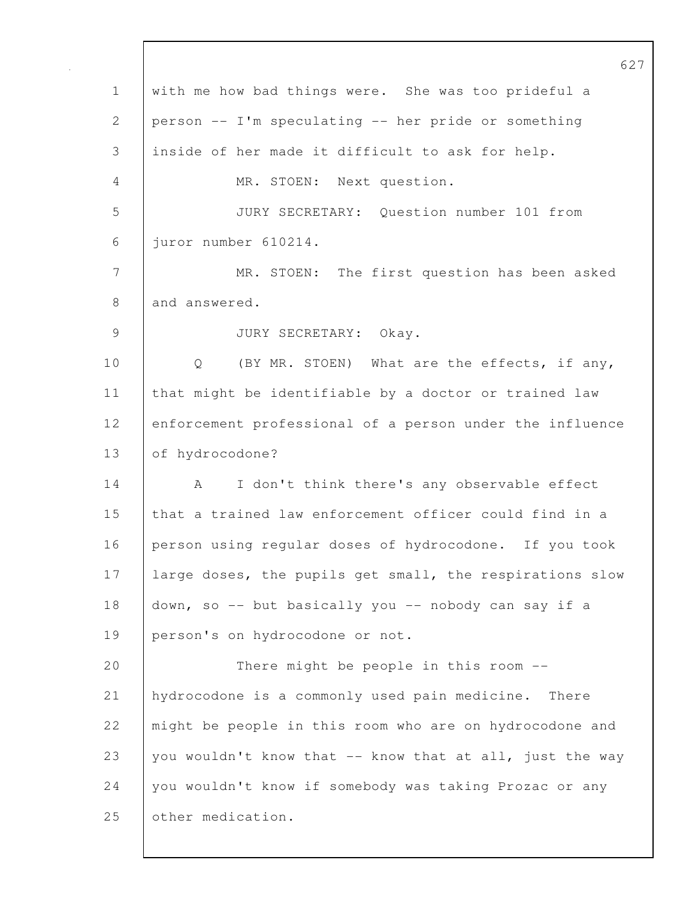with me how bad things were. She was too prideful a person -- I'm speculating -- her pride or something inside of her made it difficult to ask for help.

MR. STOEN: Next question.

JURY SECRETARY: Question number 101 from juror number 610214.

MR. STOEN: The first question has been asked and answered.

JURY SECRETARY: Okay.

Q (BY MR. STOEN) What are the effects, if any, that might be identifiable by a doctor or trained law enforcement professional of a person under the influence of hydrocodone?

A I don't think there's any observable effect that a trained law enforcement officer could find in a person using regular doses of hydrocodone. If you took large doses, the pupils get small, the respirations slow down, so -- but basically you -- nobody can say if a person's on hydrocodone or not.

There might be people in this room -- hydrocodone is a commonly used pain medicine. There might be people in this room who are on hydrocodone and you wouldn't know that -- know that at all, just the way you wouldn't know if somebody was taking Prozac or any other medication.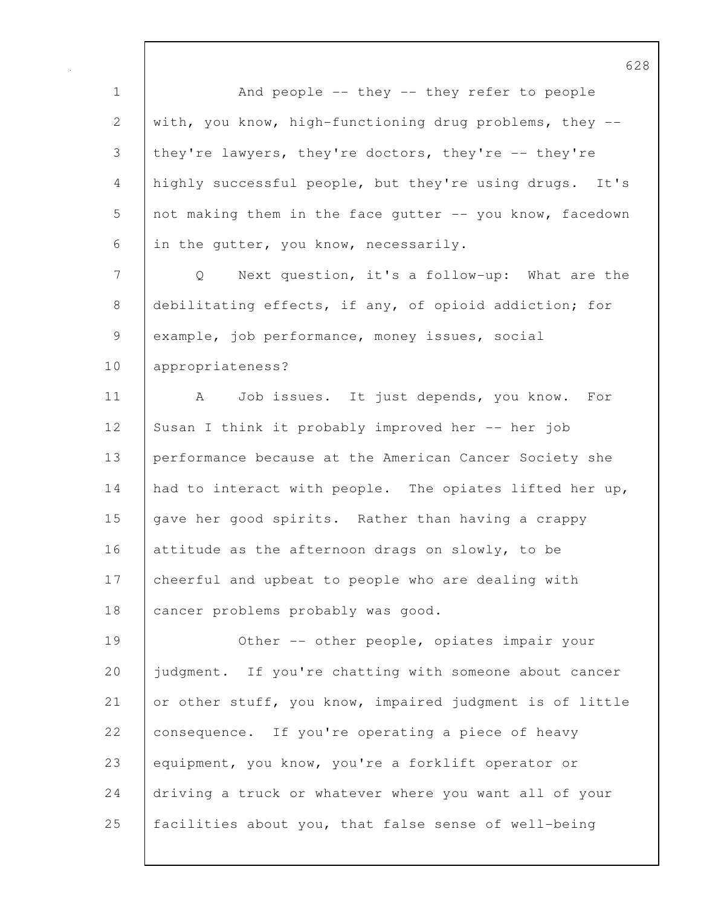And people -- they -- they refer to people with, you know, high-functioning drug problems, they -- they're lawyers, they're doctors, they're -- they're highly successful people, but they're using drugs. It's not making them in the face gutter -- you know, facedown in the gutter, you know, necessarily.

Q Next question, it's a follow-up: What are the debilitating effects, if any, of opioid addiction; for example, job performance, money issues, social appropriateness?

A Job issues. It just depends, you know. For Susan I think it probably improved her -- her job performance because at the American Cancer Society she had to interact with people. The opiates lifted her up, gave her good spirits. Rather than having a crappy attitude as the afternoon drags on slowly, to be cheerful and upbeat to people who are dealing with cancer problems probably was good.

Other -- other people, opiates impair your judgment. If you're chatting with someone about cancer or other stuff, you know, impaired judgment is of little consequence. If you're operating a piece of heavy equipment, you know, you're a forklift operator or driving a truck or whatever where you want all of your facilities about you, that false sense of well-being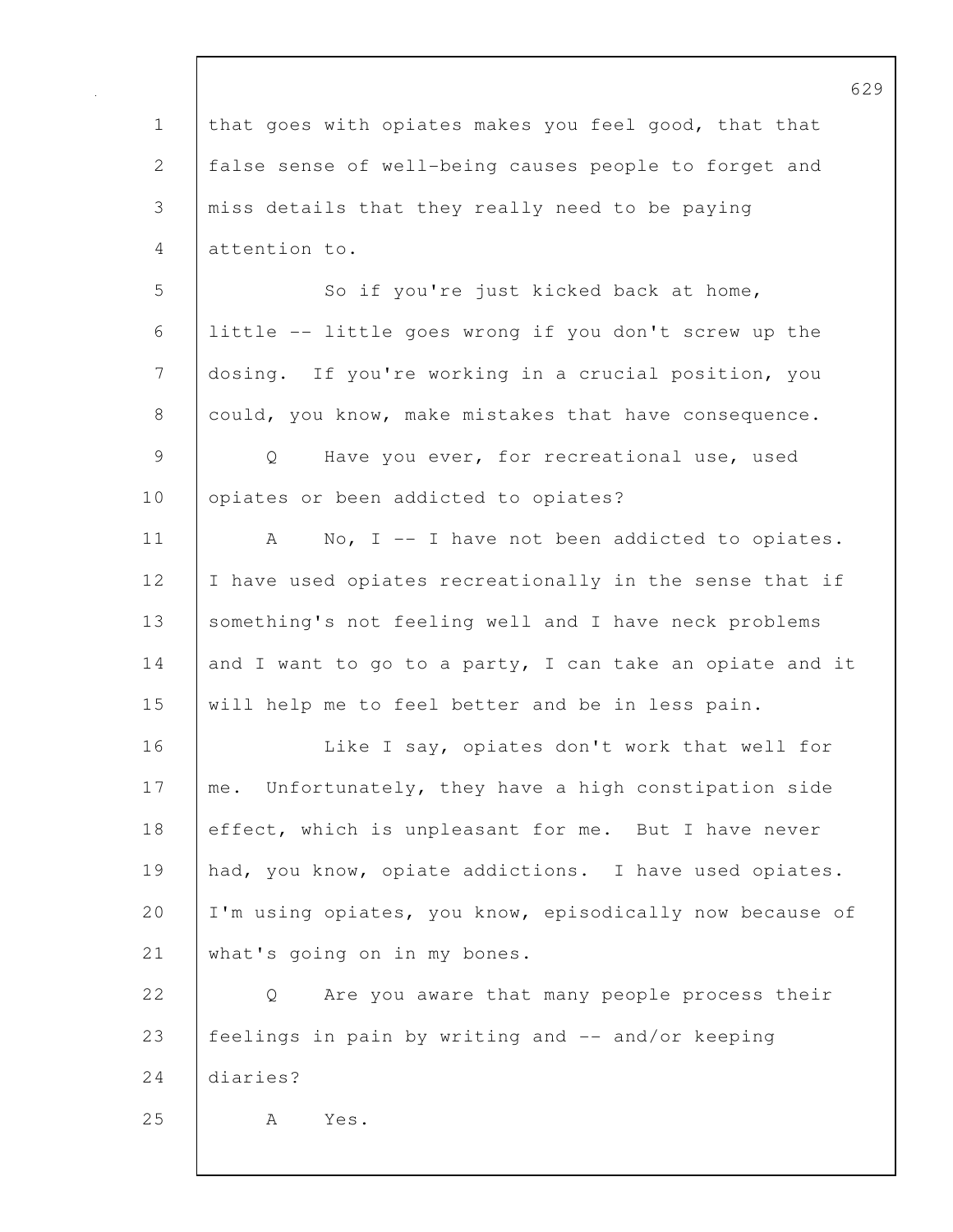that goes with opiates makes you feel good, that that false sense of well-being causes people to forget and miss details that they really need to be paying attention to.

So if you're just kicked back at home, little -- little goes wrong if you don't screw up the dosing. If you're working in a crucial position, you could, you know, make mistakes that have consequence.

Q Have you ever, for recreational use, used opiates or been addicted to opiates?

A No, I -- I have not been addicted to opiates. I have used opiates recreationally in the sense that if something's not feeling well and I have neck problems and I want to go to a party, I can take an opiate and it will help me to feel better and be in less pain.

Like I say, opiates don't work that well for me. Unfortunately, they have a high constipation side effect, which is unpleasant for me. But I have never had, you know, opiate addictions. I have used opiates. I'm using opiates, you know, episodically now because of what's going on in my bones.

Q Are you aware that many people process their feelings in pain by writing and -- and/or keeping diaries?

A Yes.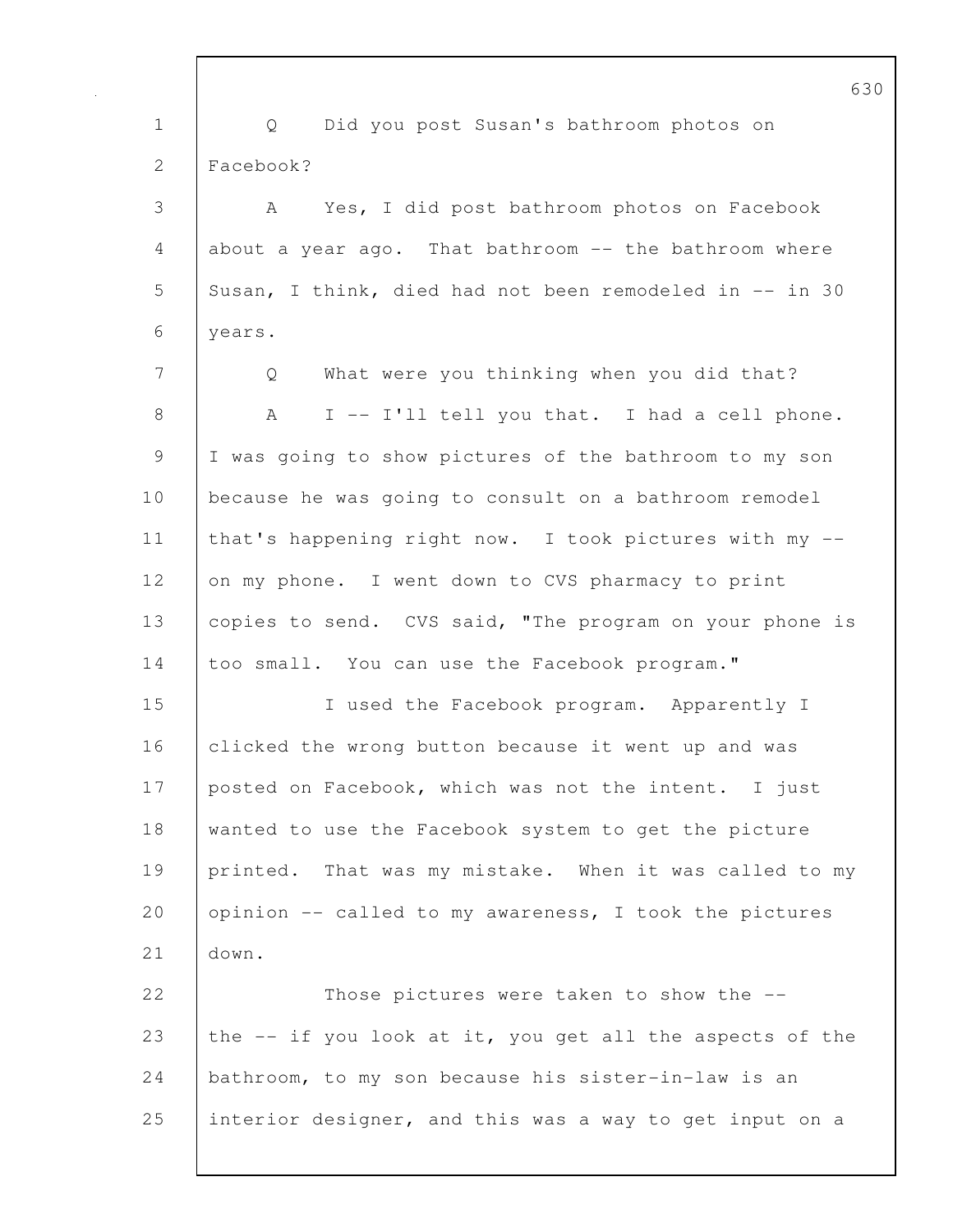Q Did you post Susan's bathroom photos on Facebook?

A Yes, I did post bathroom photos on Facebook about a year ago. That bathroom -- the bathroom where Susan, I think, died had not been remodeled in -- in 30 years.

Q What were you thinking when you did that?

A I -- I'll tell you that. I had a cell phone. I was going to show pictures of the bathroom to my son because he was going to consult on a bathroom remodel that's happening right now. I took pictures with my -- on my phone. I went down to CVS pharmacy to print copies to send. CVS said, "The program on your phone is too small. You can use the Facebook program."

I used the Facebook program. Apparently I clicked the wrong button because it went up and was posted on Facebook, which was not the intent. I just wanted to use the Facebook system to get the picture printed. That was my mistake. When it was called to my opinion -- called to my awareness, I took the pictures down.

Those pictures were taken to show the -- the -- if you look at it, you get all the aspects of the bathroom, to my son because his sister-in-law is an interior designer, and this was a way to get input on a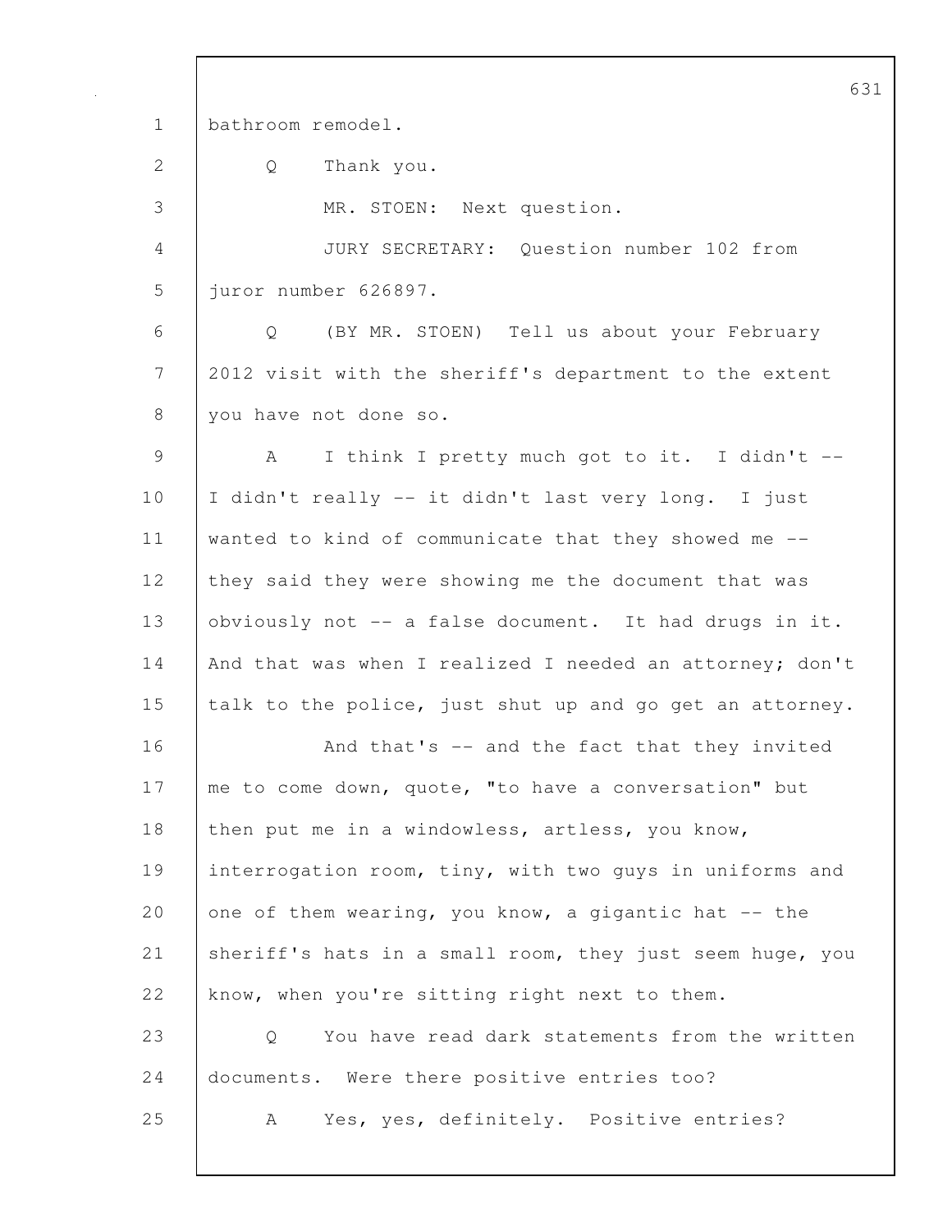bathroom remodel.

Q Thank you.

MR. STOEN: Next question.

JURY SECRETARY: Question number 102 from juror number 626897.

Q (BY MR. STOEN) Tell us about your February 2012 visit with the sheriff's department to the extent you have not done so.

A I think I pretty much got to it. I didn't -- I didn't really -- it didn't last very long. I just wanted to kind of communicate that they showed me -- they said they were showing me the document that was obviously not -- a false document. It had drugs in it. And that was when I realized I needed an attorney; don't talk to the police, just shut up and go get an attorney.

And that's -- and the fact that they invited me to come down, quote, "to have a conversation" but then put me in a windowless, artless, you know, interrogation room, tiny, with two guys in uniforms and one of them wearing, you know, a gigantic hat -- the sheriff's hats in a small room, they just seem huge, you know, when you're sitting right next to them.

Q You have read dark statements from the written documents. Were there positive entries too?

A Yes, yes, definitely. Positive entries?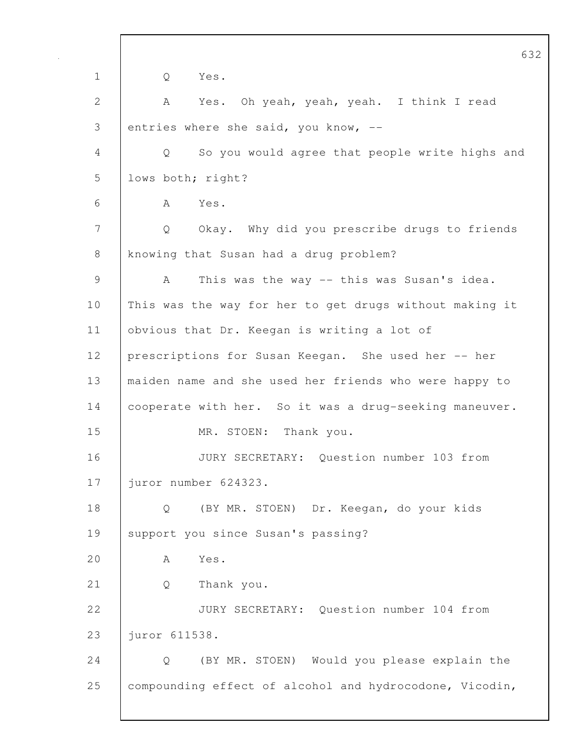Q Yes.

A Yes. Oh yeah, yeah, yeah. I think I read entries where she said, you know, --

Q So you would agree that people write highs and lows both; right?

A Yes.

Q Okay. Why did you prescribe drugs to friends knowing that Susan had a drug problem?

A This was the way -- this was Susan's idea. This was the way for her to get drugs without making it obvious that Dr. Keegan is writing a lot of prescriptions for Susan Keegan. She used her -- her maiden name and she used her friends who were happy to cooperate with her. So it was a drug-seeking maneuver.

MR. STOEN: Thank you.

JURY SECRETARY: Question number 103 from juror number 624323.

Q (BY MR. STOEN) Dr. Keegan, do your kids support you since Susan's passing?

A Yes.

Q Thank you.

JURY SECRETARY: Question number 104 from juror 611538.

Q (BY MR. STOEN) Would you please explain the compounding effect of alcohol and hydrocodone, Vicodin,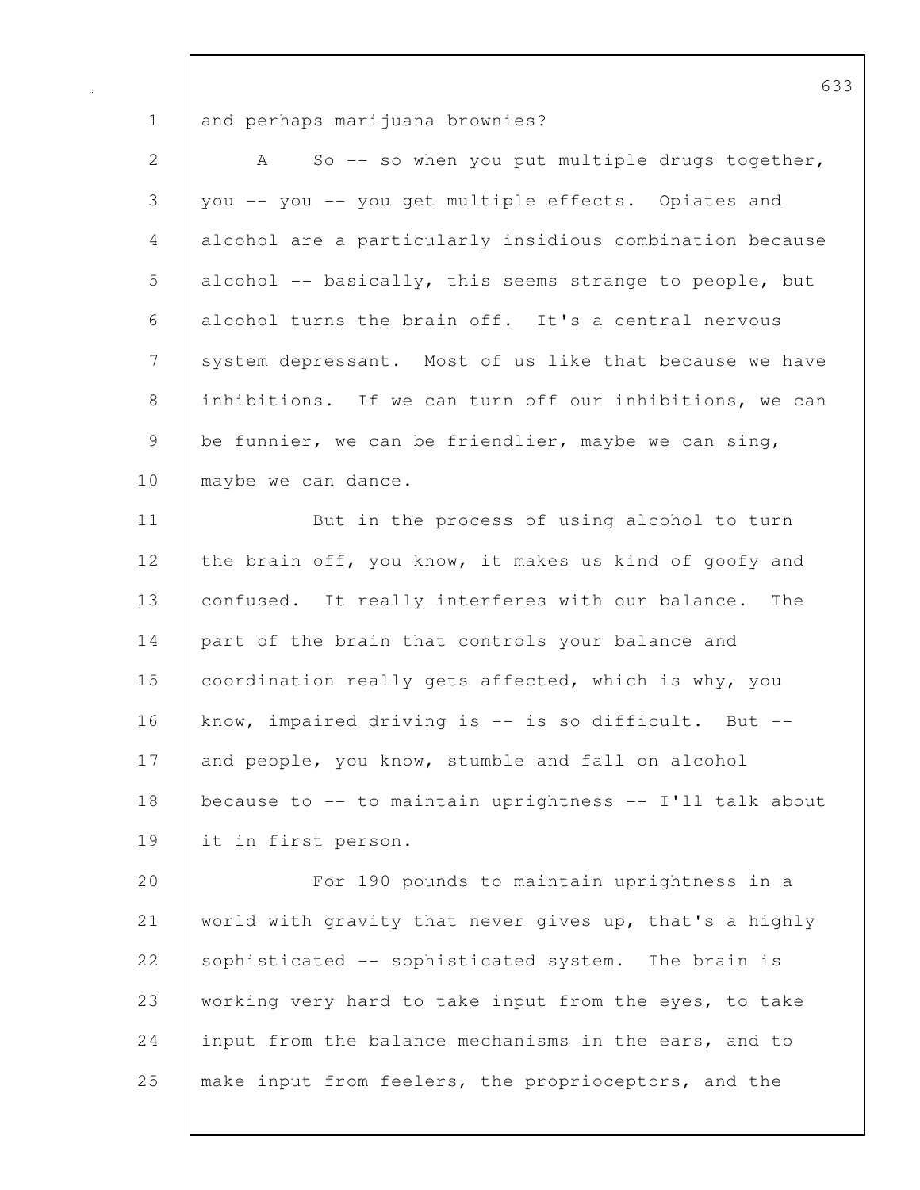and perhaps marijuana brownies?

A So -- so when you put multiple drugs together, you -- you -- you get multiple effects. Opiates and alcohol are a particularly insidious combination because alcohol -- basically, this seems strange to people, but alcohol turns the brain off. It's a central nervous system depressant. Most of us like that because we have inhibitions. If we can turn off our inhibitions, we can be funnier, we can be friendlier, maybe we can sing, maybe we can dance.

But in the process of using alcohol to turn the brain off, you know, it makes us kind of goofy and confused. It really interferes with our balance. The part of the brain that controls your balance and coordination really gets affected, which is why, you know, impaired driving is -- is so difficult. But -- and people, you know, stumble and fall on alcohol because to -- to maintain uprightness -- I'll talk about it in first person.

For 190 pounds to maintain uprightness in a world with gravity that never gives up, that's a highly sophisticated -- sophisticated system. The brain is working very hard to take input from the eyes, to take input from the balance mechanisms in the ears, and to make input from feelers, the proprioceptors, and the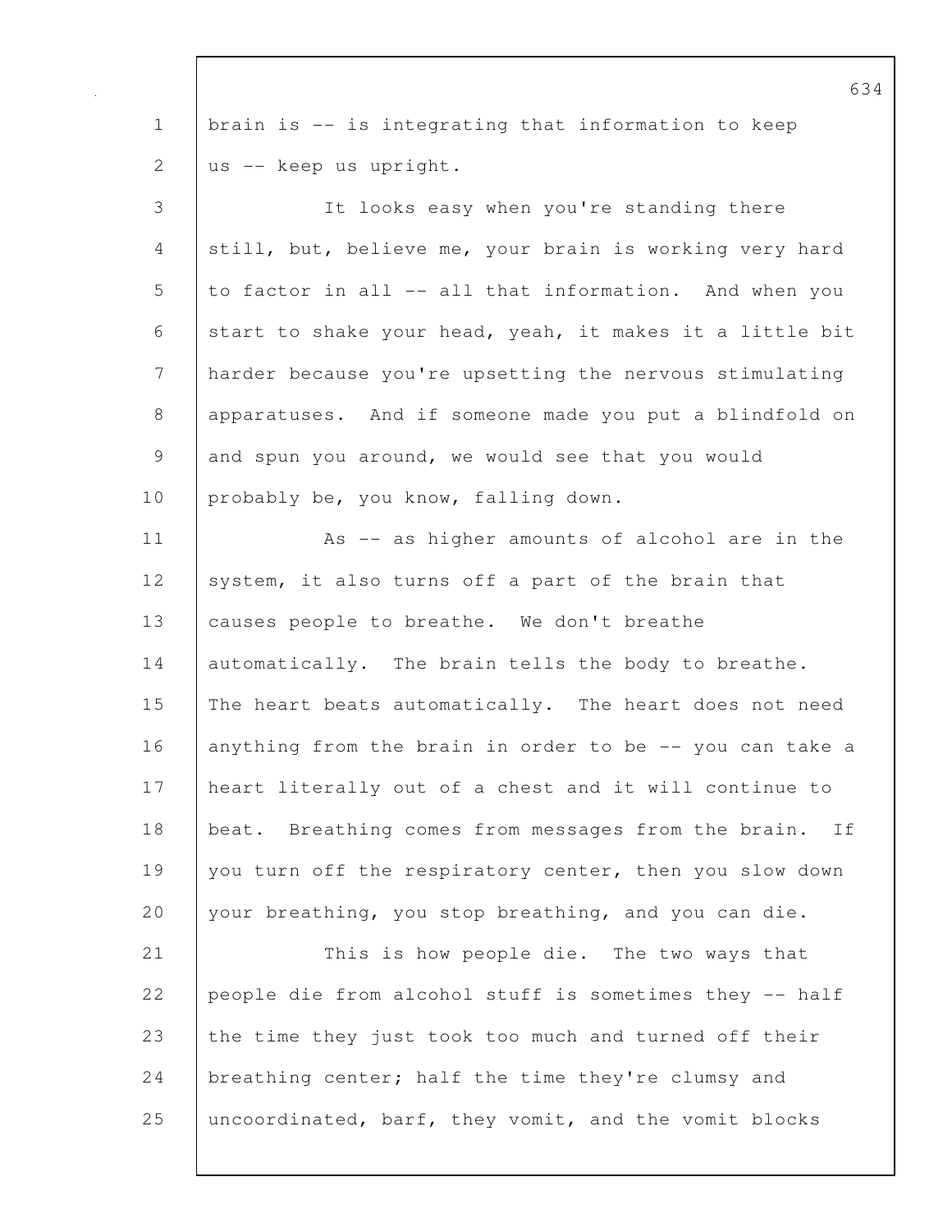brain is -- is integrating that information to keep us -- keep us upright.

It looks easy when you're standing there still, but, believe me, your brain is working very hard to factor in all -- all that information. And when you start to shake your head, yeah, it makes it a little bit harder because you're upsetting the nervous stimulating apparatuses. And if someone made you put a blindfold on and spun you around, we would see that you would probably be, you know, falling down.

As -- as higher amounts of alcohol are in the system, it also turns off a part of the brain that causes people to breathe. We don't breathe automatically. The brain tells the body to breathe. The heart beats automatically. The heart does not need anything from the brain in order to be -- you can take a heart literally out of a chest and it will continue to beat. Breathing comes from messages from the brain. If you turn off the respiratory center, then you slow down your breathing, you stop breathing, and you can die.

This is how people die. The two ways that people die from alcohol stuff is sometimes they -- half the time they just took too much and turned off their breathing center; half the time they're clumsy and uncoordinated, barf, they vomit, and the vomit blocks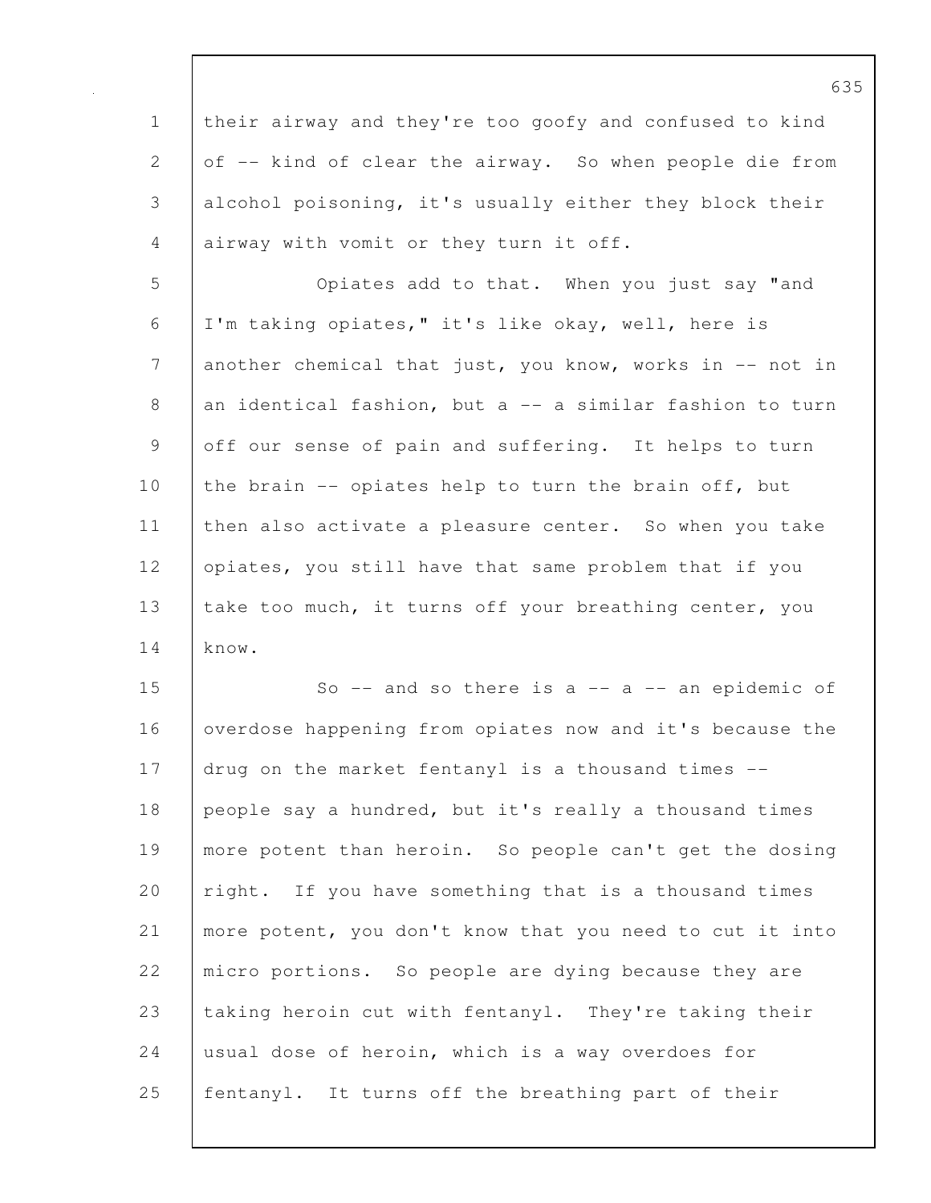their airway and they're too goofy and confused to kind of -- kind of clear the airway. So when people die from alcohol poisoning, it's usually either they block their airway with vomit or they turn it off.

Opiates add to that. When you just say "and I'm taking opiates," it's like okay, well, here is another chemical that just, you know, works in -- not in an identical fashion, but a -- a similar fashion to turn off our sense of pain and suffering. It helps to turn the brain -- opiates help to turn the brain off, but then also activate a pleasure center. So when you take opiates, you still have that same problem that if you take too much, it turns off your breathing center, you know.

So -- and so there is a -- a -- an epidemic of overdose happening from opiates now and it's because the drug on the market fentanyl is a thousand times -- people say a hundred, but it's really a thousand times more potent than heroin. So people can't get the dosing right. If you have something that is a thousand times more potent, you don't know that you need to cut it into micro portions. So people are dying because they are taking heroin cut with fentanyl. They're taking their usual dose of heroin, which is a way overdoes for fentanyl. It turns off the breathing part of their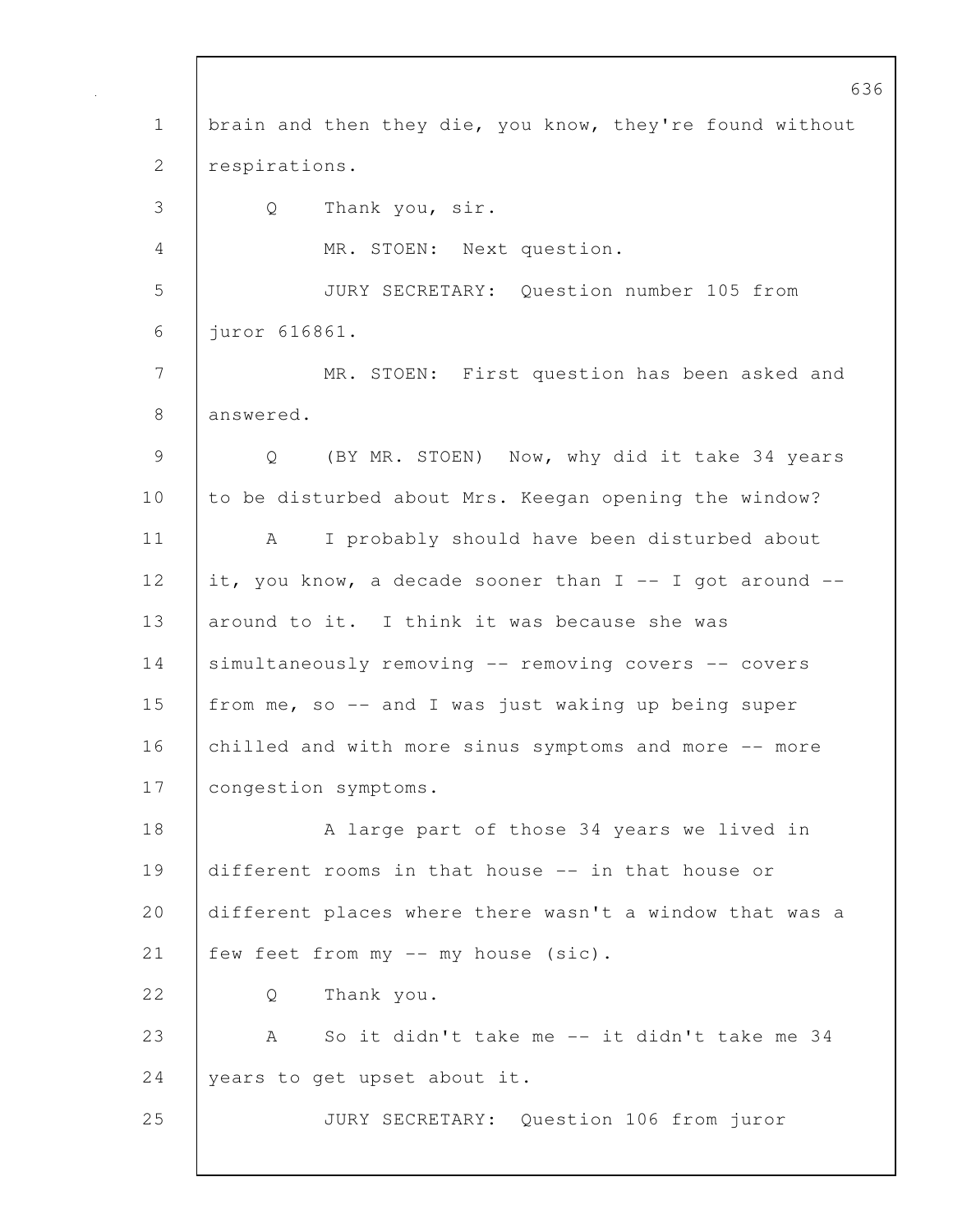brain and then they die, you know, they're found without respirations.

Q Thank you, sir.

MR. STOEN: Next question.

JURY SECRETARY: Question number 105 from juror 616861.

MR. STOEN: First question has been asked and answered.

Q (BY MR. STOEN) Now, why did it take 34 years to be disturbed about Mrs. Keegan opening the window?

A I probably should have been disturbed about it, you know, a decade sooner than I -- I got around -- around to it. I think it was because she was simultaneously removing -- removing covers -- covers from me, so -- and I was just waking up being super chilled and with more sinus symptoms and more -- more congestion symptoms.

A large part of those 34 years we lived in different rooms in that house -- in that house or different places where there wasn't a window that was a few feet from my -- my house (sic).

Q Thank you.

A So it didn't take me -- it didn't take me 34 years to get upset about it.

JURY SECRETARY: Question 106 from juror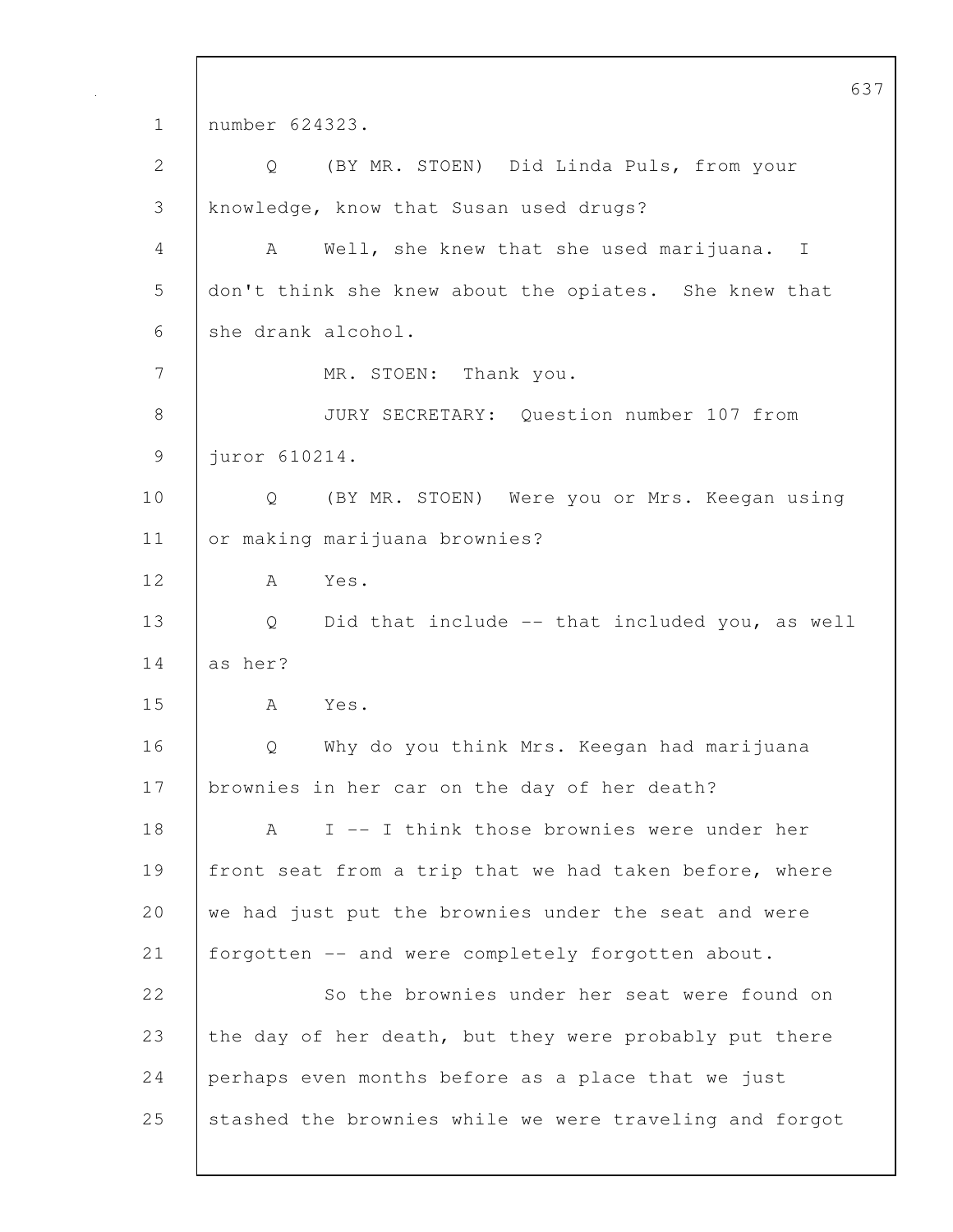number 624323.

Q (BY MR. STOEN) Did Linda Puls, from your knowledge, know that Susan used drugs?

A Well, she knew that she used marijuana. I don't think she knew about the opiates. She knew that she drank alcohol.

MR. STOEN: Thank you.

JURY SECRETARY: Question number 107 from juror 610214.

Q (BY MR. STOEN) Were you or Mrs. Keegan using or making marijuana brownies?

A Yes.

Q Did that include -- that included you, as well as her?

A Yes.

Q Why do you think Mrs. Keegan had marijuana brownies in her car on the day of her death?

A I -- I think those brownies were under her front seat from a trip that we had taken before, where we had just put the brownies under the seat and were forgotten -- and were completely forgotten about.

So the brownies under her seat were found on the day of her death, but they were probably put there perhaps even months before as a place that we just stashed the brownies while we were traveling and forgot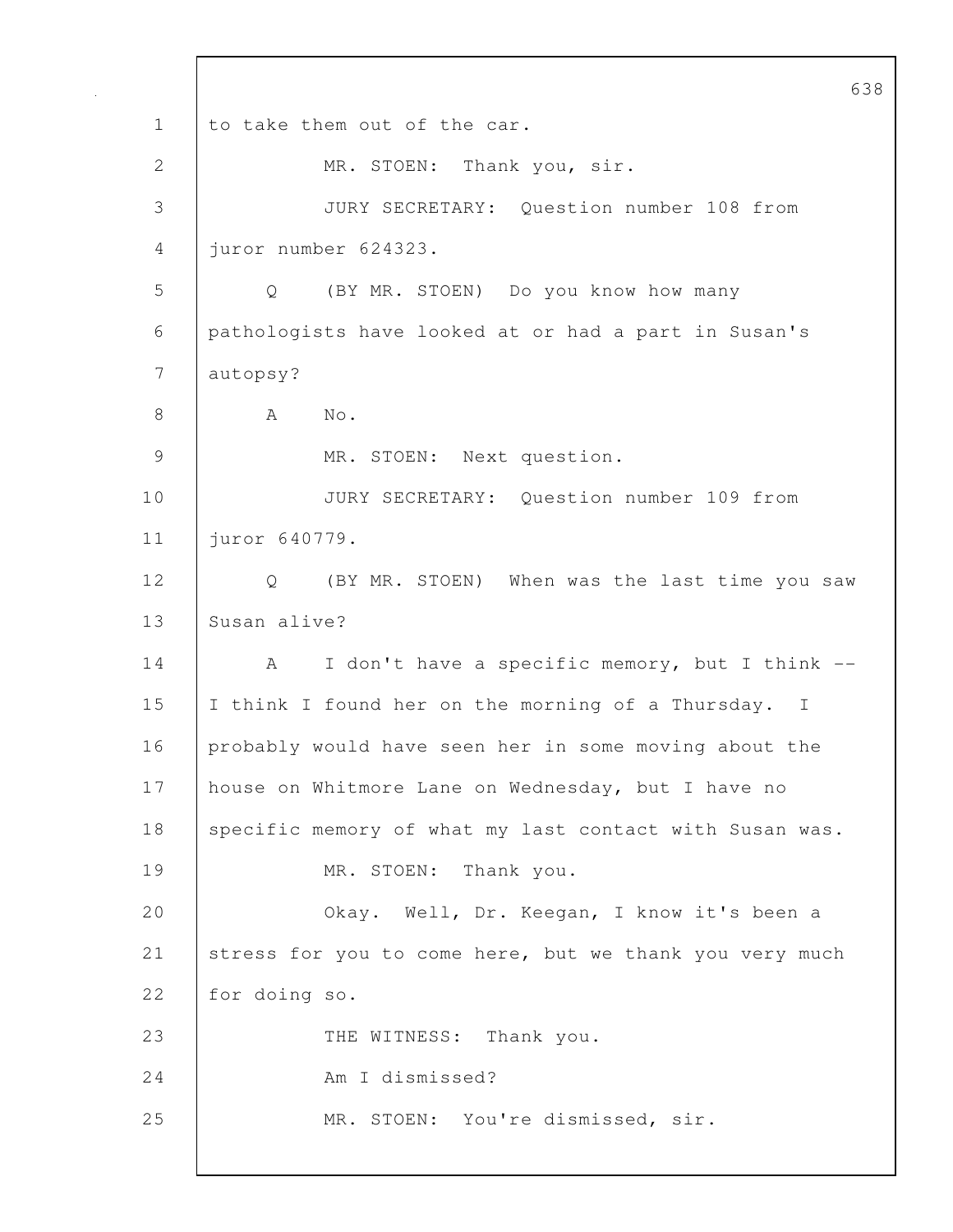to take them out of the car.

MR. STOEN: Thank you, sir.

JURY SECRETARY: Question number 108 from juror number 624323.

Q (BY MR. STOEN) Do you know how many pathologists have looked at or had a part in Susan's autopsy?

A No.

MR. STOEN: Next question.

JURY SECRETARY: Question number 109 from juror 640779.

Q (BY MR. STOEN) When was the last time you saw Susan alive?

A I don't have a specific memory, but I think -- I think I found her on the morning of a Thursday. I probably would have seen her in some moving about the house on Whitmore Lane on Wednesday, but I have no specific memory of what my last contact with Susan was.

MR. STOEN: Thank you.

Okay. Well, Dr. Keegan, I know it's been a stress for you to come here, but we thank you very much for doing so.

THE WITNESS: Thank you.

Am I dismissed?

MR. STOEN: You're dismissed, sir.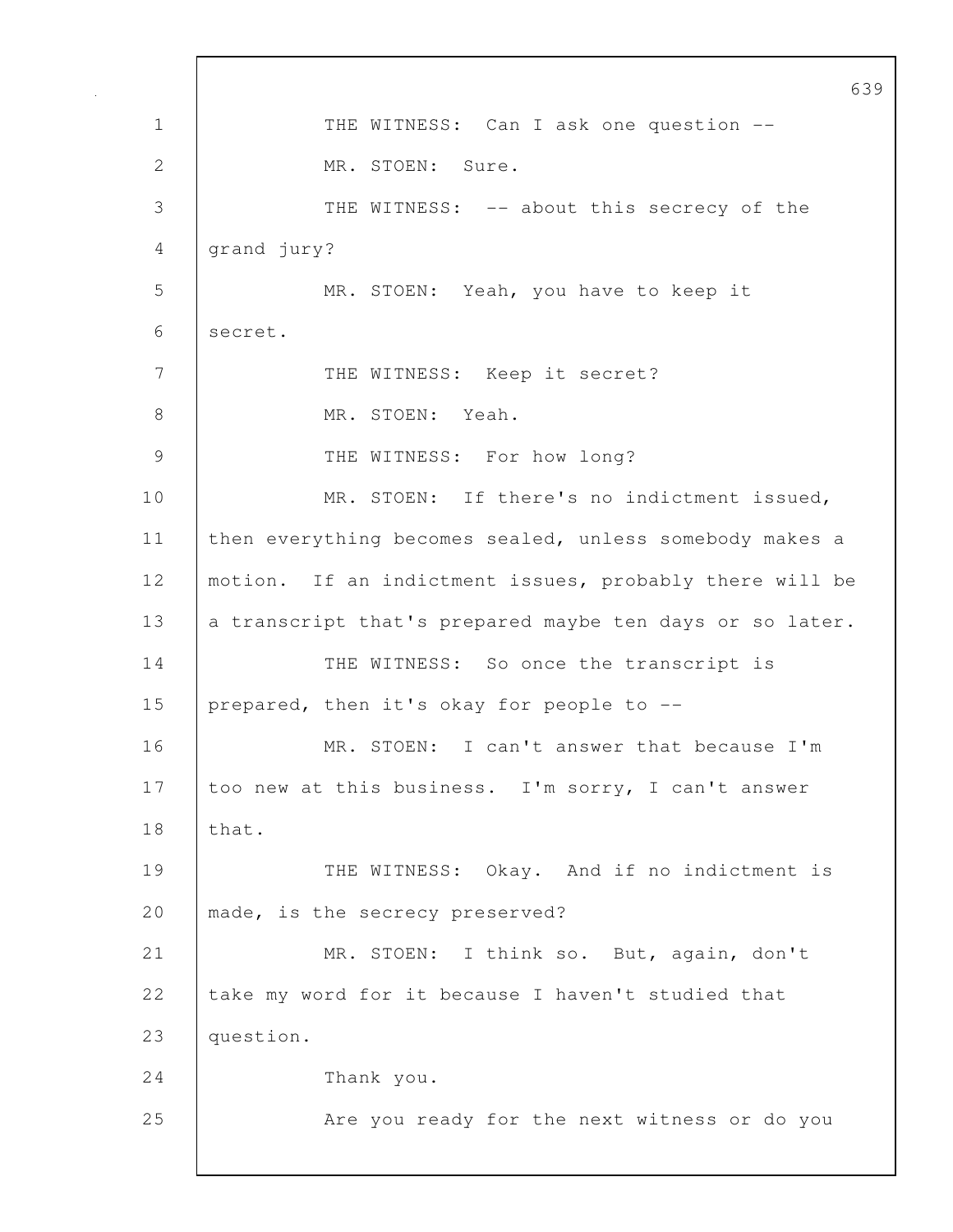THE WITNESS: Can I ask one question --

MR. STOEN: Sure.

THE WITNESS: -- about this secrecy of the grand jury?

MR. STOEN: Yeah, you have to keep it secret.

THE WITNESS: Keep it secret?

MR. STOEN: Yeah.

THE WITNESS: For how long?

MR. STOEN: If there's no indictment issued, then everything becomes sealed, unless somebody makes a motion. If an indictment issues, probably there will be a transcript that's prepared maybe ten days or so later.

THE WITNESS: So once the transcript is prepared, then it's okay for people to --

MR. STOEN: I can't answer that because I'm too new at this business. I'm sorry, I can't answer that.

THE WITNESS: Okay. And if no indictment is made, is the secrecy preserved?

MR. STOEN: I think so. But, again, don't take my word for it because I haven't studied that question.

Thank you.

Are you ready for the next witness or do you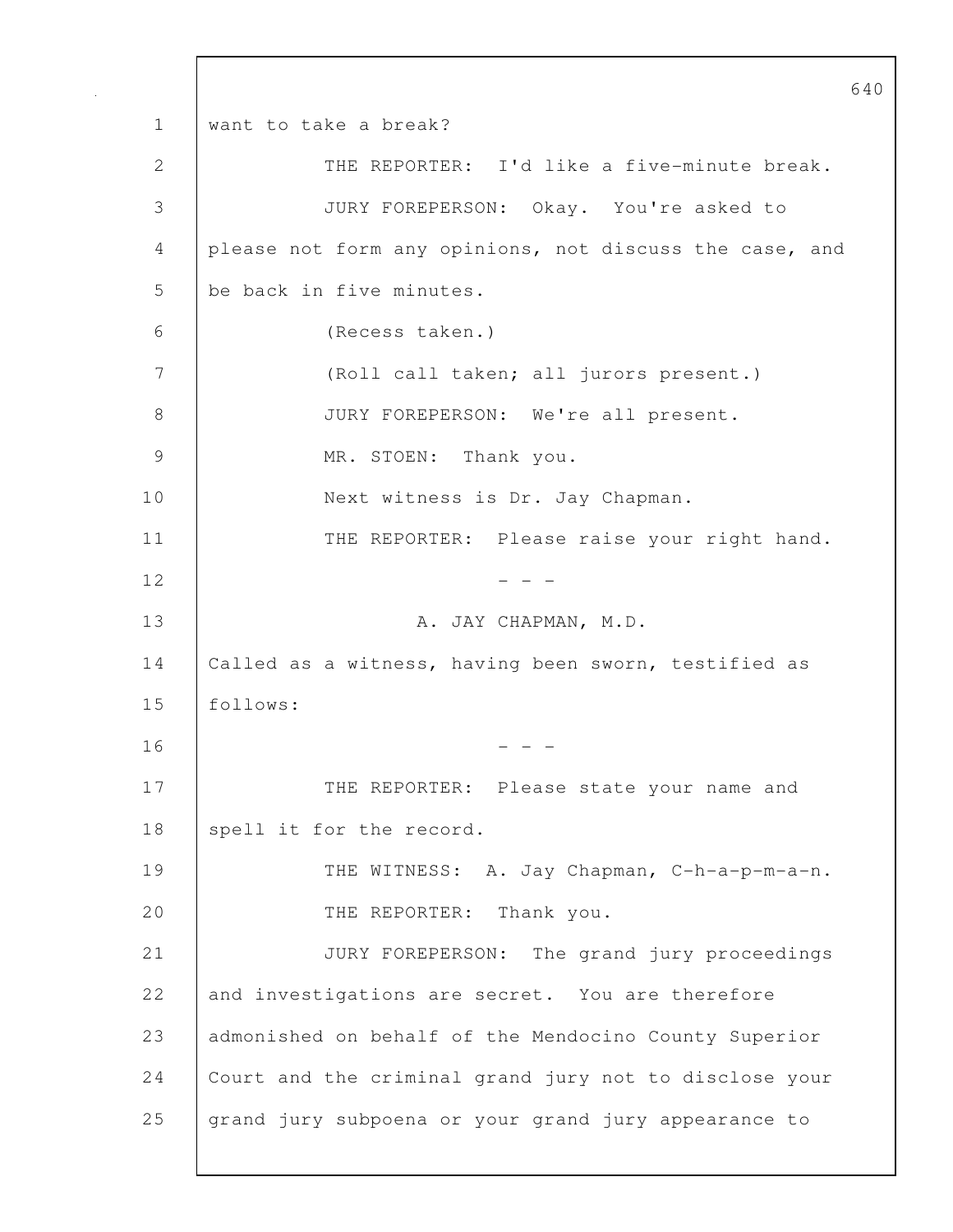want to take a break?

THE REPORTER: I'd like a five-minute break.

JURY FOREPERSON: Okay. You're asked to please not form any opinions, not discuss the case, and be back in five minutes.

(Recess taken.)

(Roll call taken; all jurors present.)

JURY FOREPERSON: We're all present.

MR. STOEN: Thank you.

Next witness is Dr. Jay Chapman.

THE REPORTER: Please raise your right hand.

- - -

A. JAY CHAPMAN, M.D.

Called as a witness, having been sworn, testified as follows:

- - -

THE REPORTER: Please state your name and spell it for the record.

THE WITNESS: A. Jay Chapman, C-h-a-p-m-a-n.

THE REPORTER: Thank you.

JURY FOREPERSON: The grand jury proceedings and investigations are secret. You are therefore admonished on behalf of the Mendocino County Superior Court and the criminal grand jury not to disclose your grand jury subpoena or your grand jury appearance to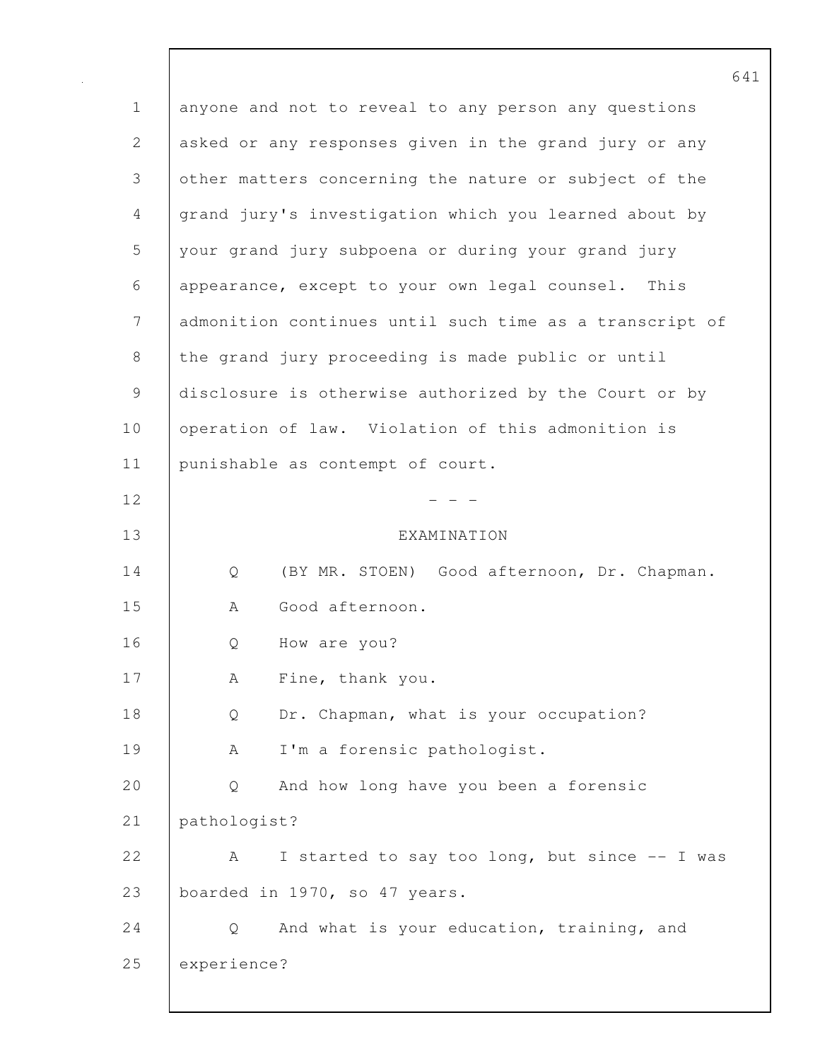anyone and not to reveal to any person any questions asked or any responses given in the grand jury or any other matters concerning the nature or subject of the grand jury's investigation which you learned about by your grand jury subpoena or during your grand jury appearance, except to your own legal counsel. This admonition continues until such time as a transcript of the grand jury proceeding is made public or until disclosure is otherwise authorized by the Court or by operation of law. Violation of this admonition is punishable as contempt of court.

\- - -

EXAMINATION

Q (BY MR. STOEN) Good afternoon, Dr. Chapman.

A Good afternoon.

Q How are you?

A Fine, thank you.

Q Dr. Chapman, what is your occupation?

A I'm a forensic pathologist.

Q And how long have you been a forensic pathologist?

A I started to say too long, but since -- I was boarded in 1970, so 47 years.

Q And what is your education, training, and experience?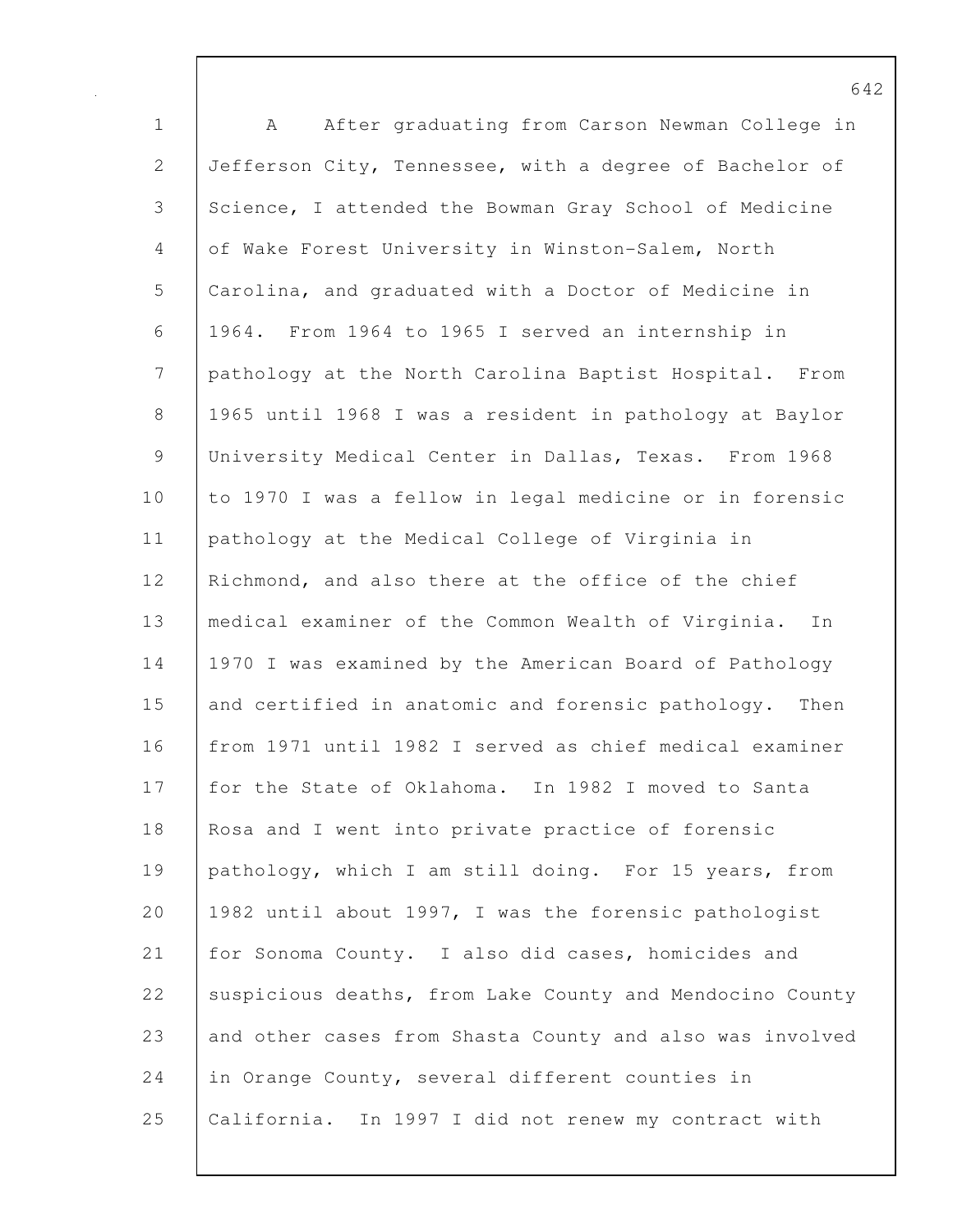A After graduating from Carson Newman College in Jefferson City, Tennessee, with a degree of Bachelor of Science, I attended the Bowman Gray School of Medicine of Wake Forest University in Winston-Salem, North Carolina, and graduated with a Doctor of Medicine in 1964. From 1964 to 1965 I served an internship in pathology at the North Carolina Baptist Hospital. From 1965 until 1968 I was a resident in pathology at Baylor University Medical Center in Dallas, Texas. From 1968 to 1970 I was a fellow in legal medicine or in forensic pathology at the Medical College of Virginia in Richmond, and also there at the office of the chief medical examiner of the Common Wealth of Virginia. In 1970 I was examined by the American Board of Pathology and certified in anatomic and forensic pathology. Then from 1971 until 1982 I served as chief medical examiner for the State of Oklahoma. In 1982 I moved to Santa Rosa and I went into private practice of forensic pathology, which I am still doing. For 15 years, from 1982 until about 1997, I was the forensic pathologist for Sonoma County. I also did cases, homicides and suspicious deaths, from Lake County and Mendocino County and other cases from Shasta County and also was involved in Orange County, several different counties in California. In 1997 I did not renew my contract with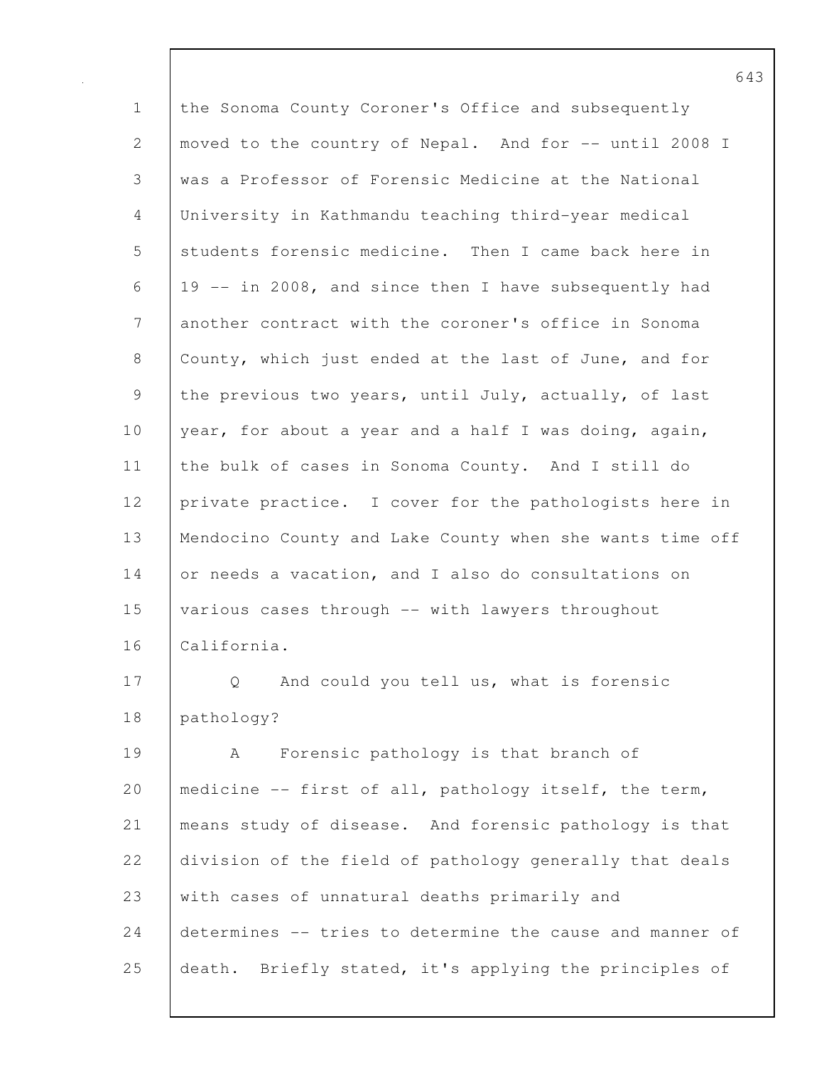the Sonoma County Coroner's Office and subsequently moved to the country of Nepal. And for -- until 2008 I was a Professor of Forensic Medicine at the National University in Kathmandu teaching third-year medical students forensic medicine. Then I came back here in 19 -- in 2008, and since then I have subsequently had another contract with the coroner's office in Sonoma County, which just ended at the last of June, and for the previous two years, until July, actually, of last year, for about a year and a half I was doing, again, the bulk of cases in Sonoma County. And I still do private practice. I cover for the pathologists here in Mendocino County and Lake County when she wants time off or needs a vacation, and I also do consultations on various cases through -- with lawyers throughout California.

Q And could you tell us, what is forensic pathology?

A Forensic pathology is that branch of medicine -- first of all, pathology itself, the term, means study of disease. And forensic pathology is that division of the field of pathology generally that deals with cases of unnatural deaths primarily and determines -- tries to determine the cause and manner of death. Briefly stated, it's applying the principles of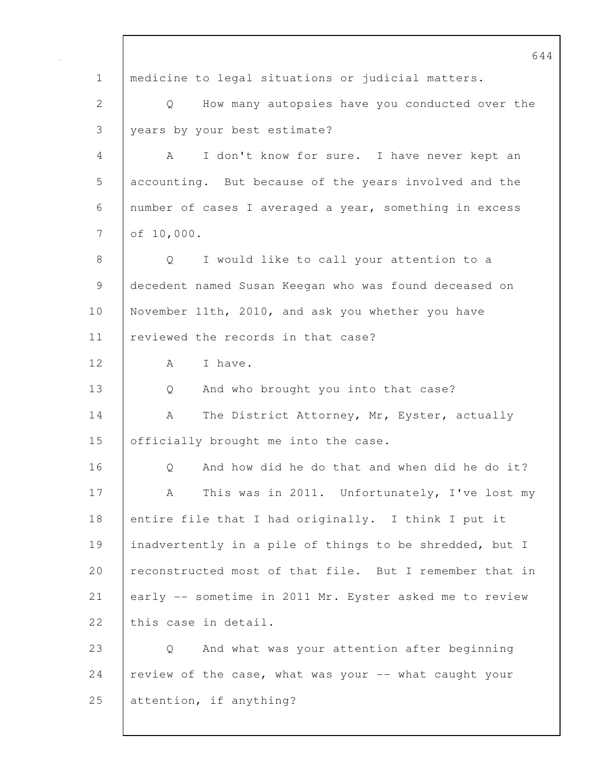medicine to legal situations or judicial matters.

Q How many autopsies have you conducted over the years by your best estimate?

A I don't know for sure. I have never kept an accounting. But because of the years involved and the number of cases I averaged a year, something in excess of 10,000.

Q I would like to call your attention to a decedent named Susan Keegan who was found deceased on November 11th, 2010, and ask you whether you have reviewed the records in that case?

A I have.

Q And who brought you into that case?

A The District Attorney, Mr, Eyster, actually officially brought me into the case.

Q And how did he do that and when did he do it?

A This was in 2011. Unfortunately, I've lost my entire file that I had originally. I think I put it inadvertently in a pile of things to be shredded, but I reconstructed most of that file. But I remember that in early -- sometime in 2011 Mr. Eyster asked me to review this case in detail.

Q And what was your attention after beginning review of the case, what was your -- what caught your attention, if anything?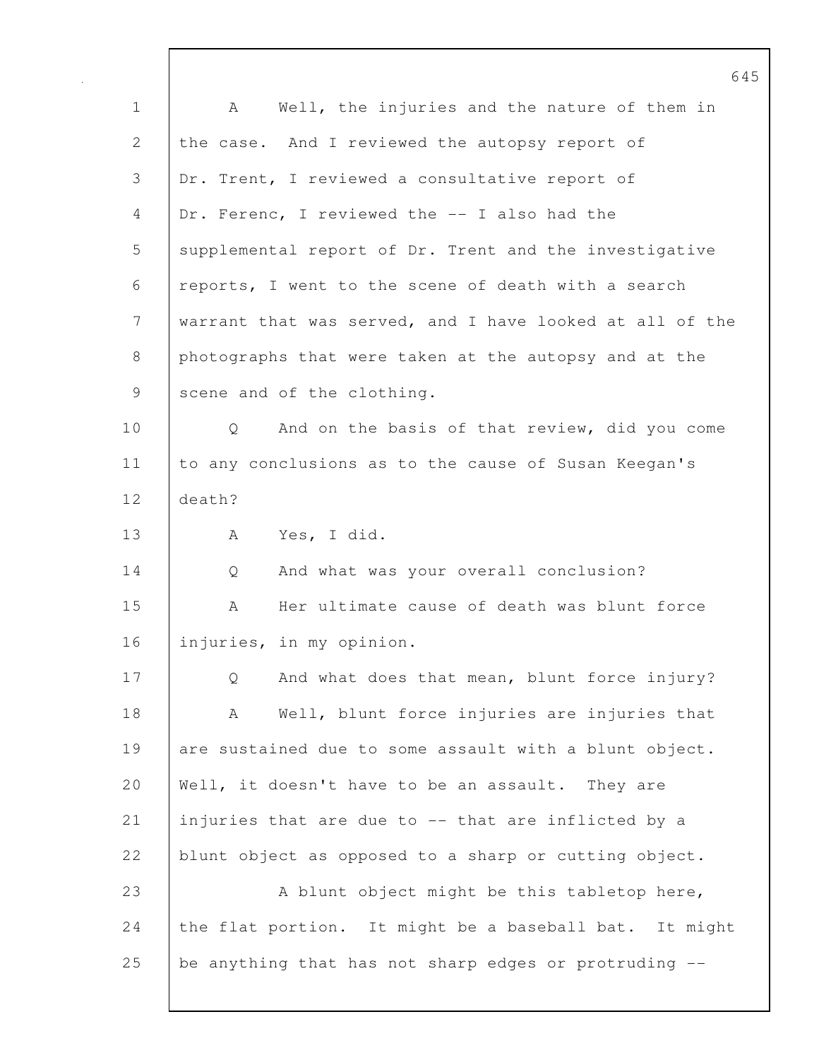A Well, the injuries and the nature of them in the case. And I reviewed the autopsy report of Dr. Trent, I reviewed a consultative report of Dr. Ferenc, I reviewed the -- I also had the supplemental report of Dr. Trent and the investigative reports, I went to the scene of death with a search warrant that was served, and I have looked at all of the photographs that were taken at the autopsy and at the scene and of the clothing.

Q And on the basis of that review, did you come to any conclusions as to the cause of Susan Keegan's death?

A Yes, I did.

Q And what was your overall conclusion?

A Her ultimate cause of death was blunt force injuries, in my opinion.

Q And what does that mean, blunt force injury?

A Well, blunt force injuries are injuries that are sustained due to some assault with a blunt object. Well, it doesn't have to be an assault. They are injuries that are due to -- that are inflicted by a blunt object as opposed to a sharp or cutting object.

A blunt object might be this tabletop here, the flat portion. It might be a baseball bat. It might be anything that has not sharp edges or protruding --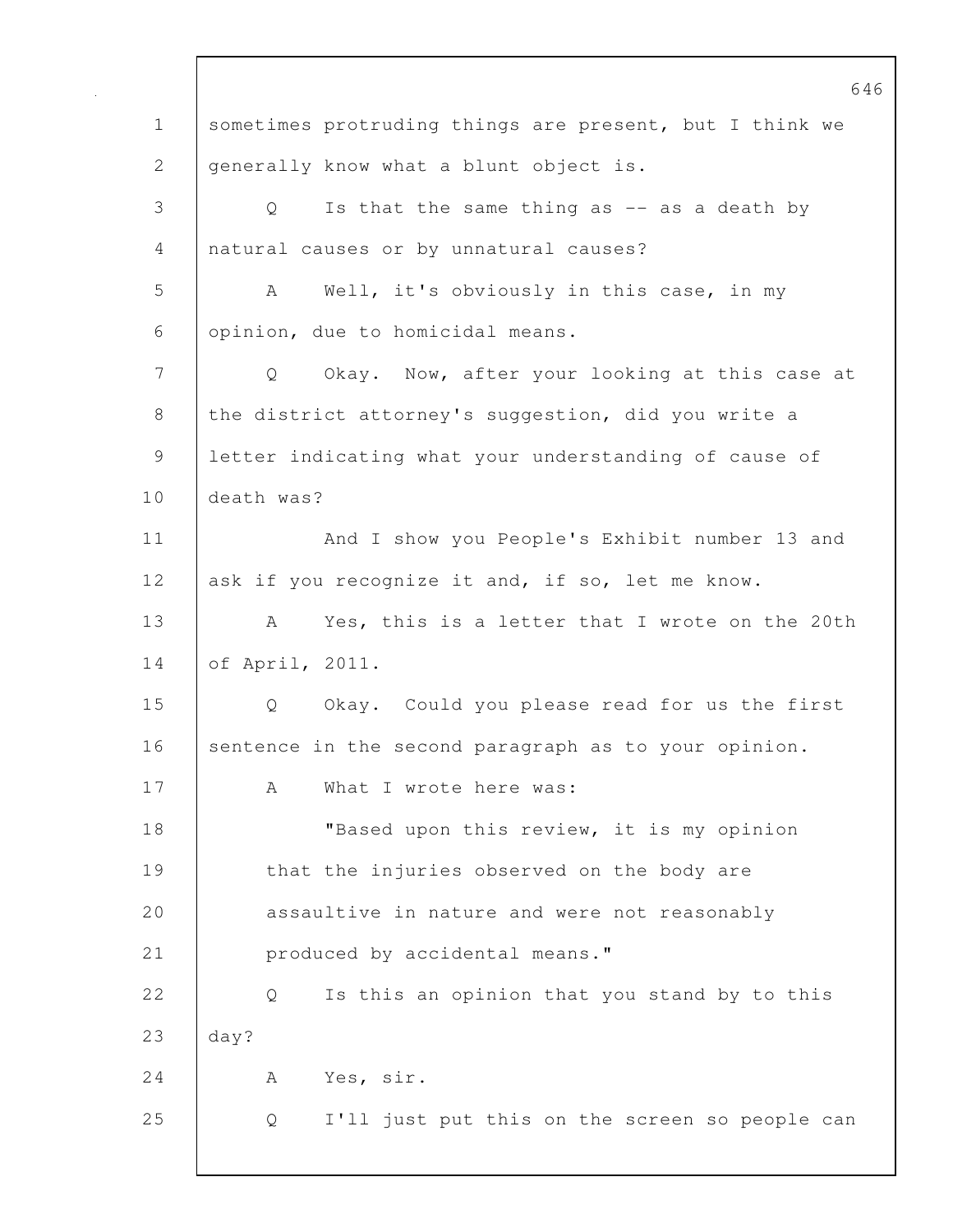sometimes protruding things are present, but I think we generally know what a blunt object is.

Q Is that the same thing as -- as a death by natural causes or by unnatural causes?

A Well, it's obviously in this case, in my opinion, due to homicidal means.

Q Okay. Now, after your looking at this case at the district attorney's suggestion, did you write a letter indicating what your understanding of cause of death was?

And I show you People's Exhibit number 13 and ask if you recognize it and, if so, let me know.

A Yes, this is a letter that I wrote on the 20th of April, 2011.

Q Okay. Could you please read for us the first sentence in the second paragraph as to your opinion.

A What I wrote here was:

"Based upon this review, it is my opinion that the injuries observed on the body are assaultive in nature and were not reasonably produced by accidental means."

Q Is this an opinion that you stand by to this day?

A Yes, sir.

Q I'll just put this on the screen so people can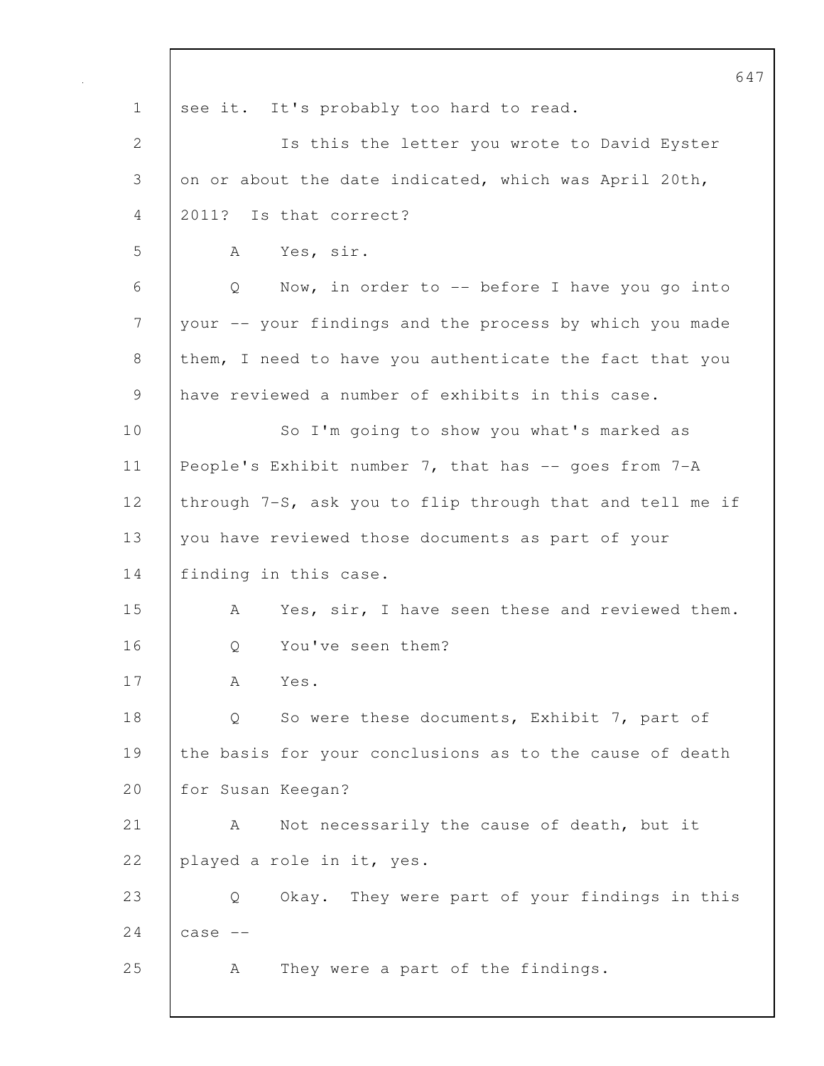see it. It's probably too hard to read.

Is this the letter you wrote to David Eyster on or about the date indicated, which was April 20th, 2011? Is that correct?

A Yes, sir.

Q Now, in order to -- before I have you go into your -- your findings and the process by which you made them, I need to have you authenticate the fact that you have reviewed a number of exhibits in this case.

So I'm going to show you what's marked as People's Exhibit number 7, that has -- goes from 7-A through 7-S, ask you to flip through that and tell me if you have reviewed those documents as part of your finding in this case.

A Yes, sir, I have seen these and reviewed them.

Q You've seen them?

A Yes.

Q So were these documents, Exhibit 7, part of the basis for your conclusions as to the cause of death for Susan Keegan?

A Not necessarily the cause of death, but it played a role in it, yes.

Q Okay. They were part of your findings in this case --

A They were a part of the findings.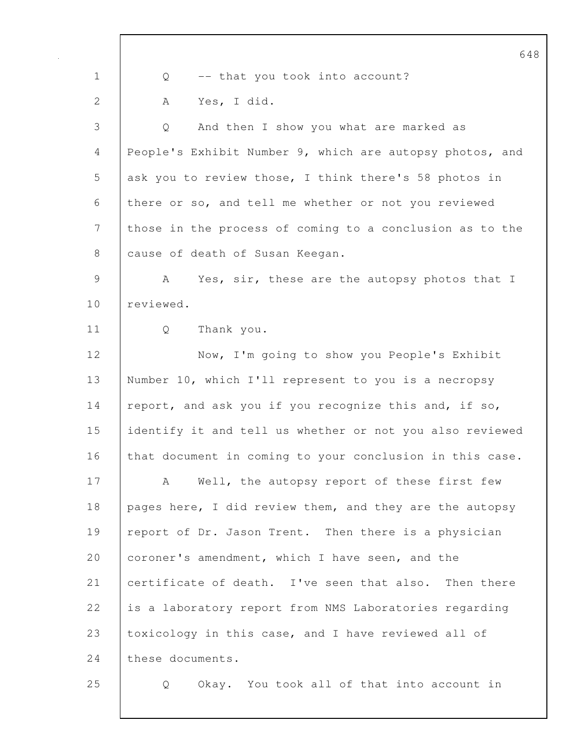Q -- that you took into account?

A Yes, I did.

Q And then I show you what are marked as People's Exhibit Number 9, which are autopsy photos, and ask you to review those, I think there's 58 photos in there or so, and tell me whether or not you reviewed those in the process of coming to a conclusion as to the cause of death of Susan Keegan.

A Yes, sir, these are the autopsy photos that I reviewed.

Q Thank you.

Now, I'm going to show you People's Exhibit Number 10, which I'll represent to you is a necropsy report, and ask you if you recognize this and, if so, identify it and tell us whether or not you also reviewed that document in coming to your conclusion in this case.

A Well, the autopsy report of these first few pages here, I did review them, and they are the autopsy report of Dr. Jason Trent. Then there is a physician coroner's amendment, which I have seen, and the certificate of death. I've seen that also. Then there is a laboratory report from NMS Laboratories regarding toxicology in this case, and I have reviewed all of these documents.

Q Okay. You took all of that into account in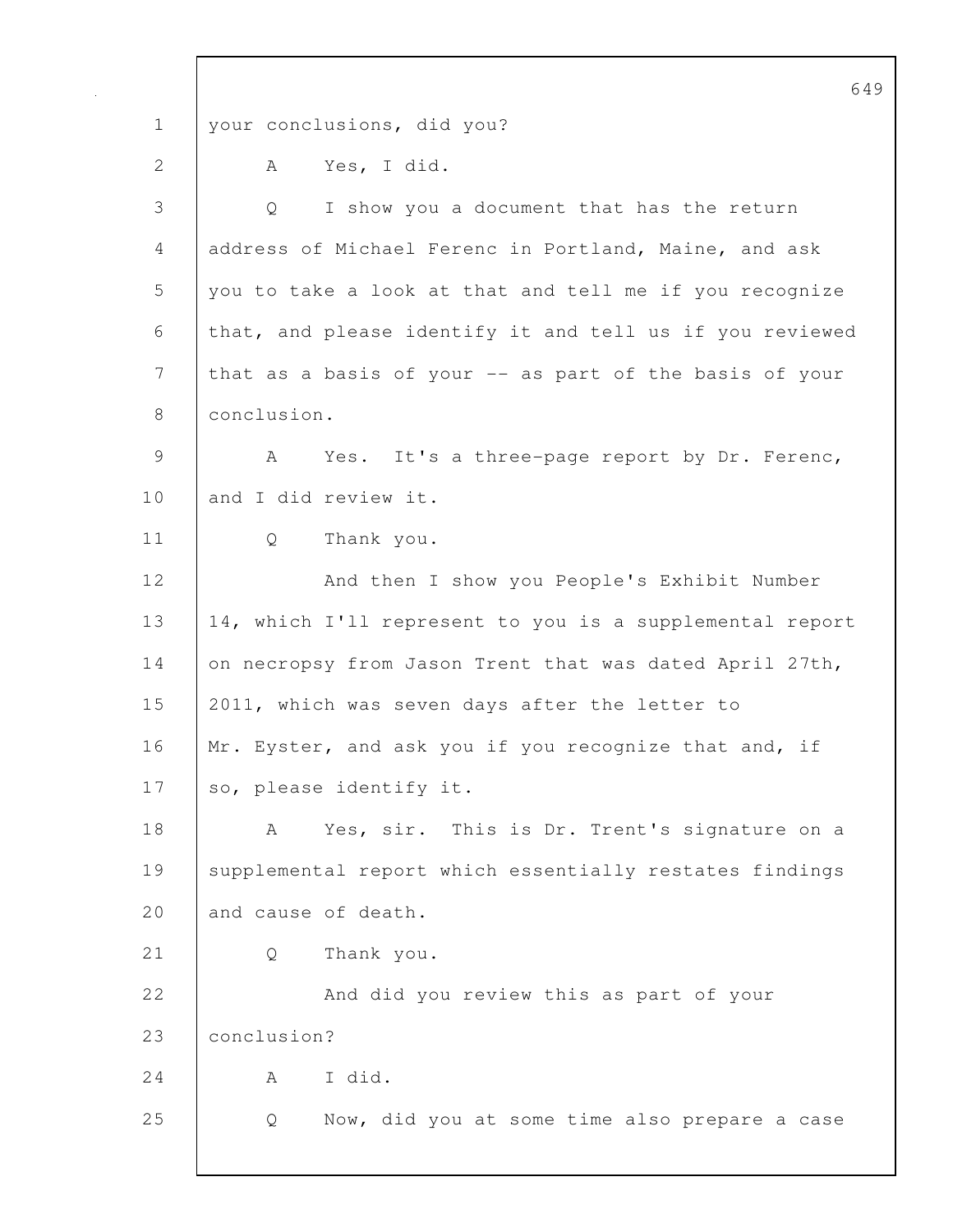your conclusions, did you?

A Yes, I did.

Q I show you a document that has the return address of Michael Ferenc in Portland, Maine, and ask you to take a look at that and tell me if you recognize that, and please identify it and tell us if you reviewed that as a basis of your -- as part of the basis of your conclusion.

A Yes. It's a three-page report by Dr. Ferenc, and I did review it.

Q Thank you.

And then I show you People's Exhibit Number 14, which I'll represent to you is a supplemental report on necropsy from Jason Trent that was dated April 27th, 2011, which was seven days after the letter to Mr. Eyster, and ask you if you recognize that and, if so, please identify it.

A Yes, sir. This is Dr. Trent's signature on a supplemental report which essentially restates findings and cause of death.

Q Thank you.

And did you review this as part of your conclusion?

A I did.

Q Now, did you at some time also prepare a case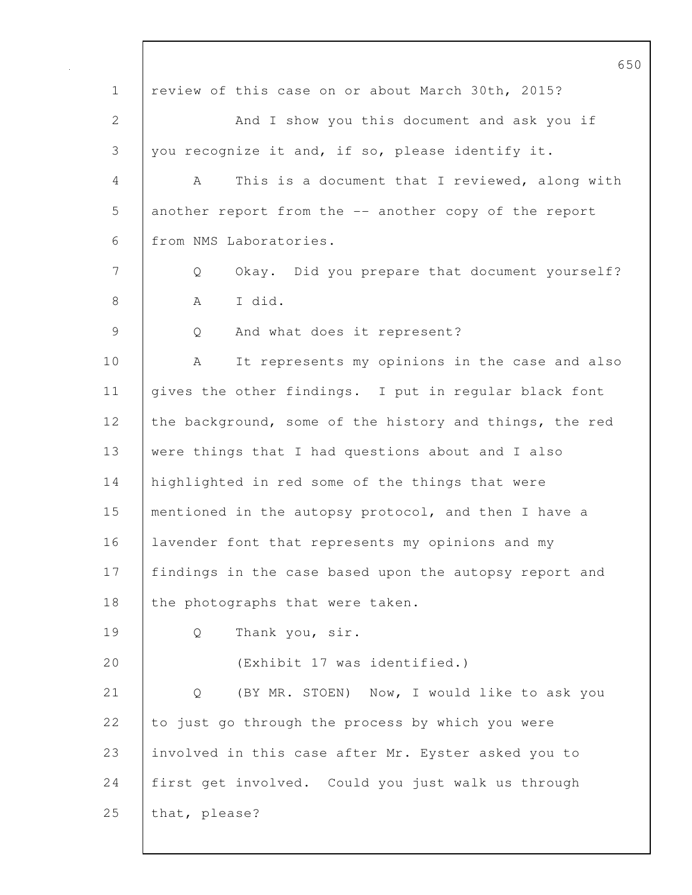review of this case on or about March 30th, 2015?

And I show you this document and ask you if you recognize it and, if so, please identify it.

A This is a document that I reviewed, along with another report from the -- another copy of the report from NMS Laboratories.

Q Okay. Did you prepare that document yourself?

A I did.

Q And what does it represent?

A It represents my opinions in the case and also gives the other findings. I put in regular black font the background, some of the history and things, the red were things that I had questions about and I also highlighted in red some of the things that were mentioned in the autopsy protocol, and then I have a lavender font that represents my opinions and my findings in the case based upon the autopsy report and the photographs that were taken.

Q Thank you, sir.

(Exhibit 17 was identified.)

Q (BY MR. STOEN) Now, I would like to ask you to just go through the process by which you were involved in this case after Mr. Eyster asked you to first get involved. Could you just walk us through that, please?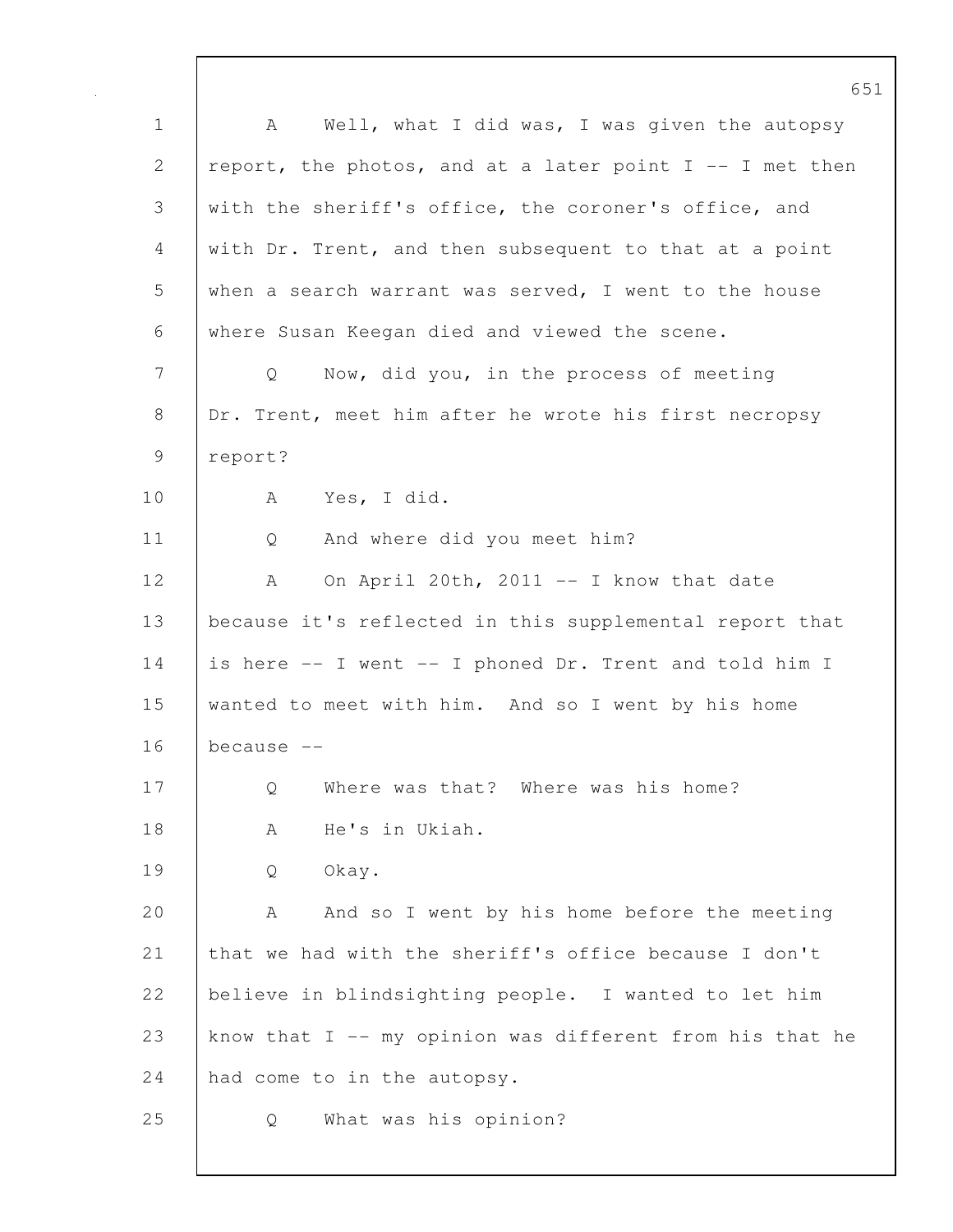A     Well, what I did was, I was given the autopsy report, the photos, and at a later point I -- I met then with the sheriff's office, the coroner's office, and with Dr. Trent, and then subsequent to that at a point when a search warrant was served, I went to the house where Susan Keegan died and viewed the scene.

Q     Now, did you, in the process of meeting Dr. Trent, meet him after he wrote his first necropsy report?

A     Yes, I did.

Q     And where did you meet him?

A     On April 20th, 2011 -- I know that date because it's reflected in this supplemental report that is here -- I went -- I phoned Dr. Trent and told him I wanted to meet with him. And so I went by his home because --

Q     Where was that? Where was his home?

A     He's in Ukiah.

Q     Okay.

A     And so I went by his home before the meeting that we had with the sheriff's office because I don't believe in blindsighting people. I wanted to let him know that I -- my opinion was different from his that he had come to in the autopsy.

Q     What was his opinion?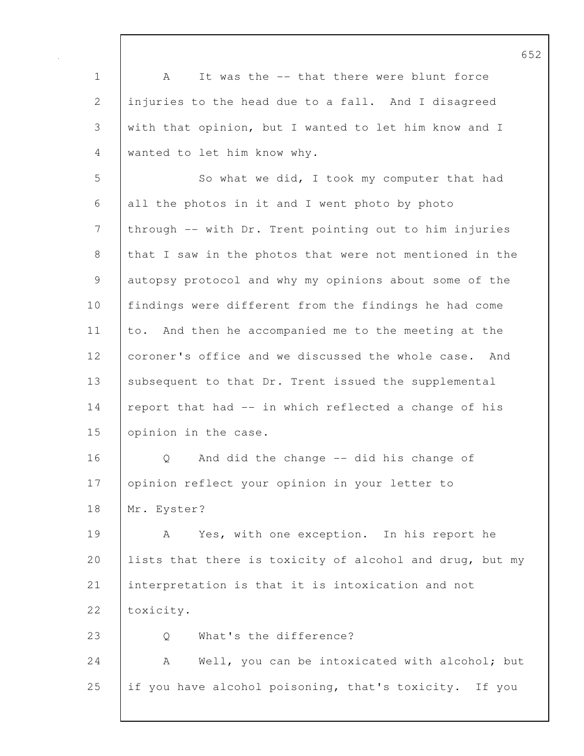A It was the -- that there were blunt force injuries to the head due to a fall. And I disagreed with that opinion, but I wanted to let him know and I wanted to let him know why.

So what we did, I took my computer that had all the photos in it and I went photo by photo through -- with Dr. Trent pointing out to him injuries that I saw in the photos that were not mentioned in the autopsy protocol and why my opinions about some of the findings were different from the findings he had come to. And then he accompanied me to the meeting at the coroner's office and we discussed the whole case. And subsequent to that Dr. Trent issued the supplemental report that had -- in which reflected a change of his opinion in the case.

Q And did the change -- did his change of opinion reflect your opinion in your letter to Mr. Eyster?

A Yes, with one exception. In his report he lists that there is toxicity of alcohol and drug, but my interpretation is that it is intoxication and not toxicity.

Q What's the difference?

A Well, you can be intoxicated with alcohol; but if you have alcohol poisoning, that's toxicity. If you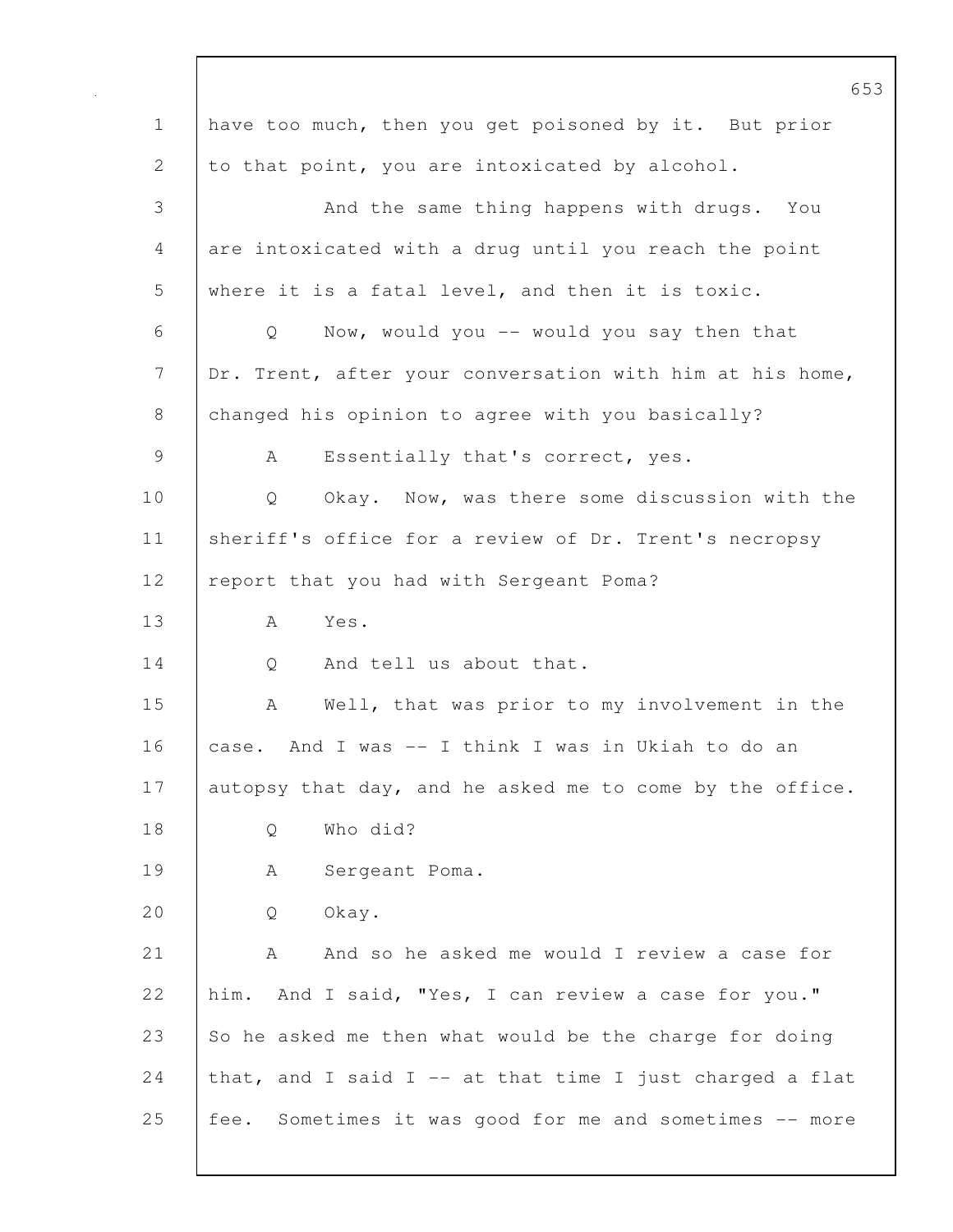have too much, then you get poisoned by it. But prior to that point, you are intoxicated by alcohol.

And the same thing happens with drugs. You are intoxicated with a drug until you reach the point where it is a fatal level, and then it is toxic.

Q Now, would you -- would you say then that Dr. Trent, after your conversation with him at his home, changed his opinion to agree with you basically?

A Essentially that's correct, yes.

Q Okay. Now, was there some discussion with the sheriff's office for a review of Dr. Trent's necropsy report that you had with Sergeant Poma?

A Yes.

Q And tell us about that.

A Well, that was prior to my involvement in the case. And I was -- I think I was in Ukiah to do an autopsy that day, and he asked me to come by the office.

Q Who did?

A Sergeant Poma.

Q Okay.

A And so he asked me would I review a case for him. And I said, "Yes, I can review a case for you." So he asked me then what would be the charge for doing that, and I said I -- at that time I just charged a flat fee. Sometimes it was good for me and sometimes -- more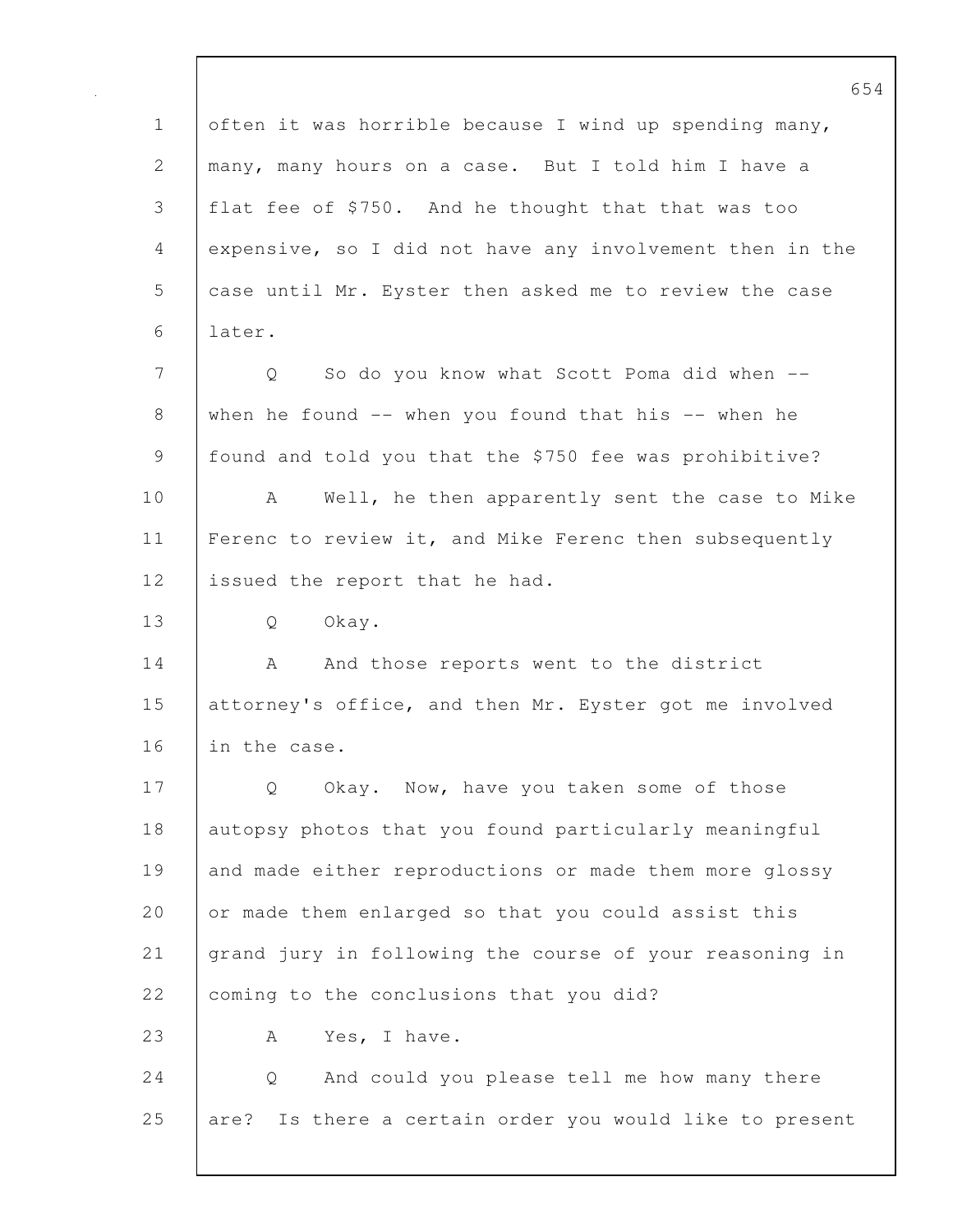often it was horrible because I wind up spending many, many, many hours on a case. But I told him I have a flat fee of $750. And he thought that that was too expensive, so I did not have any involvement then in the case until Mr. Eyster then asked me to review the case later.

Q So do you know what Scott Poma did when -- when he found -- when you found that his -- when he found and told you that the $750 fee was prohibitive?

A Well, he then apparently sent the case to Mike Ferenc to review it, and Mike Ferenc then subsequently issued the report that he had.

Q Okay.

A And those reports went to the district attorney's office, and then Mr. Eyster got me involved in the case.

Q Okay. Now, have you taken some of those autopsy photos that you found particularly meaningful and made either reproductions or made them more glossy or made them enlarged so that you could assist this grand jury in following the course of your reasoning in coming to the conclusions that you did?

A Yes, I have.

Q And could you please tell me how many there are? Is there a certain order you would like to present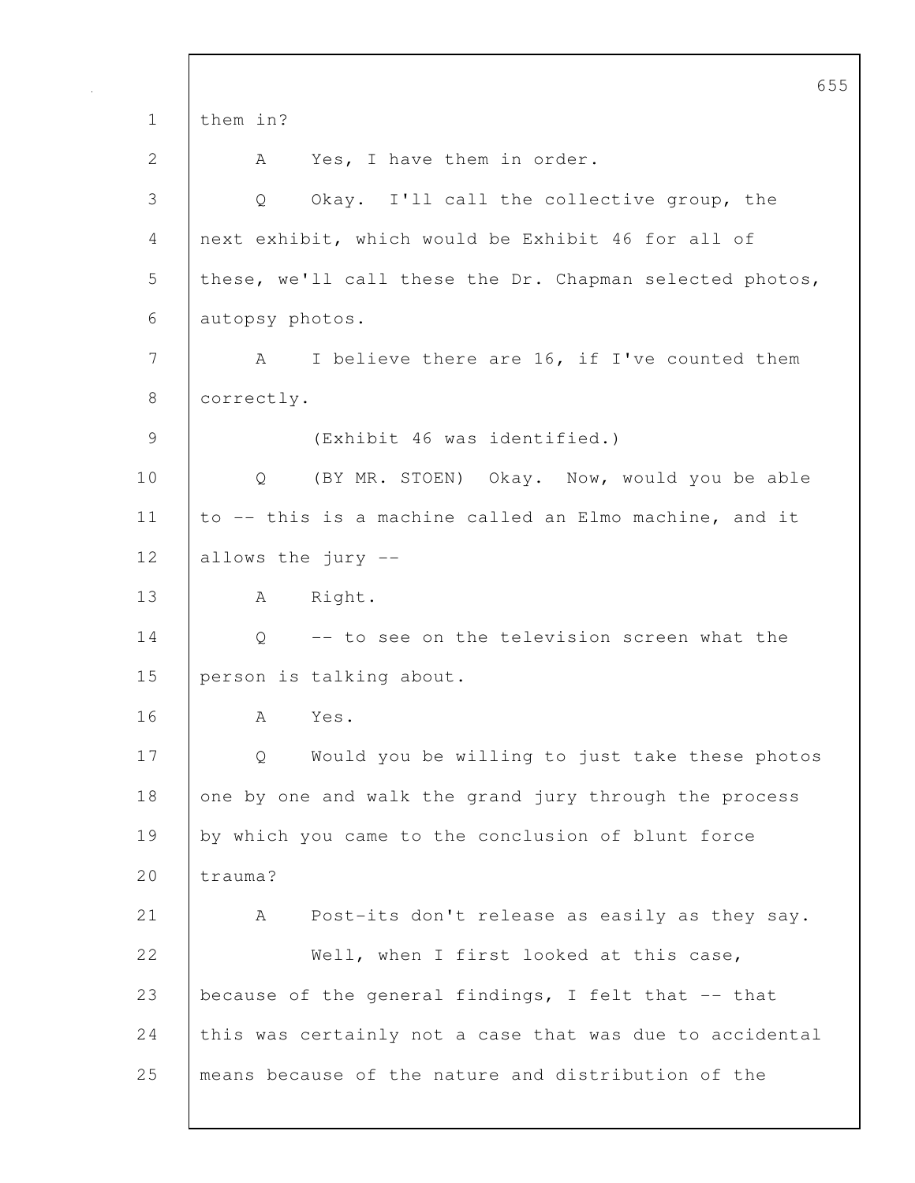them in?

A Yes, I have them in order.

Q Okay. I'll call the collective group, the next exhibit, which would be Exhibit 46 for all of these, we'll call these the Dr. Chapman selected photos, autopsy photos.

A I believe there are 16, if I've counted them correctly.

(Exhibit 46 was identified.)

Q (BY MR. STOEN) Okay. Now, would you be able to -- this is a machine called an Elmo machine, and it allows the jury --

A Right.

Q -- to see on the television screen what the person is talking about.

A Yes.

Q Would you be willing to just take these photos one by one and walk the grand jury through the process by which you came to the conclusion of blunt force trauma?

A Post-its don't release as easily as they say.

Well, when I first looked at this case, because of the general findings, I felt that -- that this was certainly not a case that was due to accidental means because of the nature and distribution of the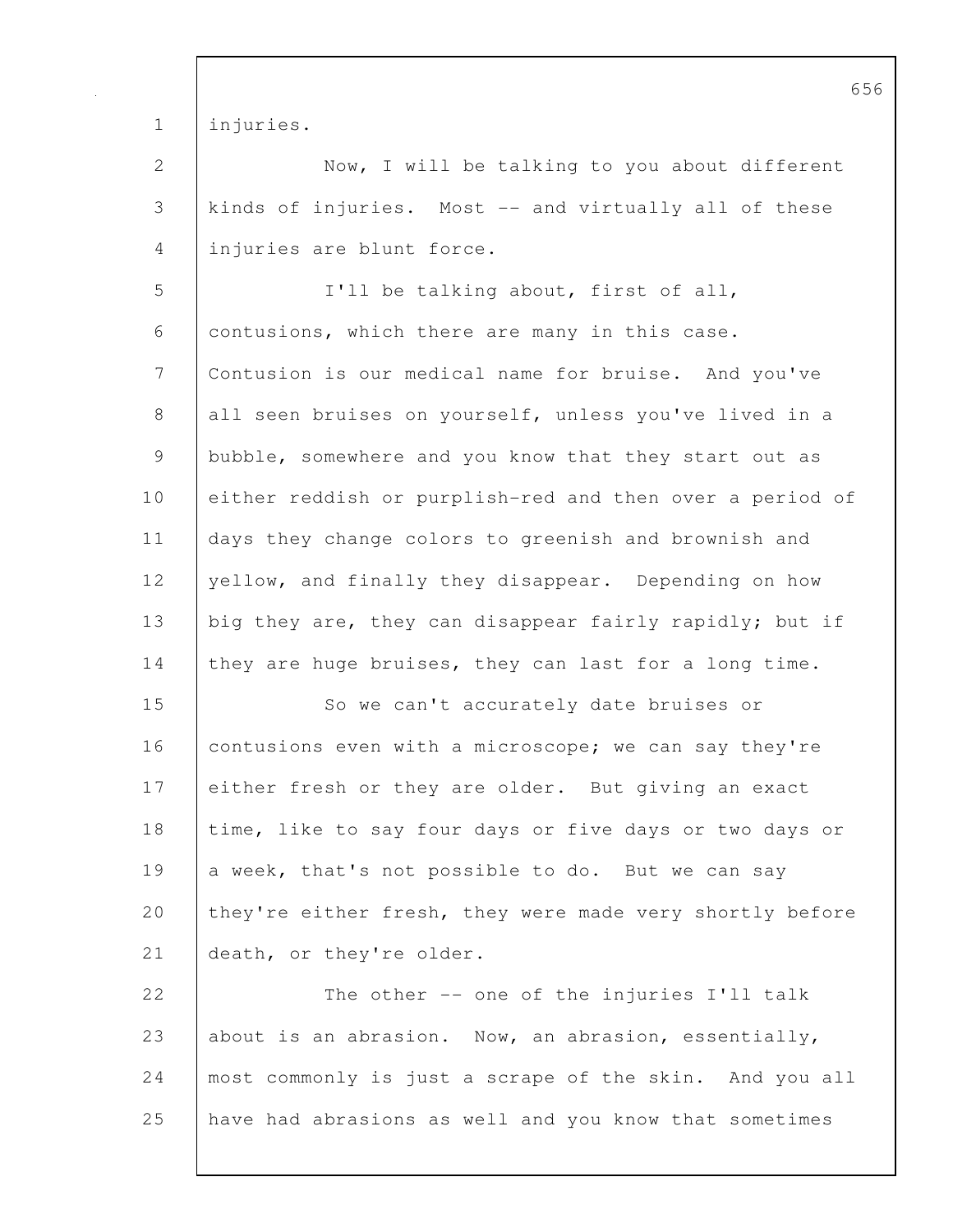injuries.

Now, I will be talking to you about different kinds of injuries. Most -- and virtually all of these injuries are blunt force.

I'll be talking about, first of all, contusions, which there are many in this case. Contusion is our medical name for bruise. And you've all seen bruises on yourself, unless you've lived in a bubble, somewhere and you know that they start out as either reddish or purplish-red and then over a period of days they change colors to greenish and brownish and yellow, and finally they disappear. Depending on how big they are, they can disappear fairly rapidly; but if they are huge bruises, they can last for a long time.

So we can't accurately date bruises or contusions even with a microscope; we can say they're either fresh or they are older. But giving an exact time, like to say four days or five days or two days or a week, that's not possible to do. But we can say they're either fresh, they were made very shortly before death, or they're older.

The other -- one of the injuries I'll talk about is an abrasion. Now, an abrasion, essentially, most commonly is just a scrape of the skin. And you all have had abrasions as well and you know that sometimes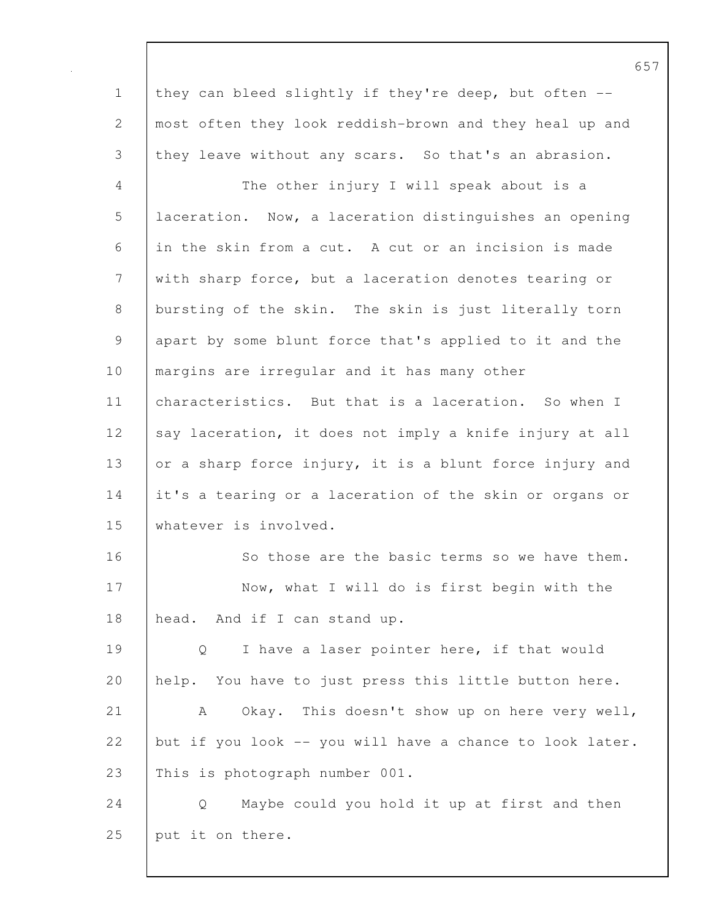they can bleed slightly if they're deep, but often -- most often they look reddish-brown and they heal up and they leave without any scars. So that's an abrasion.

The other injury I will speak about is a laceration. Now, a laceration distinguishes an opening in the skin from a cut. A cut or an incision is made with sharp force, but a laceration denotes tearing or bursting of the skin. The skin is just literally torn apart by some blunt force that's applied to it and the margins are irregular and it has many other characteristics. But that is a laceration. So when I say laceration, it does not imply a knife injury at all or a sharp force injury, it is a blunt force injury and it's a tearing or a laceration of the skin or organs or whatever is involved.

So those are the basic terms so we have them.

Now, what I will do is first begin with the head. And if I can stand up.

Q I have a laser pointer here, if that would help. You have to just press this little button here.

A Okay. This doesn't show up on here very well, but if you look -- you will have a chance to look later. This is photograph number 001.

Q Maybe could you hold it up at first and then put it on there.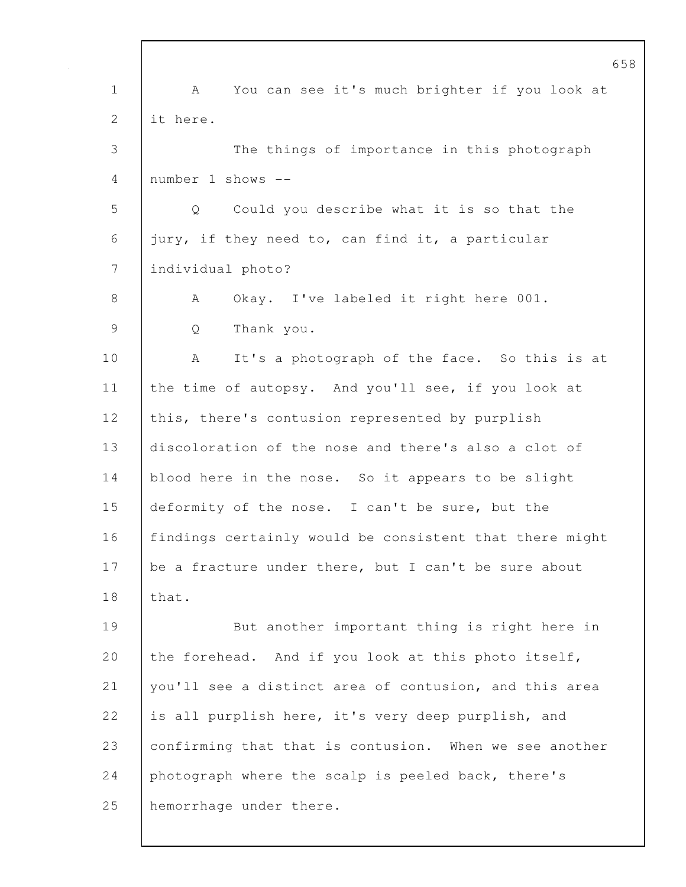A You can see it's much brighter if you look at it here.

The things of importance in this photograph number 1 shows --

Q Could you describe what it is so that the jury, if they need to, can find it, a particular individual photo?

A Okay. I've labeled it right here 001.

Q Thank you.

A It's a photograph of the face. So this is at the time of autopsy. And you'll see, if you look at this, there's contusion represented by purplish discoloration of the nose and there's also a clot of blood here in the nose. So it appears to be slight deformity of the nose. I can't be sure, but the findings certainly would be consistent that there might be a fracture under there, but I can't be sure about that.

But another important thing is right here in the forehead. And if you look at this photo itself, you'll see a distinct area of contusion, and this area is all purplish here, it's very deep purplish, and confirming that that is contusion. When we see another photograph where the scalp is peeled back, there's hemorrhage under there.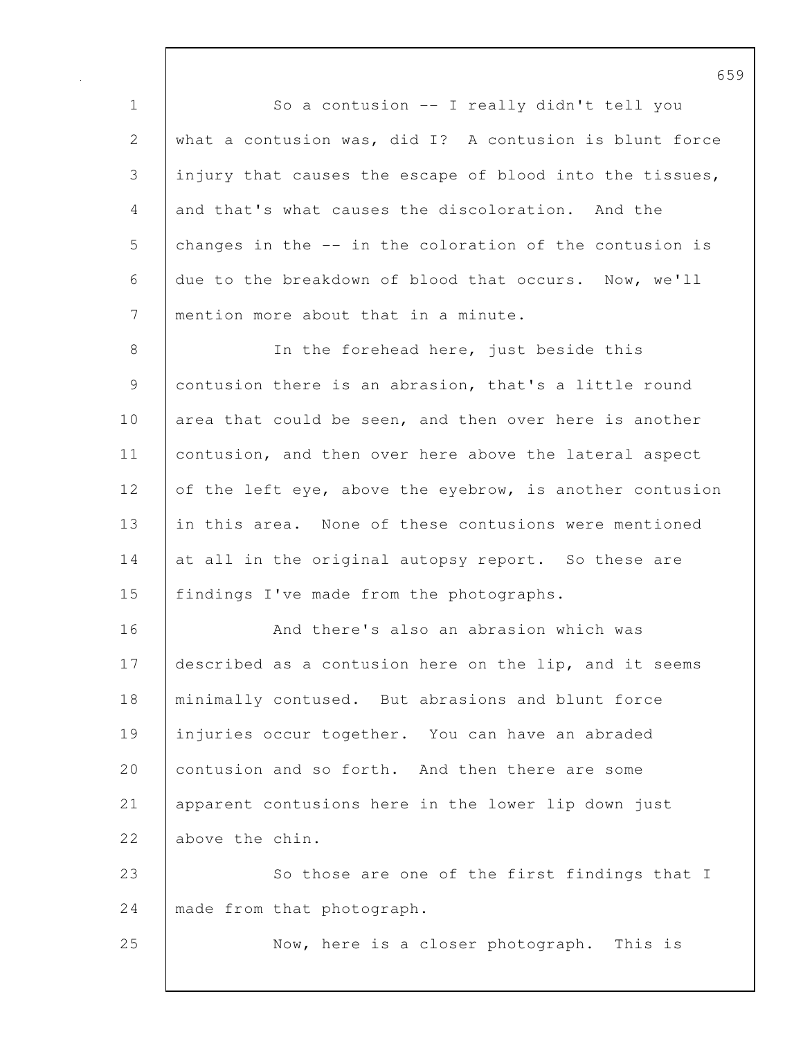So a contusion -- I really didn't tell you what a contusion was, did I? A contusion is blunt force injury that causes the escape of blood into the tissues, and that's what causes the discoloration. And the changes in the -- in the coloration of the contusion is due to the breakdown of blood that occurs. Now, we'll mention more about that in a minute.

In the forehead here, just beside this contusion there is an abrasion, that's a little round area that could be seen, and then over here is another contusion, and then over here above the lateral aspect of the left eye, above the eyebrow, is another contusion in this area. None of these contusions were mentioned at all in the original autopsy report. So these are findings I've made from the photographs.

And there's also an abrasion which was described as a contusion here on the lip, and it seems minimally contused. But abrasions and blunt force injuries occur together. You can have an abraded contusion and so forth. And then there are some apparent contusions here in the lower lip down just above the chin.

So those are one of the first findings that I made from that photograph.

Now, here is a closer photograph. This is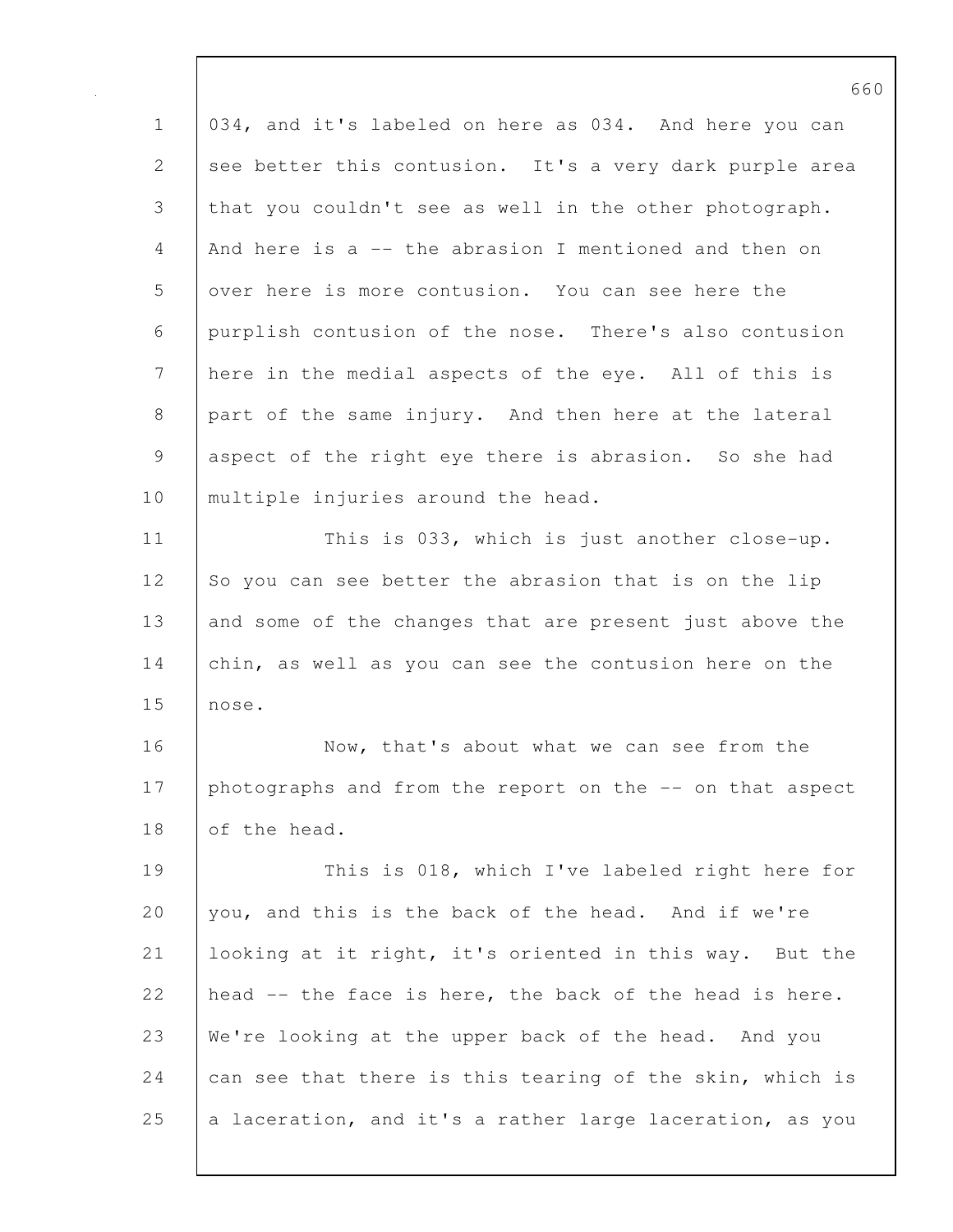034, and it's labeled on here as 034. And here you can see better this contusion. It's a very dark purple area that you couldn't see as well in the other photograph. And here is a -- the abrasion I mentioned and then on over here is more contusion. You can see here the purplish contusion of the nose. There's also contusion here in the medial aspects of the eye. All of this is part of the same injury. And then here at the lateral aspect of the right eye there is abrasion. So she had multiple injuries around the head.

This is 033, which is just another close-up. So you can see better the abrasion that is on the lip and some of the changes that are present just above the chin, as well as you can see the contusion here on the nose.

Now, that's about what we can see from the photographs and from the report on the -- on that aspect of the head.

This is 018, which I've labeled right here for you, and this is the back of the head. And if we're looking at it right, it's oriented in this way. But the head -- the face is here, the back of the head is here. We're looking at the upper back of the head. And you can see that there is this tearing of the skin, which is a laceration, and it's a rather large laceration, as you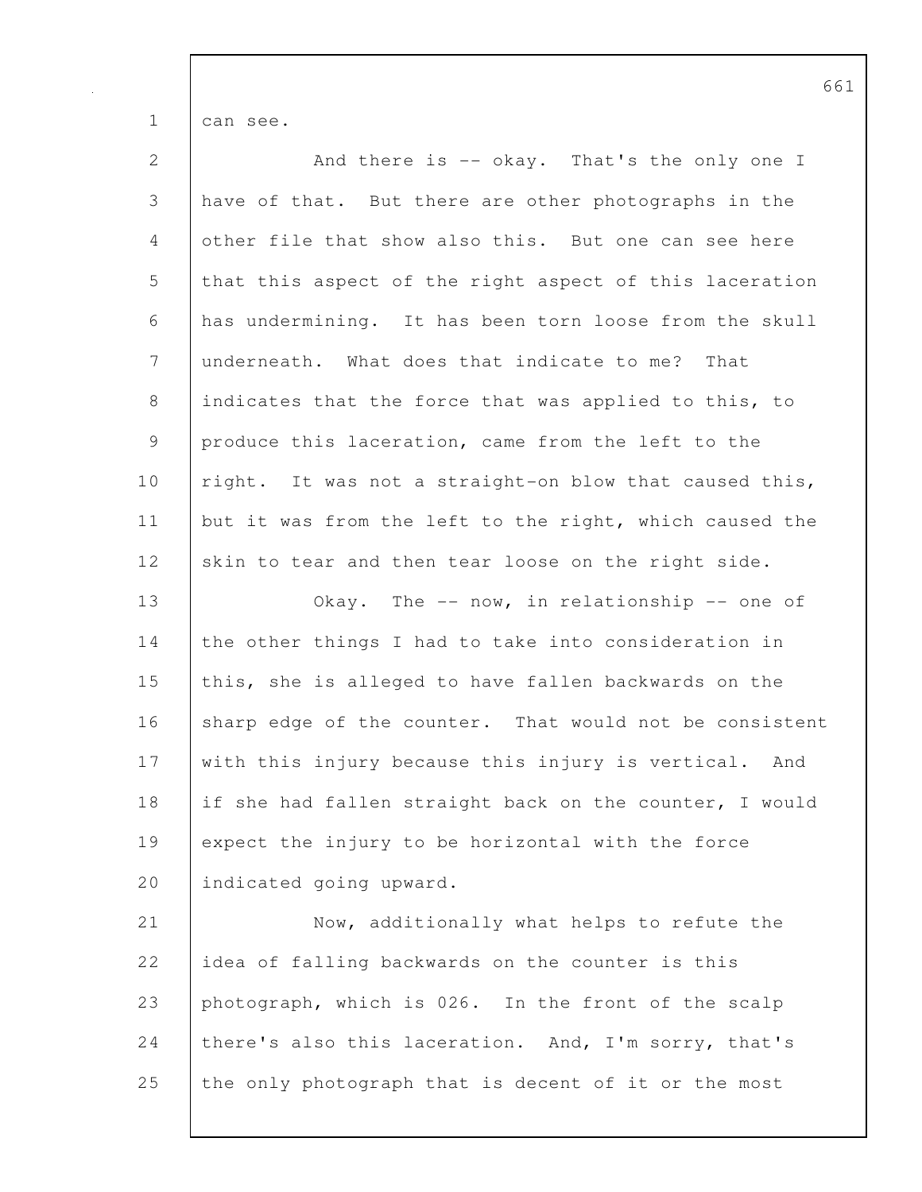can see.

And there is -- okay. That's the only one I have of that. But there are other photographs in the other file that show also this. But one can see here that this aspect of the right aspect of this laceration has undermining. It has been torn loose from the skull underneath. What does that indicate to me? That indicates that the force that was applied to this, to produce this laceration, came from the left to the right. It was not a straight-on blow that caused this, but it was from the left to the right, which caused the skin to tear and then tear loose on the right side.

Okay. The -- now, in relationship -- one of the other things I had to take into consideration in this, she is alleged to have fallen backwards on the sharp edge of the counter. That would not be consistent with this injury because this injury is vertical. And if she had fallen straight back on the counter, I would expect the injury to be horizontal with the force indicated going upward.

Now, additionally what helps to refute the idea of falling backwards on the counter is this photograph, which is 026. In the front of the scalp there's also this laceration. And, I'm sorry, that's the only photograph that is decent of it or the most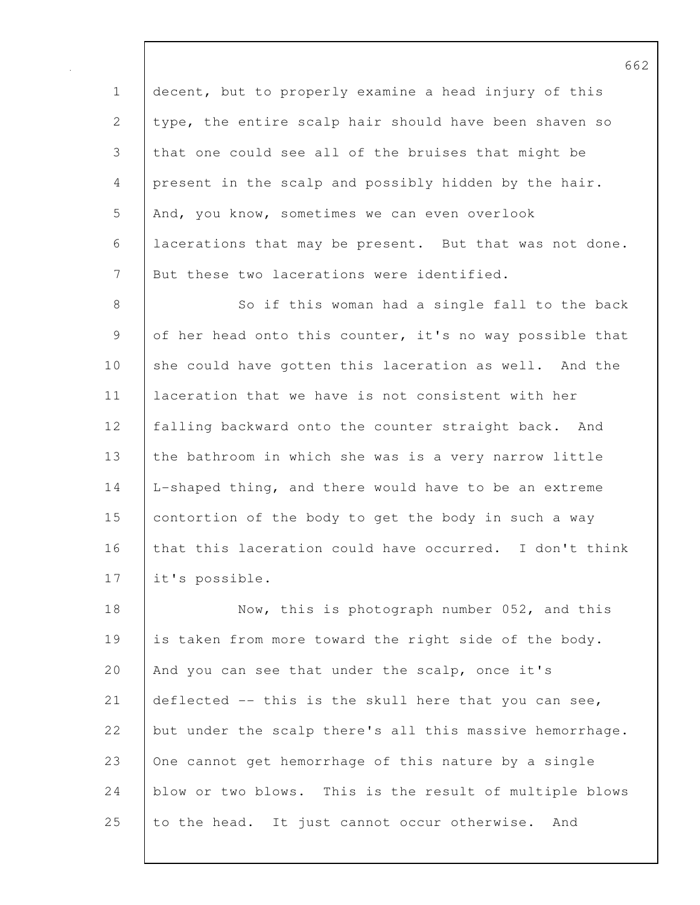decent, but to properly examine a head injury of this type, the entire scalp hair should have been shaven so that one could see all of the bruises that might be present in the scalp and possibly hidden by the hair. And, you know, sometimes we can even overlook lacerations that may be present. But that was not done. But these two lacerations were identified.

So if this woman had a single fall to the back of her head onto this counter, it's no way possible that she could have gotten this laceration as well. And the laceration that we have is not consistent with her falling backward onto the counter straight back. And the bathroom in which she was is a very narrow little L-shaped thing, and there would have to be an extreme contortion of the body to get the body in such a way that this laceration could have occurred. I don't think it's possible.

Now, this is photograph number 052, and this is taken from more toward the right side of the body. And you can see that under the scalp, once it's deflected -- this is the skull here that you can see, but under the scalp there's all this massive hemorrhage. One cannot get hemorrhage of this nature by a single blow or two blows. This is the result of multiple blows to the head. It just cannot occur otherwise. And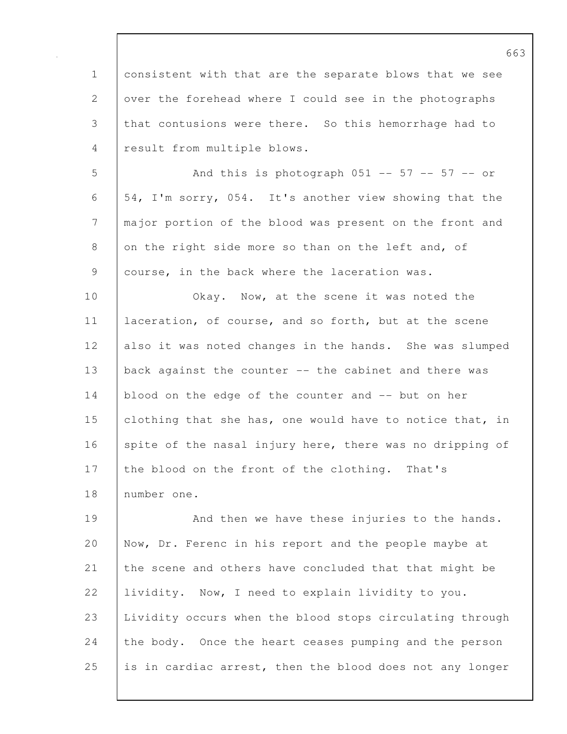consistent with that are the separate blows that we see over the forehead where I could see in the photographs that contusions were there. So this hemorrhage had to result from multiple blows.

And this is photograph 051 -- 57 -- 57 -- or 54, I'm sorry, 054. It's another view showing that the major portion of the blood was present on the front and on the right side more so than on the left and, of course, in the back where the laceration was.

Okay. Now, at the scene it was noted the laceration, of course, and so forth, but at the scene also it was noted changes in the hands. She was slumped back against the counter -- the cabinet and there was blood on the edge of the counter and -- but on her clothing that she has, one would have to notice that, in spite of the nasal injury here, there was no dripping of the blood on the front of the clothing. That's number one.

And then we have these injuries to the hands. Now, Dr. Ferenc in his report and the people maybe at the scene and others have concluded that that might be lividity. Now, I need to explain lividity to you. Lividity occurs when the blood stops circulating through the body. Once the heart ceases pumping and the person is in cardiac arrest, then the blood does not any longer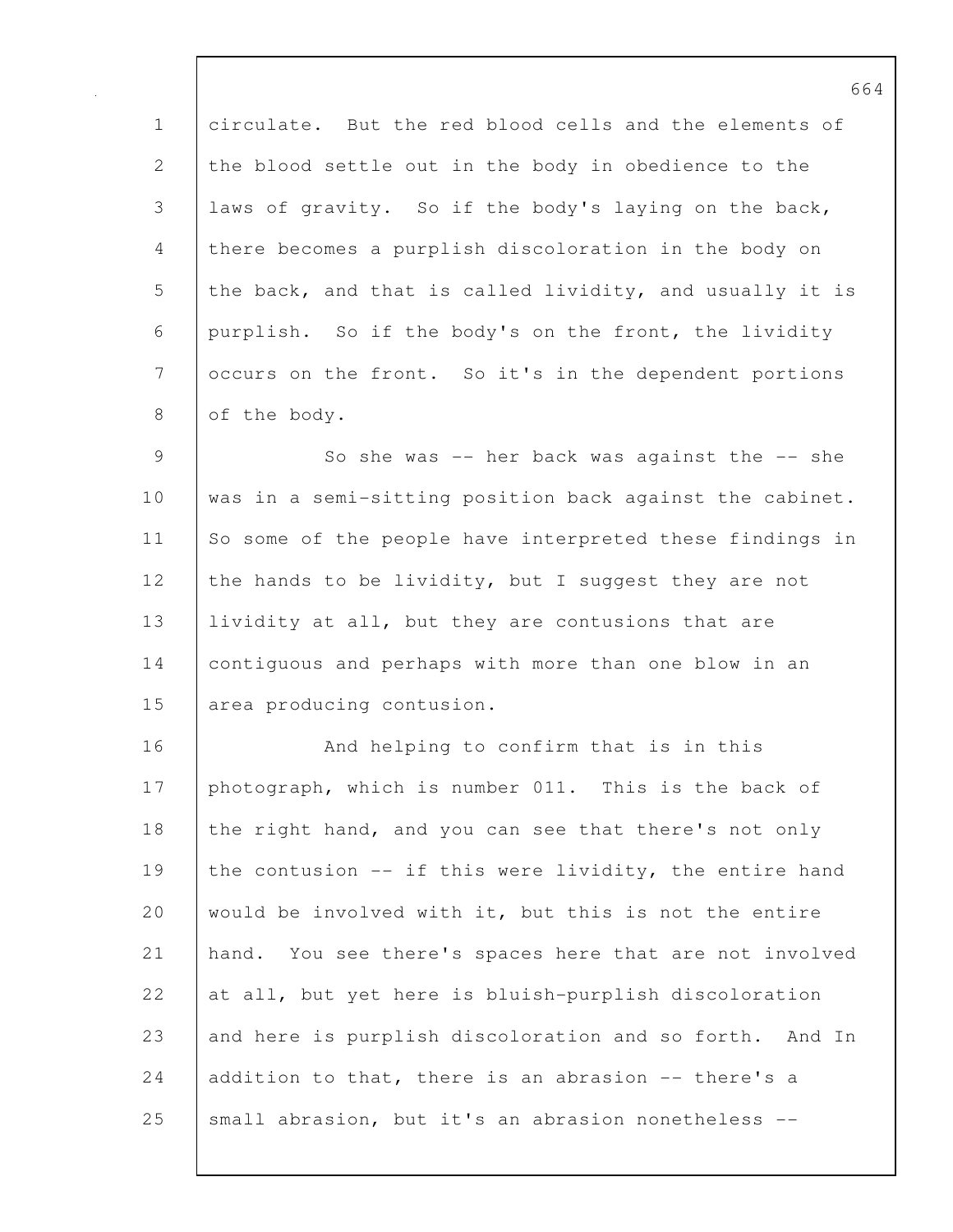circulate. But the red blood cells and the elements of the blood settle out in the body in obedience to the laws of gravity. So if the body's laying on the back, there becomes a purplish discoloration in the body on the back, and that is called lividity, and usually it is purplish. So if the body's on the front, the lividity occurs on the front. So it's in the dependent portions of the body.

So she was -- her back was against the -- she was in a semi-sitting position back against the cabinet. So some of the people have interpreted these findings in the hands to be lividity, but I suggest they are not lividity at all, but they are contusions that are contiguous and perhaps with more than one blow in an area producing contusion.

And helping to confirm that is in this photograph, which is number 011. This is the back of the right hand, and you can see that there's not only the contusion -- if this were lividity, the entire hand would be involved with it, but this is not the entire hand. You see there's spaces here that are not involved at all, but yet here is bluish-purplish discoloration and here is purplish discoloration and so forth. And In addition to that, there is an abrasion -- there's a small abrasion, but it's an abrasion nonetheless --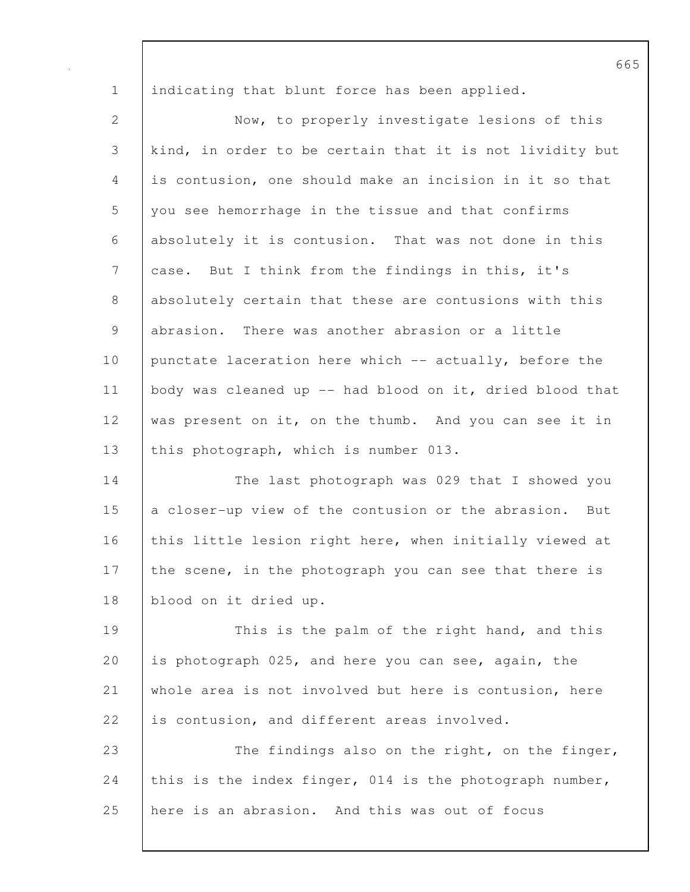indicating that blunt force has been applied.

Now, to properly investigate lesions of this kind, in order to be certain that it is not lividity but is contusion, one should make an incision in it so that you see hemorrhage in the tissue and that confirms absolutely it is contusion. That was not done in this case. But I think from the findings in this, it's absolutely certain that these are contusions with this abrasion. There was another abrasion or a little punctate laceration here which -- actually, before the body was cleaned up -- had blood on it, dried blood that was present on it, on the thumb. And you can see it in this photograph, which is number 013.

The last photograph was 029 that I showed you a closer-up view of the contusion or the abrasion. But this little lesion right here, when initially viewed at the scene, in the photograph you can see that there is blood on it dried up.

This is the palm of the right hand, and this is photograph 025, and here you can see, again, the whole area is not involved but here is contusion, here is contusion, and different areas involved.

The findings also on the right, on the finger, this is the index finger, 014 is the photograph number, here is an abrasion. And this was out of focus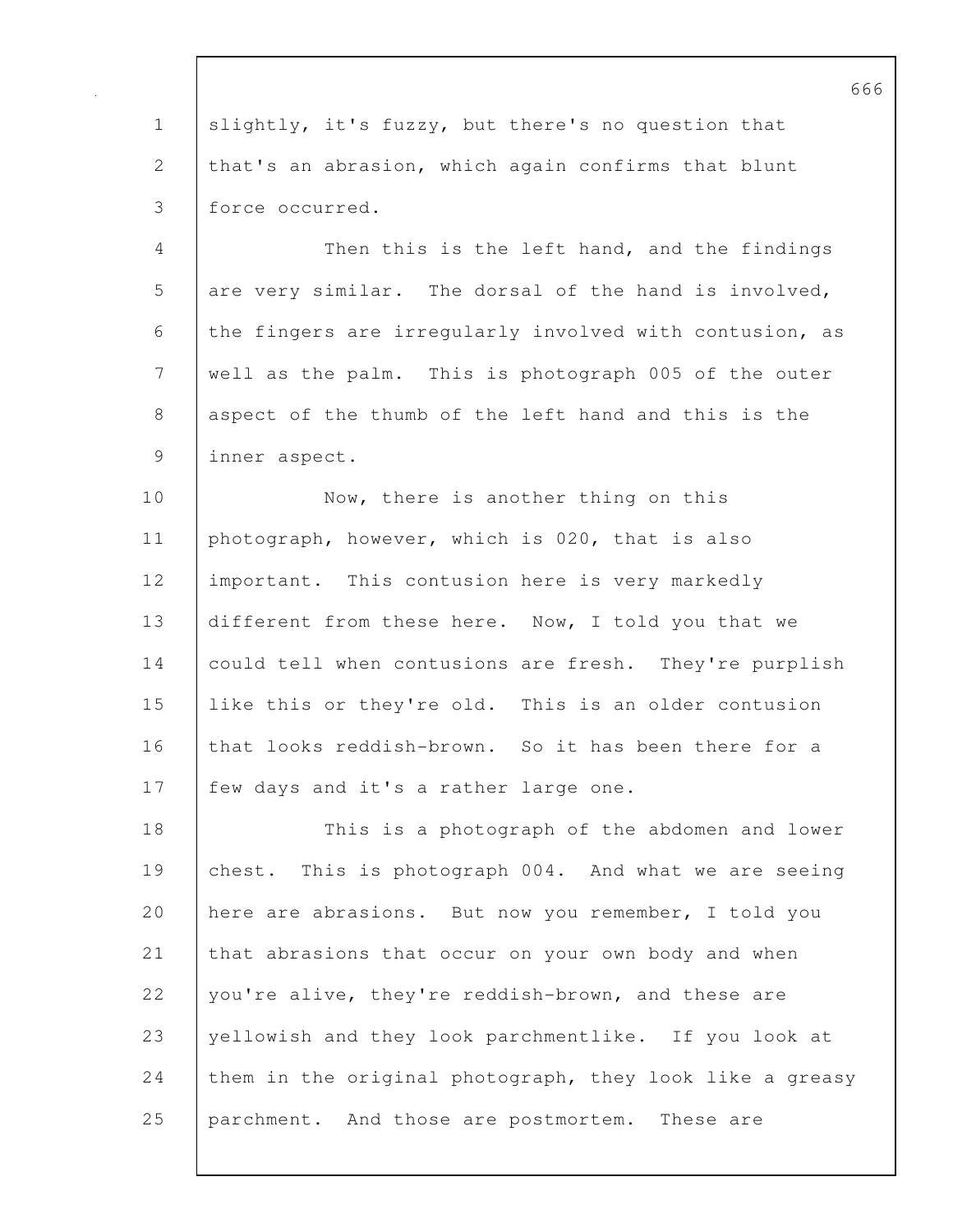slightly, it's fuzzy, but there's no question that that's an abrasion, which again confirms that blunt force occurred.

Then this is the left hand, and the findings are very similar. The dorsal of the hand is involved, the fingers are irregularly involved with contusion, as well as the palm. This is photograph 005 of the outer aspect of the thumb of the left hand and this is the inner aspect.

Now, there is another thing on this photograph, however, which is 020, that is also important. This contusion here is very markedly different from these here. Now, I told you that we could tell when contusions are fresh. They're purplish like this or they're old. This is an older contusion that looks reddish-brown. So it has been there for a few days and it's a rather large one.

This is a photograph of the abdomen and lower chest. This is photograph 004. And what we are seeing here are abrasions. But now you remember, I told you that abrasions that occur on your own body and when you're alive, they're reddish-brown, and these are yellowish and they look parchmentlike. If you look at them in the original photograph, they look like a greasy parchment. And those are postmortem. These are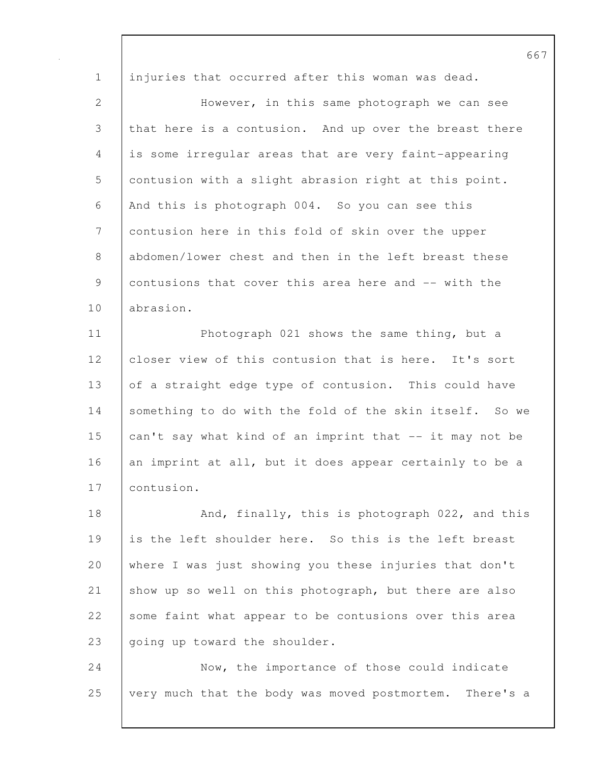injuries that occurred after this woman was dead.

However, in this same photograph we can see that here is a contusion. And up over the breast there is some irregular areas that are very faint-appearing contusion with a slight abrasion right at this point. And this is photograph 004. So you can see this contusion here in this fold of skin over the upper abdomen/lower chest and then in the left breast these contusions that cover this area here and -- with the abrasion.

Photograph 021 shows the same thing, but a closer view of this contusion that is here. It's sort of a straight edge type of contusion. This could have something to do with the fold of the skin itself. So we can't say what kind of an imprint that -- it may not be an imprint at all, but it does appear certainly to be a contusion.

And, finally, this is photograph 022, and this is the left shoulder here. So this is the left breast where I was just showing you these injuries that don't show up so well on this photograph, but there are also some faint what appear to be contusions over this area going up toward the shoulder.

Now, the importance of those could indicate very much that the body was moved postmortem. There's a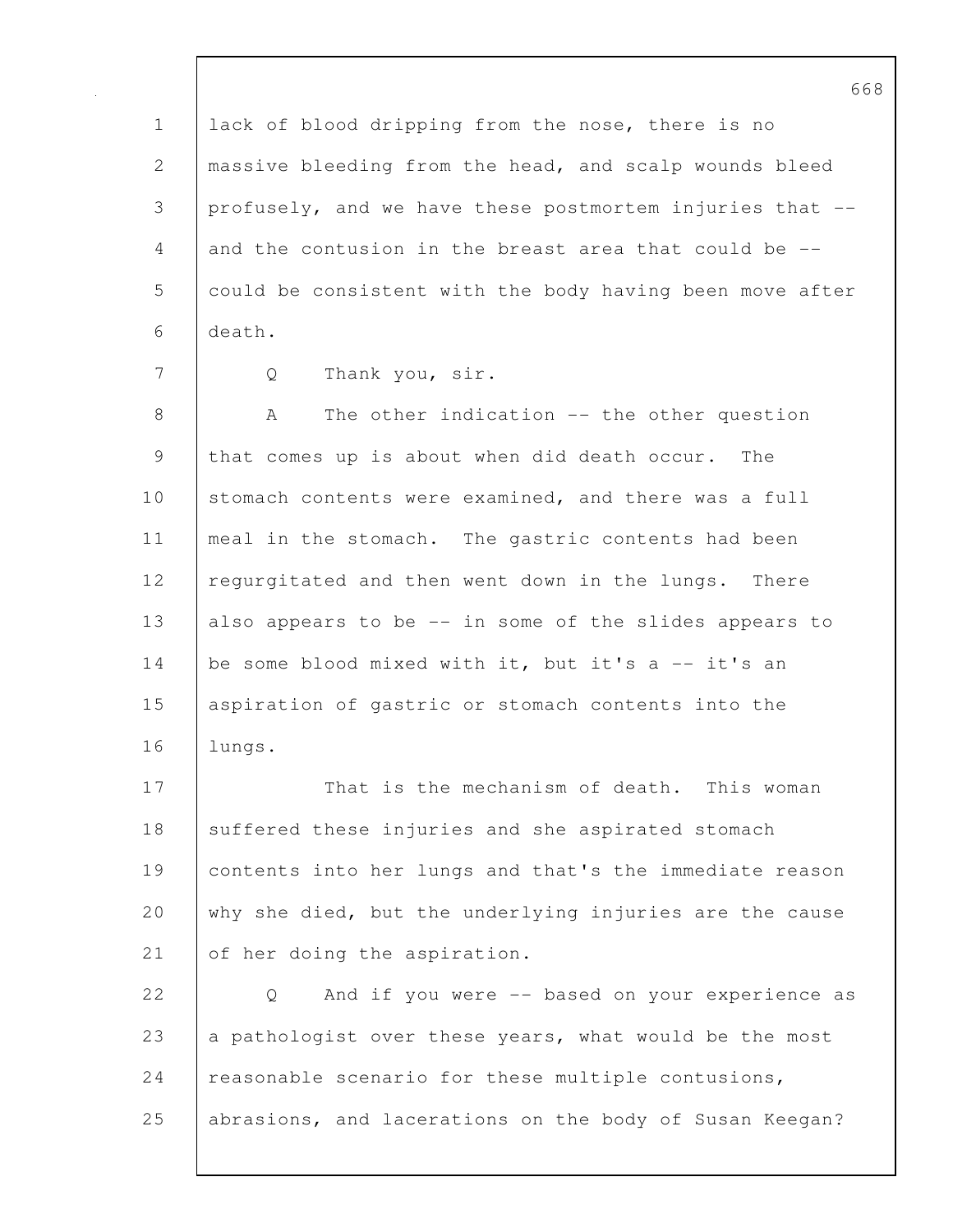lack of blood dripping from the nose, there is no massive bleeding from the head, and scalp wounds bleed profusely, and we have these postmortem injuries that -- and the contusion in the breast area that could be -- could be consistent with the body having been move after death.

Q Thank you, sir.

A The other indication -- the other question that comes up is about when did death occur. The stomach contents were examined, and there was a full meal in the stomach. The gastric contents had been regurgitated and then went down in the lungs. There also appears to be -- in some of the slides appears to be some blood mixed with it, but it's a -- it's an aspiration of gastric or stomach contents into the lungs.

That is the mechanism of death. This woman suffered these injuries and she aspirated stomach contents into her lungs and that's the immediate reason why she died, but the underlying injuries are the cause of her doing the aspiration.

Q And if you were -- based on your experience as a pathologist over these years, what would be the most reasonable scenario for these multiple contusions, abrasions, and lacerations on the body of Susan Keegan?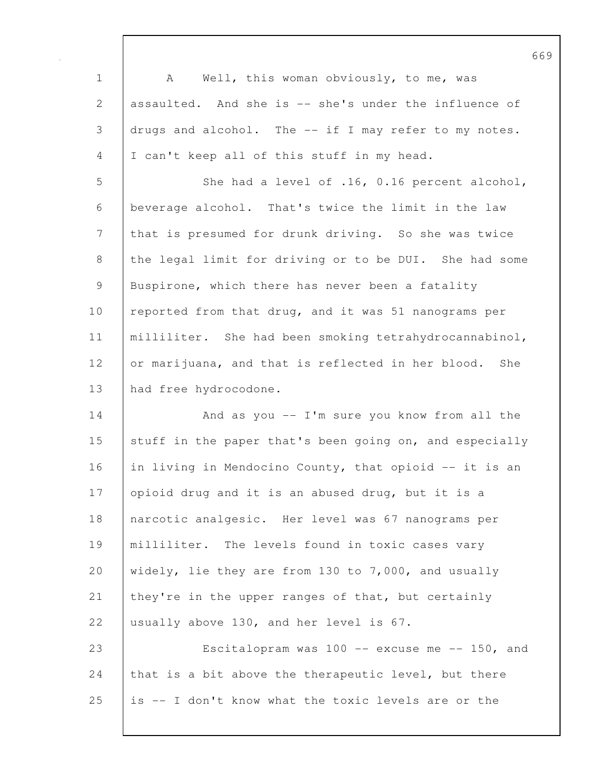A Well, this woman obviously, to me, was assaulted. And she is -- she's under the influence of drugs and alcohol. The -- if I may refer to my notes. I can't keep all of this stuff in my head.

She had a level of .16, 0.16 percent alcohol, beverage alcohol. That's twice the limit in the law that is presumed for drunk driving. So she was twice the legal limit for driving or to be DUI. She had some Buspirone, which there has never been a fatality reported from that drug, and it was 51 nanograms per milliliter. She had been smoking tetrahydrocannabinol, or marijuana, and that is reflected in her blood. She had free hydrocodone.

And as you -- I'm sure you know from all the stuff in the paper that's been going on, and especially in living in Mendocino County, that opioid -- it is an opioid drug and it is an abused drug, but it is a narcotic analgesic. Her level was 67 nanograms per milliliter. The levels found in toxic cases vary widely, lie they are from 130 to 7,000, and usually they're in the upper ranges of that, but certainly usually above 130, and her level is 67.

Escitalopram was 100 -- excuse me -- 150, and that is a bit above the therapeutic level, but there is -- I don't know what the toxic levels are or the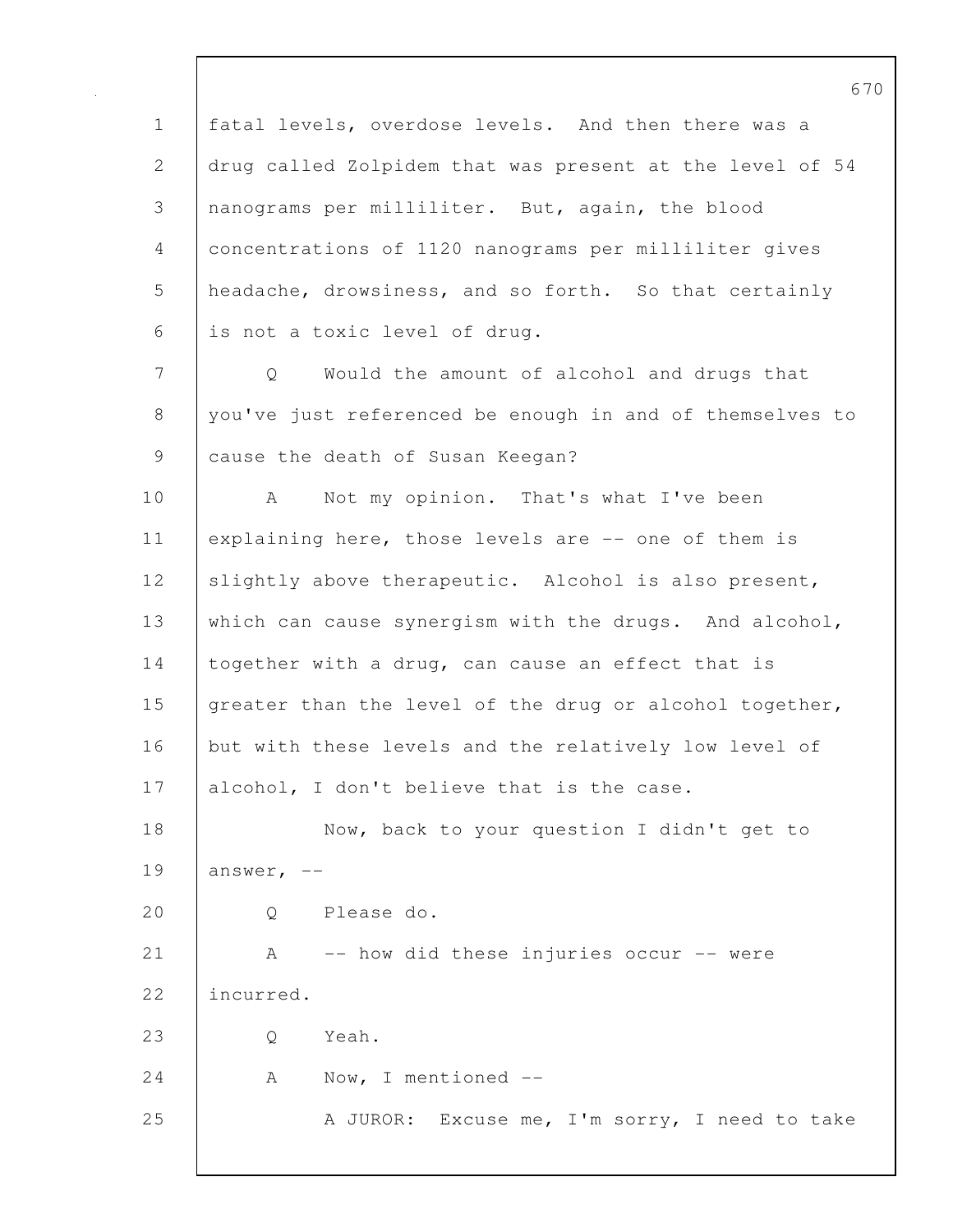fatal levels, overdose levels. And then there was a drug called Zolpidem that was present at the level of 54 nanograms per milliliter. But, again, the blood concentrations of 1120 nanograms per milliliter gives headache, drowsiness, and so forth. So that certainly is not a toxic level of drug.

Q Would the amount of alcohol and drugs that you've just referenced be enough in and of themselves to cause the death of Susan Keegan?

A Not my opinion. That's what I've been explaining here, those levels are -- one of them is slightly above therapeutic. Alcohol is also present, which can cause synergism with the drugs. And alcohol, together with a drug, can cause an effect that is greater than the level of the drug or alcohol together, but with these levels and the relatively low level of alcohol, I don't believe that is the case.

Now, back to your question I didn't get to answer, --

Q Please do.

A -- how did these injuries occur -- were incurred.

Q Yeah.

A Now, I mentioned --

A JUROR: Excuse me, I'm sorry, I need to take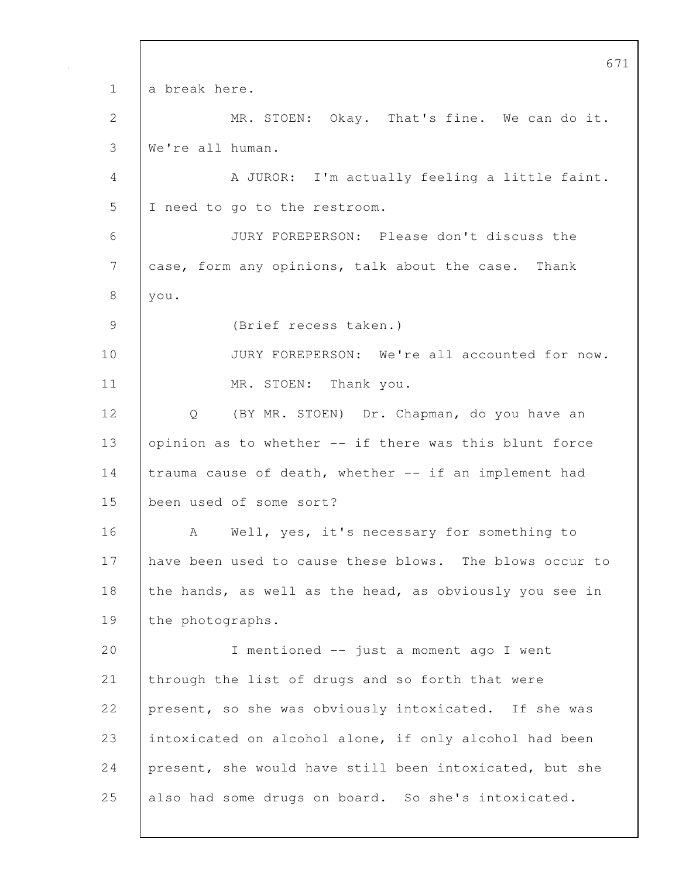a break here.

MR. STOEN: Okay. That's fine. We can do it. We're all human.

A JUROR: I'm actually feeling a little faint. I need to go to the restroom.

JURY FOREPERSON: Please don't discuss the case, form any opinions, talk about the case. Thank you.

(Brief recess taken.)

JURY FOREPERSON: We're all accounted for now.

MR. STOEN: Thank you.

Q (BY MR. STOEN) Dr. Chapman, do you have an opinion as to whether -- if there was this blunt force trauma cause of death, whether -- if an implement had been used of some sort?

A Well, yes, it's necessary for something to have been used to cause these blows. The blows occur to the hands, as well as the head, as obviously you see in the photographs.

I mentioned -- just a moment ago I went through the list of drugs and so forth that were present, so she was obviously intoxicated. If she was intoxicated on alcohol alone, if only alcohol had been present, she would have still been intoxicated, but she also had some drugs on board. So she's intoxicated.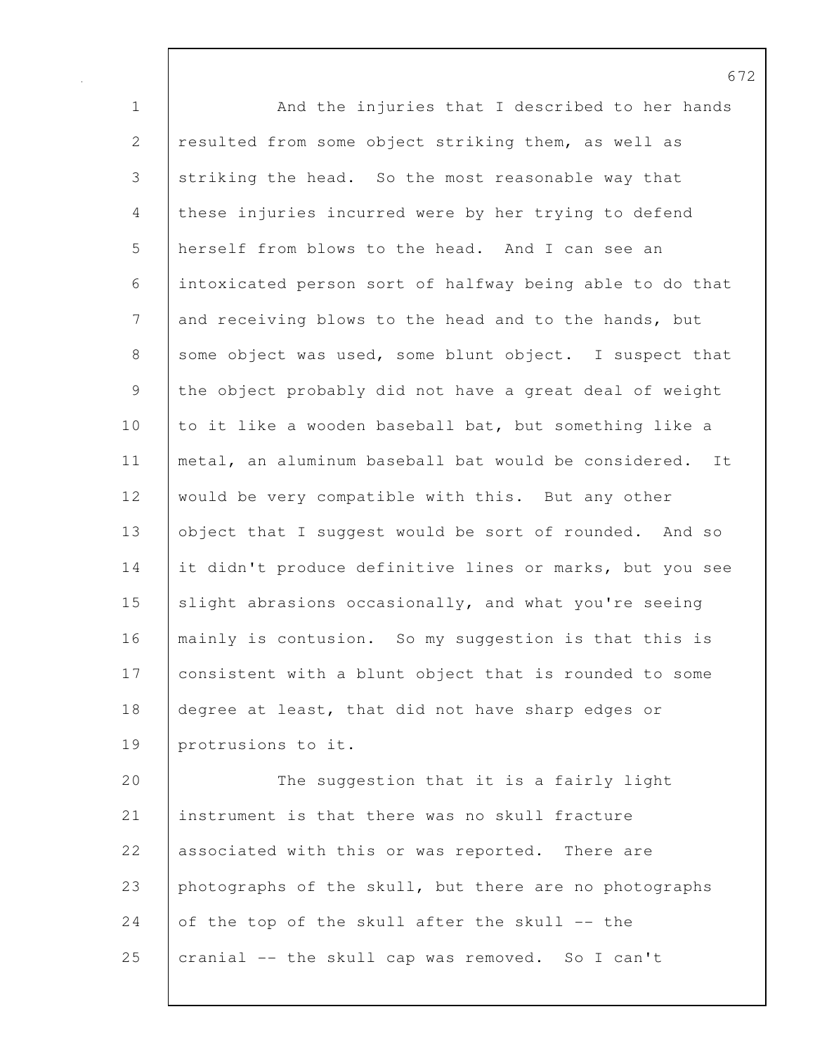And the injuries that I described to her hands resulted from some object striking them, as well as striking the head. So the most reasonable way that these injuries incurred were by her trying to defend herself from blows to the head. And I can see an intoxicated person sort of halfway being able to do that and receiving blows to the head and to the hands, but some object was used, some blunt object. I suspect that the object probably did not have a great deal of weight to it like a wooden baseball bat, but something like a metal, an aluminum baseball bat would be considered. It would be very compatible with this. But any other object that I suggest would be sort of rounded. And so it didn't produce definitive lines or marks, but you see slight abrasions occasionally, and what you're seeing mainly is contusion. So my suggestion is that this is consistent with a blunt object that is rounded to some degree at least, that did not have sharp edges or protrusions to it.

The suggestion that it is a fairly light instrument is that there was no skull fracture associated with this or was reported. There are photographs of the skull, but there are no photographs of the top of the skull after the skull -- the cranial -- the skull cap was removed. So I can't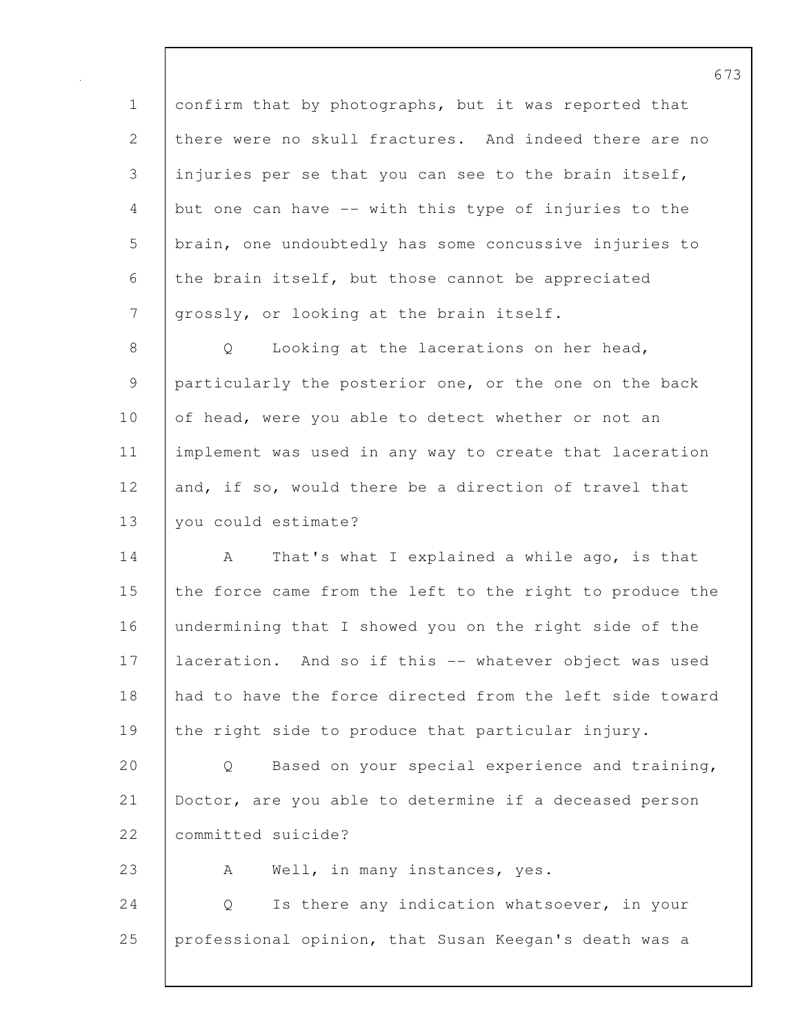confirm that by photographs, but it was reported that there were no skull fractures. And indeed there are no injuries per se that you can see to the brain itself, but one can have -- with this type of injuries to the brain, one undoubtedly has some concussive injuries to the brain itself, but those cannot be appreciated grossly, or looking at the brain itself.

Q Looking at the lacerations on her head, particularly the posterior one, or the one on the back of head, were you able to detect whether or not an implement was used in any way to create that laceration and, if so, would there be a direction of travel that you could estimate?

A That's what I explained a while ago, is that the force came from the left to the right to produce the undermining that I showed you on the right side of the laceration. And so if this -- whatever object was used had to have the force directed from the left side toward the right side to produce that particular injury.

Q Based on your special experience and training, Doctor, are you able to determine if a deceased person committed suicide?

A Well, in many instances, yes.

Q Is there any indication whatsoever, in your professional opinion, that Susan Keegan's death was a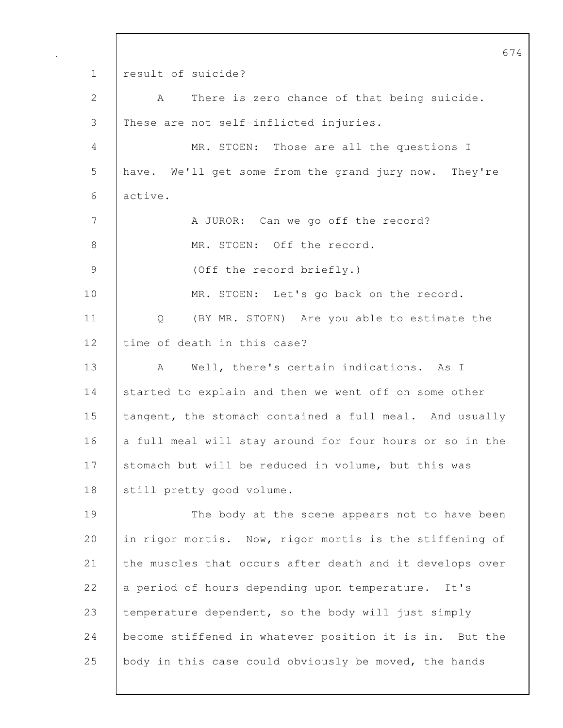result of suicide?

A There is zero chance of that being suicide. These are not self-inflicted injuries.

MR. STOEN: Those are all the questions I have. We'll get some from the grand jury now. They're active.

A JUROR: Can we go off the record?

MR. STOEN: Off the record.

(Off the record briefly.)

MR. STOEN: Let's go back on the record.

Q (BY MR. STOEN) Are you able to estimate the time of death in this case?

A Well, there's certain indications. As I started to explain and then we went off on some other tangent, the stomach contained a full meal. And usually a full meal will stay around for four hours or so in the stomach but will be reduced in volume, but this was still pretty good volume.

The body at the scene appears not to have been in rigor mortis. Now, rigor mortis is the stiffening of the muscles that occurs after death and it develops over a period of hours depending upon temperature. It's temperature dependent, so the body will just simply become stiffened in whatever position it is in. But the body in this case could obviously be moved, the hands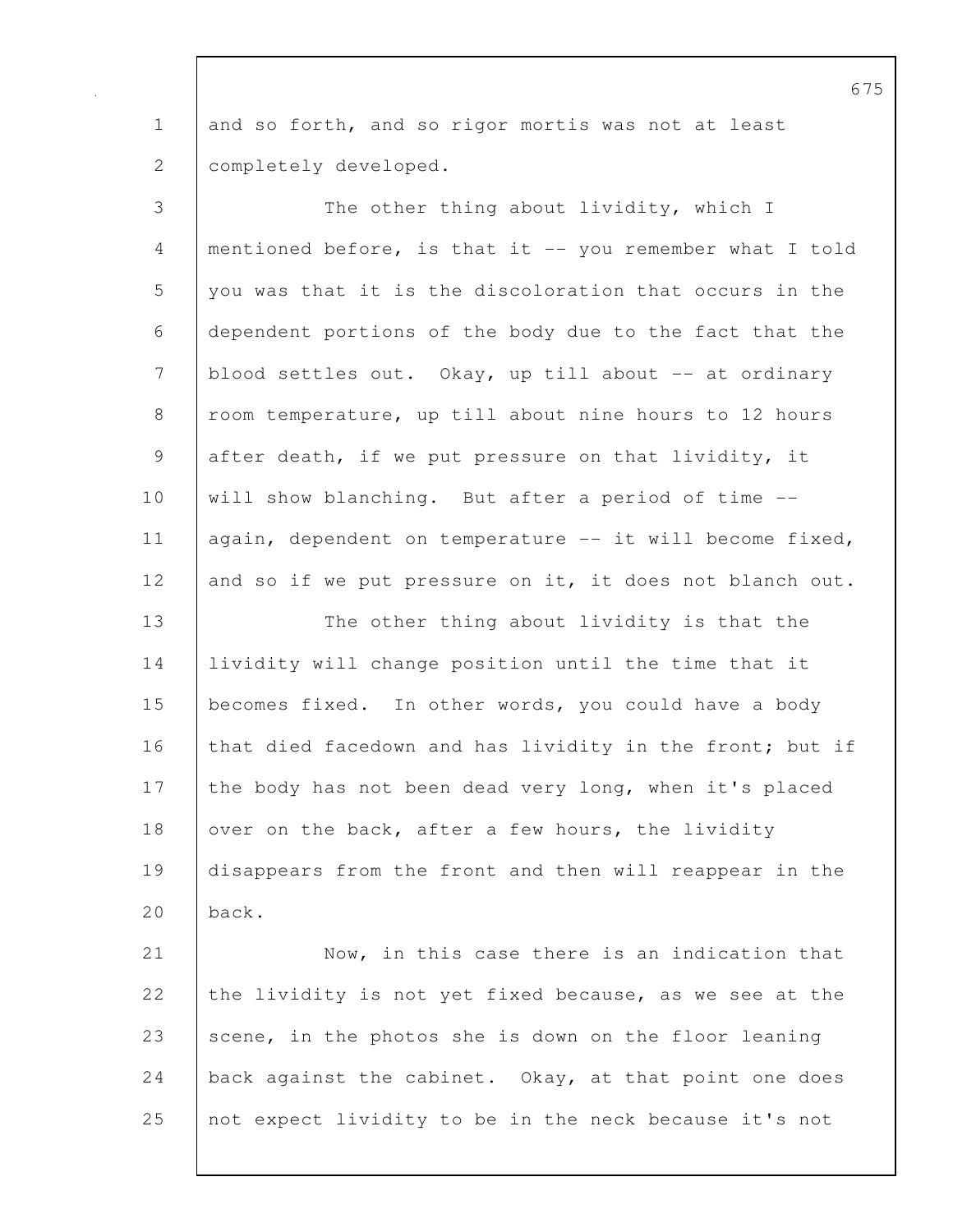and so forth, and so rigor mortis was not at least completely developed.

The other thing about lividity, which I mentioned before, is that it -- you remember what I told you was that it is the discoloration that occurs in the dependent portions of the body due to the fact that the blood settles out. Okay, up till about -- at ordinary room temperature, up till about nine hours to 12 hours after death, if we put pressure on that lividity, it will show blanching. But after a period of time -- again, dependent on temperature -- it will become fixed, and so if we put pressure on it, it does not blanch out.

The other thing about lividity is that the lividity will change position until the time that it becomes fixed. In other words, you could have a body that died facedown and has lividity in the front; but if the body has not been dead very long, when it's placed over on the back, after a few hours, the lividity disappears from the front and then will reappear in the back.

Now, in this case there is an indication that the lividity is not yet fixed because, as we see at the scene, in the photos she is down on the floor leaning back against the cabinet. Okay, at that point one does not expect lividity to be in the neck because it's not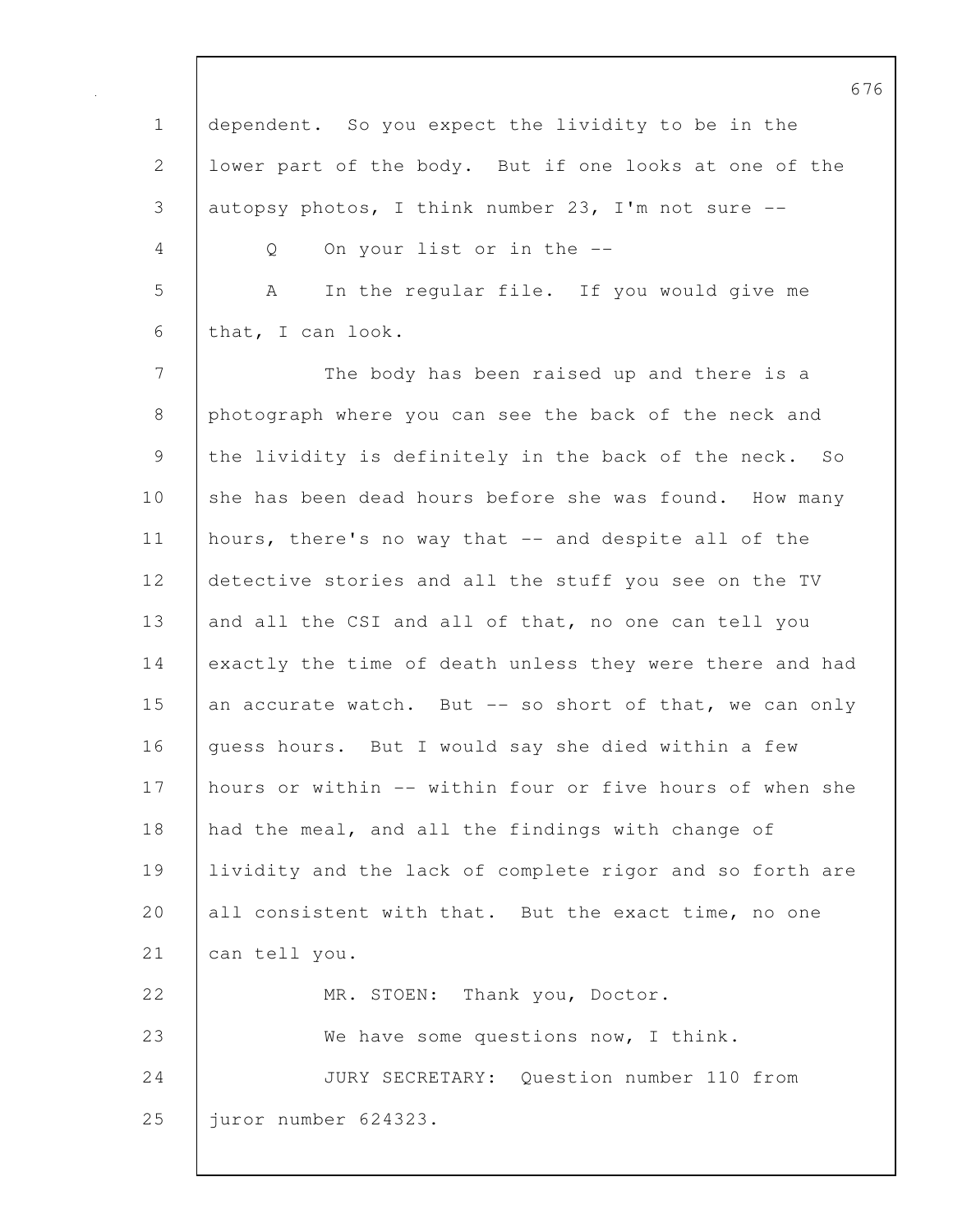dependent. So you expect the lividity to be in the lower part of the body. But if one looks at one of the autopsy photos, I think number 23, I'm not sure --

Q On your list or in the --

A In the regular file. If you would give me that, I can look.

The body has been raised up and there is a photograph where you can see the back of the neck and the lividity is definitely in the back of the neck. So she has been dead hours before she was found. How many hours, there's no way that -- and despite all of the detective stories and all the stuff you see on the TV and all the CSI and all of that, no one can tell you exactly the time of death unless they were there and had an accurate watch. But -- so short of that, we can only guess hours. But I would say she died within a few hours or within -- within four or five hours of when she had the meal, and all the findings with change of lividity and the lack of complete rigor and so forth are all consistent with that. But the exact time, no one can tell you.

MR. STOEN: Thank you, Doctor.

We have some questions now, I think.

JURY SECRETARY: Question number 110 from juror number 624323.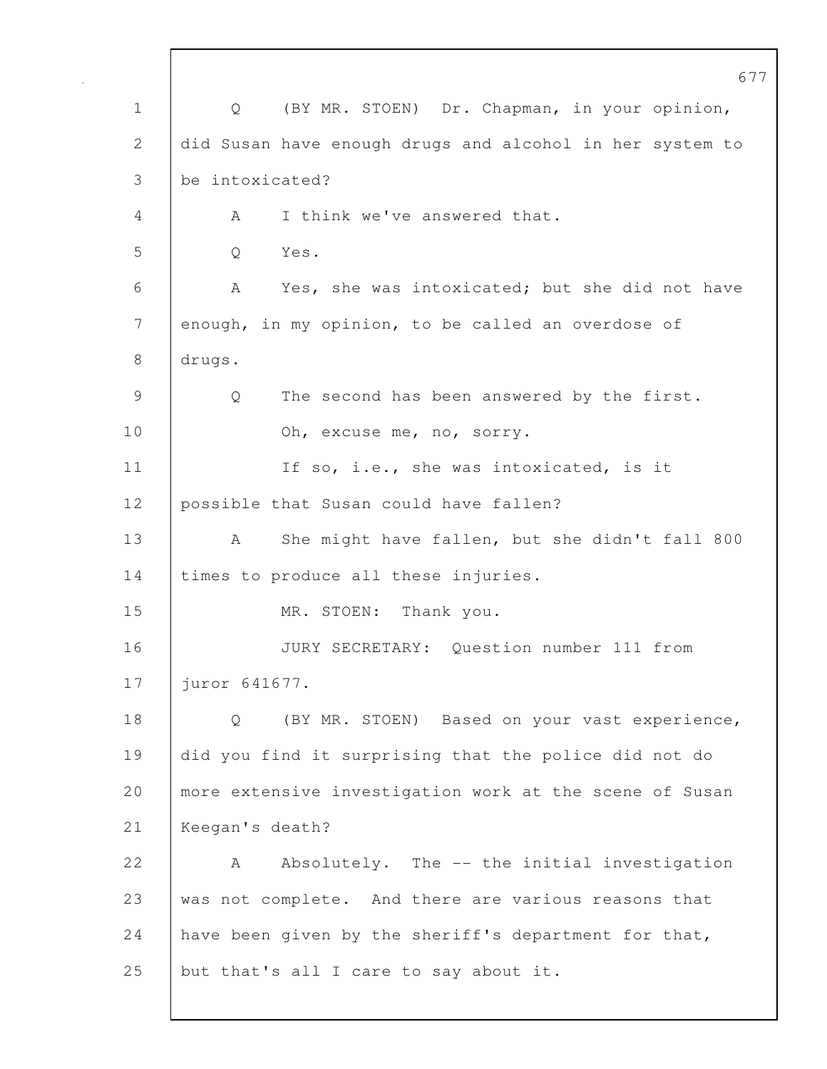Q (BY MR. STOEN) Dr. Chapman, in your opinion, did Susan have enough drugs and alcohol in her system to be intoxicated?

A I think we've answered that.

Q Yes.

A Yes, she was intoxicated; but she did not have enough, in my opinion, to be called an overdose of drugs.

Q The second has been answered by the first.

Oh, excuse me, no, sorry.

If so, i.e., she was intoxicated, is it possible that Susan could have fallen?

A She might have fallen, but she didn't fall 800 times to produce all these injuries.

MR. STOEN: Thank you.

JURY SECRETARY: Question number 111 from juror 641677.

Q (BY MR. STOEN) Based on your vast experience, did you find it surprising that the police did not do more extensive investigation work at the scene of Susan Keegan's death?

A Absolutely. The -- the initial investigation was not complete. And there are various reasons that have been given by the sheriff's department for that, but that's all I care to say about it.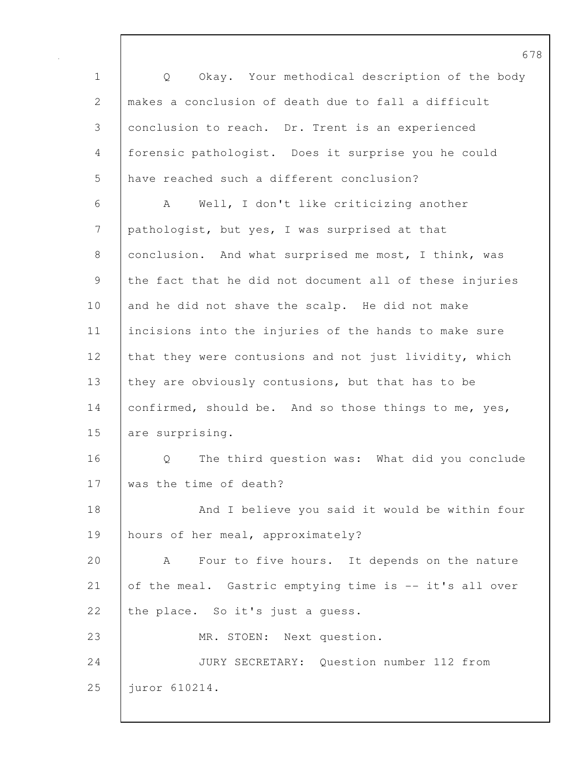Q Okay. Your methodical description of the body makes a conclusion of death due to fall a difficult conclusion to reach. Dr. Trent is an experienced forensic pathologist. Does it surprise you he could have reached such a different conclusion?

A Well, I don't like criticizing another pathologist, but yes, I was surprised at that conclusion. And what surprised me most, I think, was the fact that he did not document all of these injuries and he did not shave the scalp. He did not make incisions into the injuries of the hands to make sure that they were contusions and not just lividity, which they are obviously contusions, but that has to be confirmed, should be. And so those things to me, yes, are surprising.

Q The third question was: What did you conclude was the time of death?

And I believe you said it would be within four hours of her meal, approximately?

A Four to five hours. It depends on the nature of the meal. Gastric emptying time is -- it's all over the place. So it's just a guess.

MR. STOEN: Next question.

JURY SECRETARY: Question number 112 from juror 610214.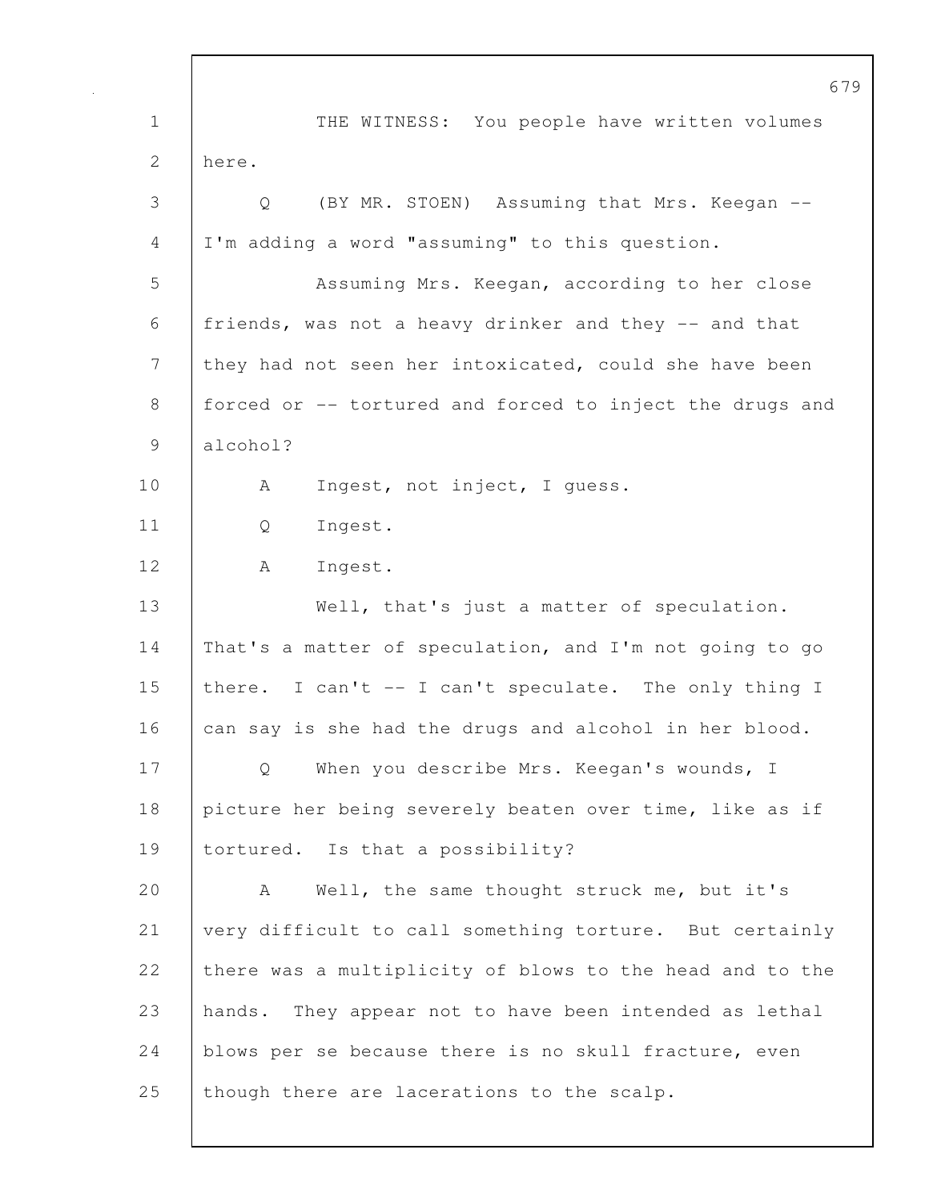THE WITNESS: You people have written volumes here.

Q (BY MR. STOEN) Assuming that Mrs. Keegan -- I'm adding a word "assuming" to this question.

Assuming Mrs. Keegan, according to her close friends, was not a heavy drinker and they -- and that they had not seen her intoxicated, could she have been forced or -- tortured and forced to inject the drugs and alcohol?

A Ingest, not inject, I guess.

Q Ingest.

A Ingest.

Well, that's just a matter of speculation. That's a matter of speculation, and I'm not going to go there. I can't -- I can't speculate. The only thing I can say is she had the drugs and alcohol in her blood.

Q When you describe Mrs. Keegan's wounds, I picture her being severely beaten over time, like as if tortured. Is that a possibility?

A Well, the same thought struck me, but it's very difficult to call something torture. But certainly there was a multiplicity of blows to the head and to the hands. They appear not to have been intended as lethal blows per se because there is no skull fracture, even though there are lacerations to the scalp.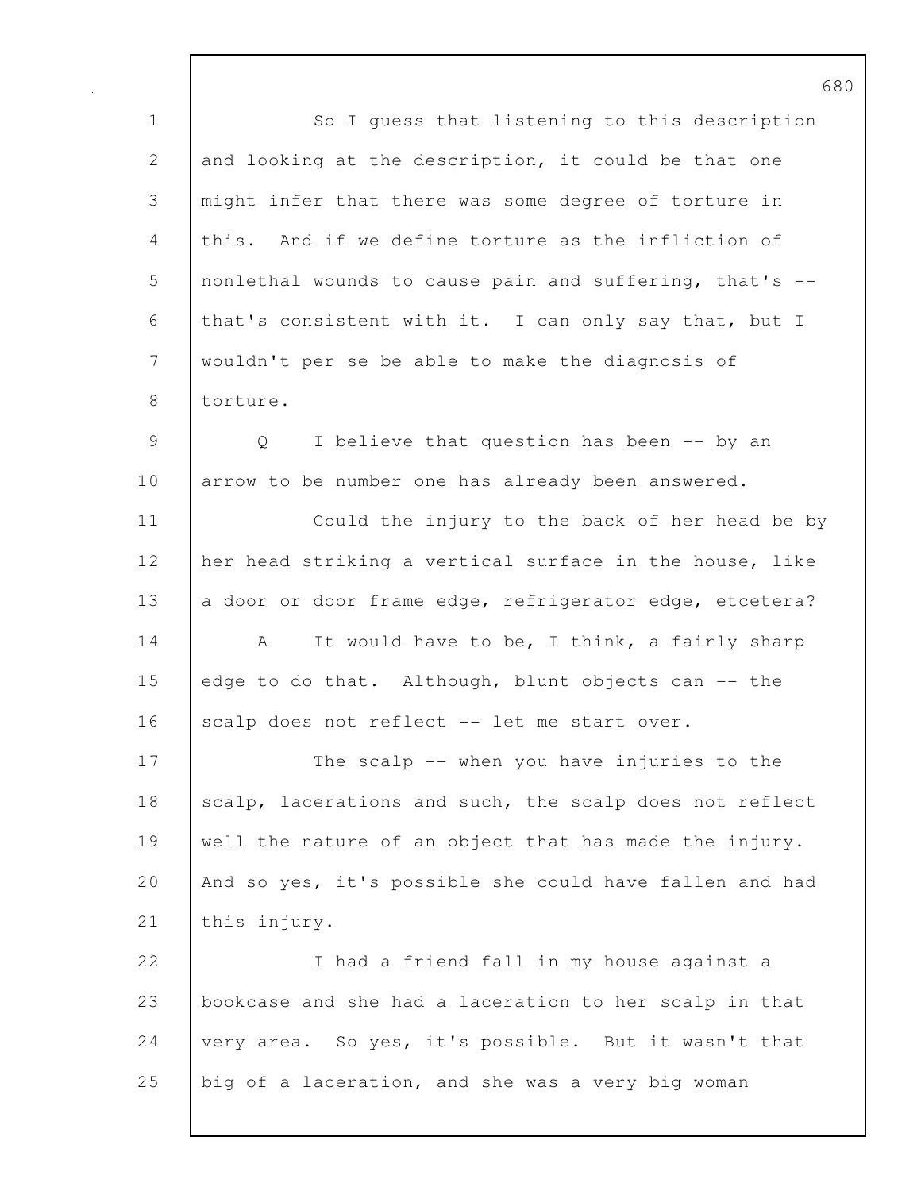So I guess that listening to this description and looking at the description, it could be that one might infer that there was some degree of torture in this. And if we define torture as the infliction of nonlethal wounds to cause pain and suffering, that's -- that's consistent with it. I can only say that, but I wouldn't per se be able to make the diagnosis of torture.

Q I believe that question has been -- by an arrow to be number one has already been answered.

Could the injury to the back of her head be by her head striking a vertical surface in the house, like a door or door frame edge, refrigerator edge, etcetera?

A It would have to be, I think, a fairly sharp edge to do that. Although, blunt objects can -- the scalp does not reflect -- let me start over.

The scalp -- when you have injuries to the scalp, lacerations and such, the scalp does not reflect well the nature of an object that has made the injury. And so yes, it's possible she could have fallen and had this injury.

I had a friend fall in my house against a bookcase and she had a laceration to her scalp in that very area. So yes, it's possible. But it wasn't that big of a laceration, and she was a very big woman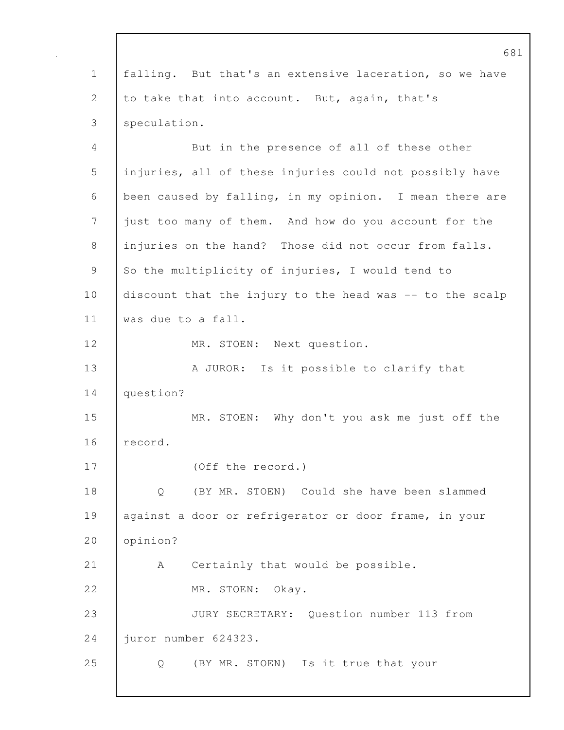falling. But that's an extensive laceration, so we have to take that into account. But, again, that's speculation.

But in the presence of all of these other injuries, all of these injuries could not possibly have been caused by falling, in my opinion. I mean there are just too many of them. And how do you account for the injuries on the hand? Those did not occur from falls. So the multiplicity of injuries, I would tend to discount that the injury to the head was -- to the scalp was due to a fall.

MR. STOEN: Next question.

A JUROR: Is it possible to clarify that question?

MR. STOEN: Why don't you ask me just off the record.

(Off the record.)

Q (BY MR. STOEN) Could she have been slammed against a door or refrigerator or door frame, in your opinion?

A Certainly that would be possible.

MR. STOEN: Okay.

JURY SECRETARY: Question number 113 from juror number 624323.

Q (BY MR. STOEN) Is it true that your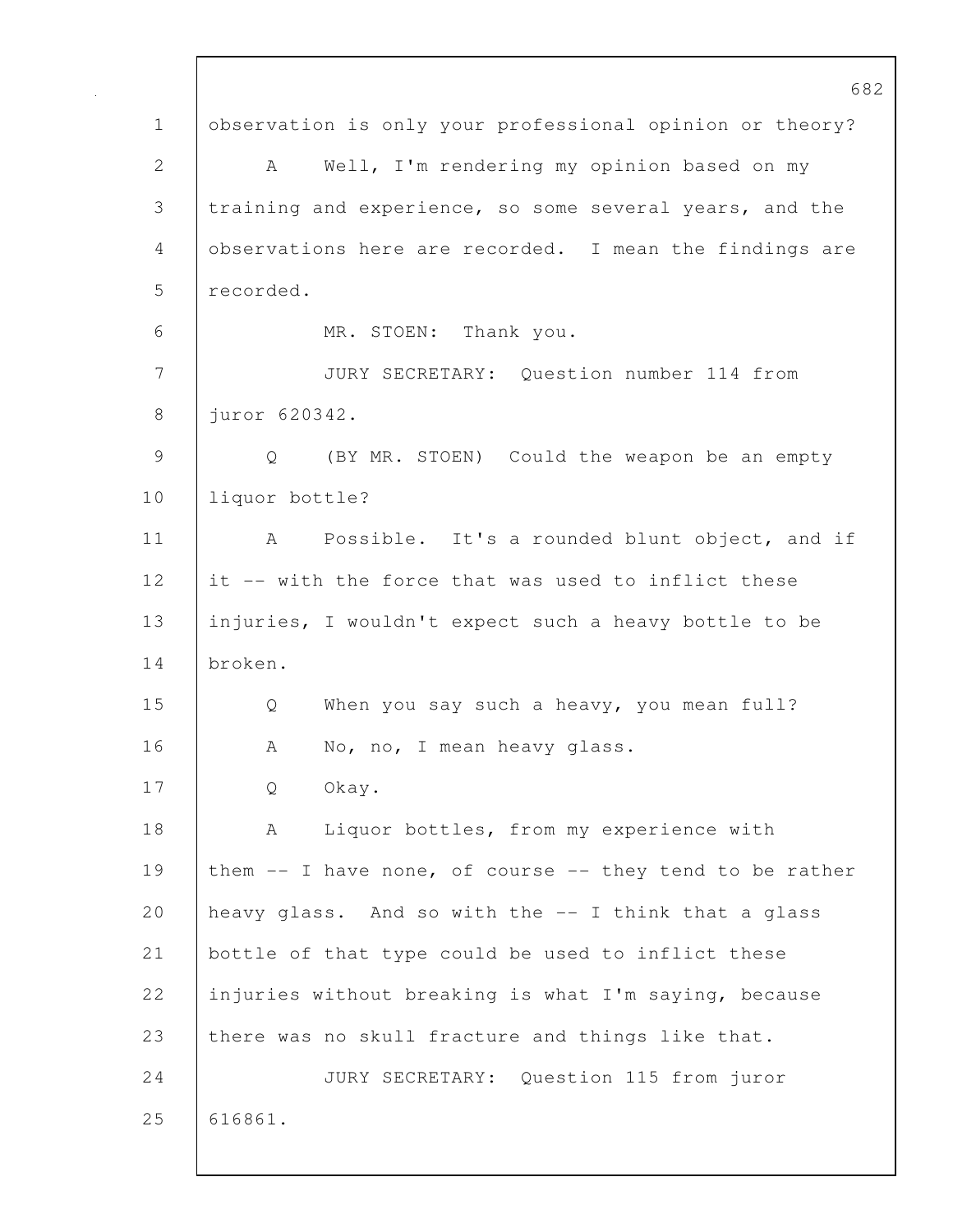observation is only your professional opinion or theory?

A Well, I'm rendering my opinion based on my training and experience, so some several years, and the observations here are recorded. I mean the findings are recorded.

MR. STOEN: Thank you.

JURY SECRETARY: Question number 114 from juror 620342.

Q (BY MR. STOEN) Could the weapon be an empty liquor bottle?

A Possible. It's a rounded blunt object, and if it -- with the force that was used to inflict these injuries, I wouldn't expect such a heavy bottle to be broken.

Q When you say such a heavy, you mean full?

A No, no, I mean heavy glass.

Q Okay.

A Liquor bottles, from my experience with them -- I have none, of course -- they tend to be rather heavy glass. And so with the -- I think that a glass bottle of that type could be used to inflict these injuries without breaking is what I'm saying, because there was no skull fracture and things like that.

JURY SECRETARY: Question 115 from juror 616861.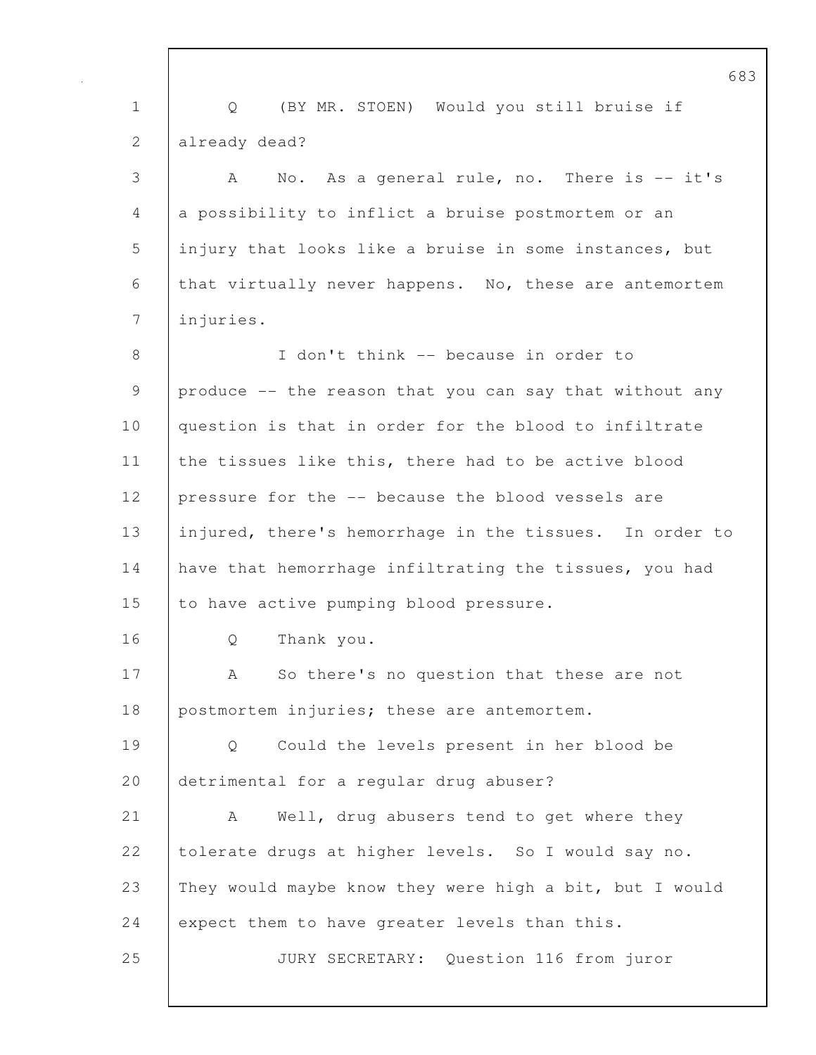Q (BY MR. STOEN) Would you still bruise if already dead?

A No. As a general rule, no. There is -- it's a possibility to inflict a bruise postmortem or an injury that looks like a bruise in some instances, but that virtually never happens. No, these are antemortem injuries.

I don't think -- because in order to produce -- the reason that you can say that without any question is that in order for the blood to infiltrate the tissues like this, there had to be active blood pressure for the -- because the blood vessels are injured, there's hemorrhage in the tissues. In order to have that hemorrhage infiltrating the tissues, you had to have active pumping blood pressure.

Q Thank you.

A So there's no question that these are not postmortem injuries; these are antemortem.

Q Could the levels present in her blood be detrimental for a regular drug abuser?

A Well, drug abusers tend to get where they tolerate drugs at higher levels. So I would say no. They would maybe know they were high a bit, but I would expect them to have greater levels than this.

JURY SECRETARY: Question 116 from juror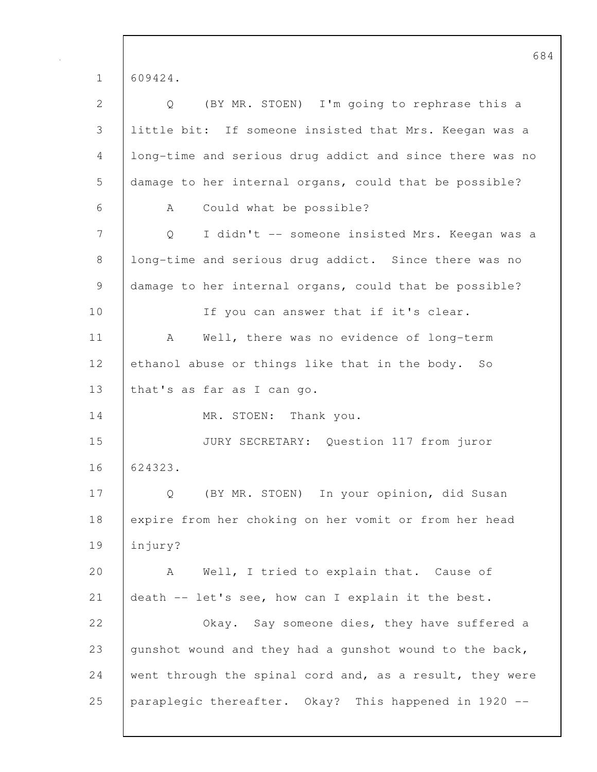609424.

Q (BY MR. STOEN) I'm going to rephrase this a little bit: If someone insisted that Mrs. Keegan was a long-time and serious drug addict and since there was no damage to her internal organs, could that be possible?

A Could what be possible?

Q I didn't -- someone insisted Mrs. Keegan was a long-time and serious drug addict. Since there was no damage to her internal organs, could that be possible?

If you can answer that if it's clear.

A Well, there was no evidence of long-term ethanol abuse or things like that in the body. So that's as far as I can go.

MR. STOEN: Thank you.

JURY SECRETARY: Question 117 from juror 624323.

Q (BY MR. STOEN) In your opinion, did Susan expire from her choking on her vomit or from her head injury?

A Well, I tried to explain that. Cause of death -- let's see, how can I explain it the best.

Okay. Say someone dies, they have suffered a gunshot wound and they had a gunshot wound to the back, went through the spinal cord and, as a result, they were paraplegic thereafter. Okay? This happened in 1920 --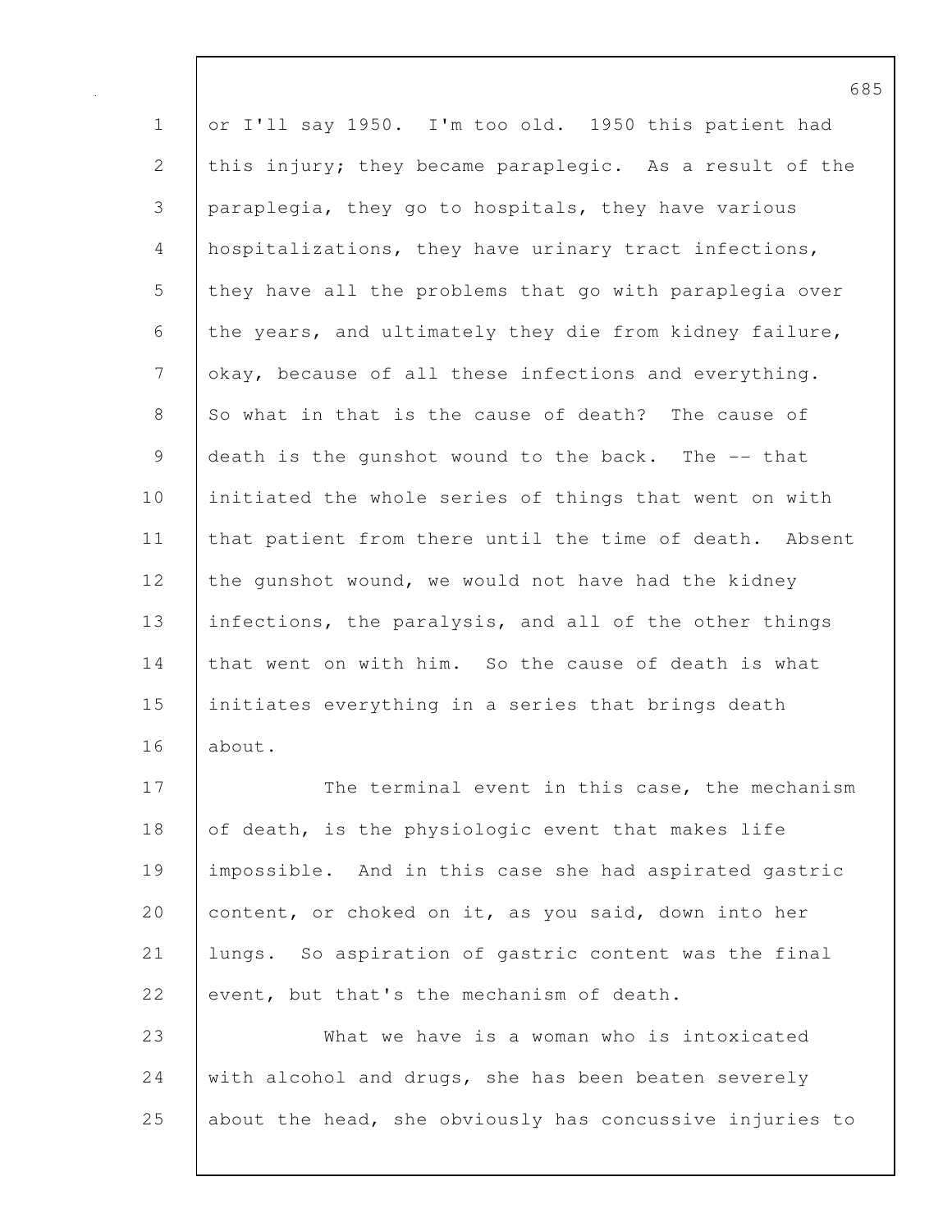or I'll say 1950. I'm too old. 1950 this patient had this injury; they became paraplegic. As a result of the paraplegia, they go to hospitals, they have various hospitalizations, they have urinary tract infections, they have all the problems that go with paraplegia over the years, and ultimately they die from kidney failure, okay, because of all these infections and everything. So what in that is the cause of death? The cause of death is the gunshot wound to the back. The -- that initiated the whole series of things that went on with that patient from there until the time of death. Absent the gunshot wound, we would not have had the kidney infections, the paralysis, and all of the other things that went on with him. So the cause of death is what initiates everything in a series that brings death about.

The terminal event in this case, the mechanism of death, is the physiologic event that makes life impossible. And in this case she had aspirated gastric content, or choked on it, as you said, down into her lungs. So aspiration of gastric content was the final event, but that's the mechanism of death.

What we have is a woman who is intoxicated with alcohol and drugs, she has been beaten severely about the head, she obviously has concussive injuries to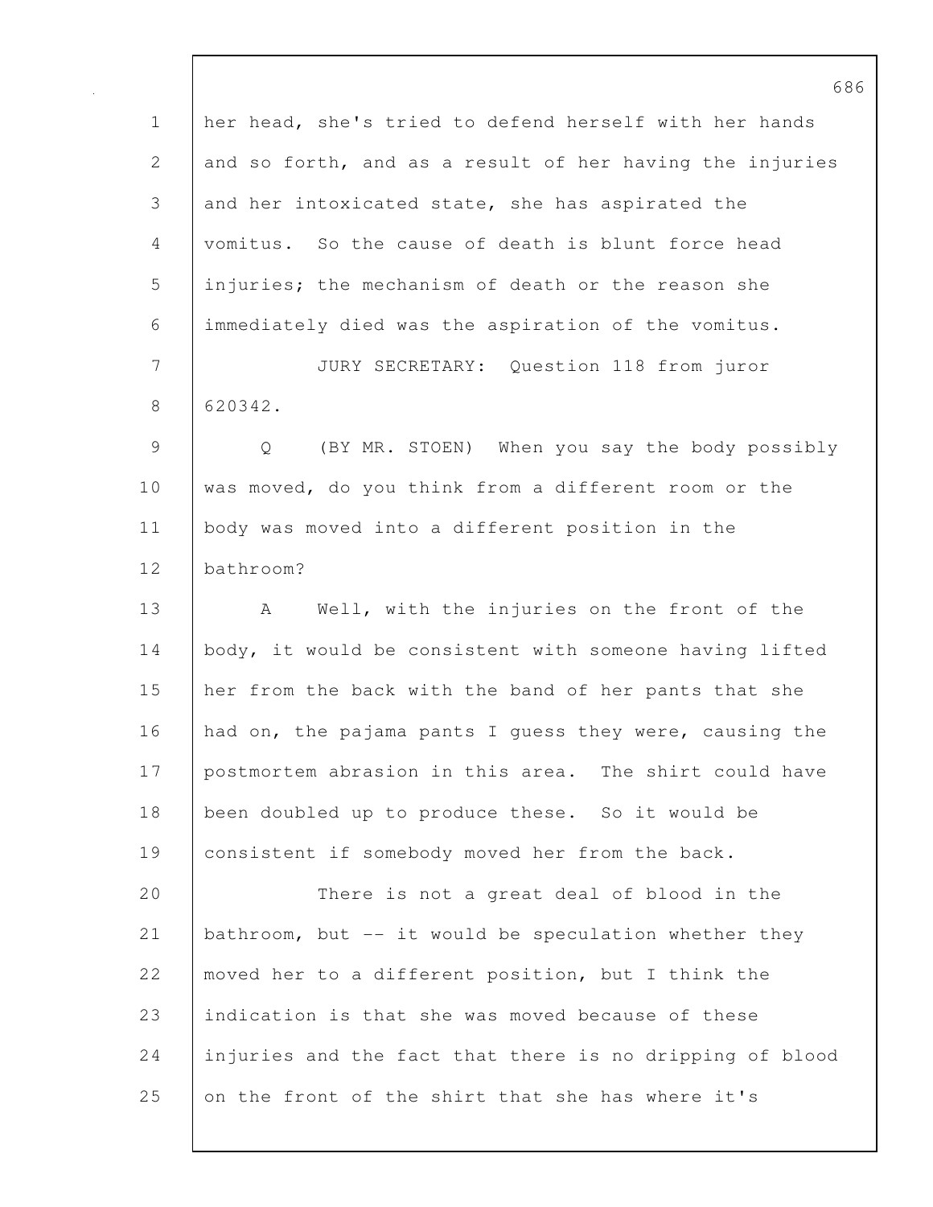her head, she's tried to defend herself with her hands and so forth, and as a result of her having the injuries and her intoxicated state, she has aspirated the vomitus. So the cause of death is blunt force head injuries; the mechanism of death or the reason she immediately died was the aspiration of the vomitus.

JURY SECRETARY: Question 118 from juror 620342.

Q (BY MR. STOEN) When you say the body possibly was moved, do you think from a different room or the body was moved into a different position in the bathroom?

A Well, with the injuries on the front of the body, it would be consistent with someone having lifted her from the back with the band of her pants that she had on, the pajama pants I guess they were, causing the postmortem abrasion in this area. The shirt could have been doubled up to produce these. So it would be consistent if somebody moved her from the back.

There is not a great deal of blood in the bathroom, but -- it would be speculation whether they moved her to a different position, but I think the indication is that she was moved because of these injuries and the fact that there is no dripping of blood on the front of the shirt that she has where it's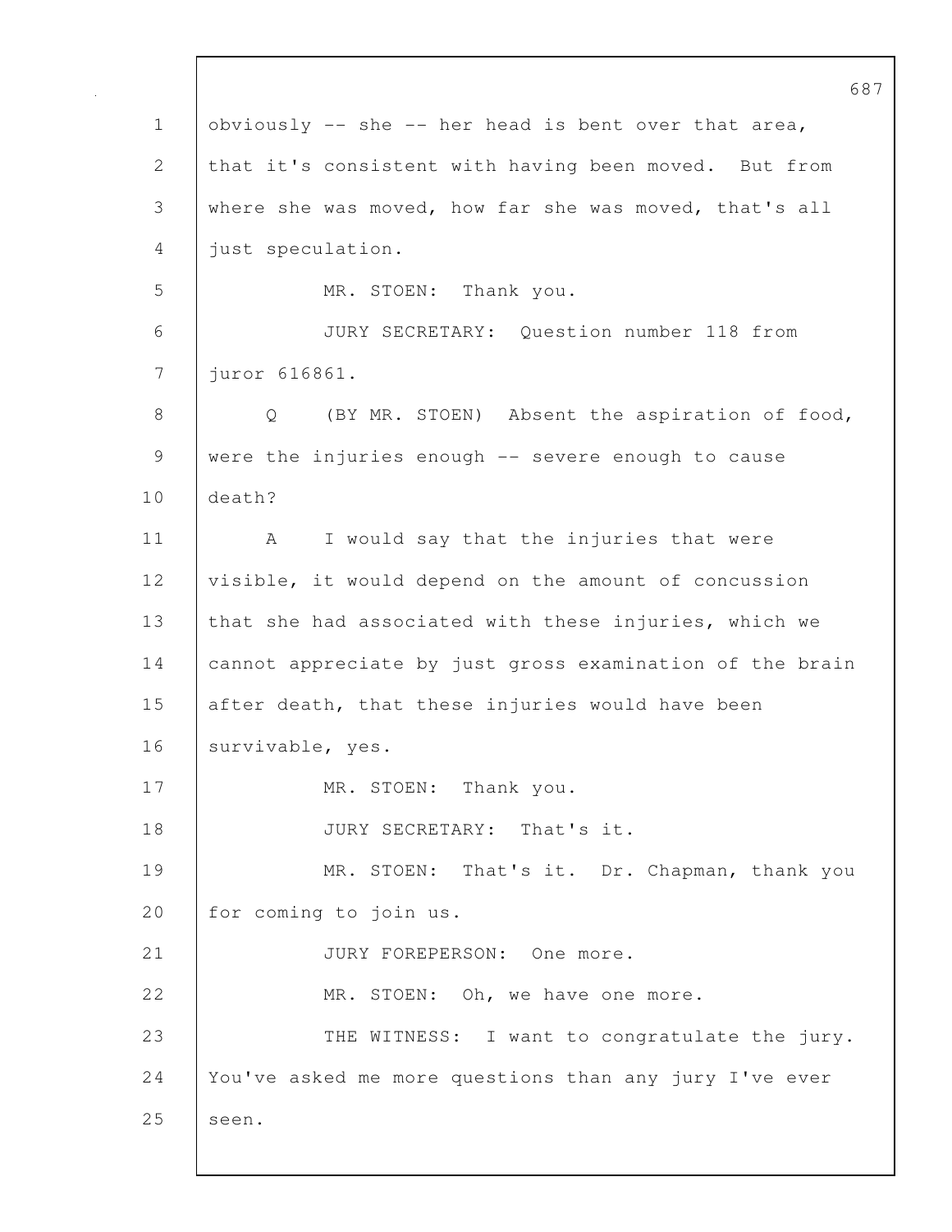obviously -- she -- her head is bent over that area, that it's consistent with having been moved. But from where she was moved, how far she was moved, that's all just speculation.

MR. STOEN: Thank you.

JURY SECRETARY: Question number 118 from juror 616861.

Q (BY MR. STOEN) Absent the aspiration of food, were the injuries enough -- severe enough to cause death?

A I would say that the injuries that were visible, it would depend on the amount of concussion that she had associated with these injuries, which we cannot appreciate by just gross examination of the brain after death, that these injuries would have been survivable, yes.

MR. STOEN: Thank you.

JURY SECRETARY: That's it.

MR. STOEN: That's it. Dr. Chapman, thank you for coming to join us.

JURY FOREPERSON: One more.

MR. STOEN: Oh, we have one more.

THE WITNESS: I want to congratulate the jury. You've asked me more questions than any jury I've ever seen.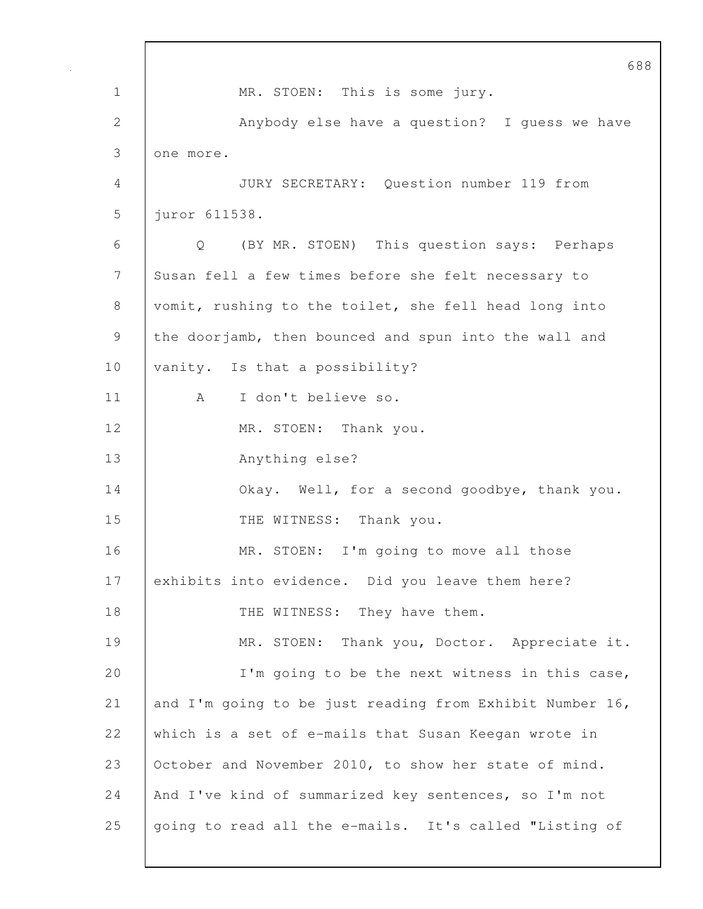MR. STOEN: This is some jury.

Anybody else have a question? I guess we have one more.

JURY SECRETARY: Question number 119 from juror 611538.

Q (BY MR. STOEN) This question says: Perhaps Susan fell a few times before she felt necessary to vomit, rushing to the toilet, she fell head long into the doorjamb, then bounced and spun into the wall and vanity. Is that a possibility?

A I don't believe so.

MR. STOEN: Thank you.

Anything else?

Okay. Well, for a second goodbye, thank you.

THE WITNESS: Thank you.

MR. STOEN: I'm going to move all those exhibits into evidence. Did you leave them here?

THE WITNESS: They have them.

MR. STOEN: Thank you, Doctor. Appreciate it.

I'm going to be the next witness in this case, and I'm going to be just reading from Exhibit Number 16, which is a set of e-mails that Susan Keegan wrote in October and November 2010, to show her state of mind. And I've kind of summarized key sentences, so I'm not going to read all the e-mails. It's called "Listing of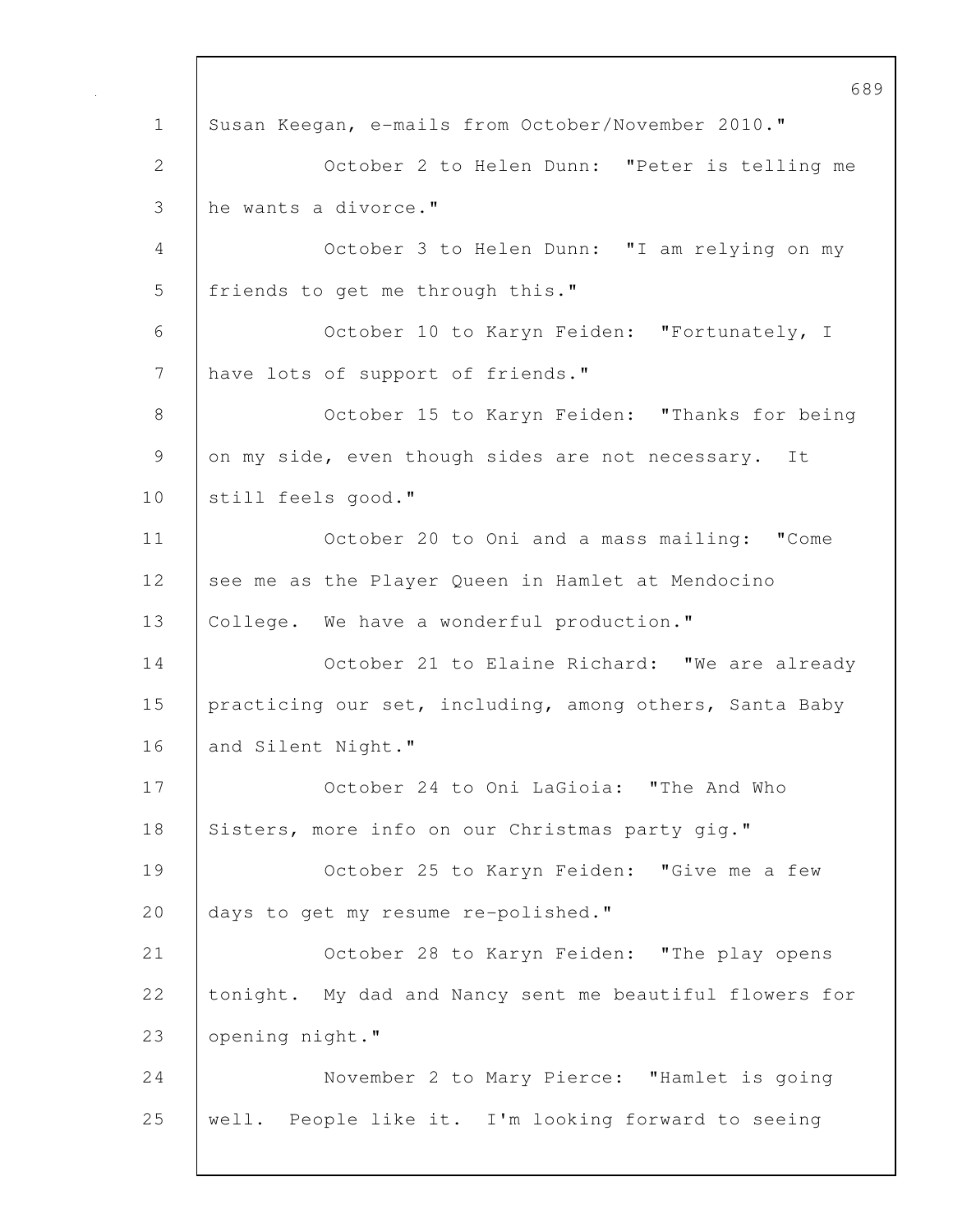Susan Keegan, e-mails from October/November 2010."

October 2 to Helen Dunn: "Peter is telling me he wants a divorce."

October 3 to Helen Dunn: "I am relying on my friends to get me through this."

October 10 to Karyn Feiden: "Fortunately, I have lots of support of friends."

October 15 to Karyn Feiden: "Thanks for being on my side, even though sides are not necessary. It still feels good."

October 20 to Oni and a mass mailing: "Come see me as the Player Queen in Hamlet at Mendocino College. We have a wonderful production."

October 21 to Elaine Richard: "We are already practicing our set, including, among others, Santa Baby and Silent Night."

October 24 to Oni LaGioia: "The And Who Sisters, more info on our Christmas party gig."

October 25 to Karyn Feiden: "Give me a few days to get my resume re-polished."

October 28 to Karyn Feiden: "The play opens tonight. My dad and Nancy sent me beautiful flowers for opening night."

November 2 to Mary Pierce: "Hamlet is going well. People like it. I'm looking forward to seeing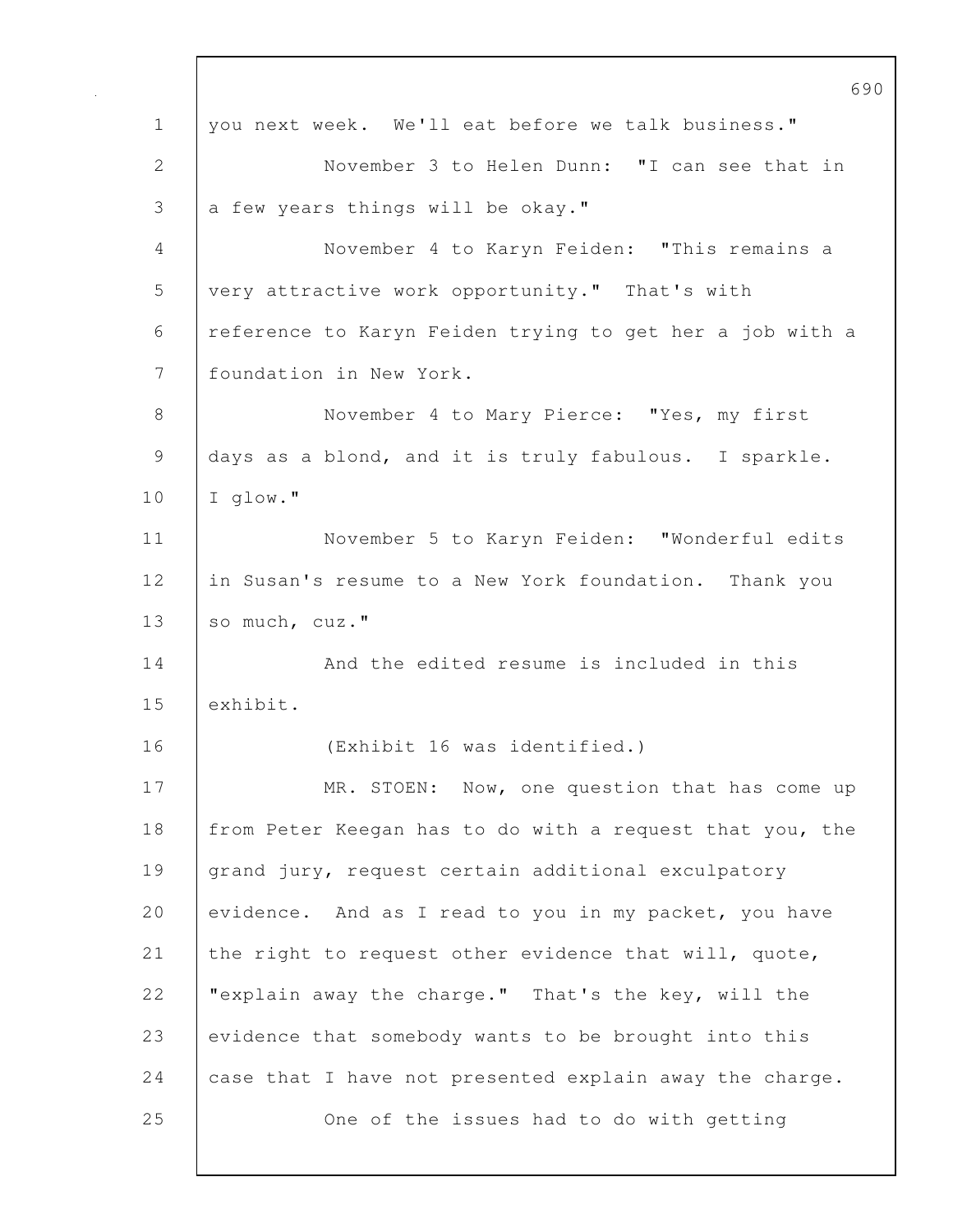you next week. We'll eat before we talk business."

November 3 to Helen Dunn: "I can see that in a few years things will be okay."

November 4 to Karyn Feiden: "This remains a very attractive work opportunity." That's with reference to Karyn Feiden trying to get her a job with a foundation in New York.

November 4 to Mary Pierce: "Yes, my first days as a blond, and it is truly fabulous. I sparkle. I glow."

November 5 to Karyn Feiden: "Wonderful edits in Susan's resume to a New York foundation. Thank you so much, cuz."

And the edited resume is included in this exhibit.

(Exhibit 16 was identified.)

MR. STOEN: Now, one question that has come up from Peter Keegan has to do with a request that you, the grand jury, request certain additional exculpatory evidence. And as I read to you in my packet, you have the right to request other evidence that will, quote, "explain away the charge." That's the key, will the evidence that somebody wants to be brought into this case that I have not presented explain away the charge.

One of the issues had to do with getting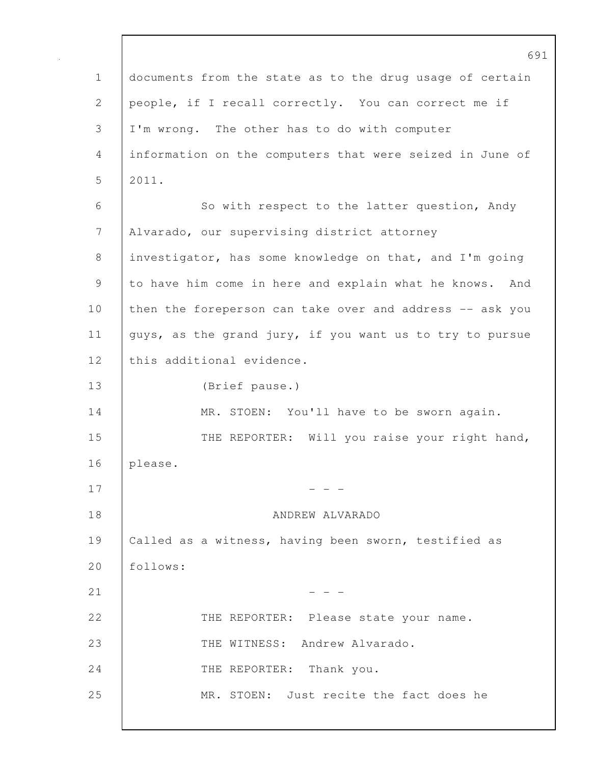documents from the state as to the drug usage of certain people, if I recall correctly. You can correct me if I'm wrong. The other has to do with computer information on the computers that were seized in June of 2011.

So with respect to the latter question, Andy Alvarado, our supervising district attorney investigator, has some knowledge on that, and I'm going to have him come in here and explain what he knows. And then the foreperson can take over and address -- ask you guys, as the grand jury, if you want us to try to pursue this additional evidence.

(Brief pause.)

MR. STOEN: You'll have to be sworn again.

THE REPORTER: Will you raise your right hand, please.

\- - -

ANDREW ALVARADO

Called as a witness, having been sworn, testified as follows:

\- - -

THE REPORTER: Please state your name.

THE WITNESS: Andrew Alvarado.

THE REPORTER: Thank you.

MR. STOEN: Just recite the fact does he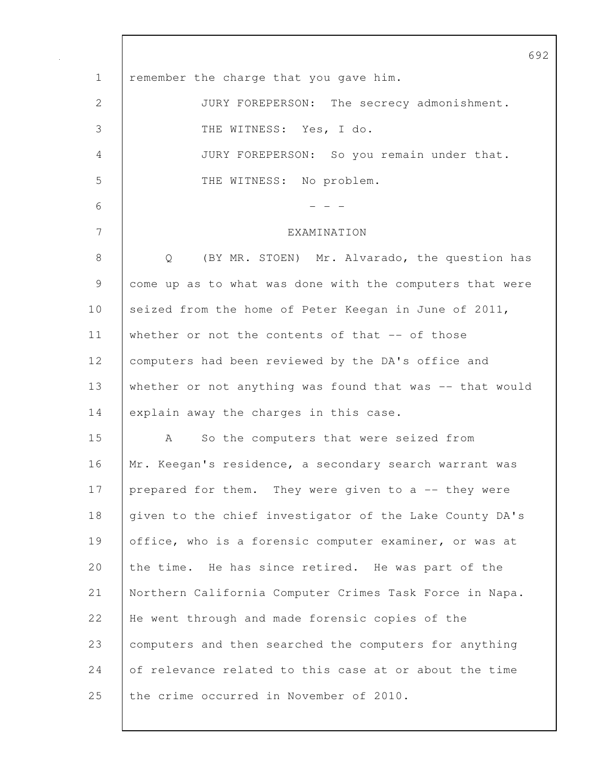remember the charge that you gave him.

JURY FOREPERSON: The secrecy admonishment.

THE WITNESS: Yes, I do.

JURY FOREPERSON: So you remain under that.

THE WITNESS: No problem.

- - -

EXAMINATION

Q (BY MR. STOEN) Mr. Alvarado, the question has come up as to what was done with the computers that were seized from the home of Peter Keegan in June of 2011, whether or not the contents of that -- of those computers had been reviewed by the DA's office and whether or not anything was found that was -- that would explain away the charges in this case.

A So the computers that were seized from Mr. Keegan's residence, a secondary search warrant was prepared for them. They were given to a -- they were given to the chief investigator of the Lake County DA's office, who is a forensic computer examiner, or was at the time. He has since retired. He was part of the Northern California Computer Crimes Task Force in Napa. He went through and made forensic copies of the computers and then searched the computers for anything of relevance related to this case at or about the time the crime occurred in November of 2010.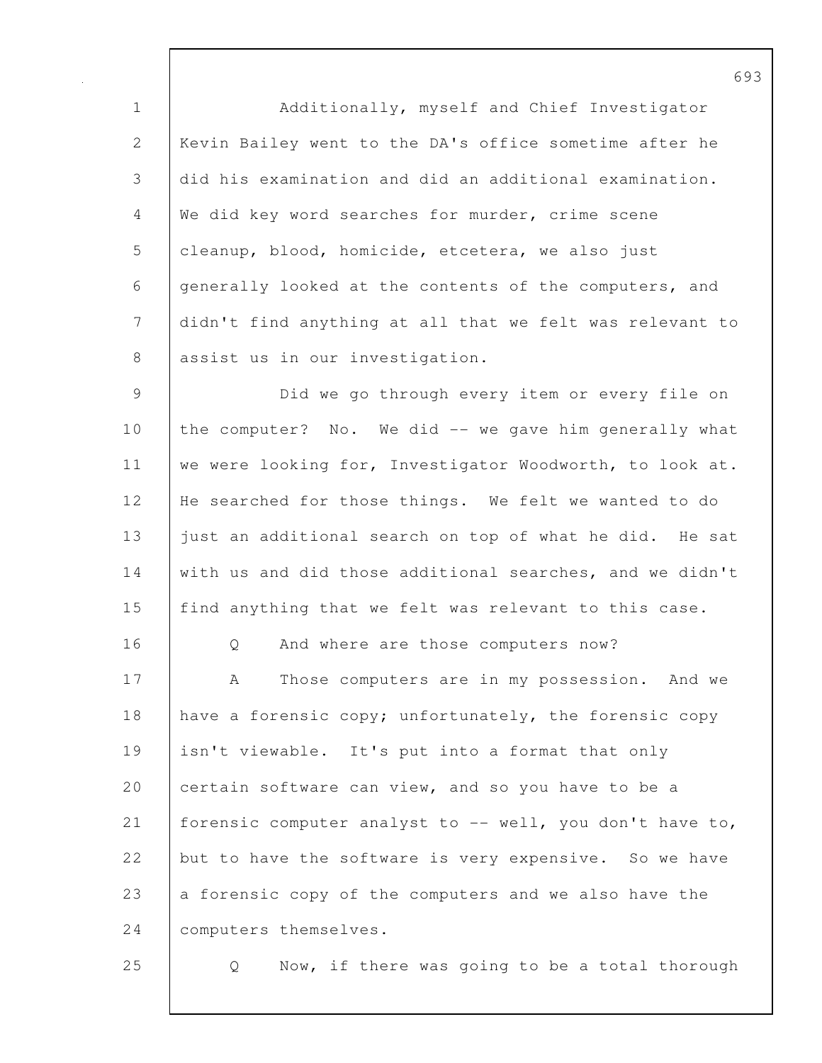Additionally, myself and Chief Investigator Kevin Bailey went to the DA's office sometime after he did his examination and did an additional examination. We did key word searches for murder, crime scene cleanup, blood, homicide, etcetera, we also just generally looked at the contents of the computers, and didn't find anything at all that we felt was relevant to assist us in our investigation.

Did we go through every item or every file on the computer? No. We did -- we gave him generally what we were looking for, Investigator Woodworth, to look at. He searched for those things. We felt we wanted to do just an additional search on top of what he did. He sat with us and did those additional searches, and we didn't find anything that we felt was relevant to this case.

Q And where are those computers now?

A Those computers are in my possession. And we have a forensic copy; unfortunately, the forensic copy isn't viewable. It's put into a format that only certain software can view, and so you have to be a forensic computer analyst to -- well, you don't have to, but to have the software is very expensive. So we have a forensic copy of the computers and we also have the computers themselves.

Q Now, if there was going to be a total thorough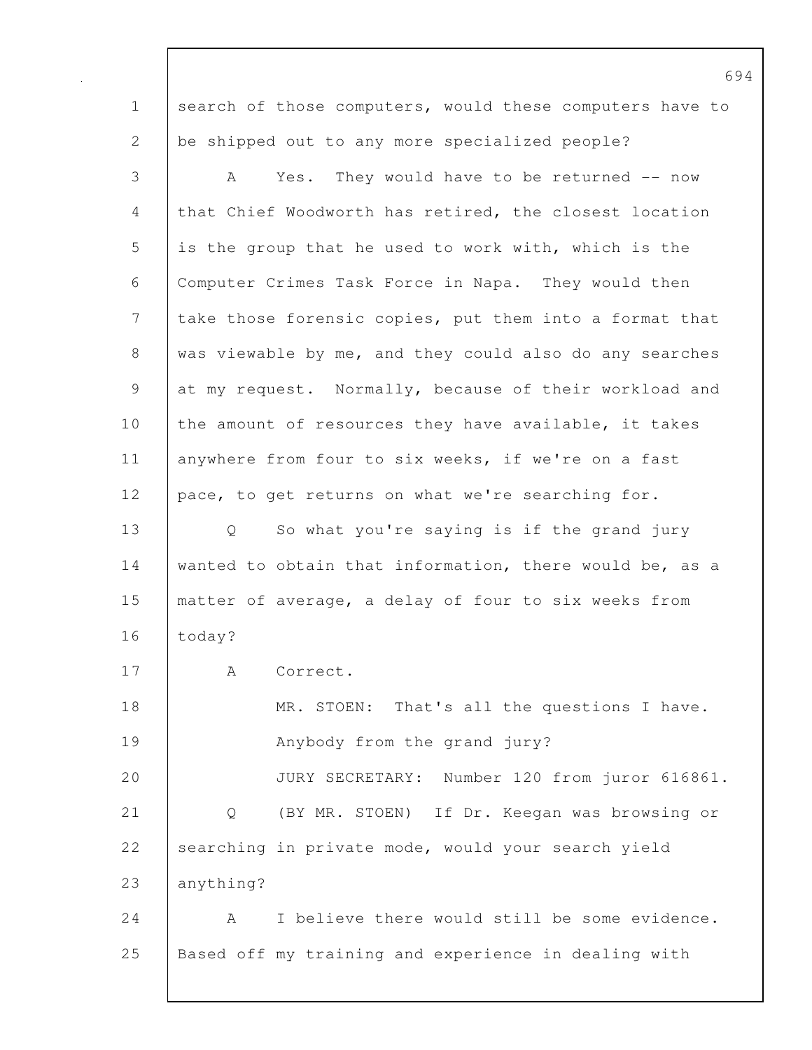search of those computers, would these computers have to be shipped out to any more specialized people?

A Yes. They would have to be returned -- now that Chief Woodworth has retired, the closest location is the group that he used to work with, which is the Computer Crimes Task Force in Napa. They would then take those forensic copies, put them into a format that was viewable by me, and they could also do any searches at my request. Normally, because of their workload and the amount of resources they have available, it takes anywhere from four to six weeks, if we're on a fast pace, to get returns on what we're searching for.

Q So what you're saying is if the grand jury wanted to obtain that information, there would be, as a matter of average, a delay of four to six weeks from today?

A Correct.

MR. STOEN: That's all the questions I have. Anybody from the grand jury?

JURY SECRETARY: Number 120 from juror 616861.

Q (BY MR. STOEN) If Dr. Keegan was browsing or searching in private mode, would your search yield anything?

A I believe there would still be some evidence. Based off my training and experience in dealing with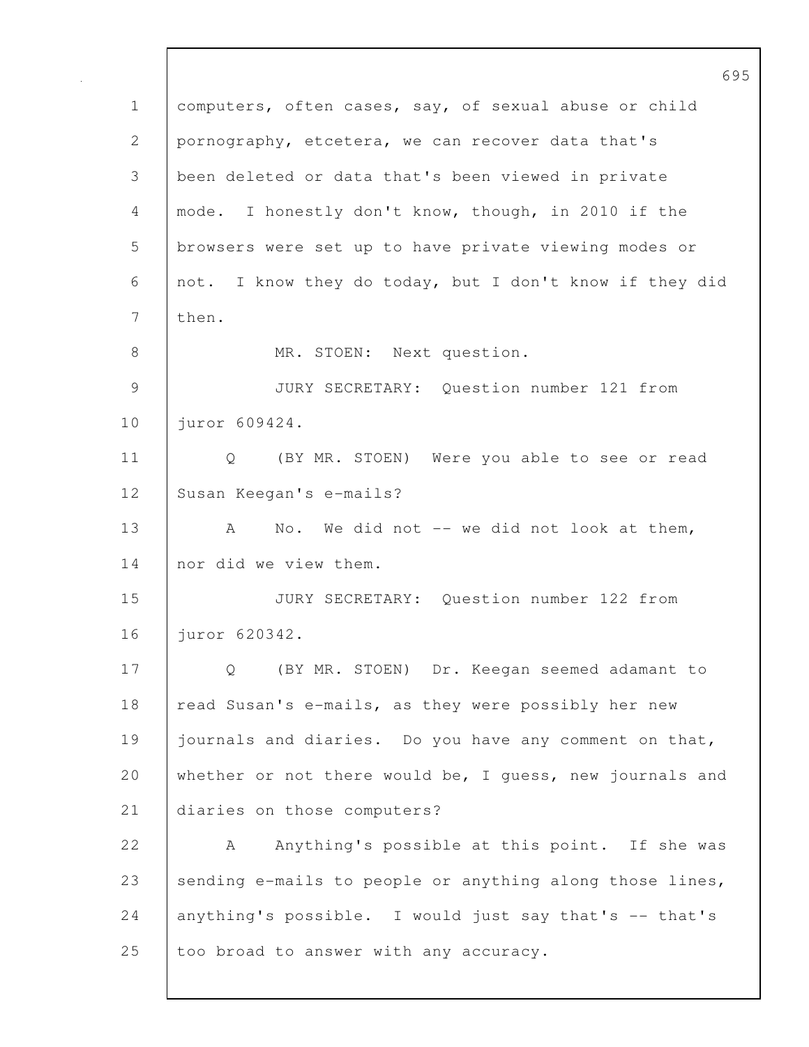computers, often cases, say, of sexual abuse or child pornography, etcetera, we can recover data that's been deleted or data that's been viewed in private mode. I honestly don't know, though, in 2010 if the browsers were set up to have private viewing modes or not. I know they do today, but I don't know if they did then.

MR. STOEN: Next question.

JURY SECRETARY: Question number 121 from juror 609424.

Q (BY MR. STOEN) Were you able to see or read Susan Keegan's e-mails?

A No. We did not -- we did not look at them, nor did we view them.

JURY SECRETARY: Question number 122 from juror 620342.

Q (BY MR. STOEN) Dr. Keegan seemed adamant to read Susan's e-mails, as they were possibly her new journals and diaries. Do you have any comment on that, whether or not there would be, I guess, new journals and diaries on those computers?

A Anything's possible at this point. If she was sending e-mails to people or anything along those lines, anything's possible. I would just say that's -- that's too broad to answer with any accuracy.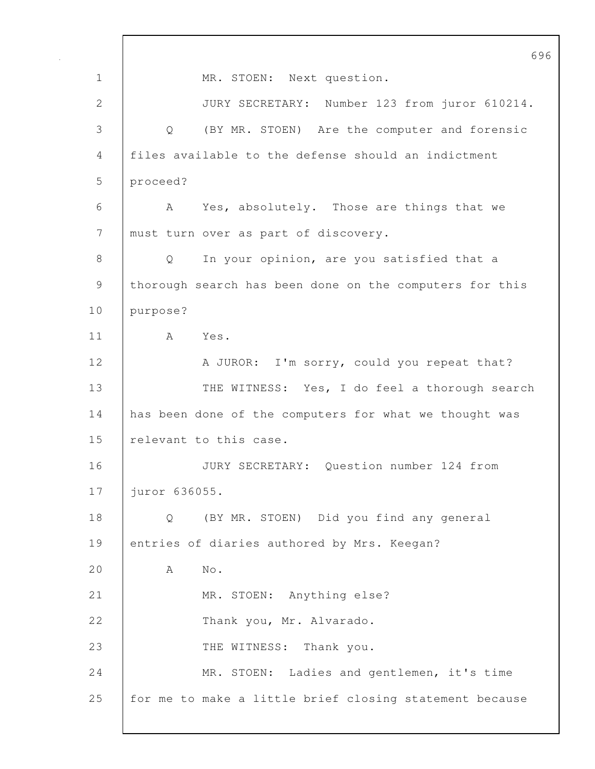MR. STOEN: Next question.

JURY SECRETARY: Number 123 from juror 610214.

Q (BY MR. STOEN) Are the computer and forensic files available to the defense should an indictment proceed?

A Yes, absolutely. Those are things that we must turn over as part of discovery.

Q In your opinion, are you satisfied that a thorough search has been done on the computers for this purpose?

A Yes.

A JUROR: I'm sorry, could you repeat that?

THE WITNESS: Yes, I do feel a thorough search has been done of the computers for what we thought was relevant to this case.

JURY SECRETARY: Question number 124 from juror 636055.

Q (BY MR. STOEN) Did you find any general entries of diaries authored by Mrs. Keegan?

A No.

MR. STOEN: Anything else?

Thank you, Mr. Alvarado.

THE WITNESS: Thank you.

MR. STOEN: Ladies and gentlemen, it's time for me to make a little brief closing statement because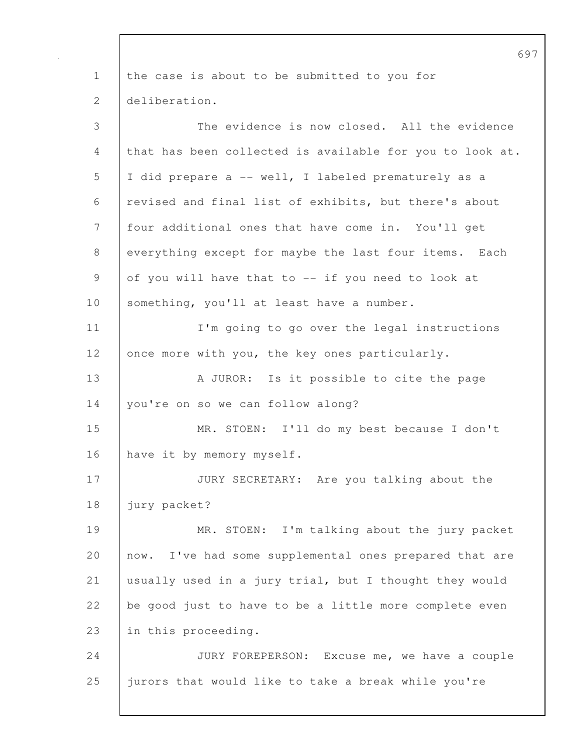the case is about to be submitted to you for deliberation.

The evidence is now closed. All the evidence that has been collected is available for you to look at. I did prepare a -- well, I labeled prematurely as a revised and final list of exhibits, but there's about four additional ones that have come in. You'll get everything except for maybe the last four items. Each of you will have that to -- if you need to look at something, you'll at least have a number.

I'm going to go over the legal instructions once more with you, the key ones particularly.

A JUROR: Is it possible to cite the page you're on so we can follow along?

MR. STOEN: I'll do my best because I don't have it by memory myself.

JURY SECRETARY: Are you talking about the jury packet?

MR. STOEN: I'm talking about the jury packet now. I've had some supplemental ones prepared that are usually used in a jury trial, but I thought they would be good just to have to be a little more complete even in this proceeding.

JURY FOREPERSON: Excuse me, we have a couple jurors that would like to take a break while you're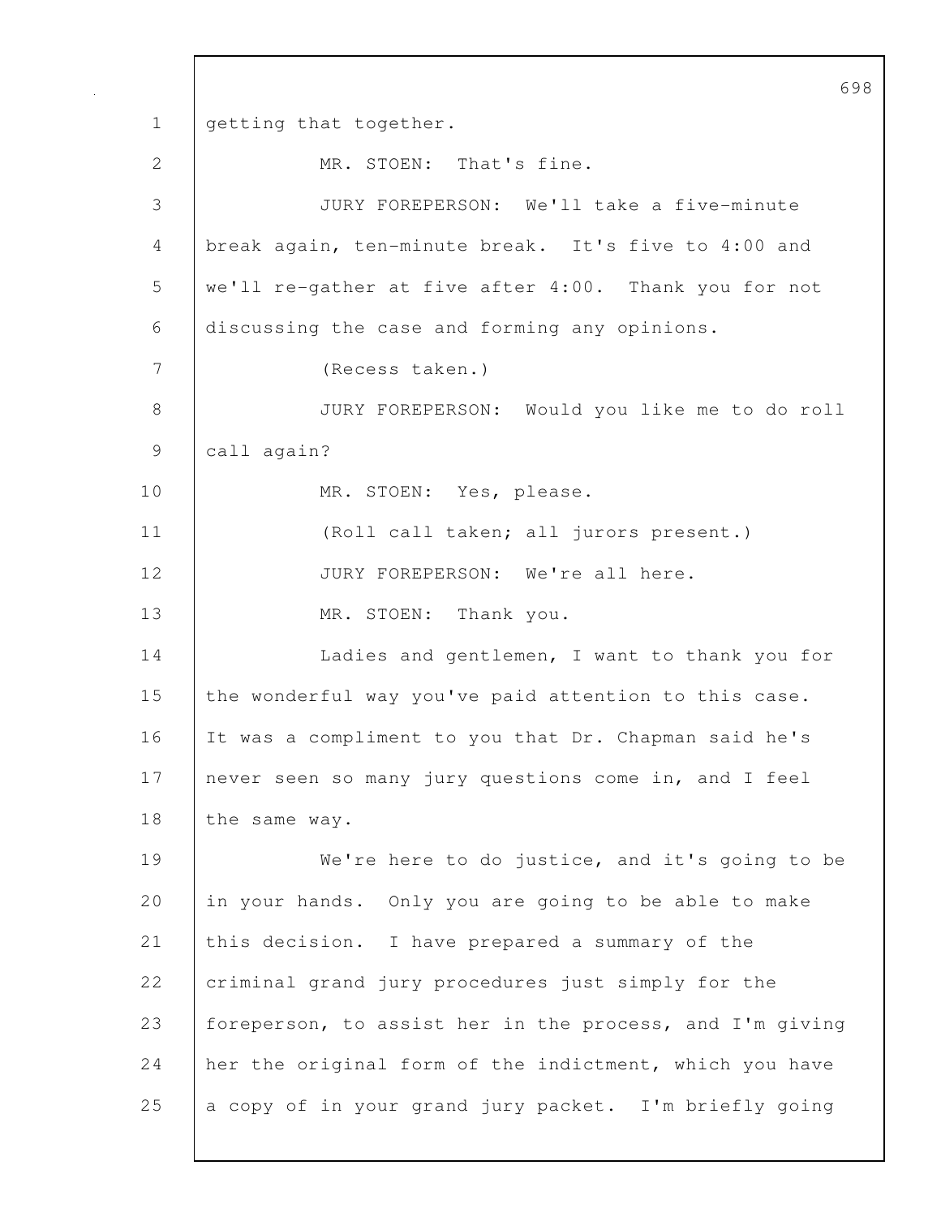getting that together.

MR. STOEN: That's fine.

JURY FOREPERSON: We'll take a five-minute break again, ten-minute break. It's five to 4:00 and we'll re-gather at five after 4:00. Thank you for not discussing the case and forming any opinions.

(Recess taken.)

JURY FOREPERSON: Would you like me to do roll call again?

MR. STOEN: Yes, please.

(Roll call taken; all jurors present.)

JURY FOREPERSON: We're all here.

MR. STOEN: Thank you.

Ladies and gentlemen, I want to thank you for the wonderful way you've paid attention to this case. It was a compliment to you that Dr. Chapman said he's never seen so many jury questions come in, and I feel the same way.

We're here to do justice, and it's going to be in your hands. Only you are going to be able to make this decision. I have prepared a summary of the criminal grand jury procedures just simply for the foreperson, to assist her in the process, and I'm giving her the original form of the indictment, which you have a copy of in your grand jury packet. I'm briefly going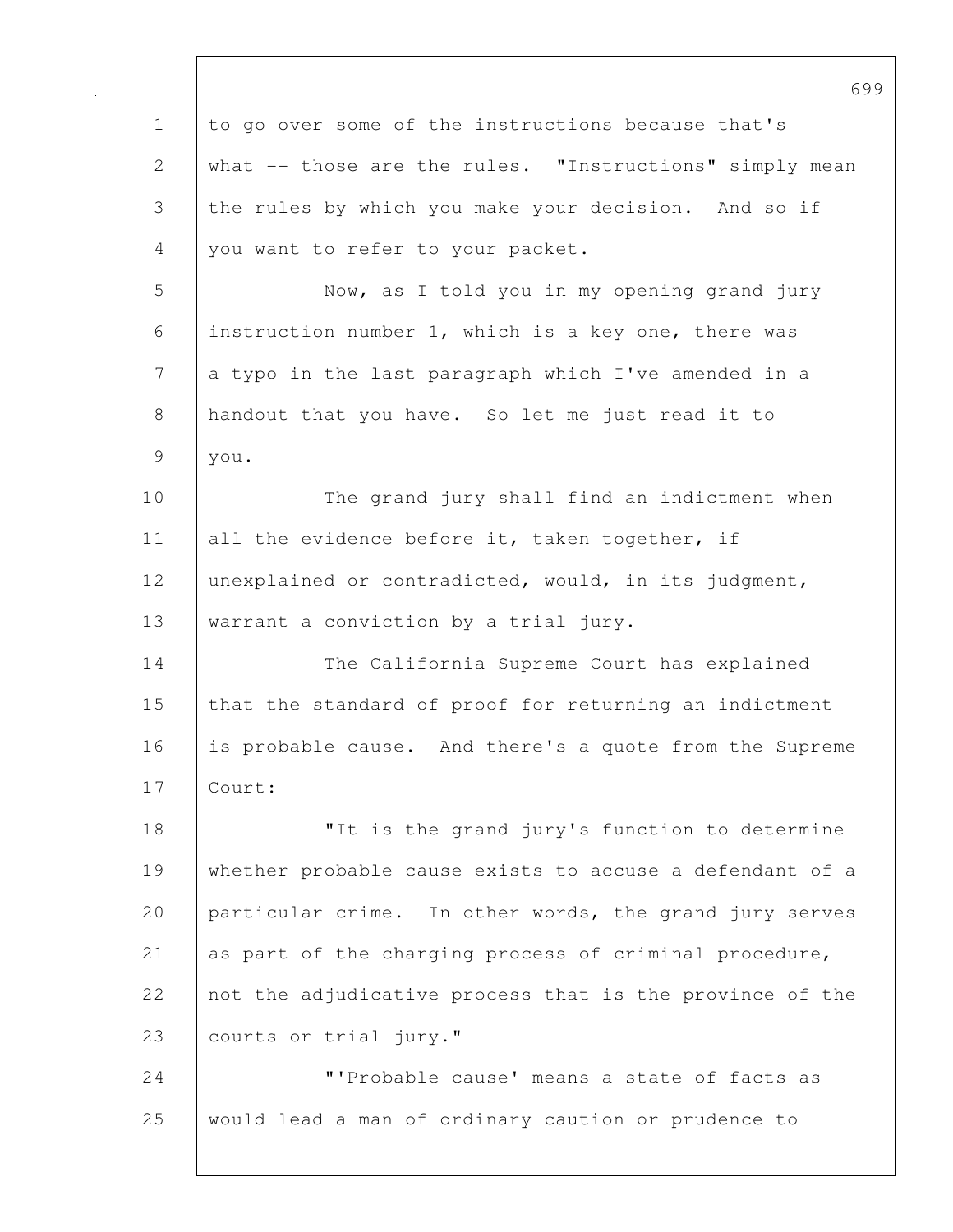to go over some of the instructions because that's what -- those are the rules. "Instructions" simply mean the rules by which you make your decision. And so if you want to refer to your packet.

Now, as I told you in my opening grand jury instruction number 1, which is a key one, there was a typo in the last paragraph which I've amended in a handout that you have. So let me just read it to you.

The grand jury shall find an indictment when all the evidence before it, taken together, if unexplained or contradicted, would, in its judgment, warrant a conviction by a trial jury.

The California Supreme Court has explained that the standard of proof for returning an indictment is probable cause. And there's a quote from the Supreme Court:

"It is the grand jury's function to determine whether probable cause exists to accuse a defendant of a particular crime. In other words, the grand jury serves as part of the charging process of criminal procedure, not the adjudicative process that is the province of the courts or trial jury."

"'Probable cause' means a state of facts as would lead a man of ordinary caution or prudence to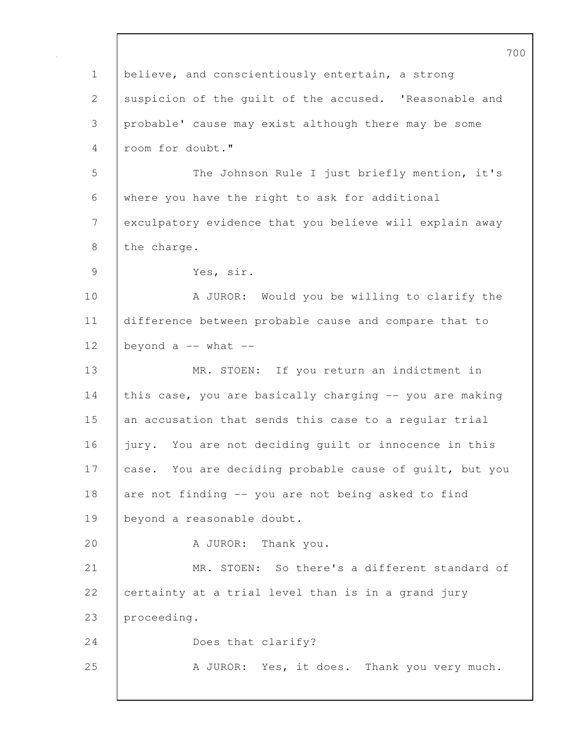believe, and conscientiously entertain, a strong suspicion of the guilt of the accused. 'Reasonable and probable' cause may exist although there may be some room for doubt."

The Johnson Rule I just briefly mention, it's where you have the right to ask for additional exculpatory evidence that you believe will explain away the charge.

Yes, sir.

A JUROR: Would you be willing to clarify the difference between probable cause and compare that to beyond a -- what --

MR. STOEN: If you return an indictment in this case, you are basically charging -- you are making an accusation that sends this case to a regular trial jury. You are not deciding guilt or innocence in this case. You are deciding probable cause of guilt, but you are not finding -- you are not being asked to find beyond a reasonable doubt.

A JUROR: Thank you.

MR. STOEN: So there's a different standard of certainty at a trial level than is in a grand jury proceeding.

Does that clarify?

A JUROR: Yes, it does. Thank you very much.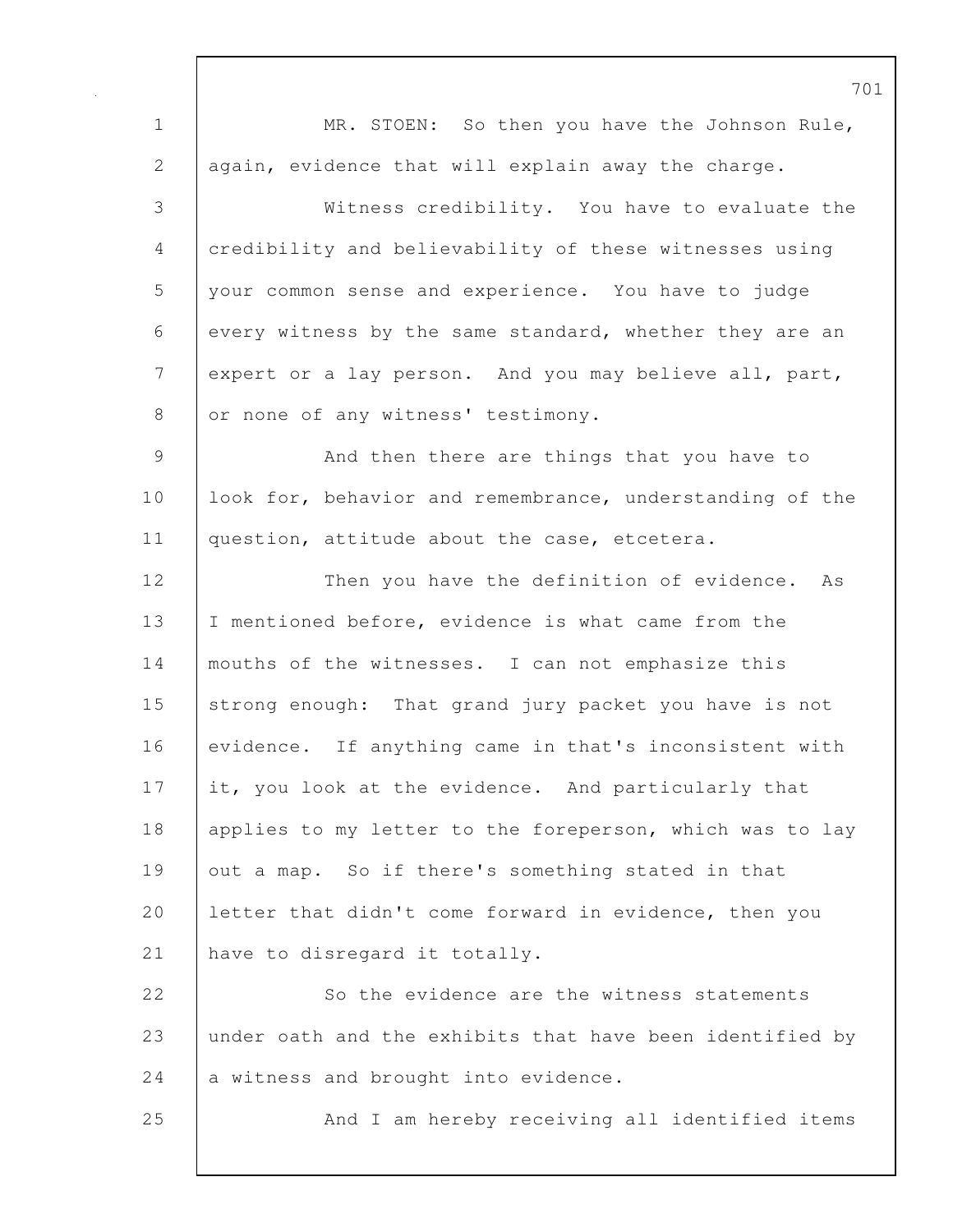MR. STOEN: So then you have the Johnson Rule, again, evidence that will explain away the charge.

Witness credibility. You have to evaluate the credibility and believability of these witnesses using your common sense and experience. You have to judge every witness by the same standard, whether they are an expert or a lay person. And you may believe all, part, or none of any witness' testimony.

And then there are things that you have to look for, behavior and remembrance, understanding of the question, attitude about the case, etcetera.

Then you have the definition of evidence. As I mentioned before, evidence is what came from the mouths of the witnesses. I can not emphasize this strong enough: That grand jury packet you have is not evidence. If anything came in that's inconsistent with it, you look at the evidence. And particularly that applies to my letter to the foreperson, which was to lay out a map. So if there's something stated in that letter that didn't come forward in evidence, then you have to disregard it totally.

So the evidence are the witness statements under oath and the exhibits that have been identified by a witness and brought into evidence.

And I am hereby receiving all identified items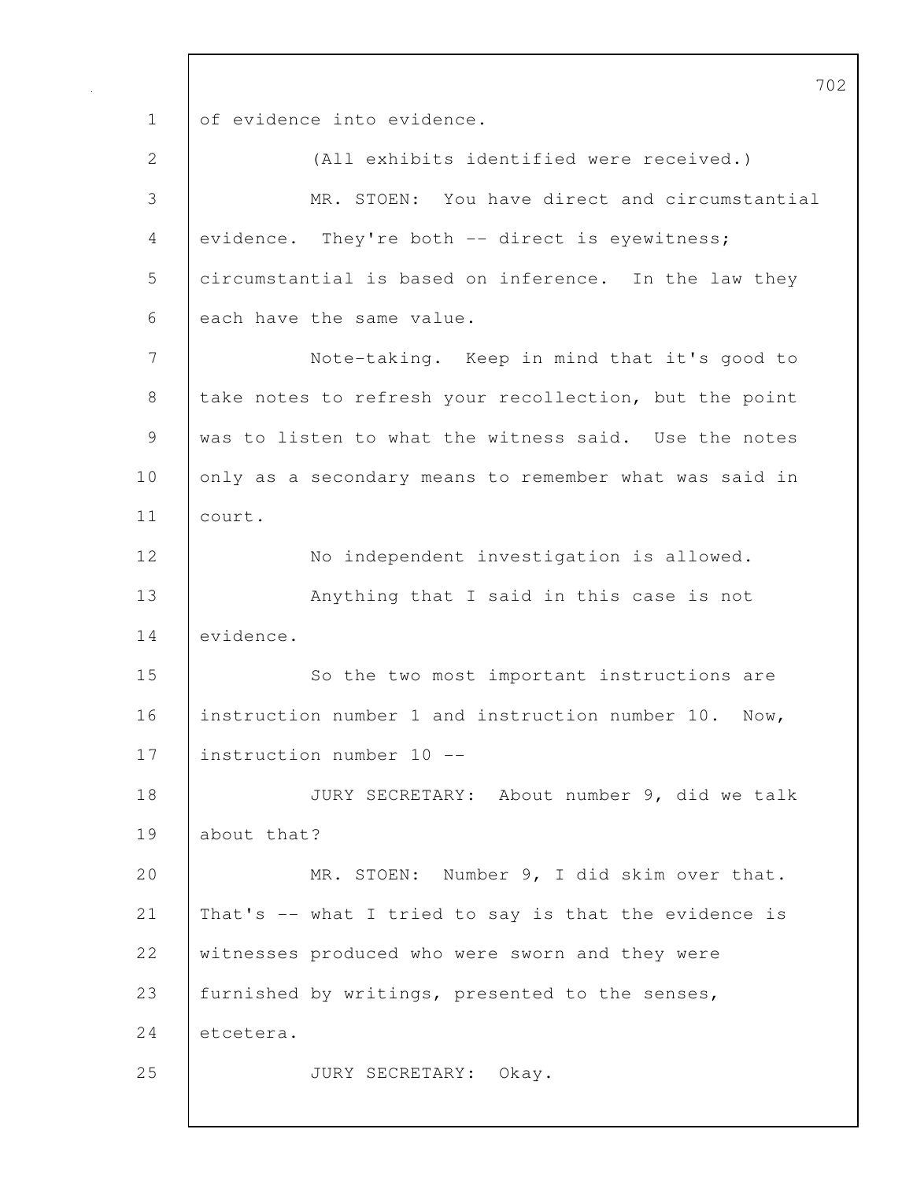of evidence into evidence.

(All exhibits identified were received.)

MR. STOEN: You have direct and circumstantial evidence. They're both -- direct is eyewitness; circumstantial is based on inference. In the law they each have the same value.

Note-taking. Keep in mind that it's good to take notes to refresh your recollection, but the point was to listen to what the witness said. Use the notes only as a secondary means to remember what was said in court.

No independent investigation is allowed.

Anything that I said in this case is not evidence.

So the two most important instructions are instruction number 1 and instruction number 10. Now, instruction number 10 --

JURY SECRETARY: About number 9, did we talk about that?

MR. STOEN: Number 9, I did skim over that. That's -- what I tried to say is that the evidence is witnesses produced who were sworn and they were furnished by writings, presented to the senses, etcetera.

JURY SECRETARY: Okay.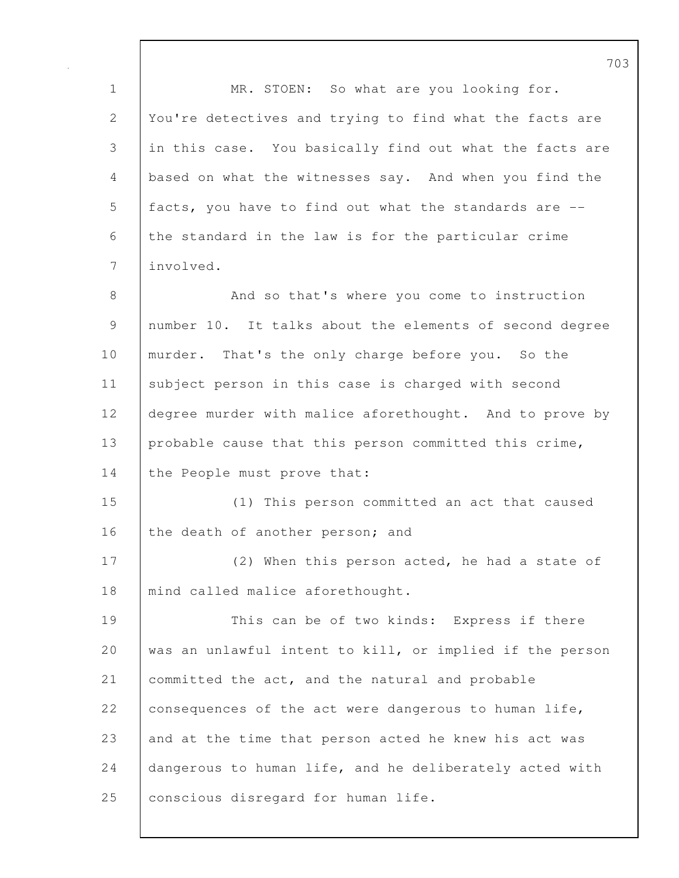MR. STOEN: So what are you looking for. You're detectives and trying to find what the facts are in this case. You basically find out what the facts are based on what the witnesses say. And when you find the facts, you have to find out what the standards are -- the standard in the law is for the particular crime involved.

And so that's where you come to instruction number 10. It talks about the elements of second degree murder. That's the only charge before you. So the subject person in this case is charged with second degree murder with malice aforethought. And to prove by probable cause that this person committed this crime, the People must prove that:

(1) This person committed an act that caused the death of another person; and

(2) When this person acted, he had a state of mind called malice aforethought.

This can be of two kinds: Express if there was an unlawful intent to kill, or implied if the person committed the act, and the natural and probable consequences of the act were dangerous to human life, and at the time that person acted he knew his act was dangerous to human life, and he deliberately acted with conscious disregard for human life.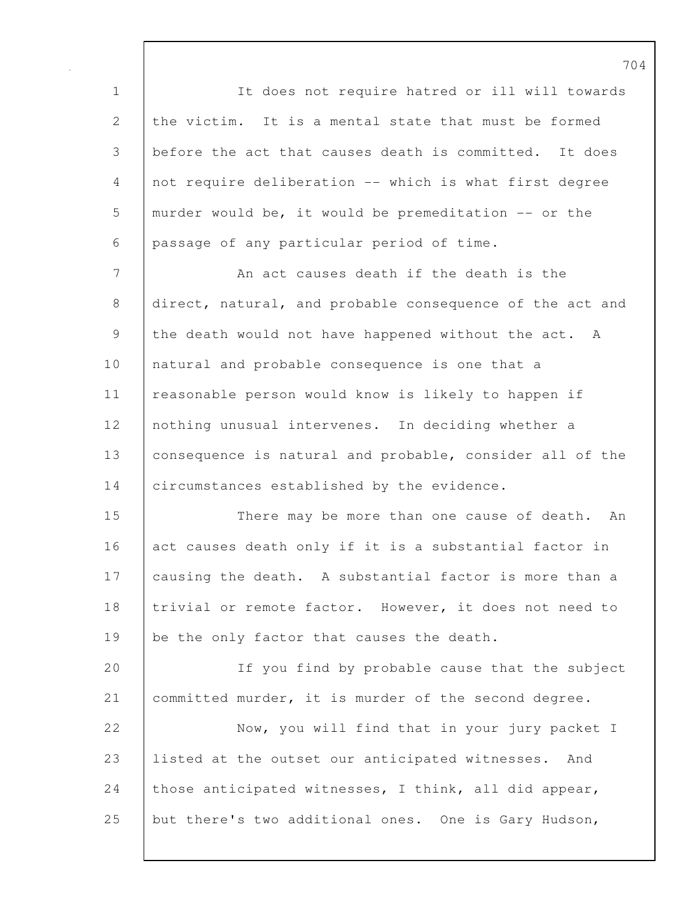It does not require hatred or ill will towards the victim. It is a mental state that must be formed before the act that causes death is committed. It does not require deliberation -- which is what first degree murder would be, it would be premeditation -- or the passage of any particular period of time.

An act causes death if the death is the direct, natural, and probable consequence of the act and the death would not have happened without the act. A natural and probable consequence is one that a reasonable person would know is likely to happen if nothing unusual intervenes. In deciding whether a consequence is natural and probable, consider all of the circumstances established by the evidence.

There may be more than one cause of death. An act causes death only if it is a substantial factor in causing the death. A substantial factor is more than a trivial or remote factor. However, it does not need to be the only factor that causes the death.

If you find by probable cause that the subject committed murder, it is murder of the second degree.

Now, you will find that in your jury packet I listed at the outset our anticipated witnesses. And those anticipated witnesses, I think, all did appear, but there's two additional ones. One is Gary Hudson,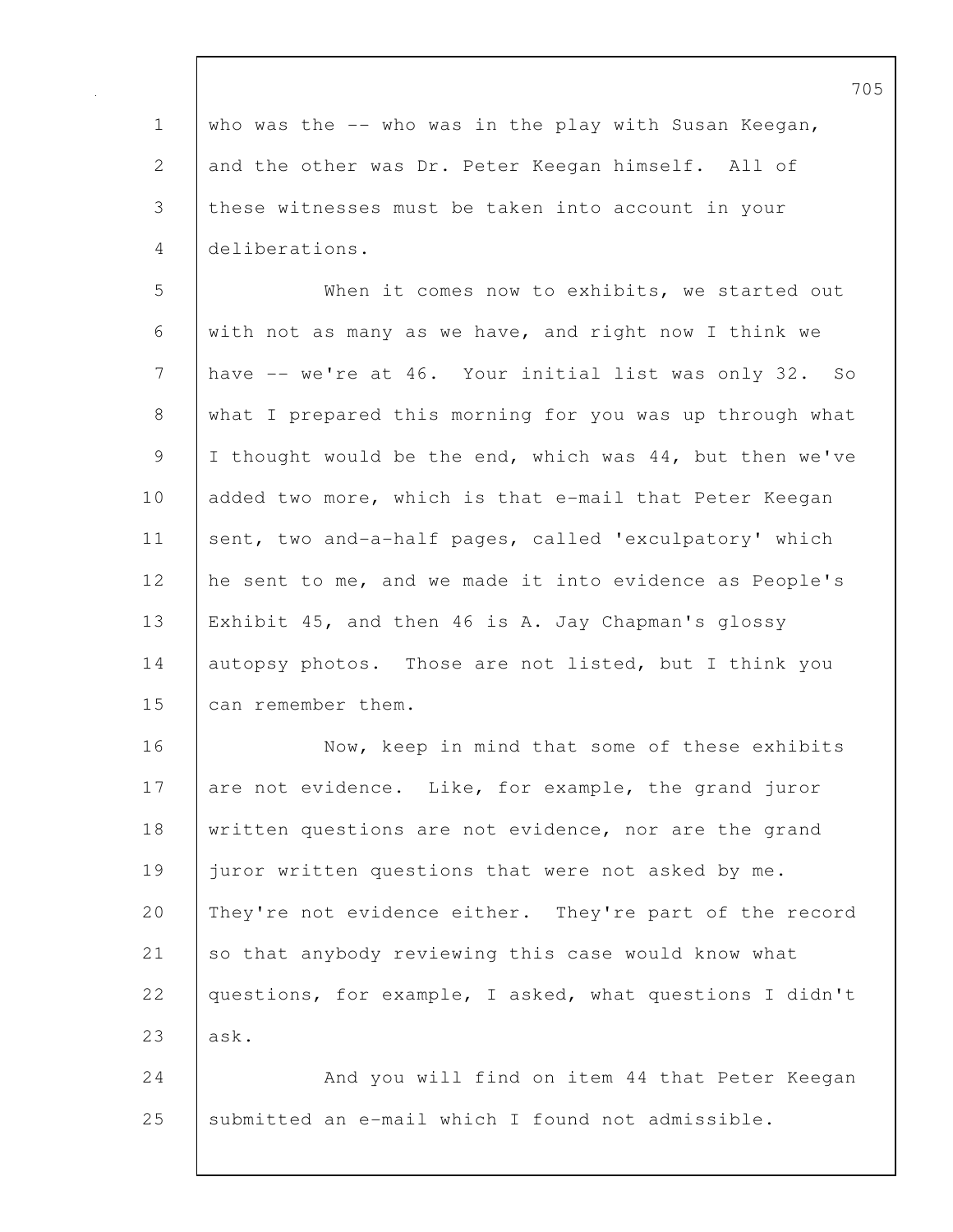who was the -- who was in the play with Susan Keegan, and the other was Dr. Peter Keegan himself. All of these witnesses must be taken into account in your deliberations.

When it comes now to exhibits, we started out with not as many as we have, and right now I think we have -- we're at 46. Your initial list was only 32. So what I prepared this morning for you was up through what I thought would be the end, which was 44, but then we've added two more, which is that e-mail that Peter Keegan sent, two and-a-half pages, called 'exculpatory' which he sent to me, and we made it into evidence as People's Exhibit 45, and then 46 is A. Jay Chapman's glossy autopsy photos. Those are not listed, but I think you can remember them.

Now, keep in mind that some of these exhibits are not evidence. Like, for example, the grand juror written questions are not evidence, nor are the grand juror written questions that were not asked by me. They're not evidence either. They're part of the record so that anybody reviewing this case would know what questions, for example, I asked, what questions I didn't ask.

And you will find on item 44 that Peter Keegan submitted an e-mail which I found not admissible.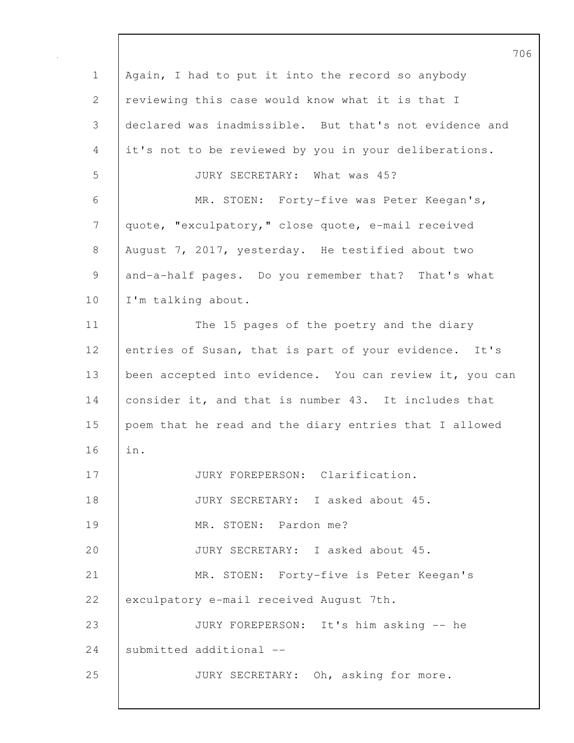Again, I had to put it into the record so anybody reviewing this case would know what it is that I declared was inadmissible. But that's not evidence and it's not to be reviewed by you in your deliberations.

JURY SECRETARY: What was 45?

MR. STOEN: Forty-five was Peter Keegan's, quote, "exculpatory," close quote, e-mail received August 7, 2017, yesterday. He testified about two and-a-half pages. Do you remember that? That's what I'm talking about.

The 15 pages of the poetry and the diary entries of Susan, that is part of your evidence. It's been accepted into evidence. You can review it, you can consider it, and that is number 43. It includes that poem that he read and the diary entries that I allowed in.

JURY FOREPERSON: Clarification.

JURY SECRETARY: I asked about 45.

MR. STOEN: Pardon me?

JURY SECRETARY: I asked about 45.

MR. STOEN: Forty-five is Peter Keegan's exculpatory e-mail received August 7th.

JURY FOREPERSON: It's him asking -- he submitted additional --

JURY SECRETARY: Oh, asking for more.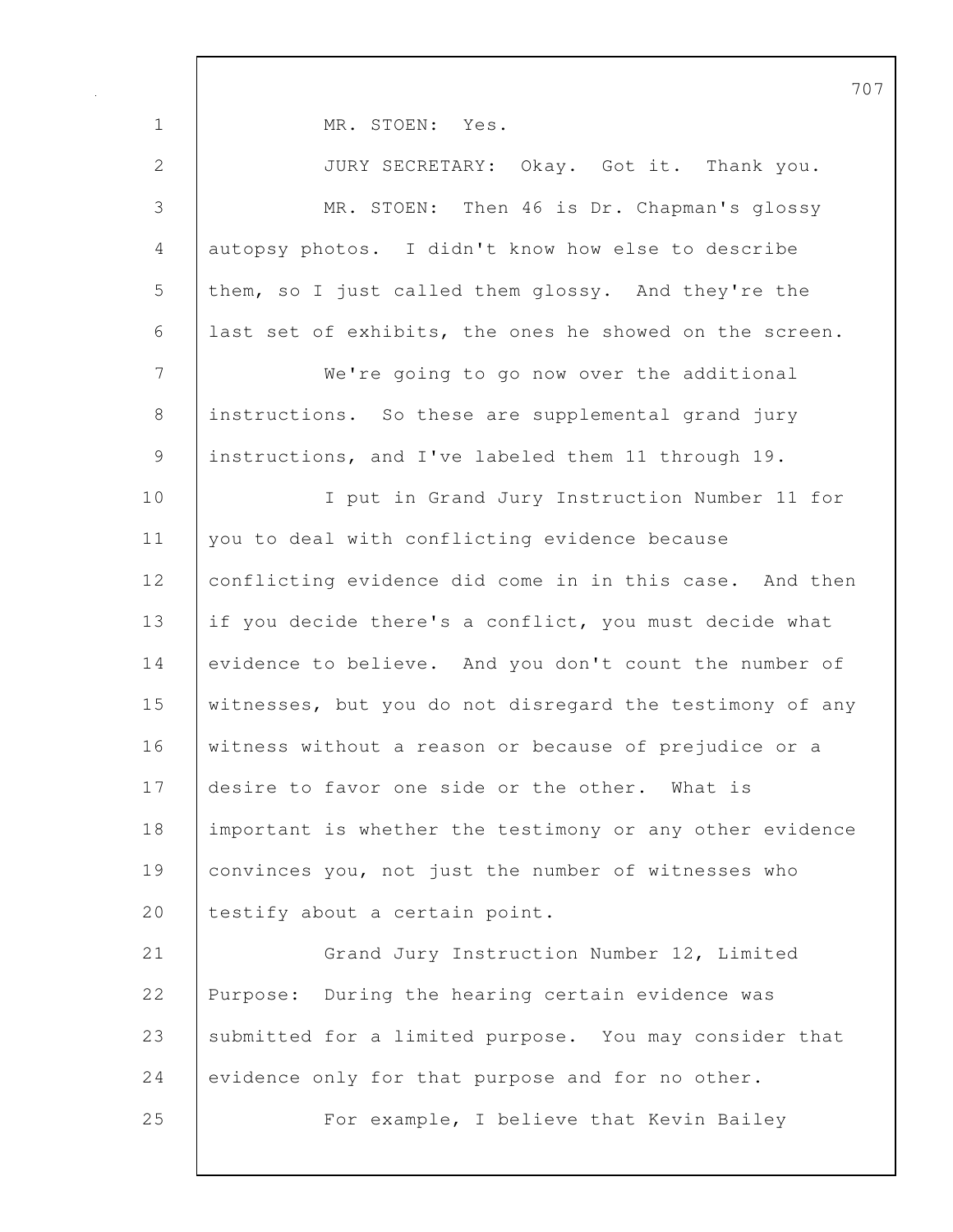MR. STOEN: Yes.

JURY SECRETARY: Okay. Got it. Thank you.

MR. STOEN: Then 46 is Dr. Chapman's glossy autopsy photos. I didn't know how else to describe them, so I just called them glossy. And they're the last set of exhibits, the ones he showed on the screen.

We're going to go now over the additional instructions. So these are supplemental grand jury instructions, and I've labeled them 11 through 19.

I put in Grand Jury Instruction Number 11 for you to deal with conflicting evidence because conflicting evidence did come in in this case. And then if you decide there's a conflict, you must decide what evidence to believe. And you don't count the number of witnesses, but you do not disregard the testimony of any witness without a reason or because of prejudice or a desire to favor one side or the other. What is important is whether the testimony or any other evidence convinces you, not just the number of witnesses who testify about a certain point.

Grand Jury Instruction Number 12, Limited Purpose: During the hearing certain evidence was submitted for a limited purpose. You may consider that evidence only for that purpose and for no other.

For example, I believe that Kevin Bailey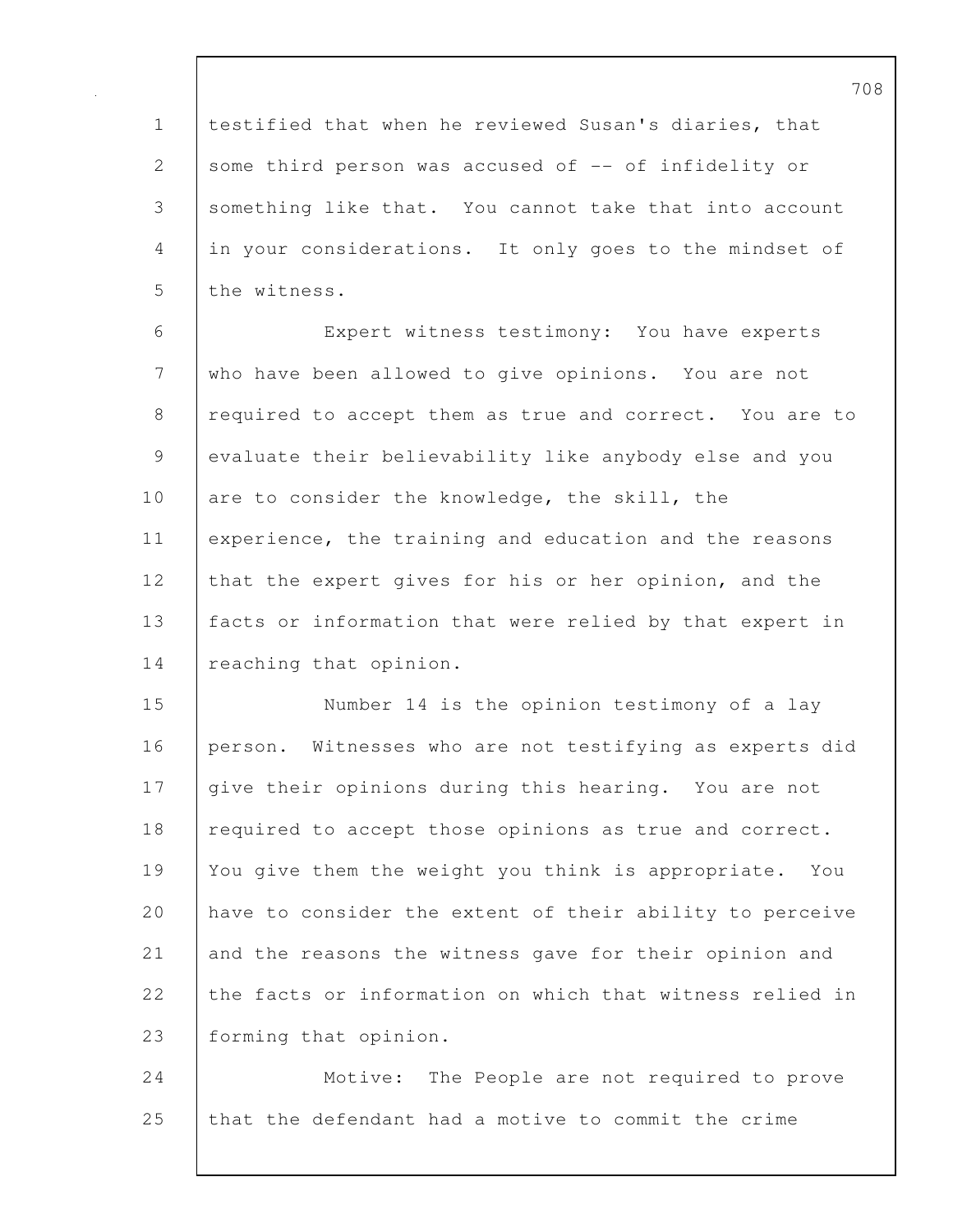testified that when he reviewed Susan's diaries, that some third person was accused of -- of infidelity or something like that. You cannot take that into account in your considerations. It only goes to the mindset of the witness.

Expert witness testimony: You have experts who have been allowed to give opinions. You are not required to accept them as true and correct. You are to evaluate their believability like anybody else and you are to consider the knowledge, the skill, the experience, the training and education and the reasons that the expert gives for his or her opinion, and the facts or information that were relied by that expert in reaching that opinion.

Number 14 is the opinion testimony of a lay person. Witnesses who are not testifying as experts did give their opinions during this hearing. You are not required to accept those opinions as true and correct. You give them the weight you think is appropriate. You have to consider the extent of their ability to perceive and the reasons the witness gave for their opinion and the facts or information on which that witness relied in forming that opinion.

Motive: The People are not required to prove that the defendant had a motive to commit the crime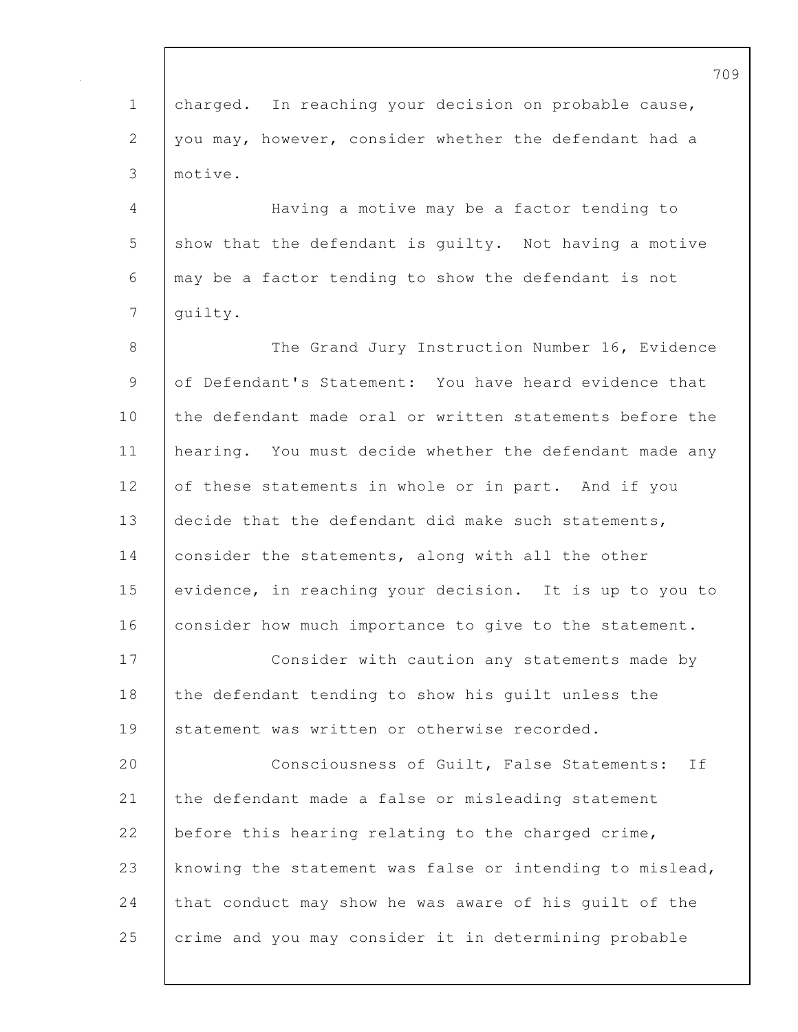charged. In reaching your decision on probable cause, you may, however, consider whether the defendant had a motive.

Having a motive may be a factor tending to show that the defendant is guilty. Not having a motive may be a factor tending to show the defendant is not guilty.

The Grand Jury Instruction Number 16, Evidence of Defendant's Statement: You have heard evidence that the defendant made oral or written statements before the hearing. You must decide whether the defendant made any of these statements in whole or in part. And if you decide that the defendant did make such statements, consider the statements, along with all the other evidence, in reaching your decision. It is up to you to consider how much importance to give to the statement.

Consider with caution any statements made by the defendant tending to show his guilt unless the statement was written or otherwise recorded.

Consciousness of Guilt, False Statements: If the defendant made a false or misleading statement before this hearing relating to the charged crime, knowing the statement was false or intending to mislead, that conduct may show he was aware of his guilt of the crime and you may consider it in determining probable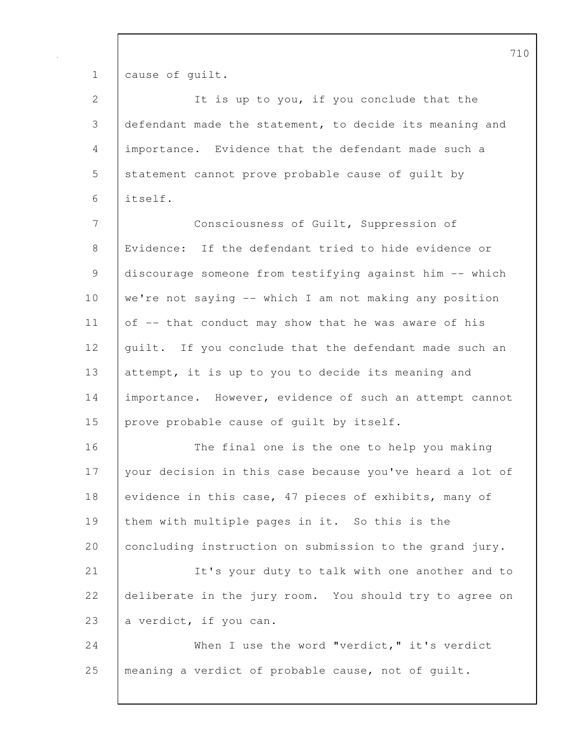cause of guilt.

It is up to you, if you conclude that the defendant made the statement, to decide its meaning and importance. Evidence that the defendant made such a statement cannot prove probable cause of guilt by itself.

Consciousness of Guilt, Suppression of Evidence: If the defendant tried to hide evidence or discourage someone from testifying against him -- which we're not saying -- which I am not making any position of -- that conduct may show that he was aware of his guilt. If you conclude that the defendant made such an attempt, it is up to you to decide its meaning and importance. However, evidence of such an attempt cannot prove probable cause of guilt by itself.

The final one is the one to help you making your decision in this case because you've heard a lot of evidence in this case, 47 pieces of exhibits, many of them with multiple pages in it. So this is the concluding instruction on submission to the grand jury.

It's your duty to talk with one another and to deliberate in the jury room. You should try to agree on a verdict, if you can.

When I use the word "verdict," it's verdict meaning a verdict of probable cause, not of guilt.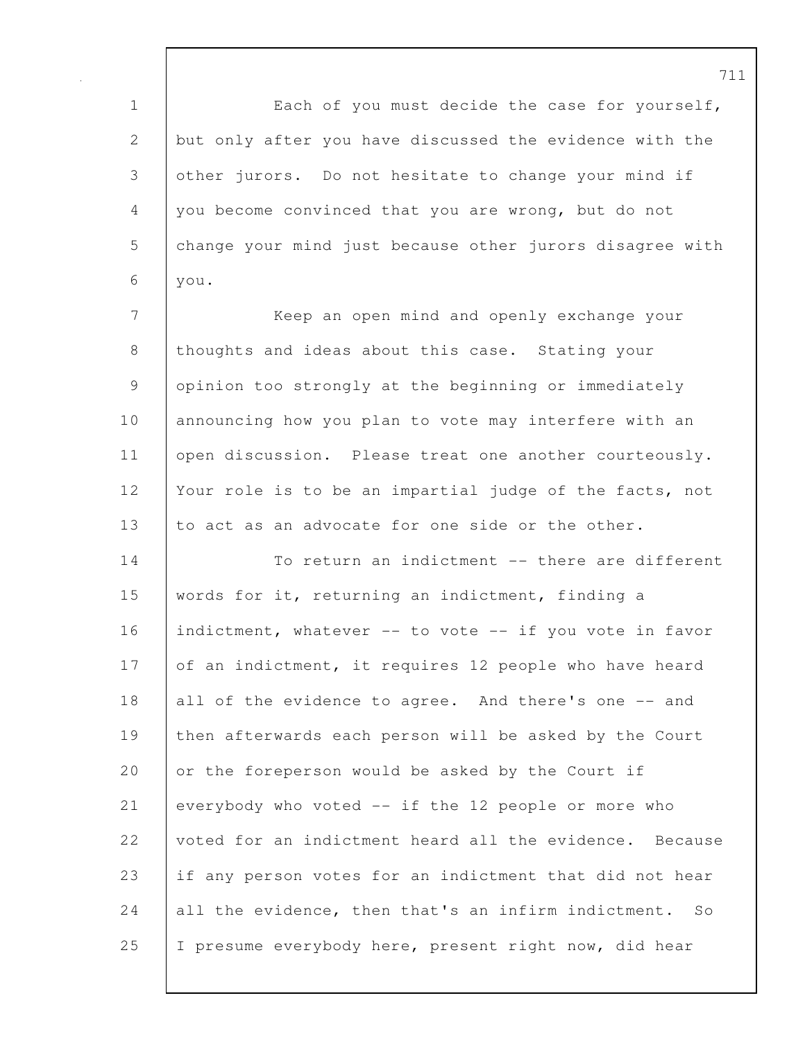Each of you must decide the case for yourself, but only after you have discussed the evidence with the other jurors. Do not hesitate to change your mind if you become convinced that you are wrong, but do not change your mind just because other jurors disagree with you.

Keep an open mind and openly exchange your thoughts and ideas about this case. Stating your opinion too strongly at the beginning or immediately announcing how you plan to vote may interfere with an open discussion. Please treat one another courteously. Your role is to be an impartial judge of the facts, not to act as an advocate for one side or the other.

To return an indictment -- there are different words for it, returning an indictment, finding a indictment, whatever -- to vote -- if you vote in favor of an indictment, it requires 12 people who have heard all of the evidence to agree. And there's one -- and then afterwards each person will be asked by the Court or the foreperson would be asked by the Court if everybody who voted -- if the 12 people or more who voted for an indictment heard all the evidence. Because if any person votes for an indictment that did not hear all the evidence, then that's an infirm indictment. So I presume everybody here, present right now, did hear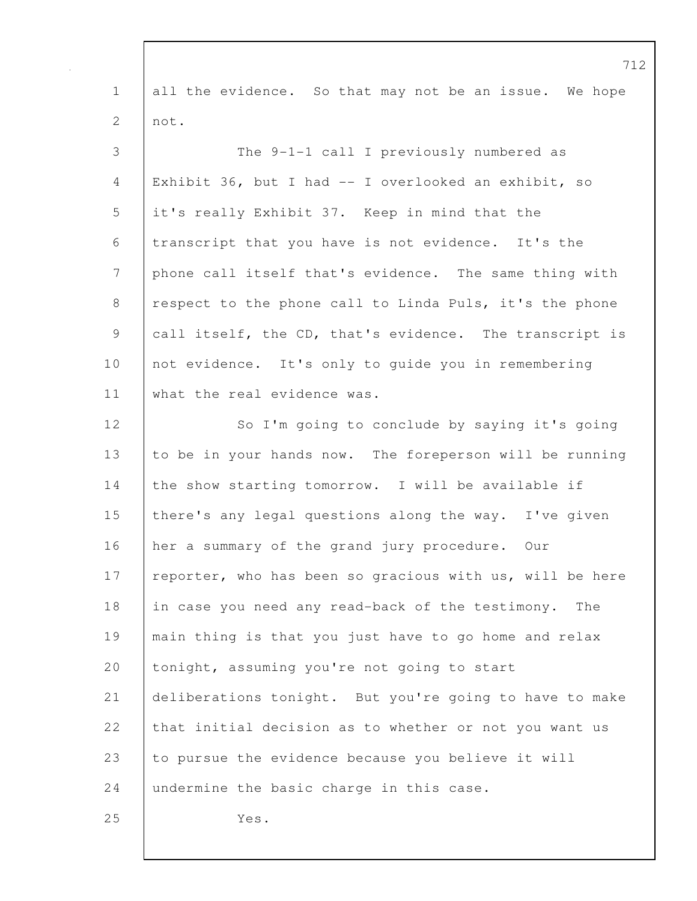all the evidence. So that may not be an issue. We hope not.

The 9-1-1 call I previously numbered as Exhibit 36, but I had -- I overlooked an exhibit, so it's really Exhibit 37. Keep in mind that the transcript that you have is not evidence. It's the phone call itself that's evidence. The same thing with respect to the phone call to Linda Puls, it's the phone call itself, the CD, that's evidence. The transcript is not evidence. It's only to guide you in remembering what the real evidence was.

So I'm going to conclude by saying it's going to be in your hands now. The foreperson will be running the show starting tomorrow. I will be available if there's any legal questions along the way. I've given her a summary of the grand jury procedure. Our reporter, who has been so gracious with us, will be here in case you need any read-back of the testimony. The main thing is that you just have to go home and relax tonight, assuming you're not going to start deliberations tonight. But you're going to have to make that initial decision as to whether or not you want us to pursue the evidence because you believe it will undermine the basic charge in this case.

Yes.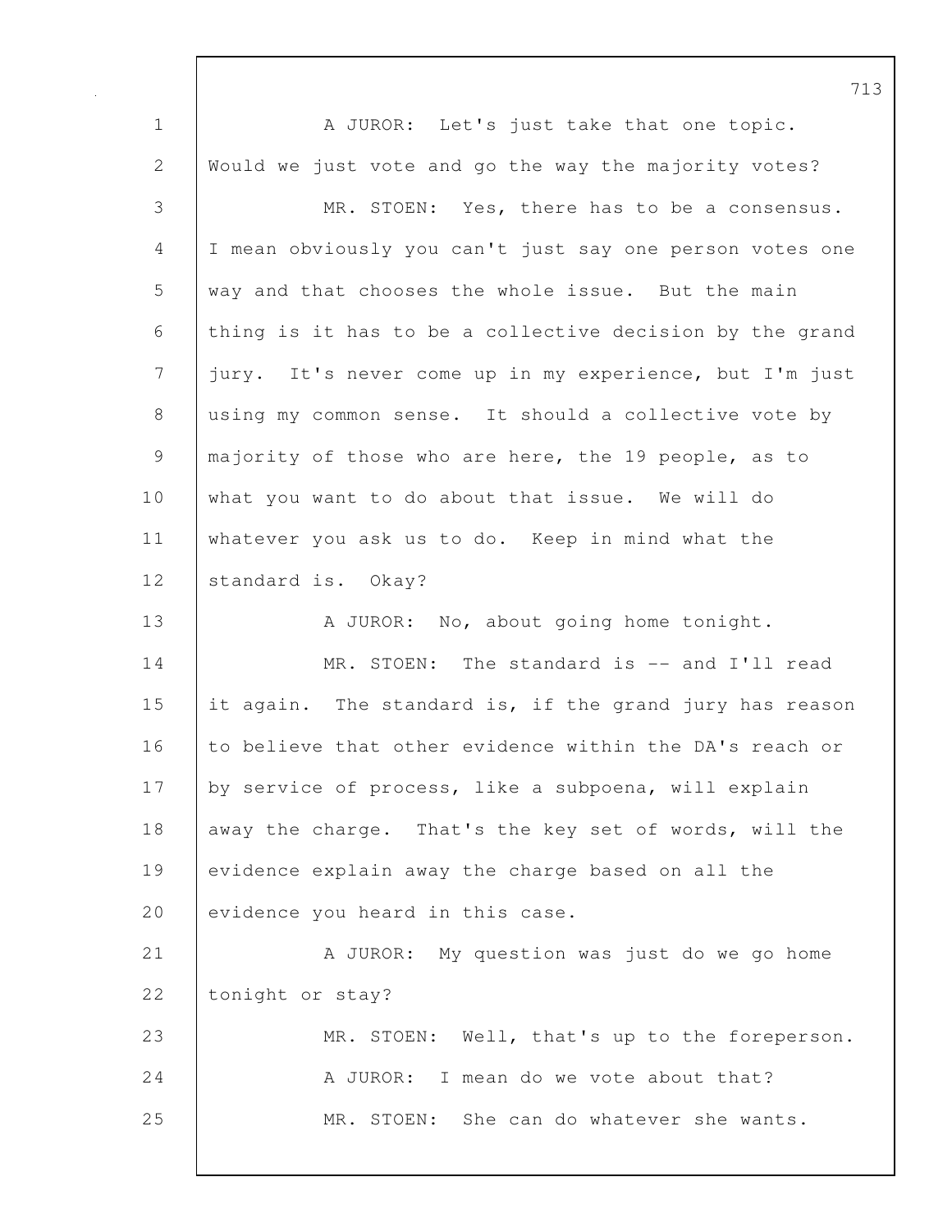A JUROR: Let's just take that one topic. Would we just vote and go the way the majority votes?

MR. STOEN: Yes, there has to be a consensus. I mean obviously you can't just say one person votes one way and that chooses the whole issue. But the main thing is it has to be a collective decision by the grand jury. It's never come up in my experience, but I'm just using my common sense. It should a collective vote by majority of those who are here, the 19 people, as to what you want to do about that issue. We will do whatever you ask us to do. Keep in mind what the standard is. Okay?

A JUROR: No, about going home tonight.

MR. STOEN: The standard is -- and I'll read it again. The standard is, if the grand jury has reason to believe that other evidence within the DA's reach or by service of process, like a subpoena, will explain away the charge. That's the key set of words, will the evidence explain away the charge based on all the evidence you heard in this case.

A JUROR: My question was just do we go home tonight or stay?

MR. STOEN: Well, that's up to the foreperson.

A JUROR: I mean do we vote about that?

MR. STOEN: She can do whatever she wants.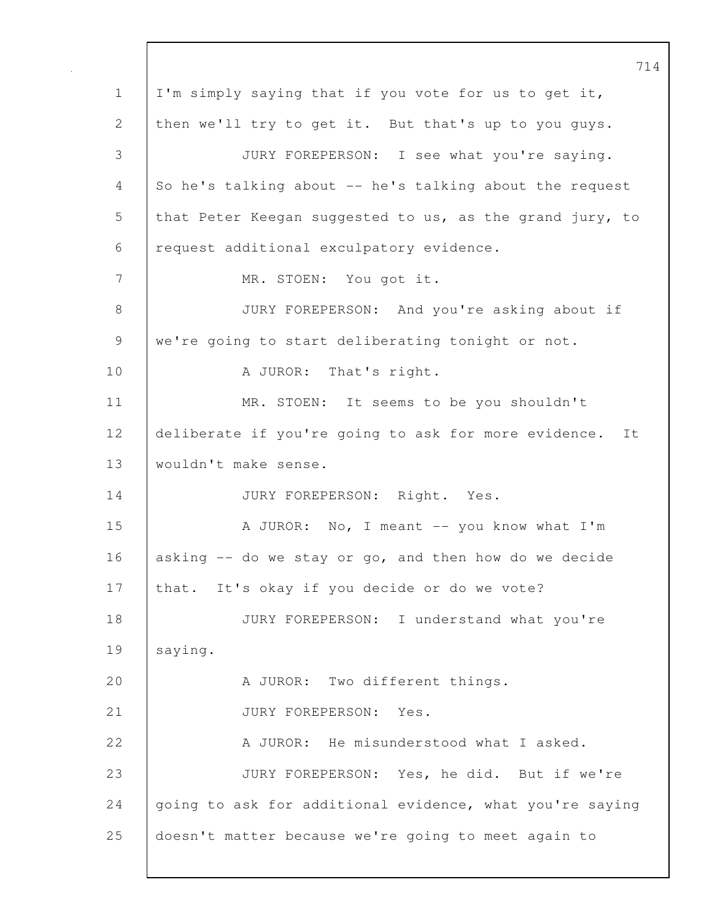I'm simply saying that if you vote for us to get it, then we'll try to get it. But that's up to you guys.

JURY FOREPERSON: I see what you're saying. So he's talking about -- he's talking about the request that Peter Keegan suggested to us, as the grand jury, to request additional exculpatory evidence.

MR. STOEN: You got it.

JURY FOREPERSON: And you're asking about if we're going to start deliberating tonight or not.

A JUROR: That's right.

MR. STOEN: It seems to be you shouldn't deliberate if you're going to ask for more evidence. It wouldn't make sense.

JURY FOREPERSON: Right. Yes.

A JUROR: No, I meant -- you know what I'm asking -- do we stay or go, and then how do we decide that. It's okay if you decide or do we vote?

JURY FOREPERSON: I understand what you're saying.

A JUROR: Two different things.

JURY FOREPERSON: Yes.

A JUROR: He misunderstood what I asked.

JURY FOREPERSON: Yes, he did. But if we're going to ask for additional evidence, what you're saying doesn't matter because we're going to meet again to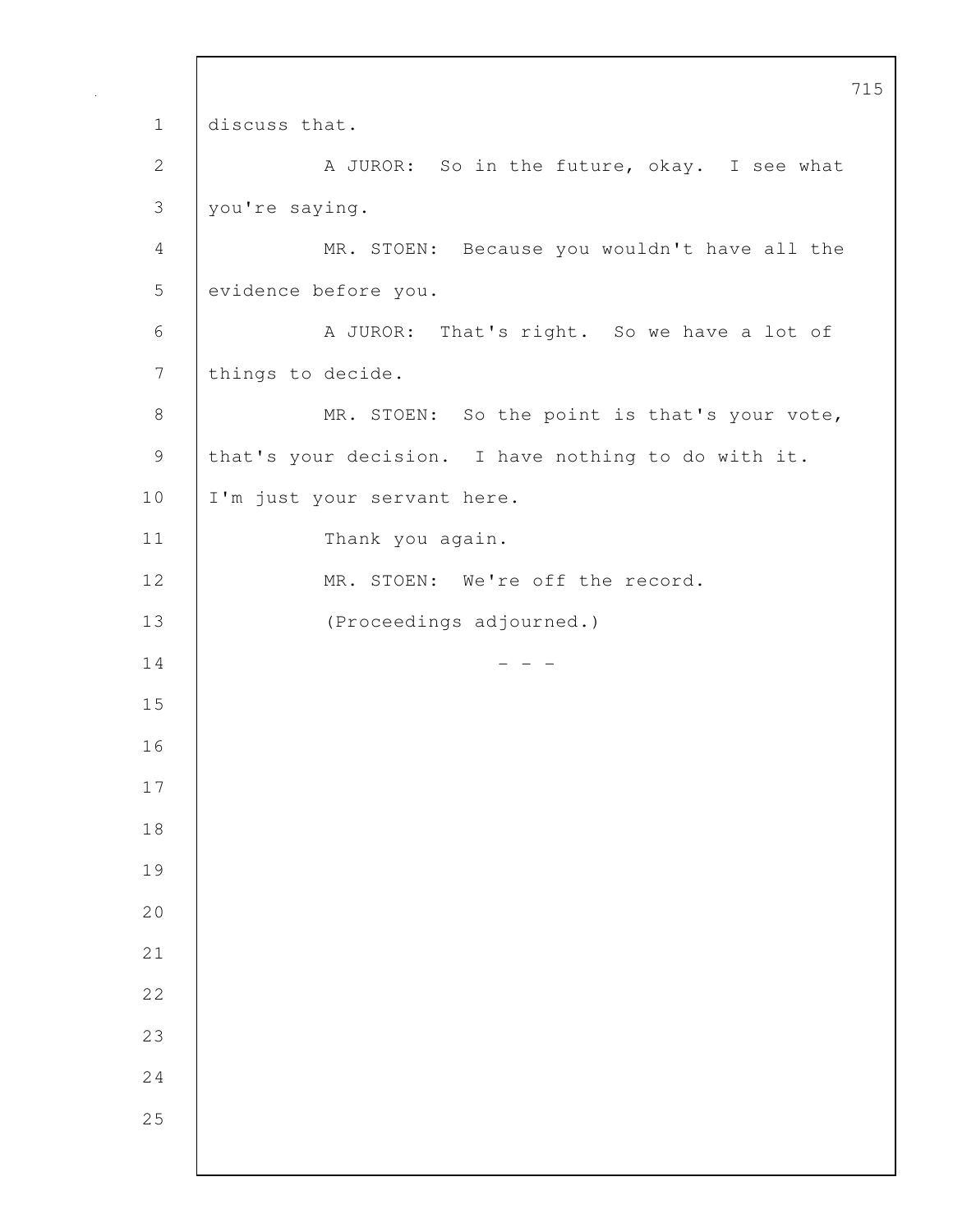discuss that.

A JUROR: So in the future, okay. I see what you're saying.

MR. STOEN: Because you wouldn't have all the evidence before you.

A JUROR: That's right. So we have a lot of things to decide.

MR. STOEN: So the point is that's your vote, that's your decision. I have nothing to do with it. I'm just your servant here.

Thank you again.

MR. STOEN: We're off the record.

(Proceedings adjourned.)

\- - -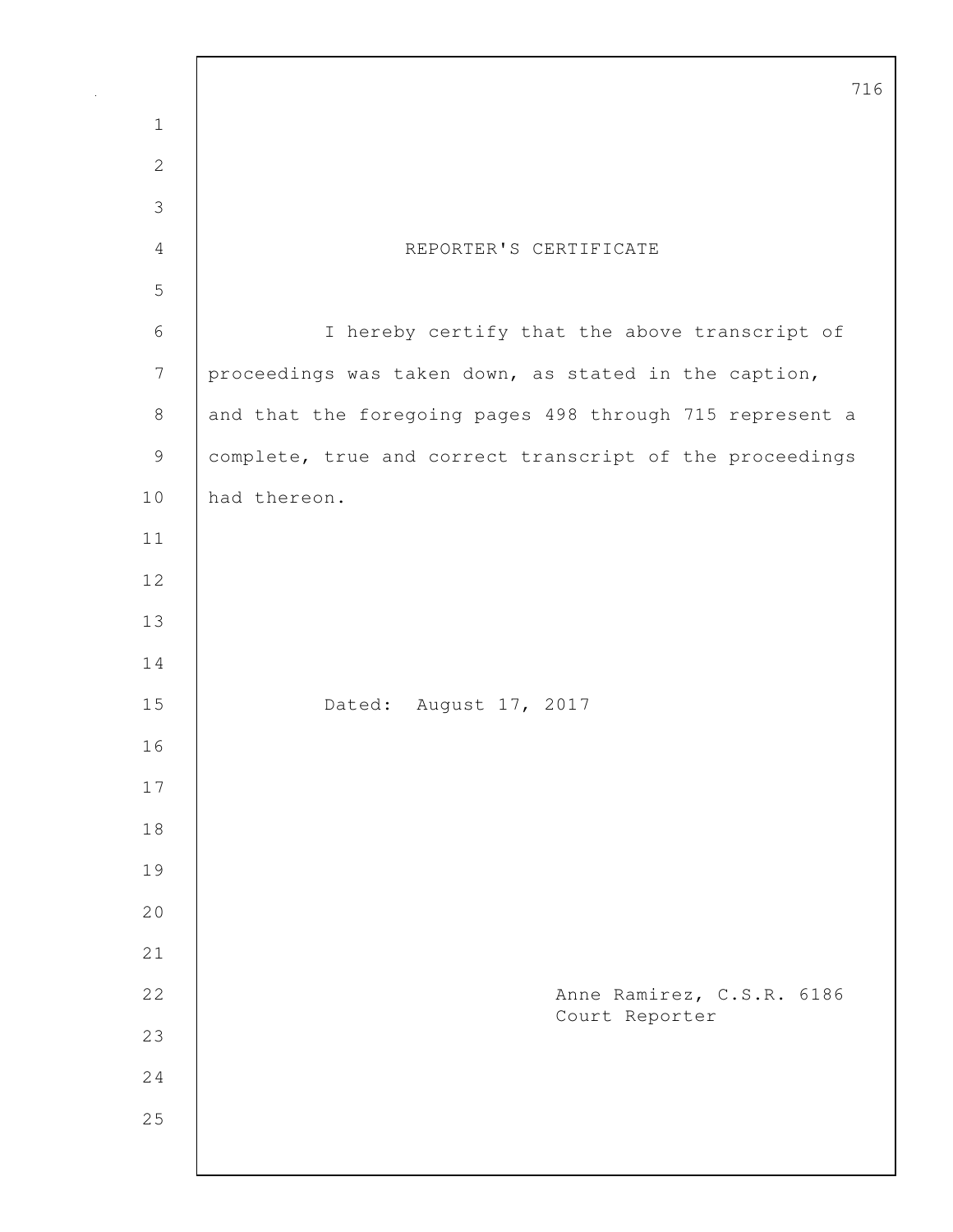# REPORTER'S CERTIFICATE

I hereby certify that the above transcript of proceedings was taken down, as stated in the caption, and that the foregoing pages 498 through 715 represent a complete, true and correct transcript of the proceedings had thereon.

Dated: August 17, 2017

Anne Ramirez, C.S.R. 6186
Court Reporter